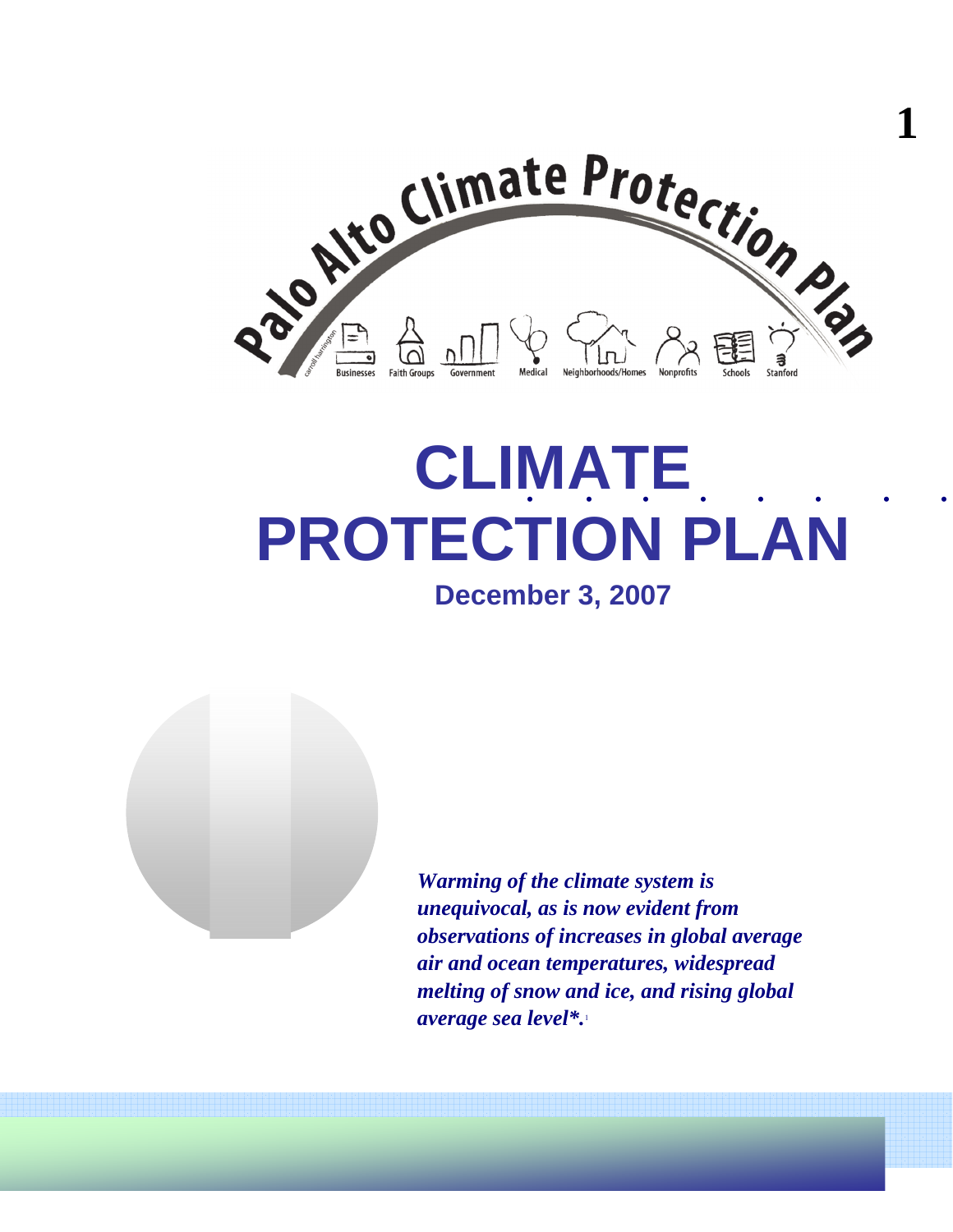Palo Alto Climate Protection Plan

Businesses Faith Groups Government Medical Neighborhoods/Homes Nonprofits Schools Stanford

# CLIMATE PROTECTION PLAN

**December 3, 2007**

***Warming of the climate system is unequivocal, as is now evident from observations of increases in global average air and ocean temperatures, widespread melting of snow and ice, and rising global average sea level*.*** [1]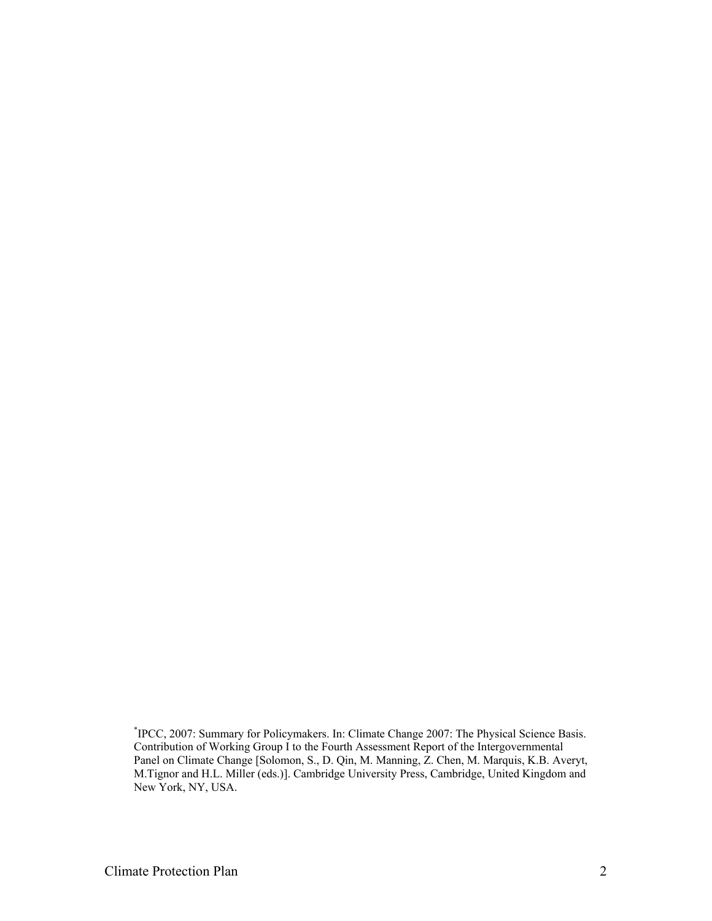*IPCC, 2007: Summary for Policymakers. In: Climate Change 2007: The Physical Science Basis. Contribution of Working Group I to the Fourth Assessment Report of the Intergovernmental Panel on Climate Change [Solomon, S., D. Qin, M. Manning, Z. Chen, M. Marquis, K.B. Averyt, M.Tignor and H.L. Miller (eds.)]. Cambridge University Press, Cambridge, United Kingdom and New York, NY, USA.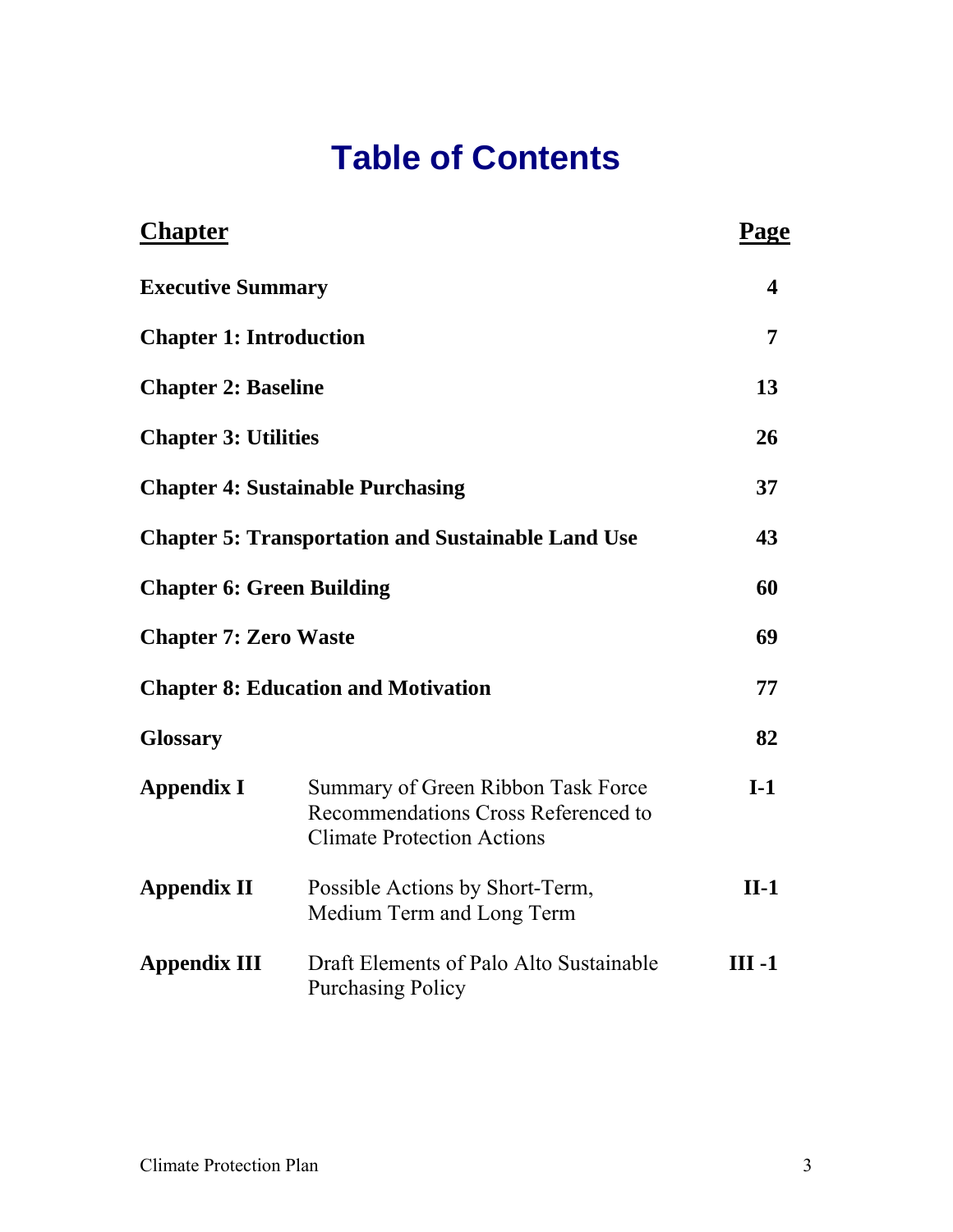# Table of Contents

| Chapter | | Page |
|---|---|---|
| **Executive Summary** | | **4** |
| **Chapter 1: Introduction** | | **7** |
| **Chapter 2: Baseline** | | **13** |
| **Chapter 3: Utilities** | | **26** |
| **Chapter 4: Sustainable Purchasing** | | **37** |
| **Chapter 5: Transportation and Sustainable Land Use** | | **43** |
| **Chapter 6: Green Building** | | **60** |
| **Chapter 7: Zero Waste** | | **69** |
| **Chapter 8: Education and Motivation** | | **77** |
| **Glossary** | | **82** |
| **Appendix I** | Summary of Green Ribbon Task Force Recommendations Cross Referenced to Climate Protection Actions | **I-1** |
| **Appendix II** | Possible Actions by Short-Term, Medium Term and Long Term | **II-1** |
| **Appendix III** | Draft Elements of Palo Alto Sustainable Purchasing Policy | **III -1** |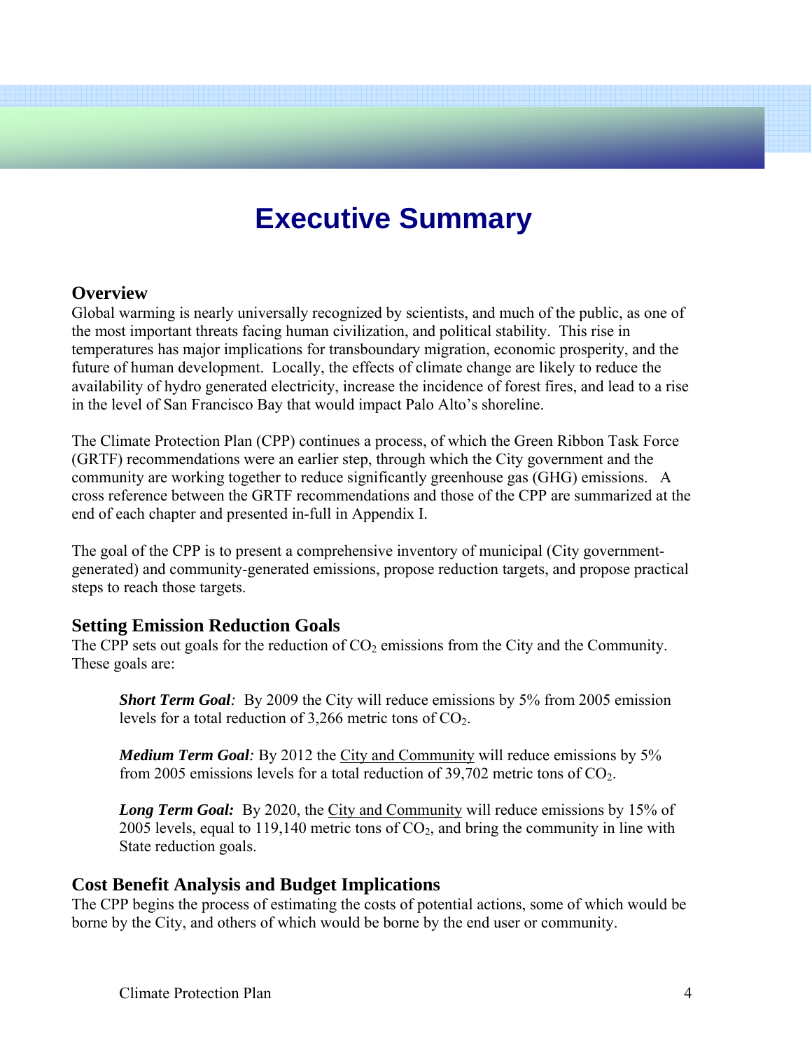# Executive Summary

## Overview

Global warming is nearly universally recognized by scientists, and much of the public, as one of the most important threats facing human civilization, and political stability. This rise in temperatures has major implications for transboundary migration, economic prosperity, and the future of human development. Locally, the effects of climate change are likely to reduce the availability of hydro generated electricity, increase the incidence of forest fires, and lead to a rise in the level of San Francisco Bay that would impact Palo Alto's shoreline.

The Climate Protection Plan (CPP) continues a process, of which the Green Ribbon Task Force (GRTF) recommendations were an earlier step, through which the City government and the community are working together to reduce significantly greenhouse gas (GHG) emissions. A cross reference between the GRTF recommendations and those of the CPP are summarized at the end of each chapter and presented in-full in Appendix I.

The goal of the CPP is to present a comprehensive inventory of municipal (City government-generated) and community-generated emissions, propose reduction targets, and propose practical steps to reach those targets.

## Setting Emission Reduction Goals

The CPP sets out goals for the reduction of $CO_2$ emissions from the City and the Community. These goals are:

> ***Short Term Goal:*** By 2009 the City will reduce emissions by 5% from 2005 emission levels for a total reduction of 3,266 metric tons of $CO_2$.
>
> ***Medium Term Goal:*** By 2012 the City and Community will reduce emissions by 5% from 2005 emissions levels for a total reduction of 39,702 metric tons of $CO_2$.
>
> ***Long Term Goal:*** By 2020, the City and Community will reduce emissions by 15% of 2005 levels, equal to 119,140 metric tons of $CO_2$, and bring the community in line with State reduction goals.

## Cost Benefit Analysis and Budget Implications

The CPP begins the process of estimating the costs of potential actions, some of which would be borne by the City, and others of which would be borne by the end user or community.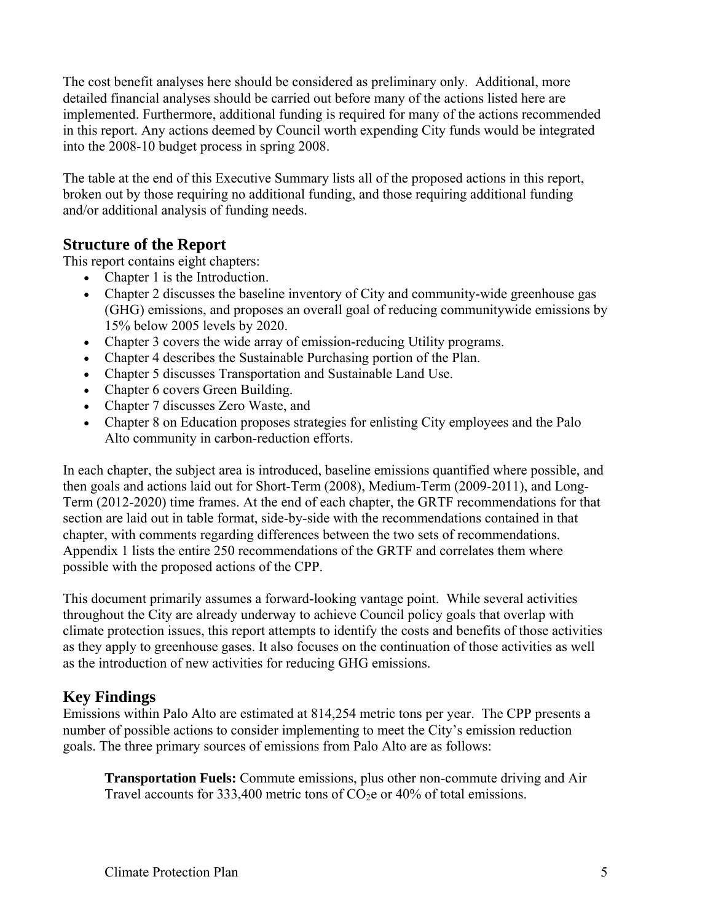The cost benefit analyses here should be considered as preliminary only. Additional, more detailed financial analyses should be carried out before many of the actions listed here are implemented. Furthermore, additional funding is required for many of the actions recommended in this report. Any actions deemed by Council worth expending City funds would be integrated into the 2008-10 budget process in spring 2008.

The table at the end of this Executive Summary lists all of the proposed actions in this report, broken out by those requiring no additional funding, and those requiring additional funding and/or additional analysis of funding needs.

## Structure of the Report

This report contains eight chapters:

- Chapter 1 is the Introduction.
- Chapter 2 discusses the baseline inventory of City and community-wide greenhouse gas (GHG) emissions, and proposes an overall goal of reducing communitywide emissions by 15% below 2005 levels by 2020.
- Chapter 3 covers the wide array of emission-reducing Utility programs.
- Chapter 4 describes the Sustainable Purchasing portion of the Plan.
- Chapter 5 discusses Transportation and Sustainable Land Use.
- Chapter 6 covers Green Building.
- Chapter 7 discusses Zero Waste, and
- Chapter 8 on Education proposes strategies for enlisting City employees and the Palo Alto community in carbon-reduction efforts.

In each chapter, the subject area is introduced, baseline emissions quantified where possible, and then goals and actions laid out for Short-Term (2008), Medium-Term (2009-2011), and Long-Term (2012-2020) time frames. At the end of each chapter, the GRTF recommendations for that section are laid out in table format, side-by-side with the recommendations contained in that chapter, with comments regarding differences between the two sets of recommendations. Appendix 1 lists the entire 250 recommendations of the GRTF and correlates them where possible with the proposed actions of the CPP.

This document primarily assumes a forward-looking vantage point. While several activities throughout the City are already underway to achieve Council policy goals that overlap with climate protection issues, this report attempts to identify the costs and benefits of those activities as they apply to greenhouse gases. It also focuses on the continuation of those activities as well as the introduction of new activities for reducing GHG emissions.

## Key Findings

Emissions within Palo Alto are estimated at 814,254 metric tons per year. The CPP presents a number of possible actions to consider implementing to meet the City's emission reduction goals. The three primary sources of emissions from Palo Alto are as follows:

**Transportation Fuels:** Commute emissions, plus other non-commute driving and Air Travel accounts for 333,400 metric tons of $CO_2$e or 40% of total emissions.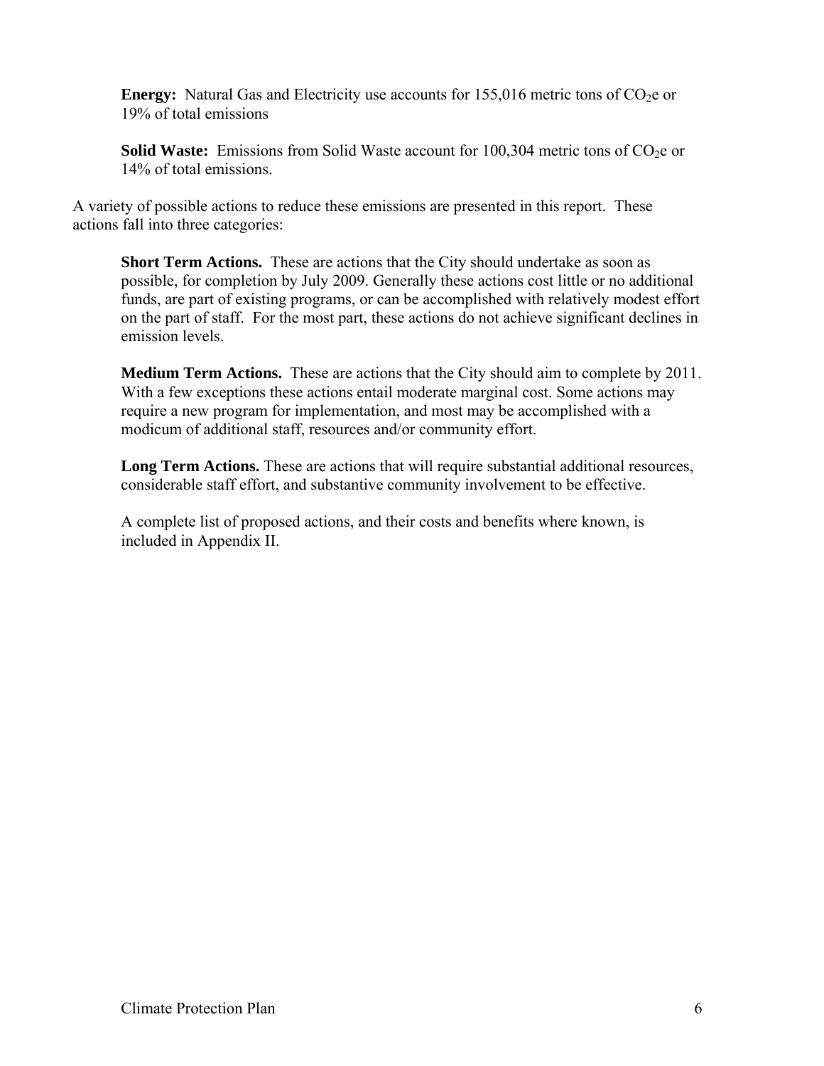**Energy:** Natural Gas and Electricity use accounts for 155,016 metric tons of $CO_2e$ or 19% of total emissions

**Solid Waste:** Emissions from Solid Waste account for 100,304 metric tons of $CO_2e$ or 14% of total emissions.

A variety of possible actions to reduce these emissions are presented in this report. These actions fall into three categories:

**Short Term Actions.** These are actions that the City should undertake as soon as possible, for completion by July 2009. Generally these actions cost little or no additional funds, are part of existing programs, or can be accomplished with relatively modest effort on the part of staff. For the most part, these actions do not achieve significant declines in emission levels.

**Medium Term Actions.** These are actions that the City should aim to complete by 2011. With a few exceptions these actions entail moderate marginal cost. Some actions may require a new program for implementation, and most may be accomplished with a modicum of additional staff, resources and/or community effort.

**Long Term Actions.** These are actions that will require substantial additional resources, considerable staff effort, and substantive community involvement to be effective.

A complete list of proposed actions, and their costs and benefits where known, is included in Appendix II.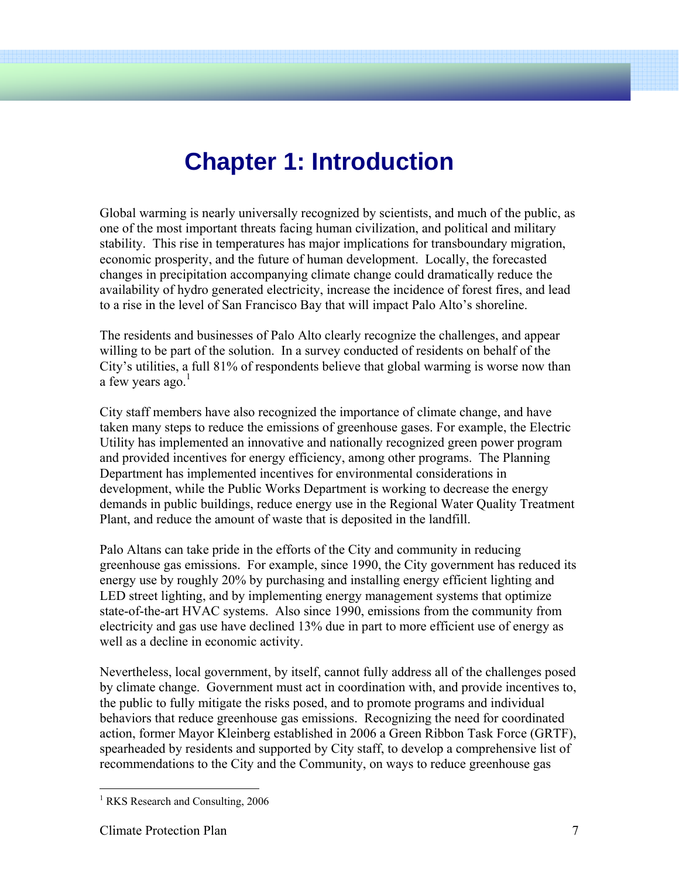# Chapter 1: Introduction

Global warming is nearly universally recognized by scientists, and much of the public, as one of the most important threats facing human civilization, and political and military stability. This rise in temperatures has major implications for transboundary migration, economic prosperity, and the future of human development. Locally, the forecasted changes in precipitation accompanying climate change could dramatically reduce the availability of hydro generated electricity, increase the incidence of forest fires, and lead to a rise in the level of San Francisco Bay that will impact Palo Alto's shoreline.

The residents and businesses of Palo Alto clearly recognize the challenges, and appear willing to be part of the solution. In a survey conducted of residents on behalf of the City's utilities, a full 81% of respondents believe that global warming is worse now than a few years ago.[1]

City staff members have also recognized the importance of climate change, and have taken many steps to reduce the emissions of greenhouse gases. For example, the Electric Utility has implemented an innovative and nationally recognized green power program and provided incentives for energy efficiency, among other programs. The Planning Department has implemented incentives for environmental considerations in development, while the Public Works Department is working to decrease the energy demands in public buildings, reduce energy use in the Regional Water Quality Treatment Plant, and reduce the amount of waste that is deposited in the landfill.

Palo Altans can take pride in the efforts of the City and community in reducing greenhouse gas emissions. For example, since 1990, the City government has reduced its energy use by roughly 20% by purchasing and installing energy efficient lighting and LED street lighting, and by implementing energy management systems that optimize state-of-the-art HVAC systems. Also since 1990, emissions from the community from electricity and gas use have declined 13% due in part to more efficient use of energy as well as a decline in economic activity.

Nevertheless, local government, by itself, cannot fully address all of the challenges posed by climate change. Government must act in coordination with, and provide incentives to, the public to fully mitigate the risks posed, and to promote programs and individual behaviors that reduce greenhouse gas emissions. Recognizing the need for coordinated action, former Mayor Kleinberg established in 2006 a Green Ribbon Task Force (GRTF), spearheaded by residents and supported by City staff, to develop a comprehensive list of recommendations to the City and the Community, on ways to reduce greenhouse gas

[1] RKS Research and Consulting, 2006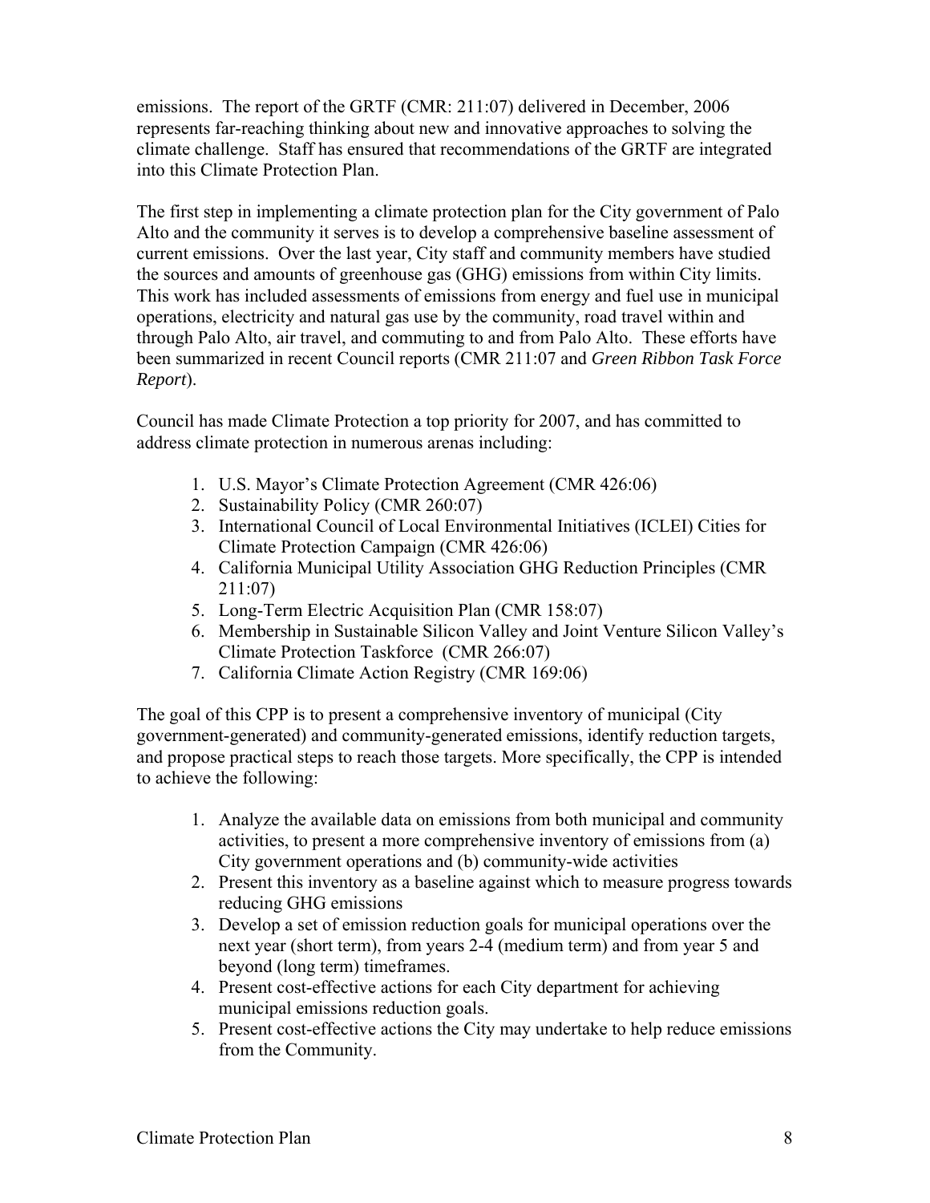emissions. The report of the GRTF (CMR: 211:07) delivered in December, 2006 represents far-reaching thinking about new and innovative approaches to solving the climate challenge. Staff has ensured that recommendations of the GRTF are integrated into this Climate Protection Plan.

The first step in implementing a climate protection plan for the City government of Palo Alto and the community it serves is to develop a comprehensive baseline assessment of current emissions. Over the last year, City staff and community members have studied the sources and amounts of greenhouse gas (GHG) emissions from within City limits. This work has included assessments of emissions from energy and fuel use in municipal operations, electricity and natural gas use by the community, road travel within and through Palo Alto, air travel, and commuting to and from Palo Alto. These efforts have been summarized in recent Council reports (CMR 211:07 and *Green Ribbon Task Force Report*).

Council has made Climate Protection a top priority for 2007, and has committed to address climate protection in numerous arenas including:

1. U.S. Mayor's Climate Protection Agreement (CMR 426:06)
2. Sustainability Policy (CMR 260:07)
3. International Council of Local Environmental Initiatives (ICLEI) Cities for Climate Protection Campaign (CMR 426:06)
4. California Municipal Utility Association GHG Reduction Principles (CMR 211:07)
5. Long-Term Electric Acquisition Plan (CMR 158:07)
6. Membership in Sustainable Silicon Valley and Joint Venture Silicon Valley's Climate Protection Taskforce (CMR 266:07)
7. California Climate Action Registry (CMR 169:06)

The goal of this CPP is to present a comprehensive inventory of municipal (City government-generated) and community-generated emissions, identify reduction targets, and propose practical steps to reach those targets. More specifically, the CPP is intended to achieve the following:

1. Analyze the available data on emissions from both municipal and community activities, to present a more comprehensive inventory of emissions from (a) City government operations and (b) community-wide activities
2. Present this inventory as a baseline against which to measure progress towards reducing GHG emissions
3. Develop a set of emission reduction goals for municipal operations over the next year (short term), from years 2-4 (medium term) and from year 5 and beyond (long term) timeframes.
4. Present cost-effective actions for each City department for achieving municipal emissions reduction goals.
5. Present cost-effective actions the City may undertake to help reduce emissions from the Community.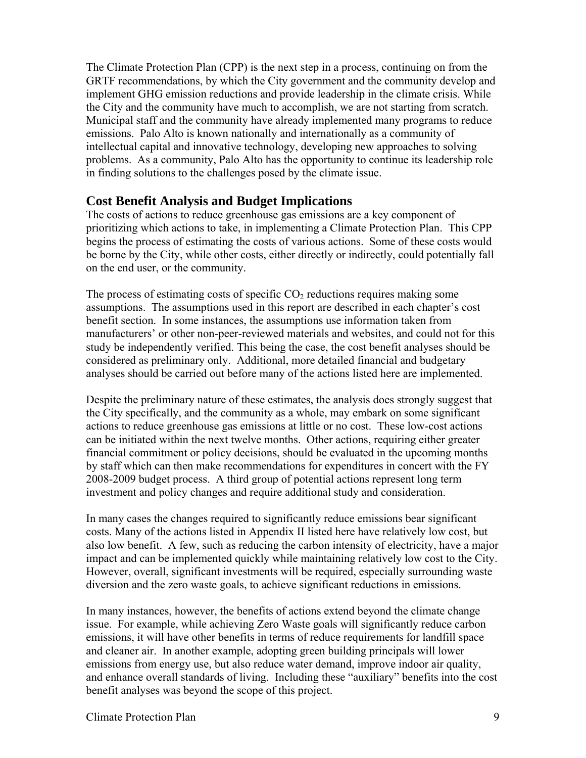The Climate Protection Plan (CPP) is the next step in a process, continuing on from the GRTF recommendations, by which the City government and the community develop and implement GHG emission reductions and provide leadership in the climate crisis. While the City and the community have much to accomplish, we are not starting from scratch. Municipal staff and the community have already implemented many programs to reduce emissions. Palo Alto is known nationally and internationally as a community of intellectual capital and innovative technology, developing new approaches to solving problems. As a community, Palo Alto has the opportunity to continue its leadership role in finding solutions to the challenges posed by the climate issue.

## Cost Benefit Analysis and Budget Implications

The costs of actions to reduce greenhouse gas emissions are a key component of prioritizing which actions to take, in implementing a Climate Protection Plan. This CPP begins the process of estimating the costs of various actions. Some of these costs would be borne by the City, while other costs, either directly or indirectly, could potentially fall on the end user, or the community.

The process of estimating costs of specific $CO_2$ reductions requires making some assumptions. The assumptions used in this report are described in each chapter's cost benefit section. In some instances, the assumptions use information taken from manufacturers' or other non-peer-reviewed materials and websites, and could not for this study be independently verified. This being the case, the cost benefit analyses should be considered as preliminary only. Additional, more detailed financial and budgetary analyses should be carried out before many of the actions listed here are implemented.

Despite the preliminary nature of these estimates, the analysis does strongly suggest that the City specifically, and the community as a whole, may embark on some significant actions to reduce greenhouse gas emissions at little or no cost. These low-cost actions can be initiated within the next twelve months. Other actions, requiring either greater financial commitment or policy decisions, should be evaluated in the upcoming months by staff which can then make recommendations for expenditures in concert with the FY 2008-2009 budget process. A third group of potential actions represent long term investment and policy changes and require additional study and consideration.

In many cases the changes required to significantly reduce emissions bear significant costs. Many of the actions listed in Appendix II listed here have relatively low cost, but also low benefit. A few, such as reducing the carbon intensity of electricity, have a major impact and can be implemented quickly while maintaining relatively low cost to the City. However, overall, significant investments will be required, especially surrounding waste diversion and the zero waste goals, to achieve significant reductions in emissions.

In many instances, however, the benefits of actions extend beyond the climate change issue. For example, while achieving Zero Waste goals will significantly reduce carbon emissions, it will have other benefits in terms of reduce requirements for landfill space and cleaner air. In another example, adopting green building principals will lower emissions from energy use, but also reduce water demand, improve indoor air quality, and enhance overall standards of living. Including these "auxiliary" benefits into the cost benefit analyses was beyond the scope of this project.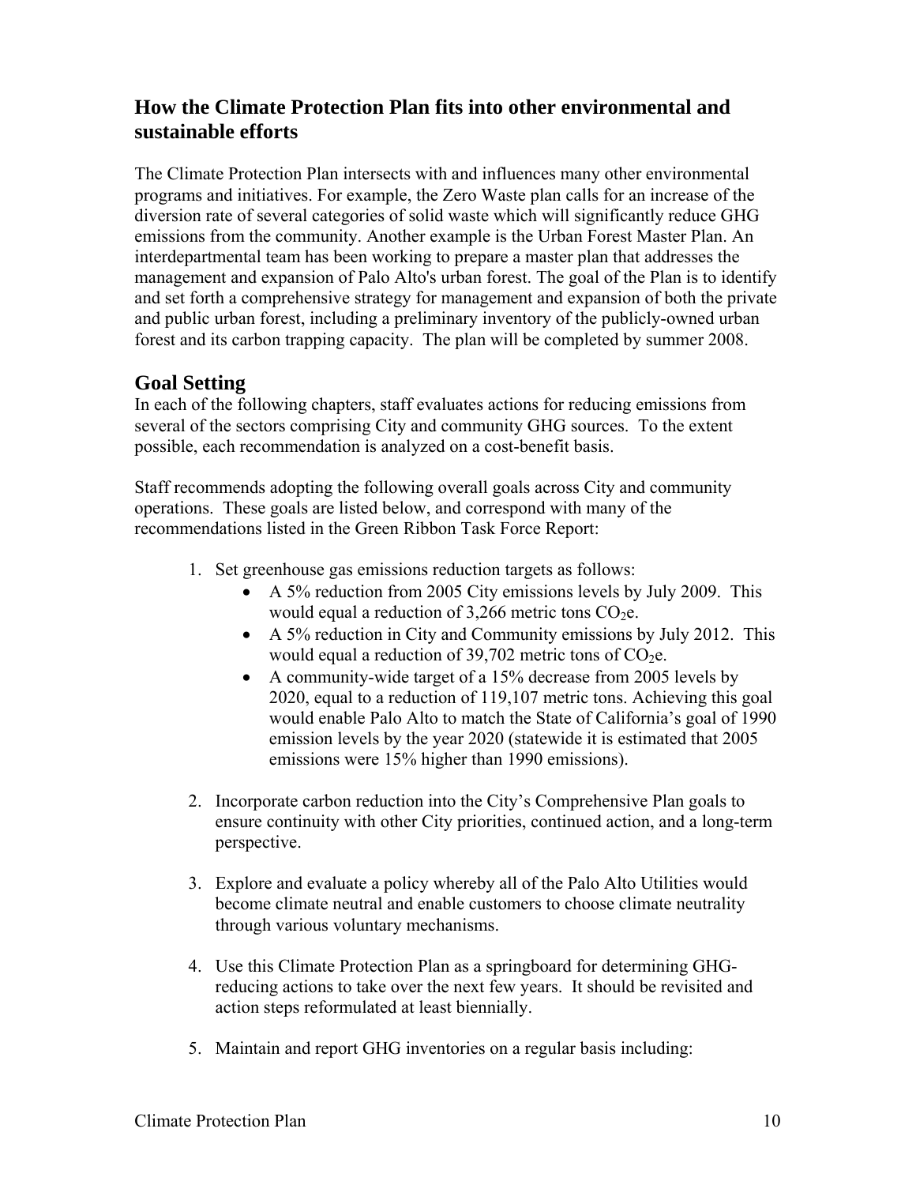## How the Climate Protection Plan fits into other environmental and sustainable efforts

The Climate Protection Plan intersects with and influences many other environmental programs and initiatives. For example, the Zero Waste plan calls for an increase of the diversion rate of several categories of solid waste which will significantly reduce GHG emissions from the community. Another example is the Urban Forest Master Plan. An interdepartmental team has been working to prepare a master plan that addresses the management and expansion of Palo Alto's urban forest. The goal of the Plan is to identify and set forth a comprehensive strategy for management and expansion of both the private and public urban forest, including a preliminary inventory of the publicly-owned urban forest and its carbon trapping capacity. The plan will be completed by summer 2008.

## Goal Setting

In each of the following chapters, staff evaluates actions for reducing emissions from several of the sectors comprising City and community GHG sources. To the extent possible, each recommendation is analyzed on a cost-benefit basis.

Staff recommends adopting the following overall goals across City and community operations. These goals are listed below, and correspond with many of the recommendations listed in the Green Ribbon Task Force Report:

1. Set greenhouse gas emissions reduction targets as follows:
   - A 5% reduction from 2005 City emissions levels by July 2009. This would equal a reduction of 3,266 metric tons $CO_2e$.
   - A 5% reduction in City and Community emissions by July 2012. This would equal a reduction of 39,702 metric tons of $CO_2e$.
   - A community-wide target of a 15% decrease from 2005 levels by 2020, equal to a reduction of 119,107 metric tons. Achieving this goal would enable Palo Alto to match the State of California's goal of 1990 emission levels by the year 2020 (statewide it is estimated that 2005 emissions were 15% higher than 1990 emissions).

2. Incorporate carbon reduction into the City's Comprehensive Plan goals to ensure continuity with other City priorities, continued action, and a long-term perspective.

3. Explore and evaluate a policy whereby all of the Palo Alto Utilities would become climate neutral and enable customers to choose climate neutrality through various voluntary mechanisms.

4. Use this Climate Protection Plan as a springboard for determining GHG-reducing actions to take over the next few years. It should be revisited and action steps reformulated at least biennially.

5. Maintain and report GHG inventories on a regular basis including: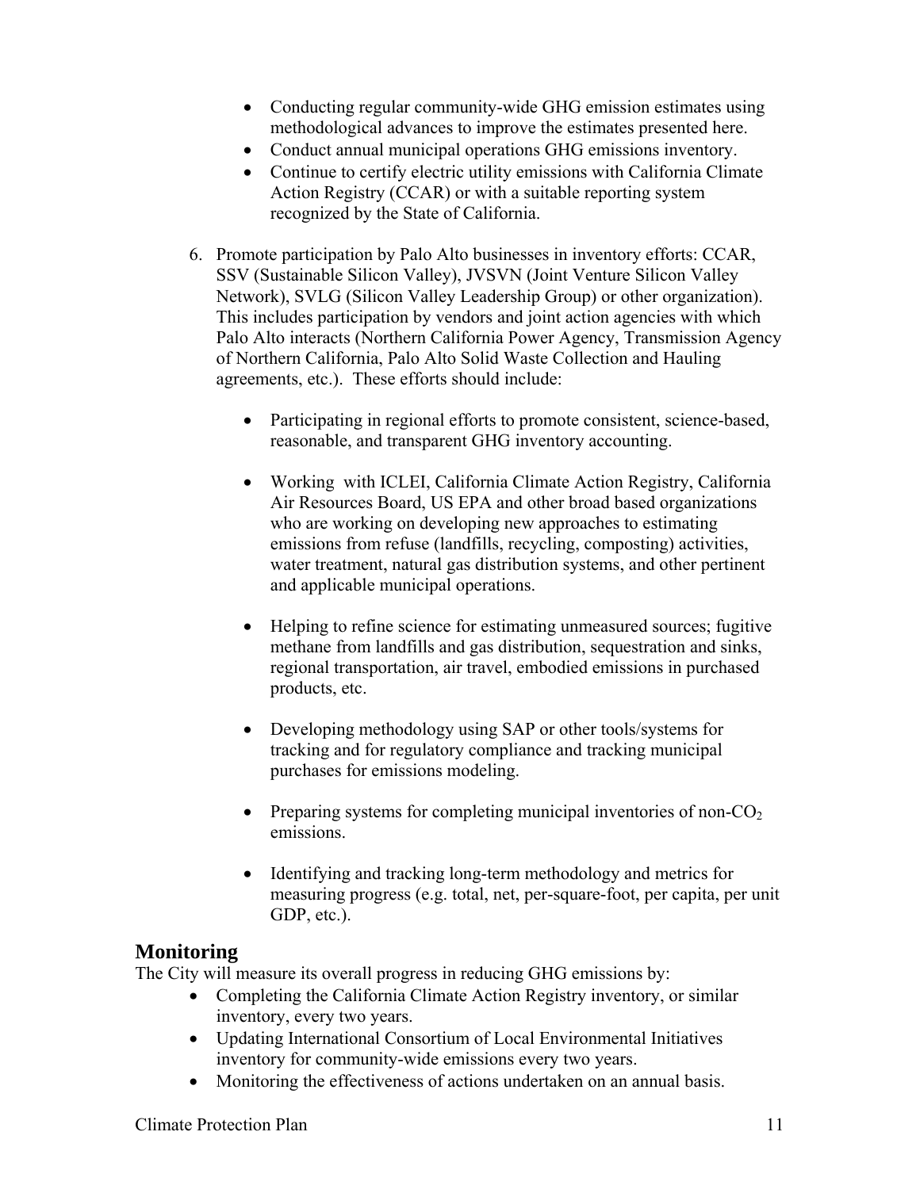- Conducting regular community-wide GHG emission estimates using methodological advances to improve the estimates presented here.
- Conduct annual municipal operations GHG emissions inventory.
- Continue to certify electric utility emissions with California Climate Action Registry (CCAR) or with a suitable reporting system recognized by the State of California.

6. Promote participation by Palo Alto businesses in inventory efforts: CCAR, SSV (Sustainable Silicon Valley), JVSVN (Joint Venture Silicon Valley Network), SVLG (Silicon Valley Leadership Group) or other organization). This includes participation by vendors and joint action agencies with which Palo Alto interacts (Northern California Power Agency, Transmission Agency of Northern California, Palo Alto Solid Waste Collection and Hauling agreements, etc.). These efforts should include:

   - Participating in regional efforts to promote consistent, science-based, reasonable, and transparent GHG inventory accounting.

   - Working with ICLEI, California Climate Action Registry, California Air Resources Board, US EPA and other broad based organizations who are working on developing new approaches to estimating emissions from refuse (landfills, recycling, composting) activities, water treatment, natural gas distribution systems, and other pertinent and applicable municipal operations.

   - Helping to refine science for estimating unmeasured sources; fugitive methane from landfills and gas distribution, sequestration and sinks, regional transportation, air travel, embodied emissions in purchased products, etc.

   - Developing methodology using SAP or other tools/systems for tracking and for regulatory compliance and tracking municipal purchases for emissions modeling.

   - Preparing systems for completing municipal inventories of non-$CO_2$ emissions.

   - Identifying and tracking long-term methodology and metrics for measuring progress (e.g. total, net, per-square-foot, per capita, per unit GDP, etc.).

## Monitoring

The City will measure its overall progress in reducing GHG emissions by:

- Completing the California Climate Action Registry inventory, or similar inventory, every two years.
- Updating International Consortium of Local Environmental Initiatives inventory for community-wide emissions every two years.
- Monitoring the effectiveness of actions undertaken on an annual basis.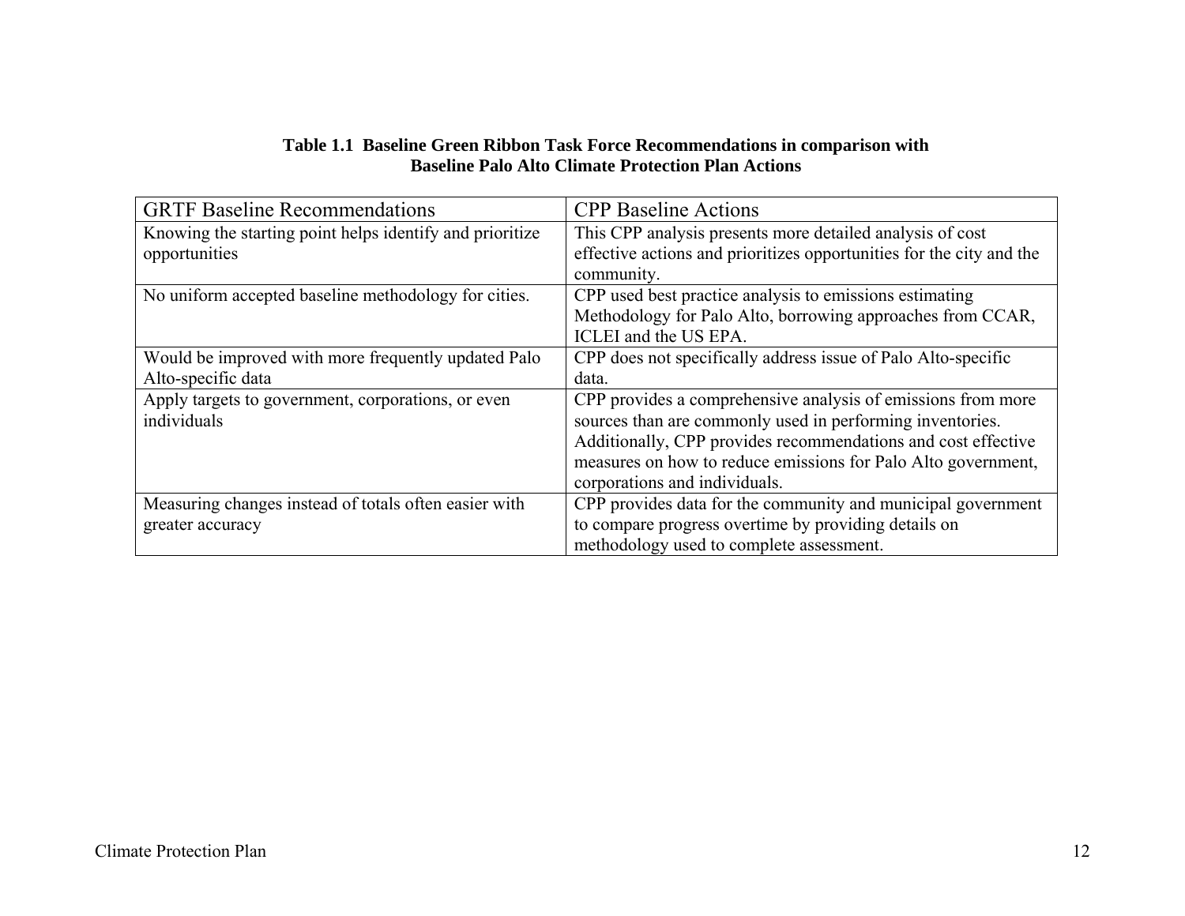**Table 1.1 Baseline Green Ribbon Task Force Recommendations in comparison with Baseline Palo Alto Climate Protection Plan Actions**

| GRTF Baseline Recommendations | CPP Baseline Actions |
|---|---|
| Knowing the starting point helps identify and prioritize opportunities | This CPP analysis presents more detailed analysis of cost effective actions and prioritizes opportunities for the city and the community. |
| No uniform accepted baseline methodology for cities. | CPP used best practice analysis to emissions estimating Methodology for Palo Alto, borrowing approaches from CCAR, ICLEI and the US EPA. |
| Would be improved with more frequently updated Palo Alto-specific data | CPP does not specifically address issue of Palo Alto-specific data. |
| Apply targets to government, corporations, or even individuals | CPP provides a comprehensive analysis of emissions from more sources than are commonly used in performing inventories. Additionally, CPP provides recommendations and cost effective measures on how to reduce emissions for Palo Alto government, corporations and individuals. |
| Measuring changes instead of totals often easier with greater accuracy | CPP provides data for the community and municipal government to compare progress overtime by providing details on methodology used to complete assessment. |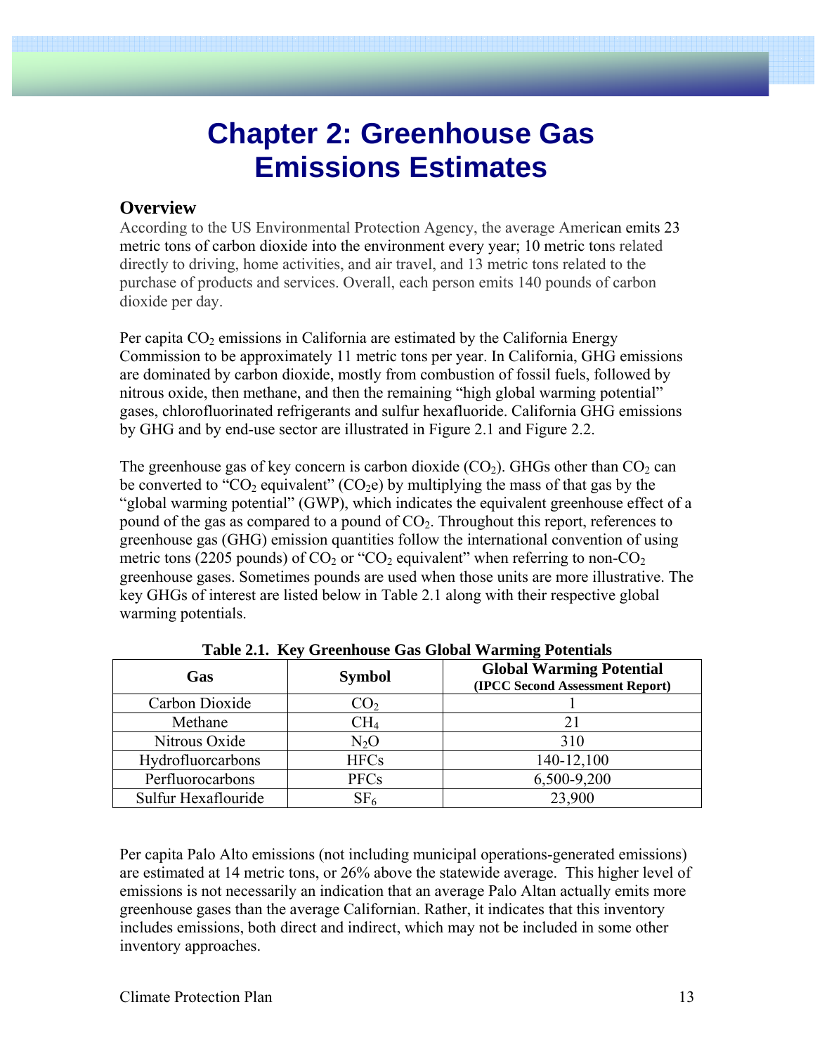# Chapter 2: Greenhouse Gas Emissions Estimates

## Overview

According to the US Environmental Protection Agency, the average American emits 23 metric tons of carbon dioxide into the environment every year; 10 metric tons related directly to driving, home activities, and air travel, and 13 metric tons related to the purchase of products and services. Overall, each person emits 140 pounds of carbon dioxide per day.

Per capita $CO_2$ emissions in California are estimated by the California Energy Commission to be approximately 11 metric tons per year. In California, GHG emissions are dominated by carbon dioxide, mostly from combustion of fossil fuels, followed by nitrous oxide, then methane, and then the remaining "high global warming potential" gases, chlorofluorinated refrigerants and sulfur hexafluoride. California GHG emissions by GHG and by end-use sector are illustrated in Figure 2.1 and Figure 2.2.

The greenhouse gas of key concern is carbon dioxide ($CO_2$). GHGs other than $CO_2$ can be converted to "$CO_2$ equivalent" ($CO_2e$) by multiplying the mass of that gas by the "global warming potential" (GWP), which indicates the equivalent greenhouse effect of a pound of the gas as compared to a pound of $CO_2$. Throughout this report, references to greenhouse gas (GHG) emission quantities follow the international convention of using metric tons (2205 pounds) of $CO_2$ or "$CO_2$ equivalent" when referring to non-$CO_2$ greenhouse gases. Sometimes pounds are used when those units are more illustrative. The key GHGs of interest are listed below in Table 2.1 along with their respective global warming potentials.

**Table 2.1. Key Greenhouse Gas Global Warming Potentials**

| Gas | Symbol | Global Warming Potential (IPCC Second Assessment Report) |
|---|---|---|
| Carbon Dioxide | $CO_2$ | 1 |
| Methane | $CH_4$ | 21 |
| Nitrous Oxide | $N_2O$ | 310 |
| Hydrofluorcarbons | HFCs | 140-12,100 |
| Perfluorocarbons | PFCs | 6,500-9,200 |
| Sulfur Hexaflouride | $SF_6$ | 23,900 |

Per capita Palo Alto emissions (not including municipal operations-generated emissions) are estimated at 14 metric tons, or 26% above the statewide average. This higher level of emissions is not necessarily an indication that an average Palo Altan actually emits more greenhouse gases than the average Californian. Rather, it indicates that this inventory includes emissions, both direct and indirect, which may not be included in some other inventory approaches.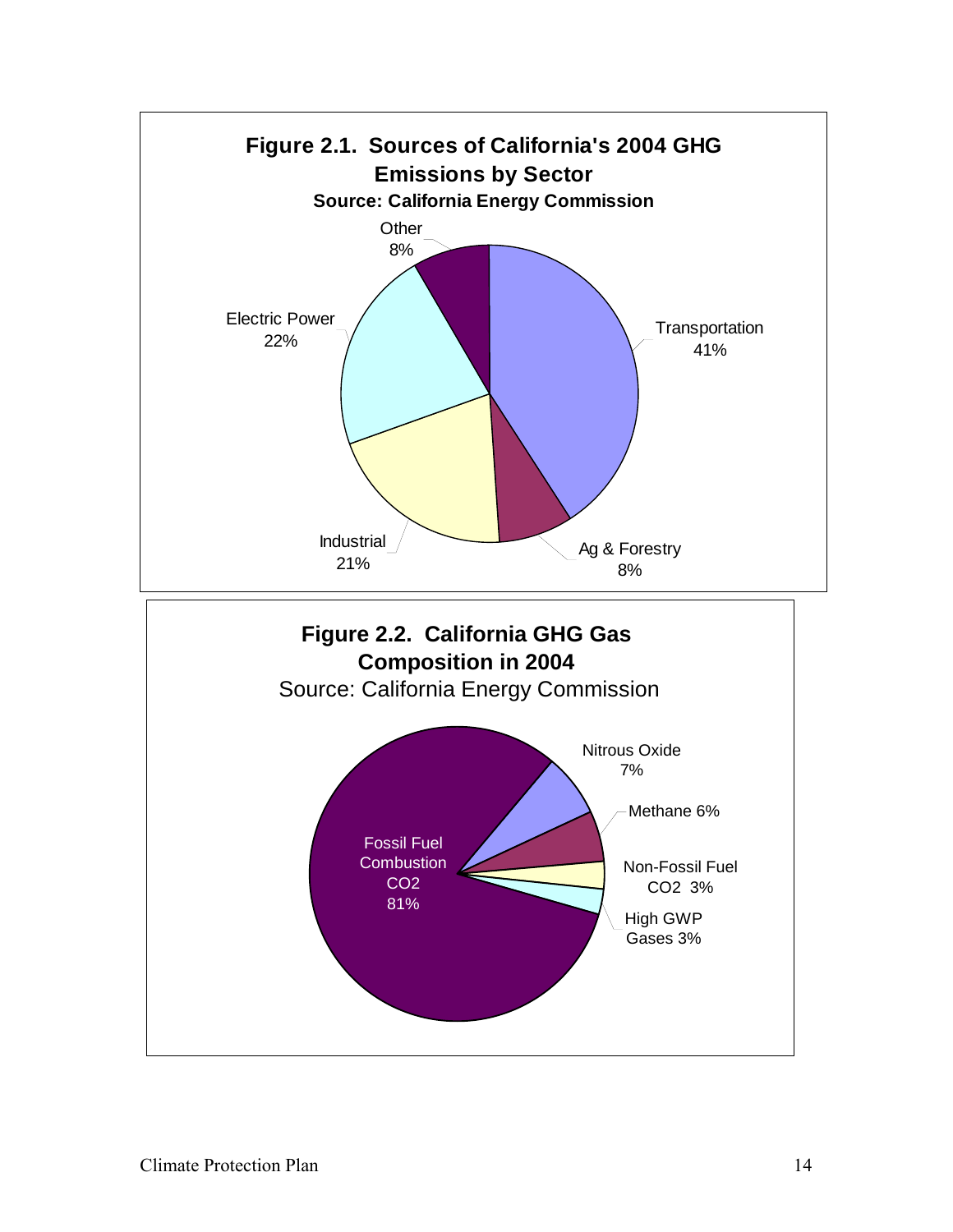**Figure 2.1. Sources of California's 2004 GHG Emissions by Sector**

**Source: California Energy Commission**

| Sector | Share |
|---|---|
| Transportation | 41% |
| Electric Power | 22% |
| Industrial | 21% |
| Ag & Forestry | 8% |
| Other | 8% |

**Figure 2.2. California GHG Gas Composition in 2004**

Source: California Energy Commission

| Gas | Share |
|---|---|
| Fossil Fuel Combustion $CO_2$ | 81% |
| Nitrous Oxide | 7% |
| Methane | 6% |
| Non-Fossil Fuel $CO_2$ | 3% |
| High GWP Gases | 3% |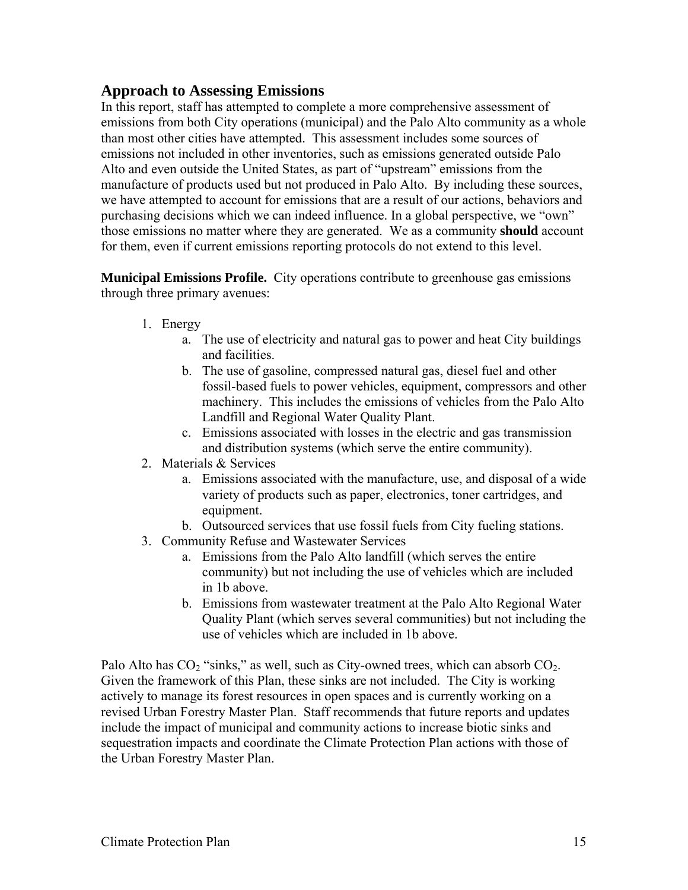## Approach to Assessing Emissions

In this report, staff has attempted to complete a more comprehensive assessment of emissions from both City operations (municipal) and the Palo Alto community as a whole than most other cities have attempted. This assessment includes some sources of emissions not included in other inventories, such as emissions generated outside Palo Alto and even outside the United States, as part of "upstream" emissions from the manufacture of products used but not produced in Palo Alto. By including these sources, we have attempted to account for emissions that are a result of our actions, behaviors and purchasing decisions which we can indeed influence. In a global perspective, we "own" those emissions no matter where they are generated. We as a community **should** account for them, even if current emissions reporting protocols do not extend to this level.

**Municipal Emissions Profile.** City operations contribute to greenhouse gas emissions through three primary avenues:

1. Energy
   a. The use of electricity and natural gas to power and heat City buildings and facilities.
   b. The use of gasoline, compressed natural gas, diesel fuel and other fossil-based fuels to power vehicles, equipment, compressors and other machinery. This includes the emissions of vehicles from the Palo Alto Landfill and Regional Water Quality Plant.
   c. Emissions associated with losses in the electric and gas transmission and distribution systems (which serve the entire community).
2. Materials & Services
   a. Emissions associated with the manufacture, use, and disposal of a wide variety of products such as paper, electronics, toner cartridges, and equipment.
   b. Outsourced services that use fossil fuels from City fueling stations.
3. Community Refuse and Wastewater Services
   a. Emissions from the Palo Alto landfill (which serves the entire community) but not including the use of vehicles which are included in 1b above.
   b. Emissions from wastewater treatment at the Palo Alto Regional Water Quality Plant (which serves several communities) but not including the use of vehicles which are included in 1b above.

Palo Alto has $CO_2$ "sinks," as well, such as City-owned trees, which can absorb $CO_2$. Given the framework of this Plan, these sinks are not included. The City is working actively to manage its forest resources in open spaces and is currently working on a revised Urban Forestry Master Plan. Staff recommends that future reports and updates include the impact of municipal and community actions to increase biotic sinks and sequestration impacts and coordinate the Climate Protection Plan actions with those of the Urban Forestry Master Plan.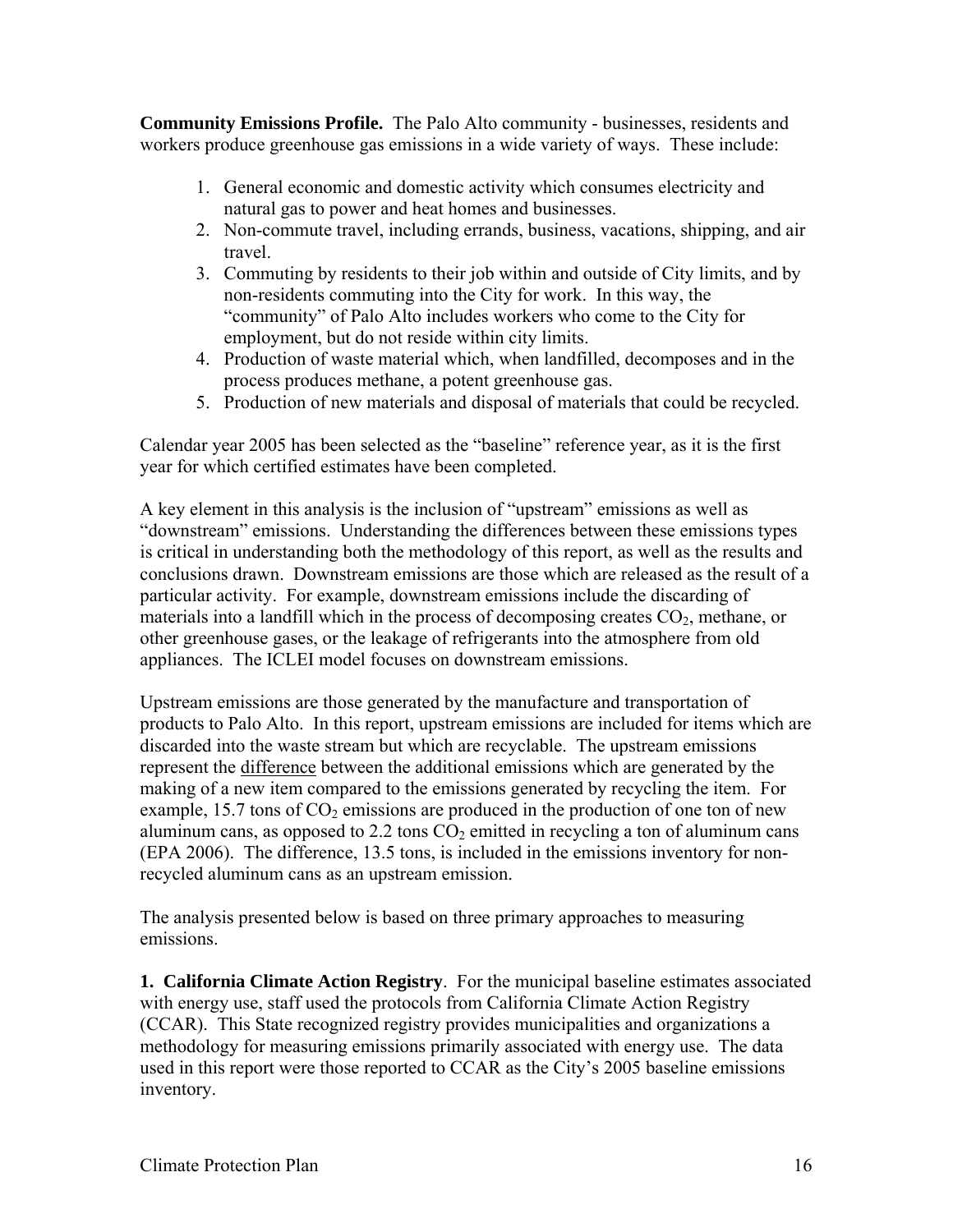**Community Emissions Profile.** The Palo Alto community - businesses, residents and workers produce greenhouse gas emissions in a wide variety of ways. These include:

1. General economic and domestic activity which consumes electricity and natural gas to power and heat homes and businesses.
2. Non-commute travel, including errands, business, vacations, shipping, and air travel.
3. Commuting by residents to their job within and outside of City limits, and by non-residents commuting into the City for work. In this way, the "community" of Palo Alto includes workers who come to the City for employment, but do not reside within city limits.
4. Production of waste material which, when landfilled, decomposes and in the process produces methane, a potent greenhouse gas.
5. Production of new materials and disposal of materials that could be recycled.

Calendar year 2005 has been selected as the "baseline" reference year, as it is the first year for which certified estimates have been completed.

A key element in this analysis is the inclusion of "upstream" emissions as well as "downstream" emissions. Understanding the differences between these emissions types is critical in understanding both the methodology of this report, as well as the results and conclusions drawn. Downstream emissions are those which are released as the result of a particular activity. For example, downstream emissions include the discarding of materials into a landfill which in the process of decomposing creates $CO_2$, methane, or other greenhouse gases, or the leakage of refrigerants into the atmosphere from old appliances. The ICLEI model focuses on downstream emissions.

Upstream emissions are those generated by the manufacture and transportation of products to Palo Alto. In this report, upstream emissions are included for items which are discarded into the waste stream but which are recyclable. The upstream emissions represent the difference between the additional emissions which are generated by the making of a new item compared to the emissions generated by recycling the item. For example, 15.7 tons of $CO_2$ emissions are produced in the production of one ton of new aluminum cans, as opposed to 2.2 tons $CO_2$ emitted in recycling a ton of aluminum cans (EPA 2006). The difference, 13.5 tons, is included in the emissions inventory for non-recycled aluminum cans as an upstream emission.

The analysis presented below is based on three primary approaches to measuring emissions.

**1. California Climate Action Registry**. For the municipal baseline estimates associated with energy use, staff used the protocols from California Climate Action Registry (CCAR). This State recognized registry provides municipalities and organizations a methodology for measuring emissions primarily associated with energy use. The data used in this report were those reported to CCAR as the City's 2005 baseline emissions inventory.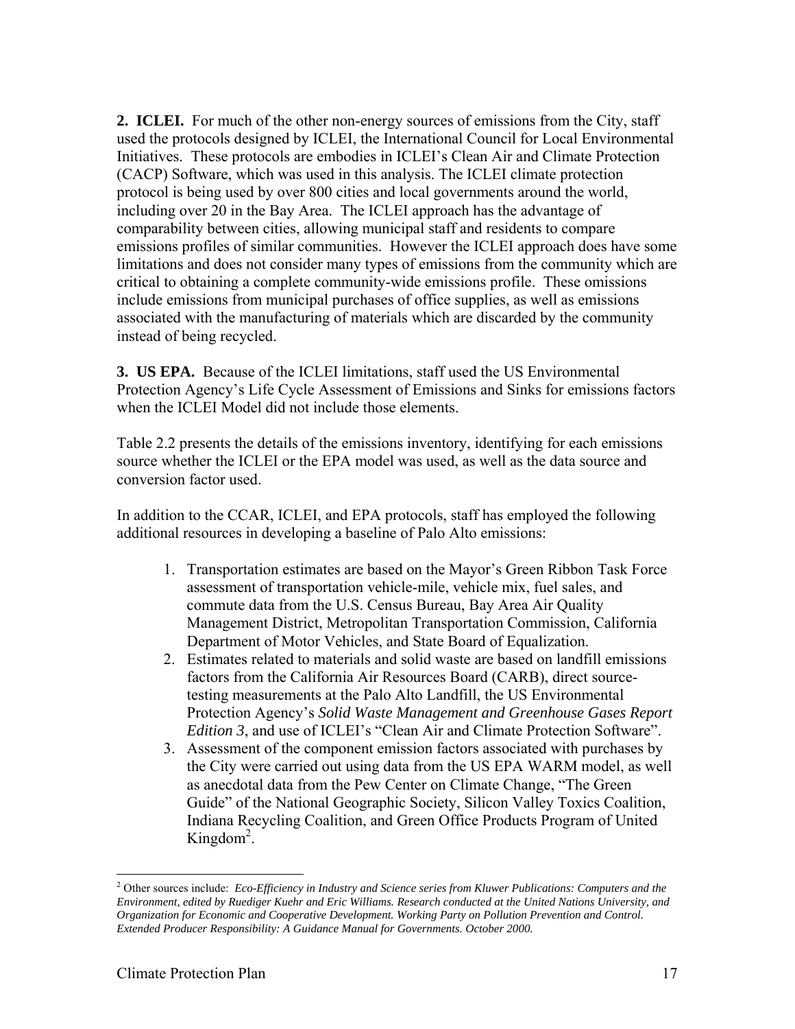**2. ICLEI.** For much of the other non-energy sources of emissions from the City, staff used the protocols designed by ICLEI, the International Council for Local Environmental Initiatives. These protocols are embodies in ICLEI's Clean Air and Climate Protection (CACP) Software, which was used in this analysis. The ICLEI climate protection protocol is being used by over 800 cities and local governments around the world, including over 20 in the Bay Area. The ICLEI approach has the advantage of comparability between cities, allowing municipal staff and residents to compare emissions profiles of similar communities. However the ICLEI approach does have some limitations and does not consider many types of emissions from the community which are critical to obtaining a complete community-wide emissions profile. These omissions include emissions from municipal purchases of office supplies, as well as emissions associated with the manufacturing of materials which are discarded by the community instead of being recycled.

**3. US EPA.** Because of the ICLEI limitations, staff used the US Environmental Protection Agency's Life Cycle Assessment of Emissions and Sinks for emissions factors when the ICLEI Model did not include those elements.

Table 2.2 presents the details of the emissions inventory, identifying for each emissions source whether the ICLEI or the EPA model was used, as well as the data source and conversion factor used.

In addition to the CCAR, ICLEI, and EPA protocols, staff has employed the following additional resources in developing a baseline of Palo Alto emissions:

1. Transportation estimates are based on the Mayor's Green Ribbon Task Force assessment of transportation vehicle-mile, vehicle mix, fuel sales, and commute data from the U.S. Census Bureau, Bay Area Air Quality Management District, Metropolitan Transportation Commission, California Department of Motor Vehicles, and State Board of Equalization.
2. Estimates related to materials and solid waste are based on landfill emissions factors from the California Air Resources Board (CARB), direct source-testing measurements at the Palo Alto Landfill, the US Environmental Protection Agency's *Solid Waste Management and Greenhouse Gases Report Edition 3*, and use of ICLEI's "Clean Air and Climate Protection Software".
3. Assessment of the component emission factors associated with purchases by the City were carried out using data from the US EPA WARM model, as well as anecdotal data from the Pew Center on Climate Change, "The Green Guide" of the National Geographic Society, Silicon Valley Toxics Coalition, Indiana Recycling Coalition, and Green Office Products Program of United Kingdom[2].

[2] Other sources include: *Eco-Efficiency in Industry and Science series from Kluwer Publications: Computers and the Environment, edited by Ruediger Kuehr and Eric Williams. Research conducted at the United Nations University, and Organization for Economic and Cooperative Development. Working Party on Pollution Prevention and Control. Extended Producer Responsibility: A Guidance Manual for Governments. October 2000.*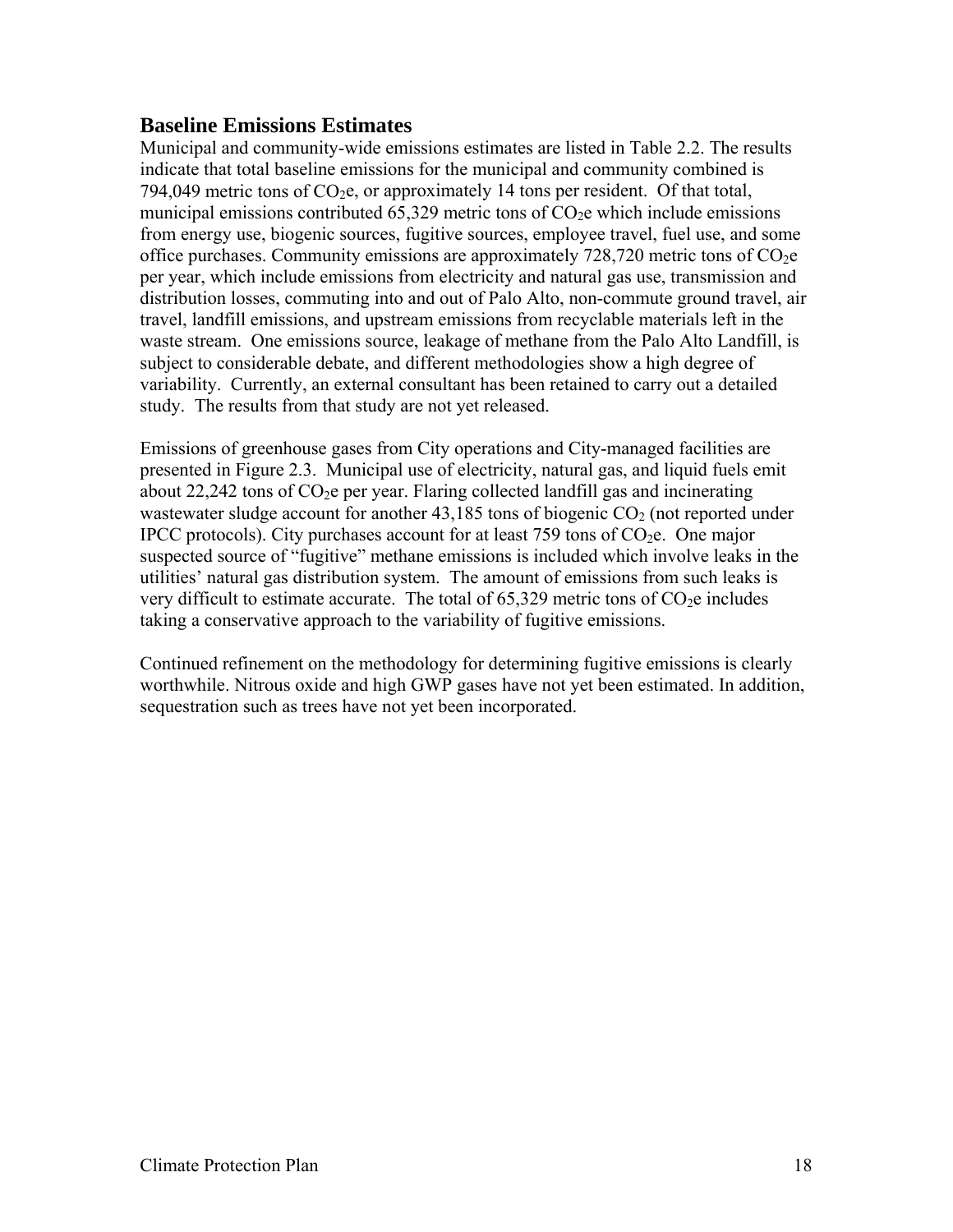## Baseline Emissions Estimates

Municipal and community-wide emissions estimates are listed in Table 2.2. The results indicate that total baseline emissions for the municipal and community combined is 794,049 metric tons of $CO_2$e, or approximately 14 tons per resident. Of that total, municipal emissions contributed 65,329 metric tons of $CO_2$e which include emissions from energy use, biogenic sources, fugitive sources, employee travel, fuel use, and some office purchases. Community emissions are approximately 728,720 metric tons of $CO_2$e per year, which include emissions from electricity and natural gas use, transmission and distribution losses, commuting into and out of Palo Alto, non-commute ground travel, air travel, landfill emissions, and upstream emissions from recyclable materials left in the waste stream. One emissions source, leakage of methane from the Palo Alto Landfill, is subject to considerable debate, and different methodologies show a high degree of variability. Currently, an external consultant has been retained to carry out a detailed study. The results from that study are not yet released.

Emissions of greenhouse gases from City operations and City-managed facilities are presented in Figure 2.3. Municipal use of electricity, natural gas, and liquid fuels emit about 22,242 tons of $CO_2$e per year. Flaring collected landfill gas and incinerating wastewater sludge account for another 43,185 tons of biogenic $CO_2$ (not reported under IPCC protocols). City purchases account for at least 759 tons of $CO_2$e. One major suspected source of "fugitive" methane emissions is included which involve leaks in the utilities' natural gas distribution system. The amount of emissions from such leaks is very difficult to estimate accurate. The total of 65,329 metric tons of $CO_2$e includes taking a conservative approach to the variability of fugitive emissions.

Continued refinement on the methodology for determining fugitive emissions is clearly worthwhile. Nitrous oxide and high GWP gases have not yet been estimated. In addition, sequestration such as trees have not yet been incorporated.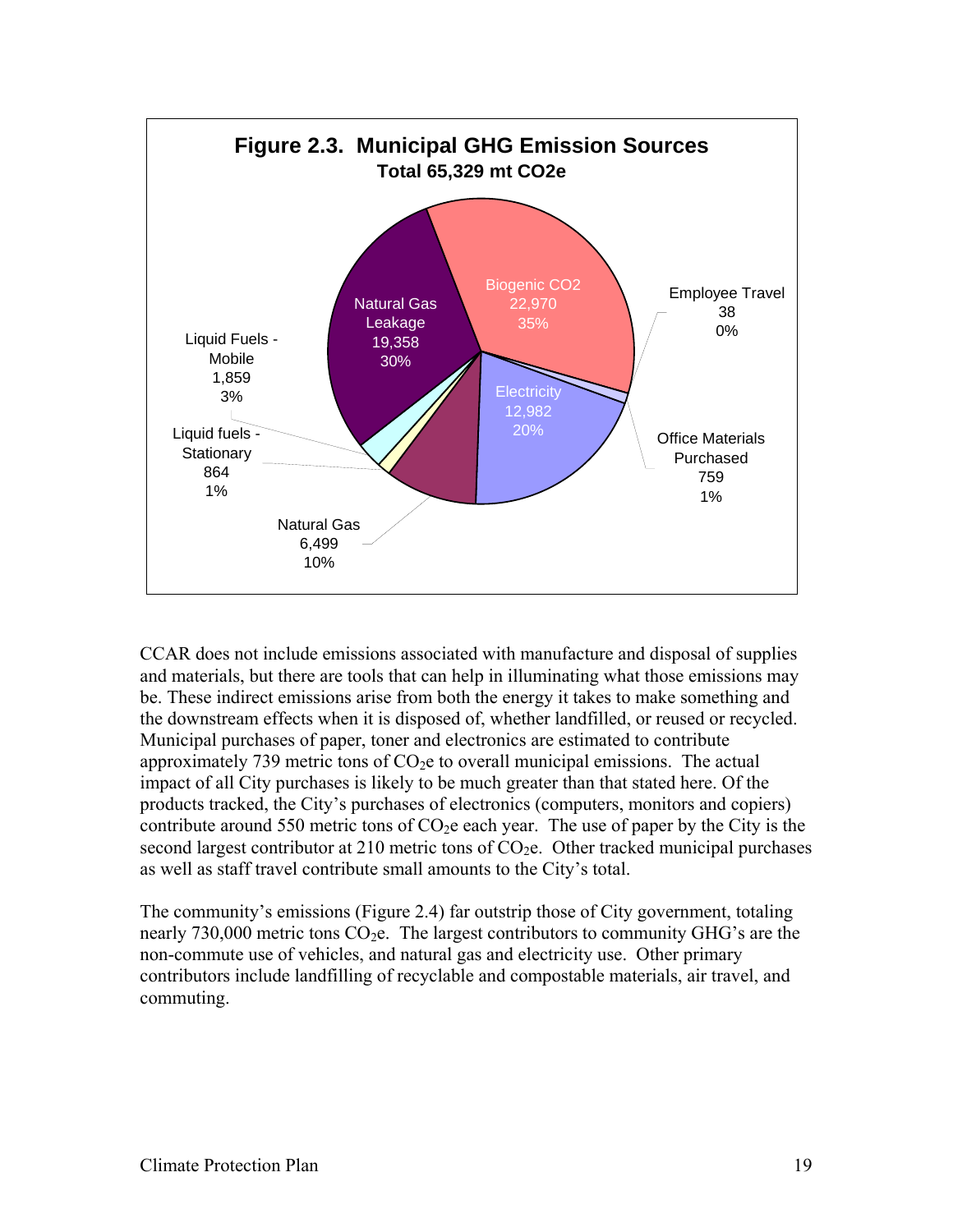**Figure 2.3. Municipal GHG Emission Sources**
**Total 65,329 mt CO2e**

| Source | mt CO2e | % |
|---|---|---|
| Biogenic CO2 | 22,970 | 35% |
| Natural Gas Leakage | 19,358 | 30% |
| Electricity | 12,982 | 20% |
| Natural Gas | 6,499 | 10% |
| Liquid Fuels - Mobile | 1,859 | 3% |
| Liquid fuels - Stationary | 864 | 1% |
| Office Materials Purchased | 759 | 1% |
| Employee Travel | 38 | 0% |

CCAR does not include emissions associated with manufacture and disposal of supplies and materials, but there are tools that can help in illuminating what those emissions may be. These indirect emissions arise from both the energy it takes to make something and the downstream effects when it is disposed of, whether landfilled, or reused or recycled. Municipal purchases of paper, toner and electronics are estimated to contribute approximately 739 metric tons of $CO_2e$ to overall municipal emissions. The actual impact of all City purchases is likely to be much greater than that stated here. Of the products tracked, the City's purchases of electronics (computers, monitors and copiers) contribute around 550 metric tons of $CO_2e$ each year. The use of paper by the City is the second largest contributor at 210 metric tons of $CO_2e$. Other tracked municipal purchases as well as staff travel contribute small amounts to the City's total.

The community's emissions (Figure 2.4) far outstrip those of City government, totaling nearly 730,000 metric tons $CO_2e$. The largest contributors to community GHG's are the non-commute use of vehicles, and natural gas and electricity use. Other primary contributors include landfilling of recyclable and compostable materials, air travel, and commuting.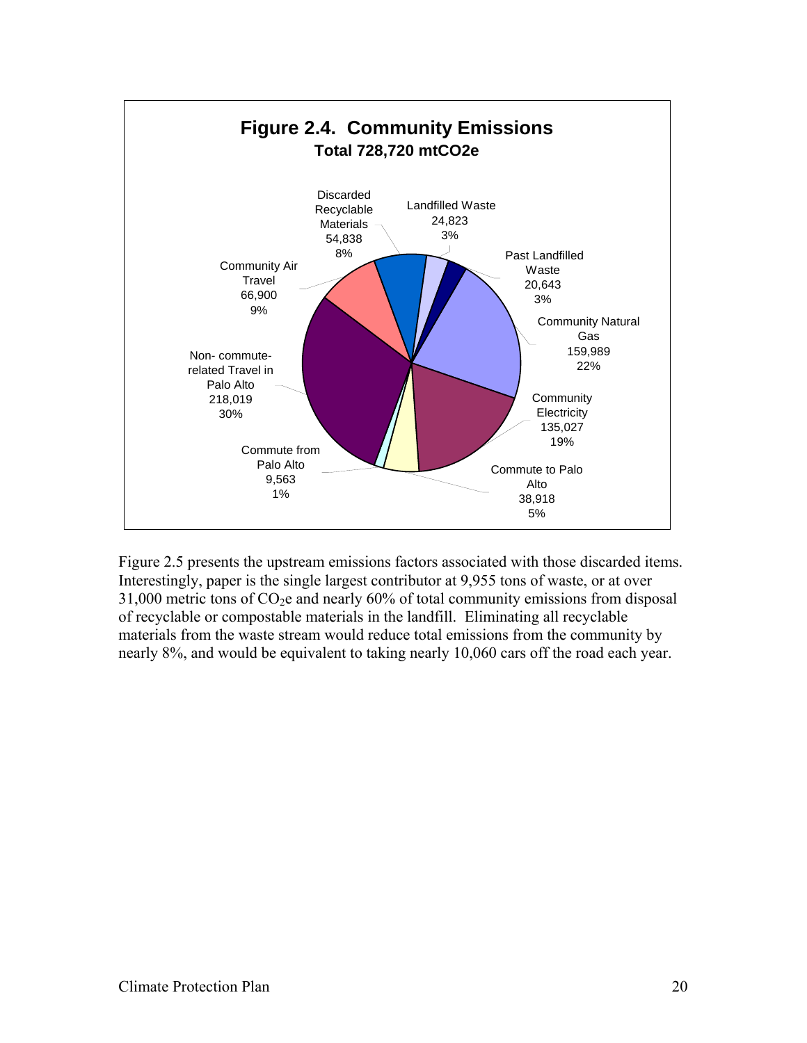**Figure 2.4. Community Emissions**
**Total 728,720 mtCO2e**

| Category | mtCO2e | % |
|---|---|---|
| Discarded Recyclable Materials | 54,838 | 8% |
| Landfilled Waste | 24,823 | 3% |
| Past Landfilled Waste | 20,643 | 3% |
| Community Natural Gas | 159,989 | 22% |
| Community Electricity | 135,027 | 19% |
| Commute to Palo Alto | 38,918 | 5% |
| Commute from Palo Alto | 9,563 | 1% |
| Non- commute-related Travel in Palo Alto | 218,019 | 30% |
| Community Air Travel | 66,900 | 9% |

Figure 2.5 presents the upstream emissions factors associated with those discarded items. Interestingly, paper is the single largest contributor at 9,955 tons of waste, or at over 31,000 metric tons of $CO_2e$ and nearly 60% of total community emissions from disposal of recyclable or compostable materials in the landfill. Eliminating all recyclable materials from the waste stream would reduce total emissions from the community by nearly 8%, and would be equivalent to taking nearly 10,060 cars off the road each year.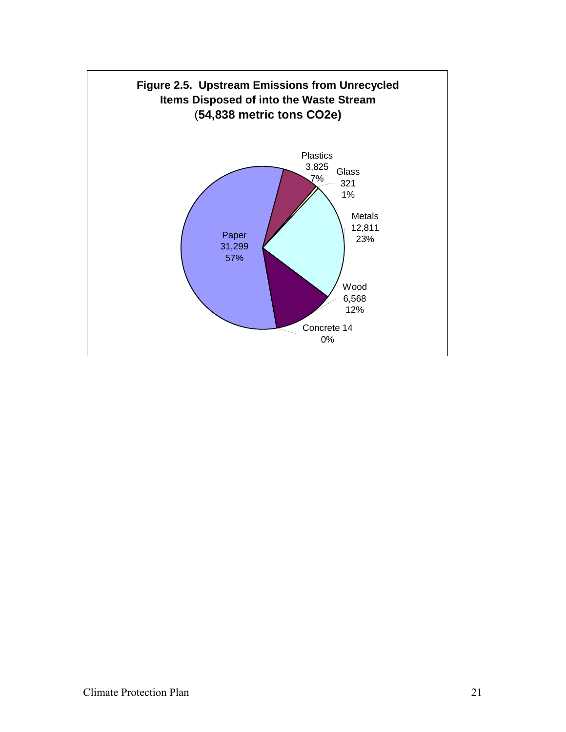**Figure 2.5. Upstream Emissions from Unrecycled Items Disposed of into the Waste Stream (54,838 metric tons $CO_2e$)**

| Category | Metric tons $CO_2e$ | Percent |
|---|---|---|
| Paper | 31,299 | 57% |
| Plastics | 3,825 | 7% |
| Glass | 321 | 1% |
| Metals | 12,811 | 23% |
| Wood | 6,568 | 12% |
| Concrete | 14 | 0% |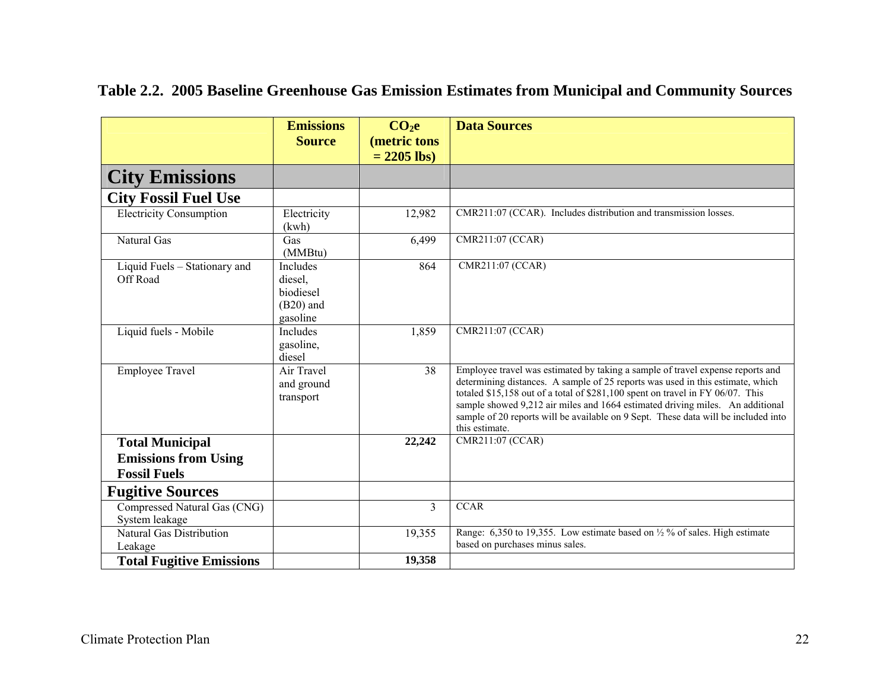**Table 2.2. 2005 Baseline Greenhouse Gas Emission Estimates from Municipal and Community Sources**

| | Emissions Source | $CO_2e$ (metric tons = 2205 lbs) | Data Sources |
|---|---|---|---|
| **City Emissions** | | | |
| **City Fossil Fuel Use** | | | |
| Electricity Consumption | Electricity (kwh) | 12,982 | CMR211:07 (CCAR). Includes distribution and transmission losses. |
| Natural Gas | Gas (MMBtu) | 6,499 | CMR211:07 (CCAR) |
| Liquid Fuels – Stationary and Off Road | Includes diesel, biodiesel (B20) and gasoline | 864 | CMR211:07 (CCAR) |
| Liquid fuels - Mobile | Includes gasoline, diesel | 1,859 | CMR211:07 (CCAR) |
| Employee Travel | Air Travel and ground transport | 38 | Employee travel was estimated by taking a sample of travel expense reports and determining distances. A sample of 25 reports was used in this estimate, which totaled $15,158 out of a total of $281,100 spent on travel in FY 06/07. This sample showed 9,212 air miles and 1664 estimated driving miles. An additional sample of 20 reports will be available on 9 Sept. These data will be included into this estimate. |
| **Total Municipal Emissions from Using Fossil Fuels** | | **22,242** | CMR211:07 (CCAR) |
| **Fugitive Sources** | | | |
| Compressed Natural Gas (CNG) System leakage | | 3 | CCAR |
| Natural Gas Distribution Leakage | | 19,355 | Range: 6,350 to 19,355. Low estimate based on ½ % of sales. High estimate based on purchases minus sales. |
| **Total Fugitive Emissions** | | **19,358** | |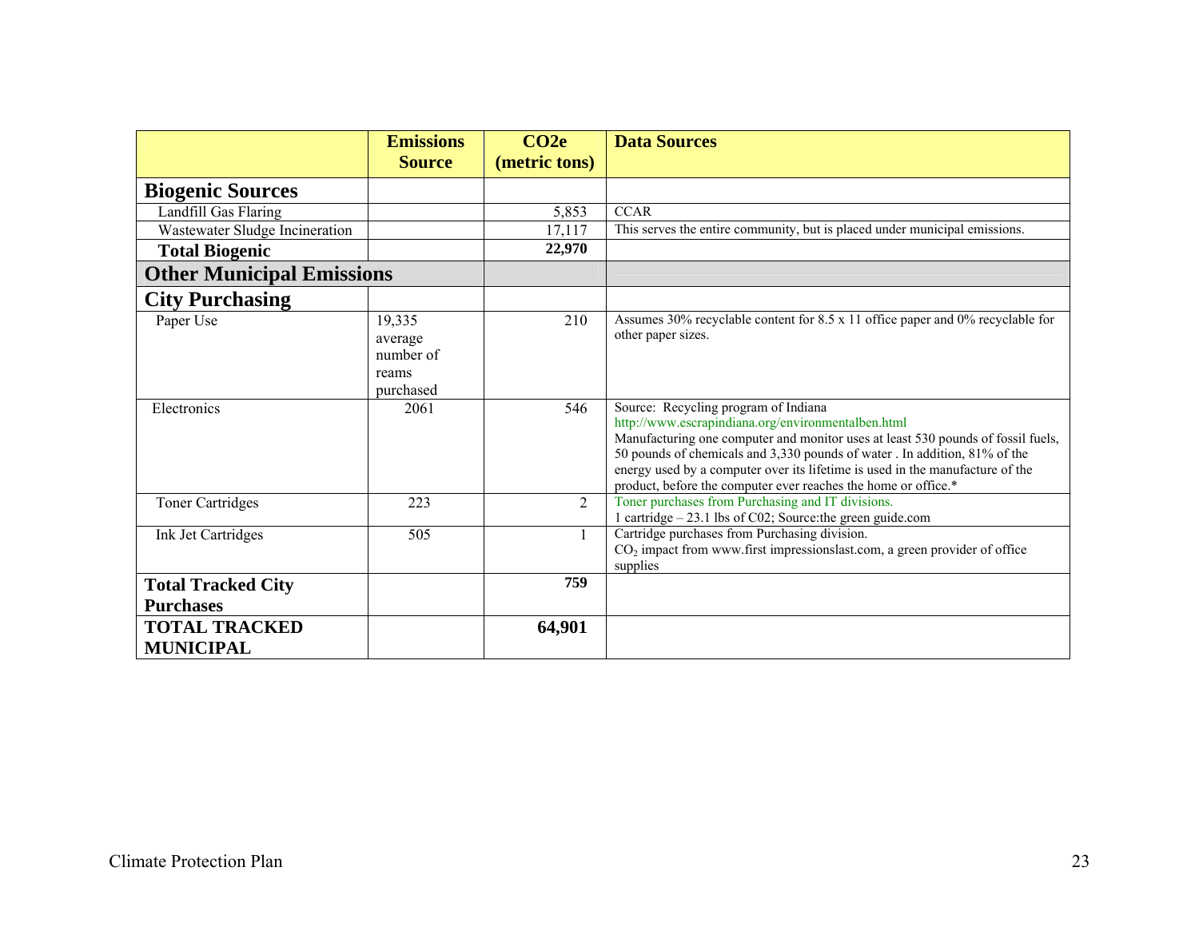| | Emissions Source | CO2e (metric tons) | Data Sources |
|---|---|---|---|
| **Biogenic Sources** | | | |
| Landfill Gas Flaring | | 5,853 | CCAR |
| Wastewater Sludge Incineration | | 17,117 | This serves the entire community, but is placed under municipal emissions. |
| **Total Biogenic** | | **22,970** | |
| **Other Municipal Emissions** | | | |
| **City Purchasing** | | | |
| Paper Use | 19,335 average number of reams purchased | 210 | Assumes 30% recyclable content for 8.5 x 11 office paper and 0% recyclable for other paper sizes. |
| Electronics | 2061 | 546 | Source: Recycling program of Indiana http://www.escrapindiana.org/environmentalben.html Manufacturing one computer and monitor uses at least 530 pounds of fossil fuels, 50 pounds of chemicals and 3,330 pounds of water . In addition, 81% of the energy used by a computer over its lifetime is used in the manufacture of the product, before the computer ever reaches the home or office.* |
| Toner Cartridges | 223 | 2 | Toner purchases from Purchasing and IT divisions. 1 cartridge – 23.1 lbs of C02; Source:the green guide.com |
| Ink Jet Cartridges | 505 | 1 | Cartridge purchases from Purchasing division. $CO_2$ impact from www.first impressionslast.com, a green provider of office supplies |
| **Total Tracked City Purchases** | | **759** | |
| **TOTAL TRACKED MUNICIPAL** | | **64,901** | |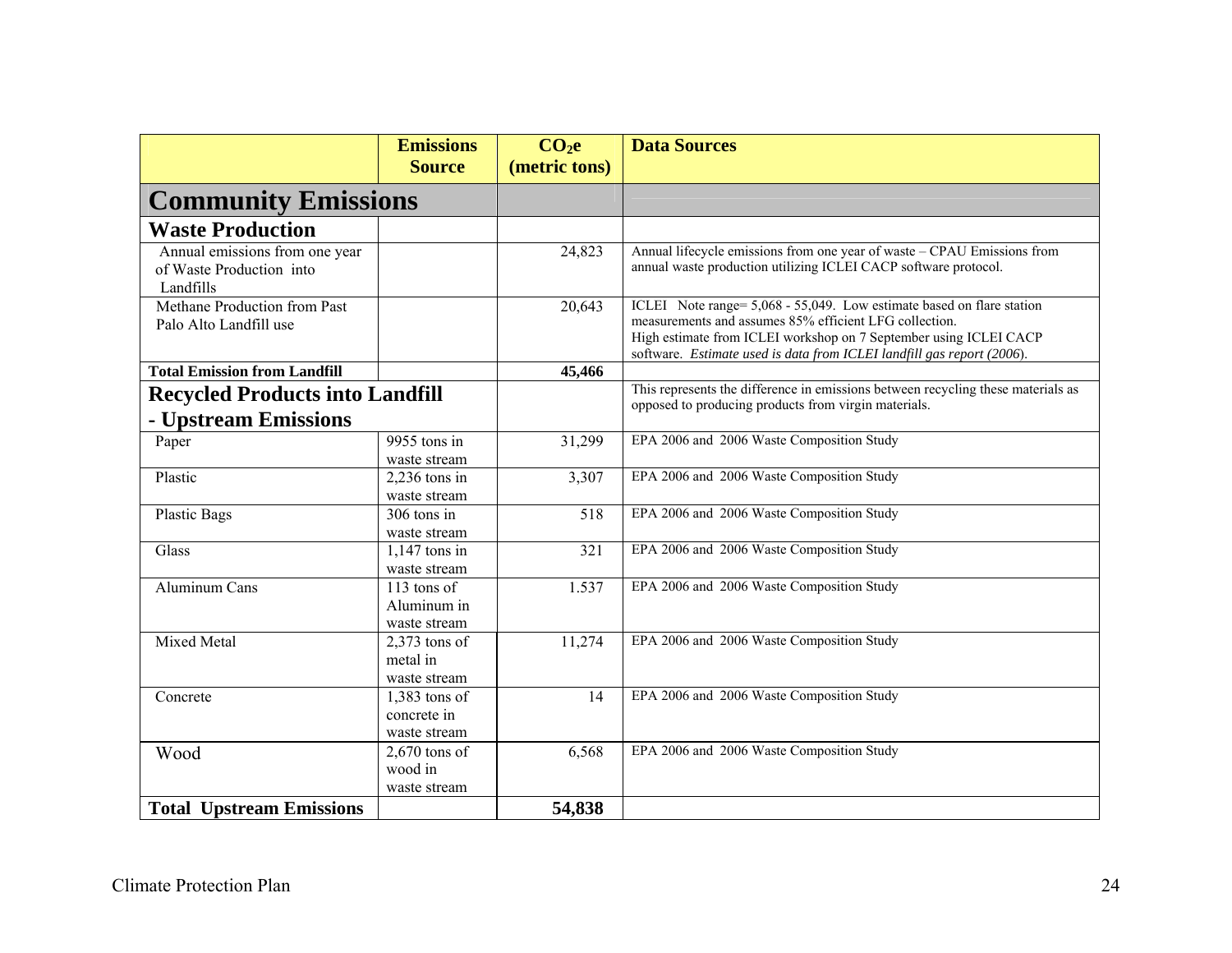| | Emissions Source | $CO_2e$ (metric tons) | Data Sources |
|---|---|---|---|
| **Community Emissions** | | | |
| **Waste Production** | | | |
| Annual emissions from one year of Waste Production into Landfills | | 24,823 | Annual lifecycle emissions from one year of waste – CPAU Emissions from annual waste production utilizing ICLEI CACP software protocol. |
| Methane Production from Past Palo Alto Landfill use | | 20,643 | ICLEI Note range= 5,068 - 55,049. Low estimate based on flare station measurements and assumes 85% efficient LFG collection. High estimate from ICLEI workshop on 7 September using ICLEI CACP software. *Estimate used is data from ICLEI landfill gas report (2006*). |
| **Total Emission from Landfill** | | **45,466** | |
| **Recycled Products into Landfill - Upstream Emissions** | | | This represents the difference in emissions between recycling these materials as opposed to producing products from virgin materials. |
| Paper | 9955 tons in waste stream | 31,299 | EPA 2006 and 2006 Waste Composition Study |
| Plastic | 2,236 tons in waste stream | 3,307 | EPA 2006 and 2006 Waste Composition Study |
| Plastic Bags | 306 tons in waste stream | 518 | EPA 2006 and 2006 Waste Composition Study |
| Glass | 1,147 tons in waste stream | 321 | EPA 2006 and 2006 Waste Composition Study |
| Aluminum Cans | 113 tons of Aluminum in waste stream | 1.537 | EPA 2006 and 2006 Waste Composition Study |
| Mixed Metal | 2,373 tons of metal in waste stream | 11,274 | EPA 2006 and 2006 Waste Composition Study |
| Concrete | 1,383 tons of concrete in waste stream | 14 | EPA 2006 and 2006 Waste Composition Study |
| Wood | 2,670 tons of wood in waste stream | 6,568 | EPA 2006 and 2006 Waste Composition Study |
| **Total Upstream Emissions** | | **54,838** | |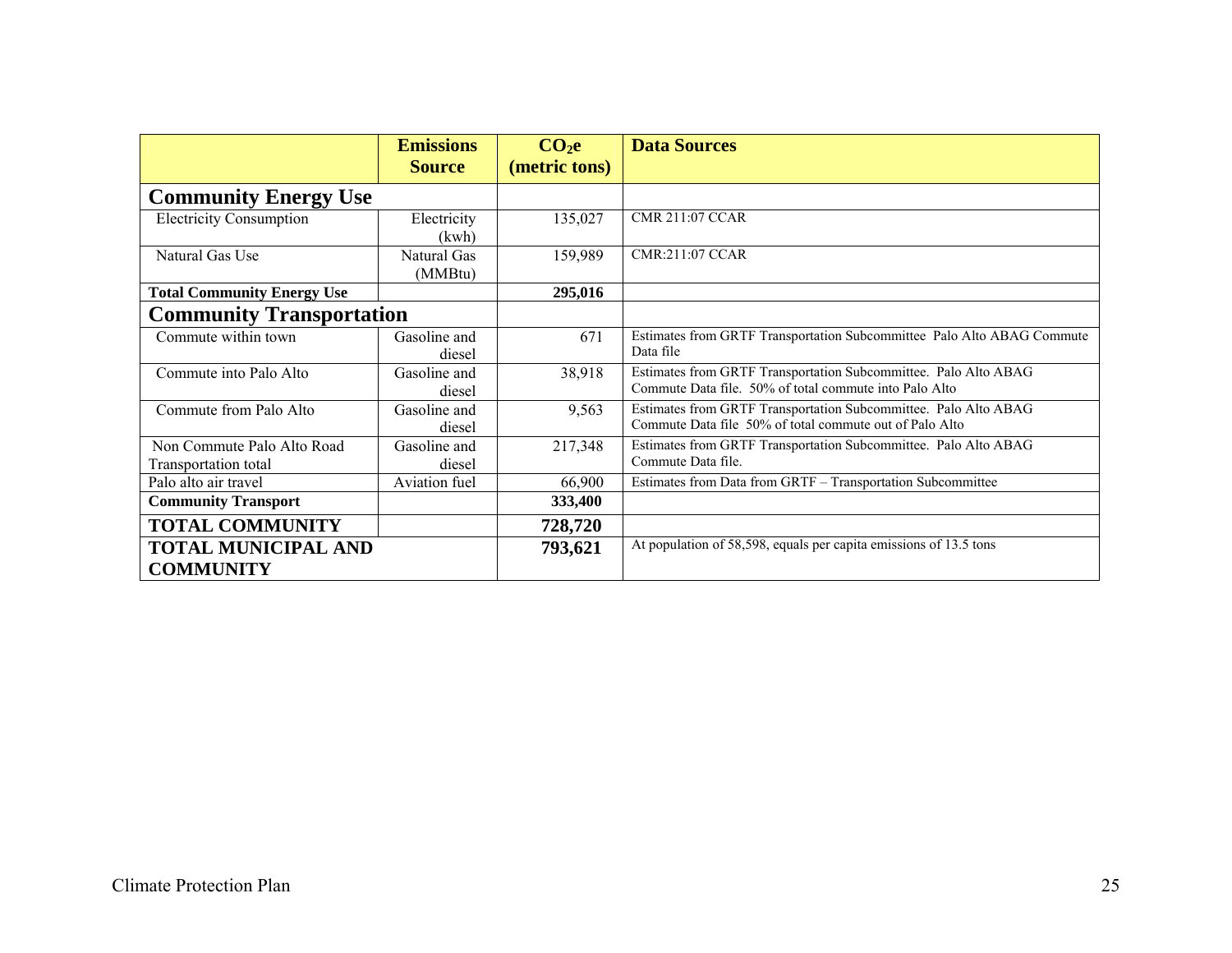| | Emissions Source | $CO_2e$ (metric tons) | Data Sources |
|---|---|---|---|
| **Community Energy Use** | | | |
| Electricity Consumption | Electricity (kwh) | 135,027 | CMR 211:07 CCAR |
| Natural Gas Use | Natural Gas (MMBtu) | 159,989 | CMR:211:07 CCAR |
| **Total Community Energy Use** | | **295,016** | |
| **Community Transportation** | | | |
| Commute within town | Gasoline and diesel | 671 | Estimates from GRTF Transportation Subcommittee Palo Alto ABAG Commute Data file |
| Commute into Palo Alto | Gasoline and diesel | 38,918 | Estimates from GRTF Transportation Subcommittee. Palo Alto ABAG Commute Data file. 50% of total commute into Palo Alto |
| Commute from Palo Alto | Gasoline and diesel | 9,563 | Estimates from GRTF Transportation Subcommittee. Palo Alto ABAG Commute Data file 50% of total commute out of Palo Alto |
| Non Commute Palo Alto Road Transportation total | Gasoline and diesel | 217,348 | Estimates from GRTF Transportation Subcommittee. Palo Alto ABAG Commute Data file. |
| Palo alto air travel | Aviation fuel | 66,900 | Estimates from Data from GRTF – Transportation Subcommittee |
| **Community Transport** | | **333,400** | |
| **TOTAL COMMUNITY** | | **728,720** | |
| **TOTAL MUNICIPAL AND COMMUNITY** | | **793,621** | At population of 58,598, equals per capita emissions of 13.5 tons |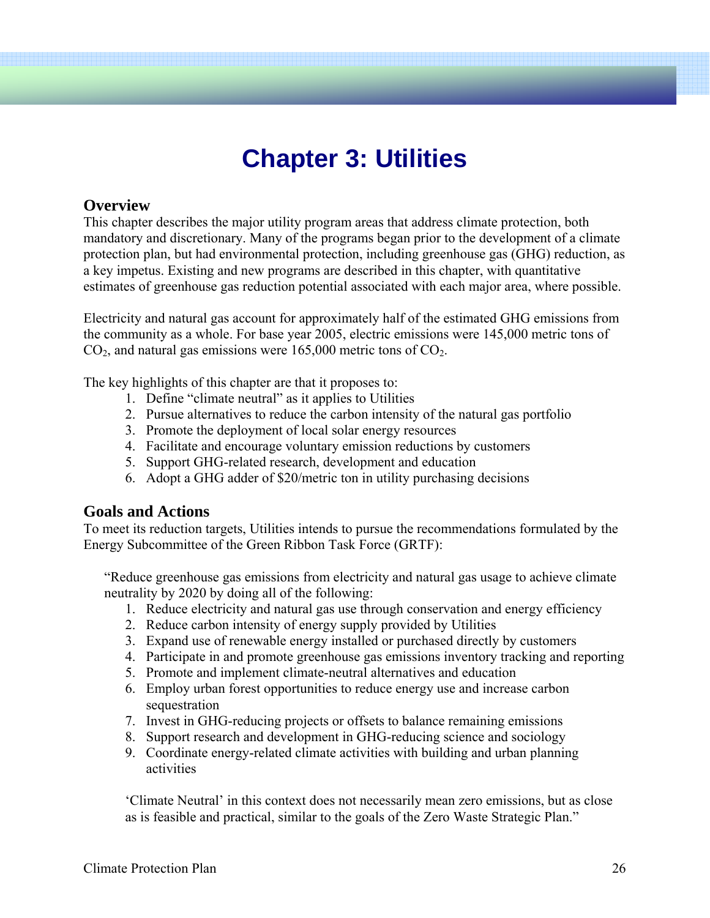# Chapter 3: Utilities

## Overview

This chapter describes the major utility program areas that address climate protection, both mandatory and discretionary. Many of the programs began prior to the development of a climate protection plan, but had environmental protection, including greenhouse gas (GHG) reduction, as a key impetus. Existing and new programs are described in this chapter, with quantitative estimates of greenhouse gas reduction potential associated with each major area, where possible.

Electricity and natural gas account for approximately half of the estimated GHG emissions from the community as a whole. For base year 2005, electric emissions were 145,000 metric tons of $CO_2$, and natural gas emissions were 165,000 metric tons of $CO_2$.

The key highlights of this chapter are that it proposes to:

1. Define "climate neutral" as it applies to Utilities
2. Pursue alternatives to reduce the carbon intensity of the natural gas portfolio
3. Promote the deployment of local solar energy resources
4. Facilitate and encourage voluntary emission reductions by customers
5. Support GHG-related research, development and education
6. Adopt a GHG adder of $20/metric ton in utility purchasing decisions

## Goals and Actions

To meet its reduction targets, Utilities intends to pursue the recommendations formulated by the Energy Subcommittee of the Green Ribbon Task Force (GRTF):

> "Reduce greenhouse gas emissions from electricity and natural gas usage to achieve climate neutrality by 2020 by doing all of the following:
>
> 1. Reduce electricity and natural gas use through conservation and energy efficiency
> 2. Reduce carbon intensity of energy supply provided by Utilities
> 3. Expand use of renewable energy installed or purchased directly by customers
> 4. Participate in and promote greenhouse gas emissions inventory tracking and reporting
> 5. Promote and implement climate-neutral alternatives and education
> 6. Employ urban forest opportunities to reduce energy use and increase carbon sequestration
> 7. Invest in GHG-reducing projects or offsets to balance remaining emissions
> 8. Support research and development in GHG-reducing science and sociology
> 9. Coordinate energy-related climate activities with building and urban planning activities
>
> 'Climate Neutral' in this context does not necessarily mean zero emissions, but as close as is feasible and practical, similar to the goals of the Zero Waste Strategic Plan."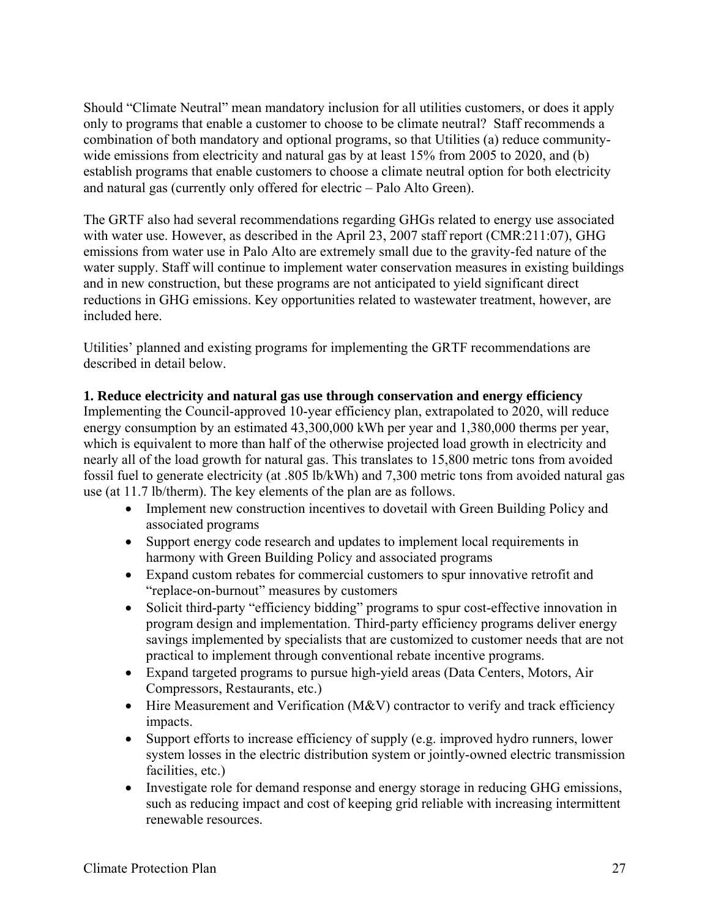Should "Climate Neutral" mean mandatory inclusion for all utilities customers, or does it apply only to programs that enable a customer to choose to be climate neutral? Staff recommends a combination of both mandatory and optional programs, so that Utilities (a) reduce community-wide emissions from electricity and natural gas by at least 15% from 2005 to 2020, and (b) establish programs that enable customers to choose a climate neutral option for both electricity and natural gas (currently only offered for electric – Palo Alto Green).

The GRTF also had several recommendations regarding GHGs related to energy use associated with water use. However, as described in the April 23, 2007 staff report (CMR:211:07), GHG emissions from water use in Palo Alto are extremely small due to the gravity-fed nature of the water supply. Staff will continue to implement water conservation measures in existing buildings and in new construction, but these programs are not anticipated to yield significant direct reductions in GHG emissions. Key opportunities related to wastewater treatment, however, are included here.

Utilities' planned and existing programs for implementing the GRTF recommendations are described in detail below.

**1. Reduce electricity and natural gas use through conservation and energy efficiency**

Implementing the Council-approved 10-year efficiency plan, extrapolated to 2020, will reduce energy consumption by an estimated 43,300,000 kWh per year and 1,380,000 therms per year, which is equivalent to more than half of the otherwise projected load growth in electricity and nearly all of the load growth for natural gas. This translates to 15,800 metric tons from avoided fossil fuel to generate electricity (at .805 lb/kWh) and 7,300 metric tons from avoided natural gas use (at 11.7 lb/therm). The key elements of the plan are as follows.

- Implement new construction incentives to dovetail with Green Building Policy and associated programs
- Support energy code research and updates to implement local requirements in harmony with Green Building Policy and associated programs
- Expand custom rebates for commercial customers to spur innovative retrofit and "replace-on-burnout" measures by customers
- Solicit third-party "efficiency bidding" programs to spur cost-effective innovation in program design and implementation. Third-party efficiency programs deliver energy savings implemented by specialists that are customized to customer needs that are not practical to implement through conventional rebate incentive programs.
- Expand targeted programs to pursue high-yield areas (Data Centers, Motors, Air Compressors, Restaurants, etc.)
- Hire Measurement and Verification (M&V) contractor to verify and track efficiency impacts.
- Support efforts to increase efficiency of supply (e.g. improved hydro runners, lower system losses in the electric distribution system or jointly-owned electric transmission facilities, etc.)
- Investigate role for demand response and energy storage in reducing GHG emissions, such as reducing impact and cost of keeping grid reliable with increasing intermittent renewable resources.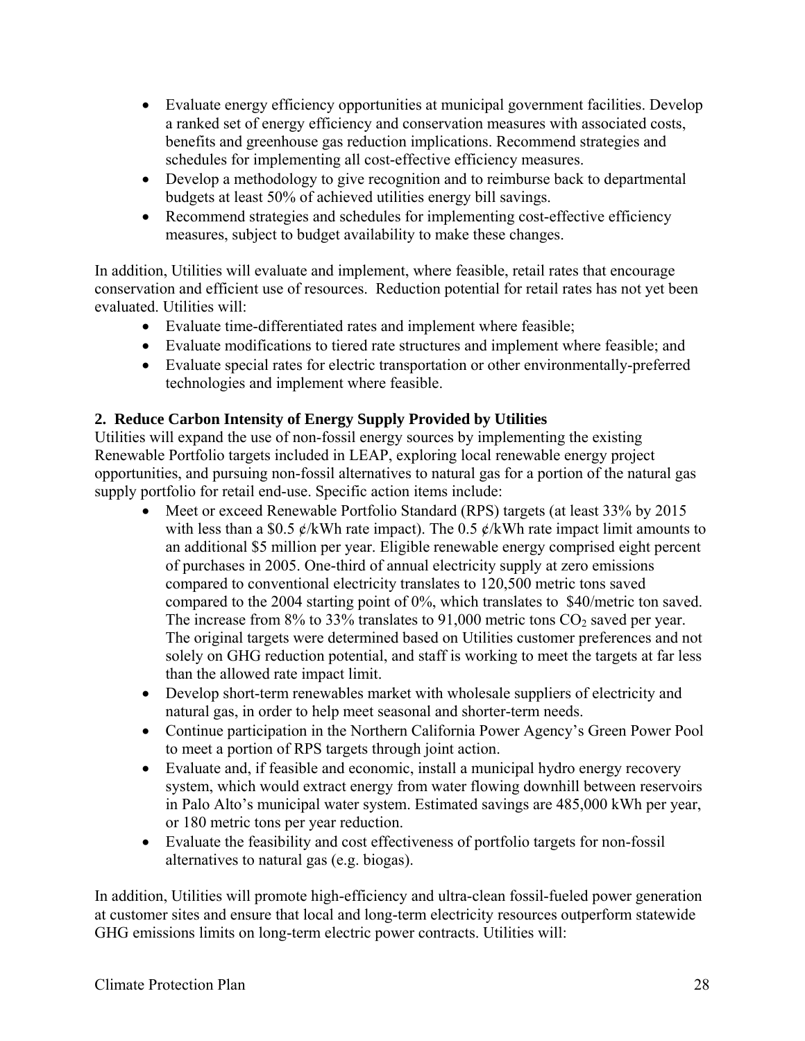- Evaluate energy efficiency opportunities at municipal government facilities. Develop a ranked set of energy efficiency and conservation measures with associated costs, benefits and greenhouse gas reduction implications. Recommend strategies and schedules for implementing all cost-effective efficiency measures.
- Develop a methodology to give recognition and to reimburse back to departmental budgets at least 50% of achieved utilities energy bill savings.
- Recommend strategies and schedules for implementing cost-effective efficiency measures, subject to budget availability to make these changes.

In addition, Utilities will evaluate and implement, where feasible, retail rates that encourage conservation and efficient use of resources. Reduction potential for retail rates has not yet been evaluated. Utilities will:

- Evaluate time-differentiated rates and implement where feasible;
- Evaluate modifications to tiered rate structures and implement where feasible; and
- Evaluate special rates for electric transportation or other environmentally-preferred technologies and implement where feasible.

**2. Reduce Carbon Intensity of Energy Supply Provided by Utilities**

Utilities will expand the use of non-fossil energy sources by implementing the existing Renewable Portfolio targets included in LEAP, exploring local renewable energy project opportunities, and pursuing non-fossil alternatives to natural gas for a portion of the natural gas supply portfolio for retail end-use. Specific action items include:

- Meet or exceed Renewable Portfolio Standard (RPS) targets (at least 33% by 2015 with less than a $0.5 ¢/kWh rate impact). The 0.5 ¢/kWh rate impact limit amounts to an additional $5 million per year. Eligible renewable energy comprised eight percent of purchases in 2005. One-third of annual electricity supply at zero emissions compared to conventional electricity translates to 120,500 metric tons saved compared to the 2004 starting point of 0%, which translates to $40/metric ton saved. The increase from 8% to 33% translates to 91,000 metric tons $CO_2$ saved per year. The original targets were determined based on Utilities customer preferences and not solely on GHG reduction potential, and staff is working to meet the targets at far less than the allowed rate impact limit.
- Develop short-term renewables market with wholesale suppliers of electricity and natural gas, in order to help meet seasonal and shorter-term needs.
- Continue participation in the Northern California Power Agency's Green Power Pool to meet a portion of RPS targets through joint action.
- Evaluate and, if feasible and economic, install a municipal hydro energy recovery system, which would extract energy from water flowing downhill between reservoirs in Palo Alto's municipal water system. Estimated savings are 485,000 kWh per year, or 180 metric tons per year reduction.
- Evaluate the feasibility and cost effectiveness of portfolio targets for non-fossil alternatives to natural gas (e.g. biogas).

In addition, Utilities will promote high-efficiency and ultra-clean fossil-fueled power generation at customer sites and ensure that local and long-term electricity resources outperform statewide GHG emissions limits on long-term electric power contracts. Utilities will: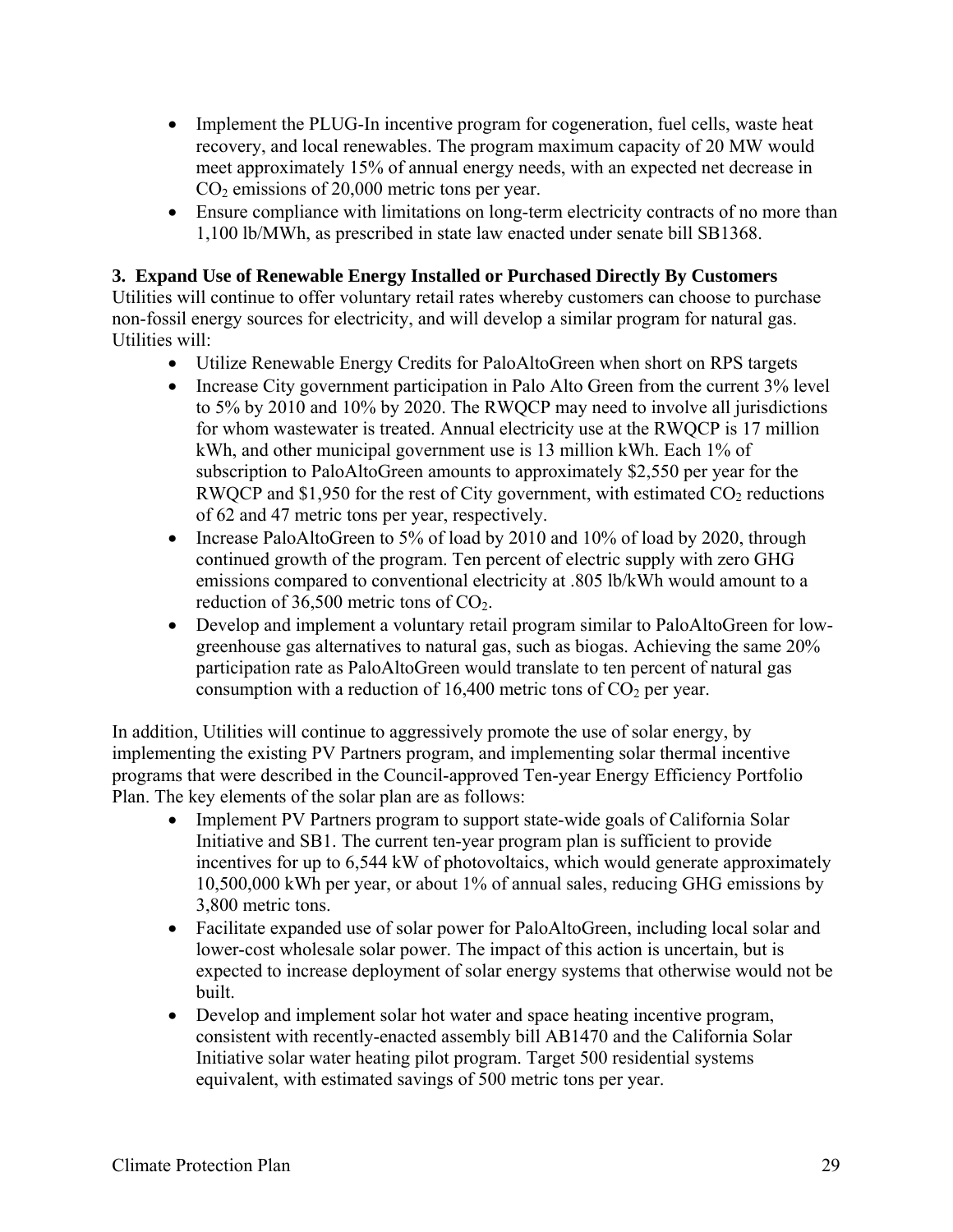- Implement the PLUG-In incentive program for cogeneration, fuel cells, waste heat recovery, and local renewables. The program maximum capacity of 20 MW would meet approximately 15% of annual energy needs, with an expected net decrease in $CO_2$ emissions of 20,000 metric tons per year.
- Ensure compliance with limitations on long-term electricity contracts of no more than 1,100 lb/MWh, as prescribed in state law enacted under senate bill SB1368.

**3. Expand Use of Renewable Energy Installed or Purchased Directly By Customers**

Utilities will continue to offer voluntary retail rates whereby customers can choose to purchase non-fossil energy sources for electricity, and will develop a similar program for natural gas. Utilities will:

- Utilize Renewable Energy Credits for PaloAltoGreen when short on RPS targets
- Increase City government participation in Palo Alto Green from the current 3% level to 5% by 2010 and 10% by 2020. The RWQCP may need to involve all jurisdictions for whom wastewater is treated. Annual electricity use at the RWQCP is 17 million kWh, and other municipal government use is 13 million kWh. Each 1% of subscription to PaloAltoGreen amounts to approximately $2,550 per year for the RWQCP and $1,950 for the rest of City government, with estimated $CO_2$ reductions of 62 and 47 metric tons per year, respectively.
- Increase PaloAltoGreen to 5% of load by 2010 and 10% of load by 2020, through continued growth of the program. Ten percent of electric supply with zero GHG emissions compared to conventional electricity at .805 lb/kWh would amount to a reduction of 36,500 metric tons of $CO_2$.
- Develop and implement a voluntary retail program similar to PaloAltoGreen for low-greenhouse gas alternatives to natural gas, such as biogas. Achieving the same 20% participation rate as PaloAltoGreen would translate to ten percent of natural gas consumption with a reduction of 16,400 metric tons of $CO_2$ per year.

In addition, Utilities will continue to aggressively promote the use of solar energy, by implementing the existing PV Partners program, and implementing solar thermal incentive programs that were described in the Council-approved Ten-year Energy Efficiency Portfolio Plan. The key elements of the solar plan are as follows:

- Implement PV Partners program to support state-wide goals of California Solar Initiative and SB1. The current ten-year program plan is sufficient to provide incentives for up to 6,544 kW of photovoltaics, which would generate approximately 10,500,000 kWh per year, or about 1% of annual sales, reducing GHG emissions by 3,800 metric tons.
- Facilitate expanded use of solar power for PaloAltoGreen, including local solar and lower-cost wholesale solar power. The impact of this action is uncertain, but is expected to increase deployment of solar energy systems that otherwise would not be built.
- Develop and implement solar hot water and space heating incentive program, consistent with recently-enacted assembly bill AB1470 and the California Solar Initiative solar water heating pilot program. Target 500 residential systems equivalent, with estimated savings of 500 metric tons per year.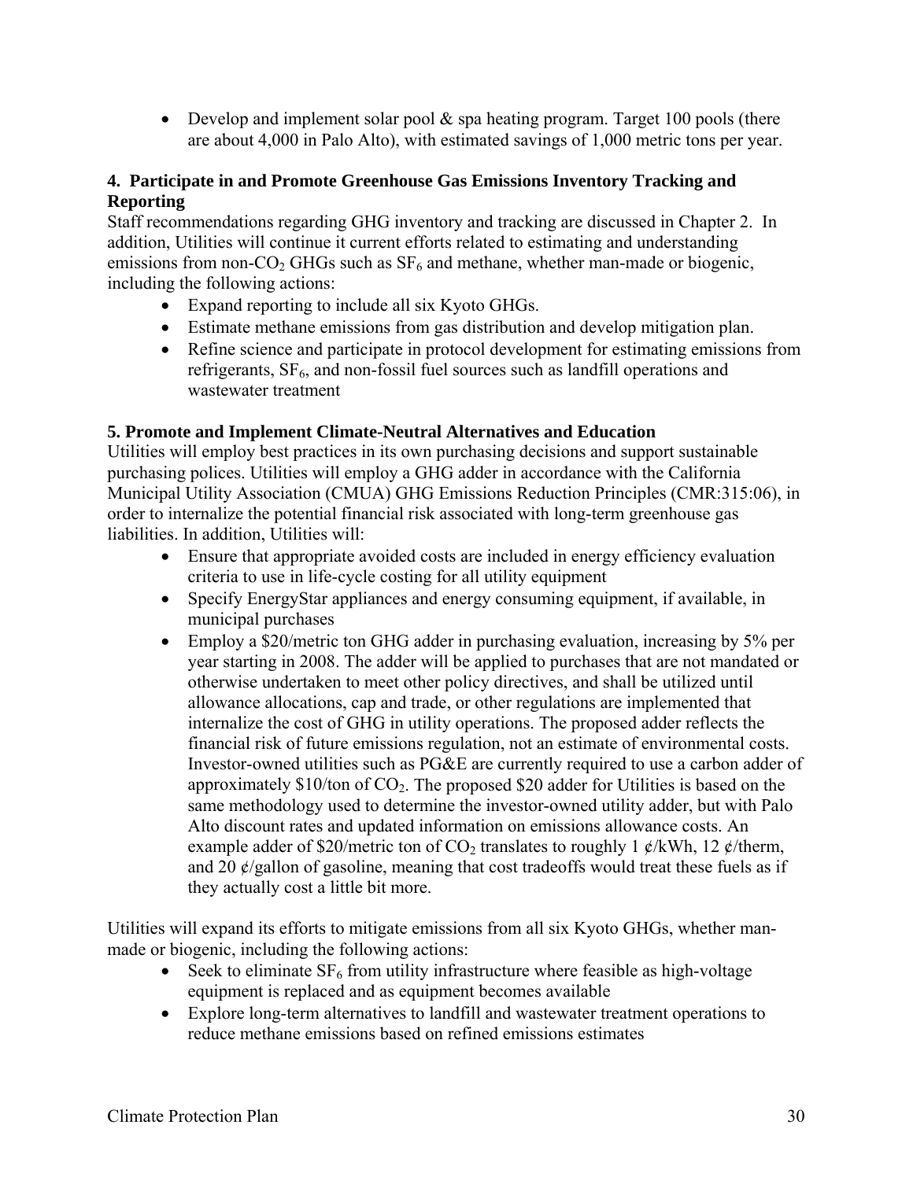- Develop and implement solar pool & spa heating program. Target 100 pools (there are about 4,000 in Palo Alto), with estimated savings of 1,000 metric tons per year.

**4. Participate in and Promote Greenhouse Gas Emissions Inventory Tracking and Reporting**

Staff recommendations regarding GHG inventory and tracking are discussed in Chapter 2. In addition, Utilities will continue it current efforts related to estimating and understanding emissions from non-$CO_2$ GHGs such as $SF_6$ and methane, whether man-made or biogenic, including the following actions:

- Expand reporting to include all six Kyoto GHGs.
- Estimate methane emissions from gas distribution and develop mitigation plan.
- Refine science and participate in protocol development for estimating emissions from refrigerants, $SF_6$, and non-fossil fuel sources such as landfill operations and wastewater treatment

**5. Promote and Implement Climate-Neutral Alternatives and Education**

Utilities will employ best practices in its own purchasing decisions and support sustainable purchasing polices. Utilities will employ a GHG adder in accordance with the California Municipal Utility Association (CMUA) GHG Emissions Reduction Principles (CMR:315:06), in order to internalize the potential financial risk associated with long-term greenhouse gas liabilities. In addition, Utilities will:

- Ensure that appropriate avoided costs are included in energy efficiency evaluation criteria to use in life-cycle costing for all utility equipment
- Specify EnergyStar appliances and energy consuming equipment, if available, in municipal purchases
- Employ a $20/metric ton GHG adder in purchasing evaluation, increasing by 5% per year starting in 2008. The adder will be applied to purchases that are not mandated or otherwise undertaken to meet other policy directives, and shall be utilized until allowance allocations, cap and trade, or other regulations are implemented that internalize the cost of GHG in utility operations. The proposed adder reflects the financial risk of future emissions regulation, not an estimate of environmental costs. Investor-owned utilities such as PG&E are currently required to use a carbon adder of approximately $10/ton of $CO_2$. The proposed $20 adder for Utilities is based on the same methodology used to determine the investor-owned utility adder, but with Palo Alto discount rates and updated information on emissions allowance costs. An example adder of $20/metric ton of $CO_2$ translates to roughly 1 ¢/kWh, 12 ¢/therm, and 20 ¢/gallon of gasoline, meaning that cost tradeoffs would treat these fuels as if they actually cost a little bit more.

Utilities will expand its efforts to mitigate emissions from all six Kyoto GHGs, whether man-made or biogenic, including the following actions:

- Seek to eliminate $SF_6$ from utility infrastructure where feasible as high-voltage equipment is replaced and as equipment becomes available
- Explore long-term alternatives to landfill and wastewater treatment operations to reduce methane emissions based on refined emissions estimates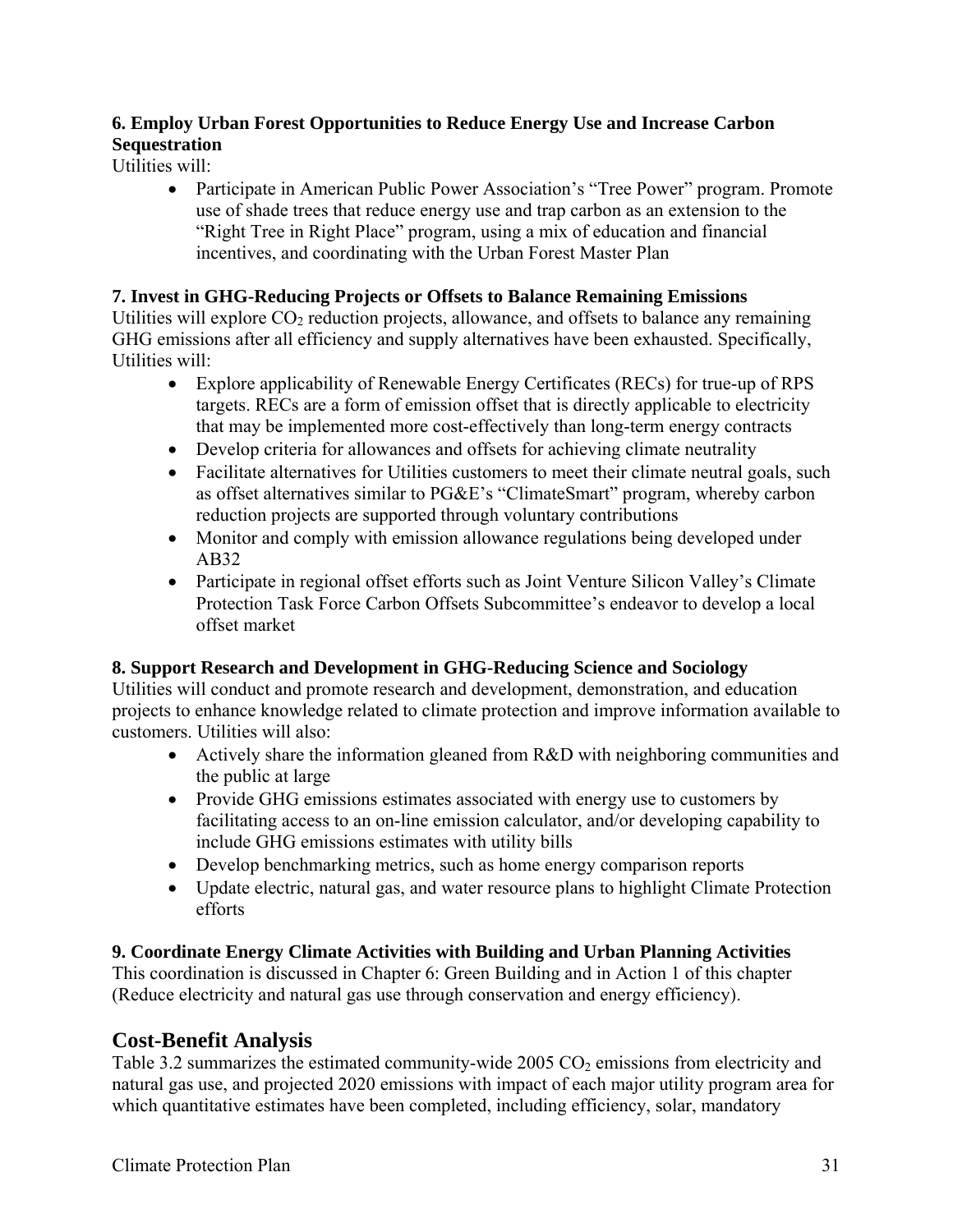**6. Employ Urban Forest Opportunities to Reduce Energy Use and Increase Carbon Sequestration**

Utilities will:

- Participate in American Public Power Association's "Tree Power" program. Promote use of shade trees that reduce energy use and trap carbon as an extension to the "Right Tree in Right Place" program, using a mix of education and financial incentives, and coordinating with the Urban Forest Master Plan

**7. Invest in GHG-Reducing Projects or Offsets to Balance Remaining Emissions**

Utilities will explore $CO_2$ reduction projects, allowance, and offsets to balance any remaining GHG emissions after all efficiency and supply alternatives have been exhausted. Specifically, Utilities will:

- Explore applicability of Renewable Energy Certificates (RECs) for true-up of RPS targets. RECs are a form of emission offset that is directly applicable to electricity that may be implemented more cost-effectively than long-term energy contracts
- Develop criteria for allowances and offsets for achieving climate neutrality
- Facilitate alternatives for Utilities customers to meet their climate neutral goals, such as offset alternatives similar to PG&E's "ClimateSmart" program, whereby carbon reduction projects are supported through voluntary contributions
- Monitor and comply with emission allowance regulations being developed under AB32
- Participate in regional offset efforts such as Joint Venture Silicon Valley's Climate Protection Task Force Carbon Offsets Subcommittee's endeavor to develop a local offset market

**8. Support Research and Development in GHG-Reducing Science and Sociology**

Utilities will conduct and promote research and development, demonstration, and education projects to enhance knowledge related to climate protection and improve information available to customers. Utilities will also:

- Actively share the information gleaned from R&D with neighboring communities and the public at large
- Provide GHG emissions estimates associated with energy use to customers by facilitating access to an on-line emission calculator, and/or developing capability to include GHG emissions estimates with utility bills
- Develop benchmarking metrics, such as home energy comparison reports
- Update electric, natural gas, and water resource plans to highlight Climate Protection efforts

**9. Coordinate Energy Climate Activities with Building and Urban Planning Activities**

This coordination is discussed in Chapter 6: Green Building and in Action 1 of this chapter (Reduce electricity and natural gas use through conservation and energy efficiency).

## Cost-Benefit Analysis

Table 3.2 summarizes the estimated community-wide 2005 $CO_2$ emissions from electricity and natural gas use, and projected 2020 emissions with impact of each major utility program area for which quantitative estimates have been completed, including efficiency, solar, mandatory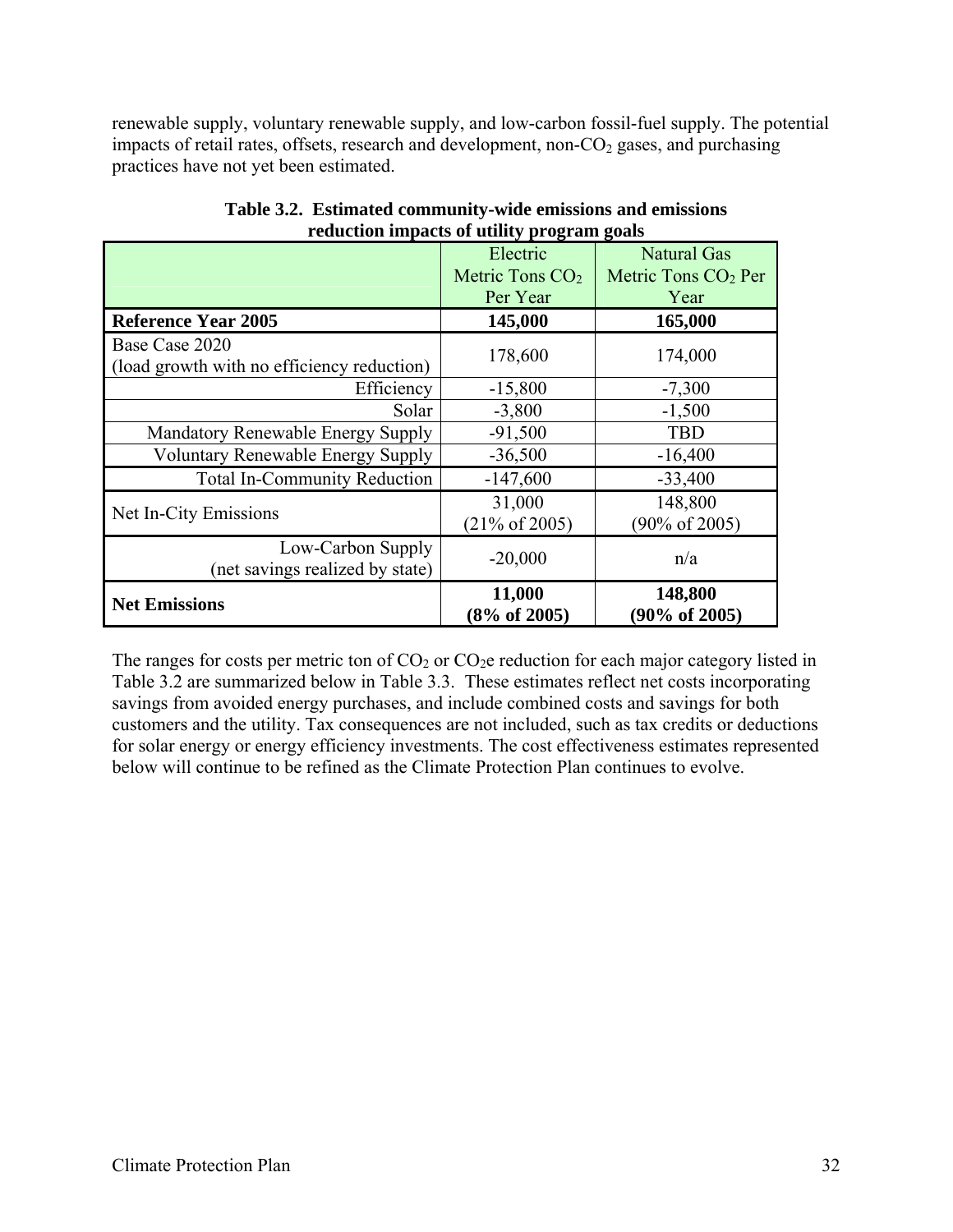renewable supply, voluntary renewable supply, and low-carbon fossil-fuel supply. The potential impacts of retail rates, offsets, research and development, non-$CO_2$ gases, and purchasing practices have not yet been estimated.

**Table 3.2. Estimated community-wide emissions and emissions reduction impacts of utility program goals**

| | Electric Metric Tons $CO_2$ Per Year | Natural Gas Metric Tons $CO_2$ Per Year |
|---|---|---|
| **Reference Year 2005** | **145,000** | **165,000** |
| Base Case 2020 (load growth with no efficiency reduction) | 178,600 | 174,000 |
| Efficiency | -15,800 | -7,300 |
| Solar | -3,800 | -1,500 |
| Mandatory Renewable Energy Supply | -91,500 | TBD |
| Voluntary Renewable Energy Supply | -36,500 | -16,400 |
| Total In-Community Reduction | -147,600 | -33,400 |
| Net In-City Emissions | 31,000 (21% of 2005) | 148,800 (90% of 2005) |
| Low-Carbon Supply (net savings realized by state) | -20,000 | n/a |
| **Net Emissions** | **11,000 (8% of 2005)** | **148,800 (90% of 2005)** |

The ranges for costs per metric ton of $CO_2$ or $CO_2$e reduction for each major category listed in Table 3.2 are summarized below in Table 3.3. These estimates reflect net costs incorporating savings from avoided energy purchases, and include combined costs and savings for both customers and the utility. Tax consequences are not included, such as tax credits or deductions for solar energy or energy efficiency investments. The cost effectiveness estimates represented below will continue to be refined as the Climate Protection Plan continues to evolve.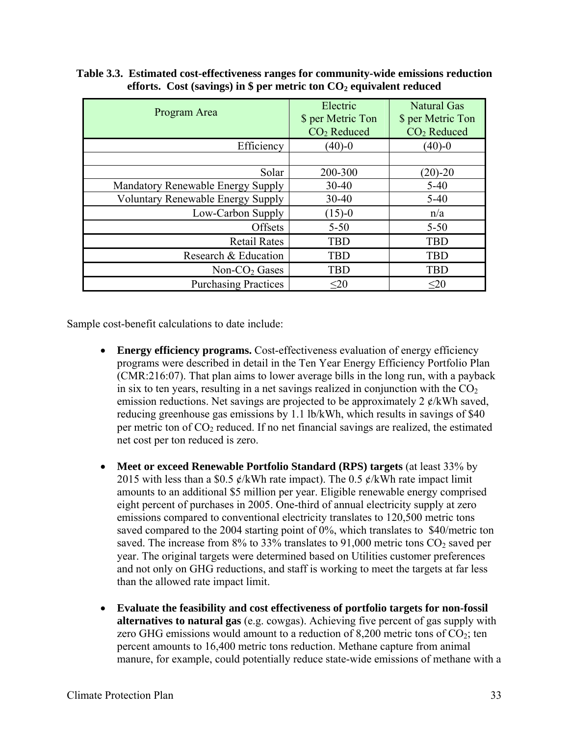**Table 3.3. Estimated cost-effectiveness ranges for community-wide emissions reduction efforts. Cost (savings) in \$ per metric ton $CO_2$ equivalent reduced**

| Program Area | Electric \$ per Metric Ton $CO_2$ Reduced | Natural Gas \$ per Metric Ton $CO_2$ Reduced |
|---|---|---|
| Efficiency | (40)-0 | (40)-0 |
| | | |
| Solar | 200-300 | (20)-20 |
| Mandatory Renewable Energy Supply | 30-40 | 5-40 |
| Voluntary Renewable Energy Supply | 30-40 | 5-40 |
| Low-Carbon Supply | (15)-0 | n/a |
| Offsets | 5-50 | 5-50 |
| Retail Rates | TBD | TBD |
| Research & Education | TBD | TBD |
| Non-$CO_2$ Gases | TBD | TBD |
| Purchasing Practices | $\leq$20 | $\leq$20 |

Sample cost-benefit calculations to date include:

- **Energy efficiency programs.** Cost-effectiveness evaluation of energy efficiency programs were described in detail in the Ten Year Energy Efficiency Portfolio Plan (CMR:216:07). That plan aims to lower average bills in the long run, with a payback in six to ten years, resulting in a net savings realized in conjunction with the $CO_2$ emission reductions. Net savings are projected to be approximately 2 ¢/kWh saved, reducing greenhouse gas emissions by 1.1 lb/kWh, which results in savings of \$40 per metric ton of $CO_2$ reduced. If no net financial savings are realized, the estimated net cost per ton reduced is zero.

- **Meet or exceed Renewable Portfolio Standard (RPS) targets** (at least 33% by 2015 with less than a \$0.5 ¢/kWh rate impact). The 0.5 ¢/kWh rate impact limit amounts to an additional \$5 million per year. Eligible renewable energy comprised eight percent of purchases in 2005. One-third of annual electricity supply at zero emissions compared to conventional electricity translates to 120,500 metric tons saved compared to the 2004 starting point of 0%, which translates to \$40/metric ton saved. The increase from 8% to 33% translates to 91,000 metric tons $CO_2$ saved per year. The original targets were determined based on Utilities customer preferences and not only on GHG reductions, and staff is working to meet the targets at far less than the allowed rate impact limit.

- **Evaluate the feasibility and cost effectiveness of portfolio targets for non-fossil alternatives to natural gas** (e.g. cowgas). Achieving five percent of gas supply with zero GHG emissions would amount to a reduction of 8,200 metric tons of $CO_2$; ten percent amounts to 16,400 metric tons reduction. Methane capture from animal manure, for example, could potentially reduce state-wide emissions of methane with a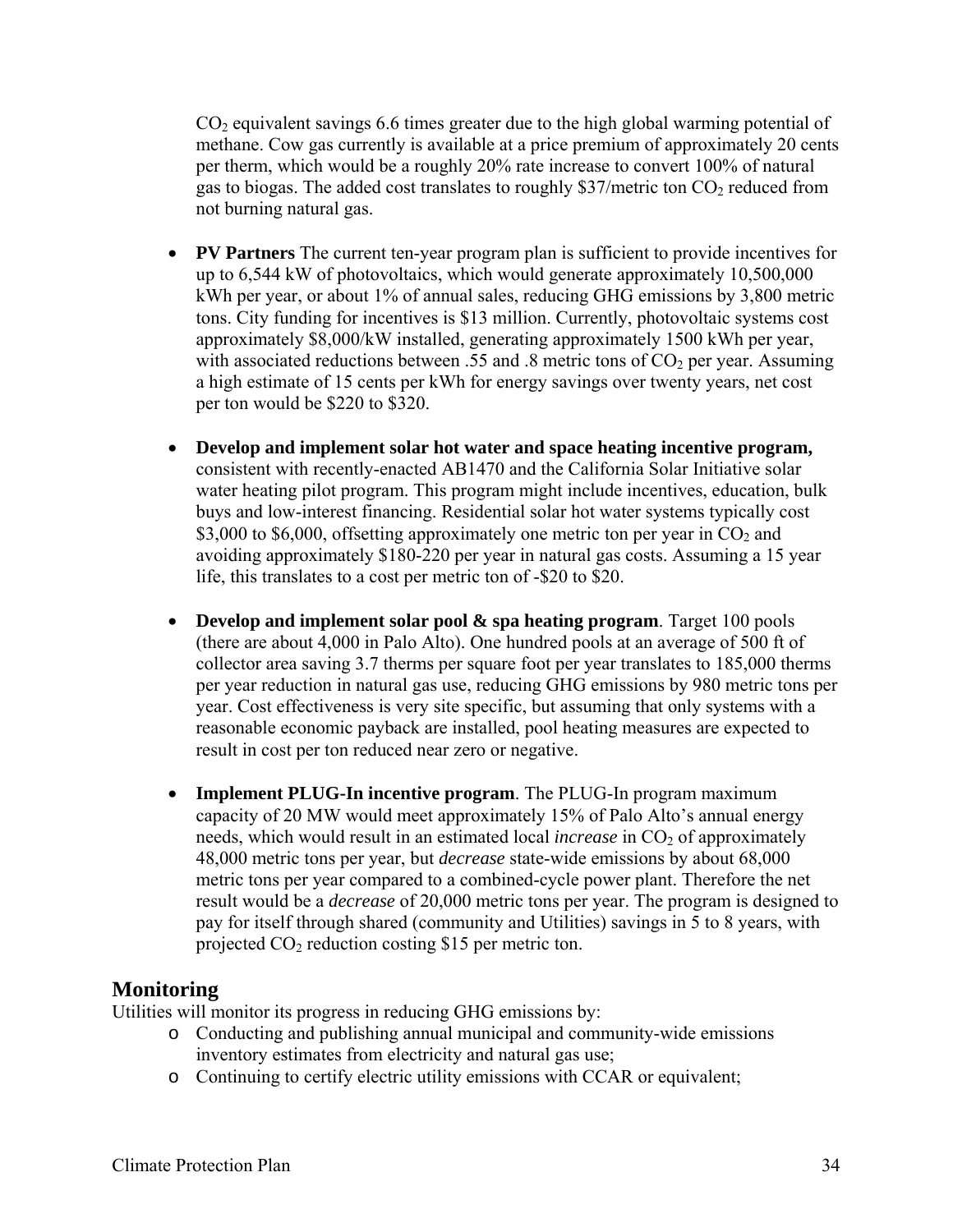$CO_2$ equivalent savings 6.6 times greater due to the high global warming potential of methane. Cow gas currently is available at a price premium of approximately 20 cents per therm, which would be a roughly 20% rate increase to convert 100% of natural gas to biogas. The added cost translates to roughly \$37/metric ton $CO_2$ reduced from not burning natural gas.

- **PV Partners** The current ten-year program plan is sufficient to provide incentives for up to 6,544 kW of photovoltaics, which would generate approximately 10,500,000 kWh per year, or about 1% of annual sales, reducing GHG emissions by 3,800 metric tons. City funding for incentives is \$13 million. Currently, photovoltaic systems cost approximately \$8,000/kW installed, generating approximately 1500 kWh per year, with associated reductions between .55 and .8 metric tons of $CO_2$ per year. Assuming a high estimate of 15 cents per kWh for energy savings over twenty years, net cost per ton would be \$220 to \$320.

- **Develop and implement solar hot water and space heating incentive program,** consistent with recently-enacted AB1470 and the California Solar Initiative solar water heating pilot program. This program might include incentives, education, bulk buys and low-interest financing. Residential solar hot water systems typically cost \$3,000 to \$6,000, offsetting approximately one metric ton per year in $CO_2$ and avoiding approximately \$180-220 per year in natural gas costs. Assuming a 15 year life, this translates to a cost per metric ton of -\$20 to \$20.

- **Develop and implement solar pool & spa heating program**. Target 100 pools (there are about 4,000 in Palo Alto). One hundred pools at an average of 500 ft of collector area saving 3.7 therms per square foot per year translates to 185,000 therms per year reduction in natural gas use, reducing GHG emissions by 980 metric tons per year. Cost effectiveness is very site specific, but assuming that only systems with a reasonable economic payback are installed, pool heating measures are expected to result in cost per ton reduced near zero or negative.

- **Implement PLUG-In incentive program**. The PLUG-In program maximum capacity of 20 MW would meet approximately 15% of Palo Alto's annual energy needs, which would result in an estimated local *increase* in $CO_2$ of approximately 48,000 metric tons per year, but *decrease* state-wide emissions by about 68,000 metric tons per year compared to a combined-cycle power plant. Therefore the net result would be a *decrease* of 20,000 metric tons per year. The program is designed to pay for itself through shared (community and Utilities) savings in 5 to 8 years, with projected $CO_2$ reduction costing \$15 per metric ton.

## Monitoring

Utilities will monitor its progress in reducing GHG emissions by:

- Conducting and publishing annual municipal and community-wide emissions inventory estimates from electricity and natural gas use;
- Continuing to certify electric utility emissions with CCAR or equivalent;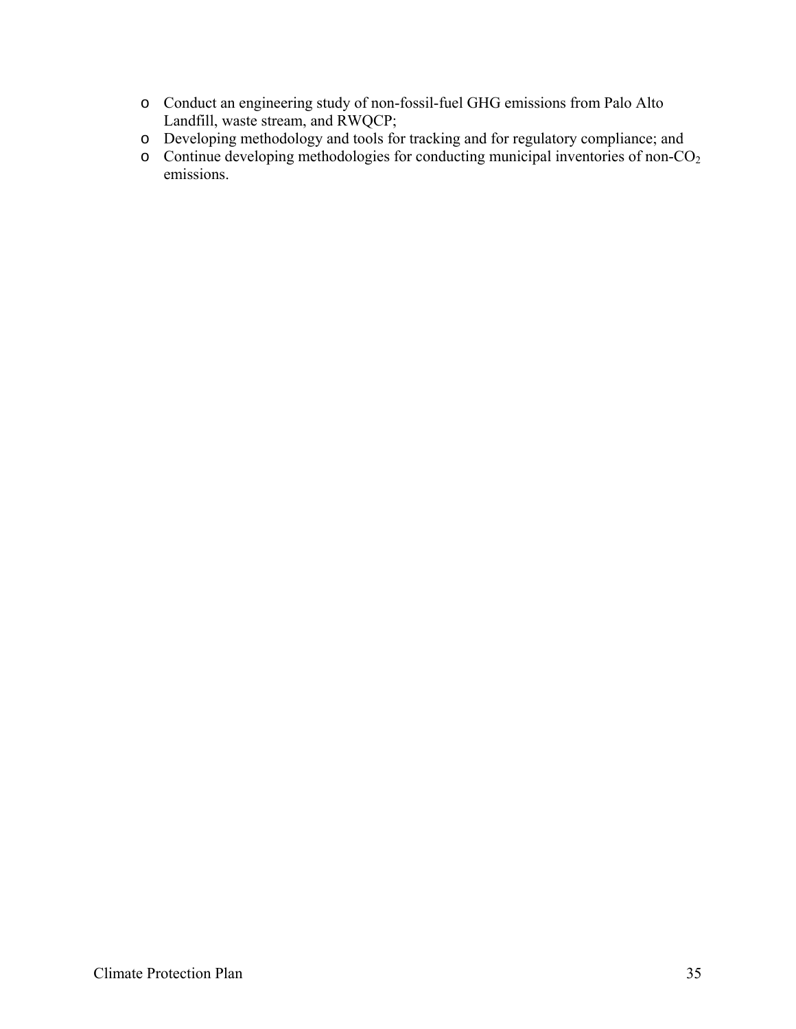- Conduct an engineering study of non-fossil-fuel GHG emissions from Palo Alto Landfill, waste stream, and RWQCP;
- Developing methodology and tools for tracking and for regulatory compliance; and
- Continue developing methodologies for conducting municipal inventories of non-$CO_2$ emissions.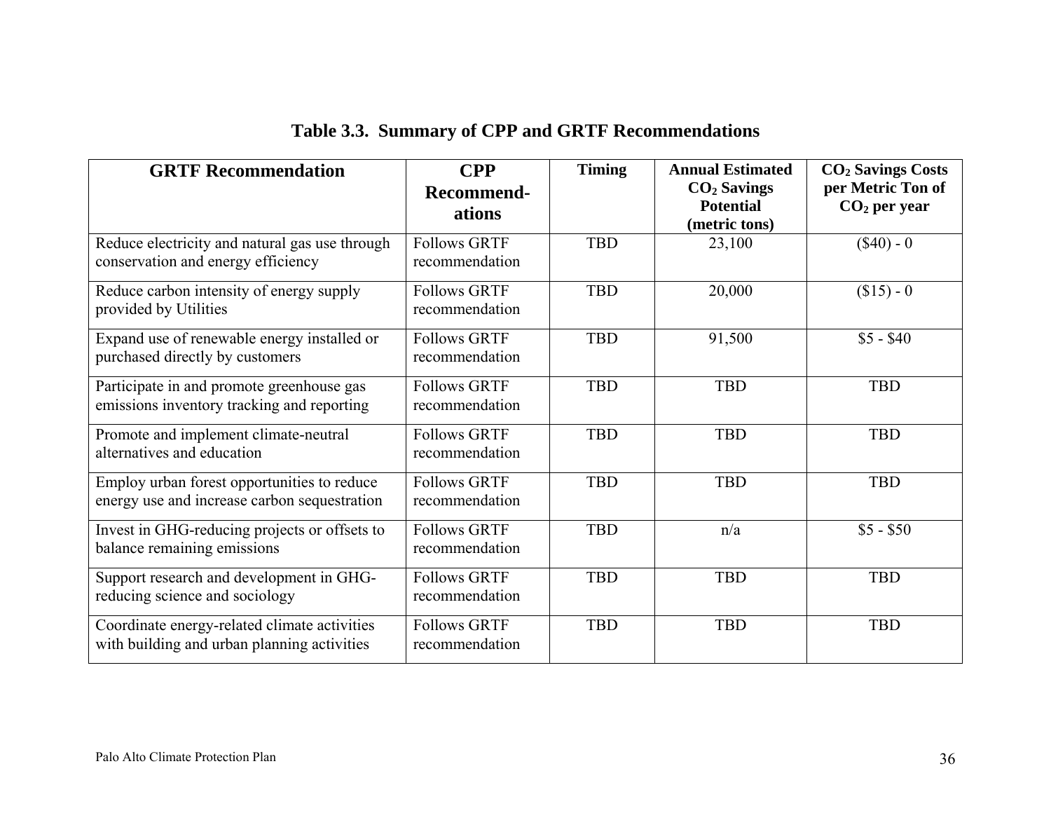**Table 3.3. Summary of CPP and GRTF Recommendations**

| GRTF Recommendation | CPP Recommend-ations | Timing | Annual Estimated $CO_2$ Savings Potential (metric tons) | $CO_2$ Savings Costs per Metric Ton of $CO_2$ per year |
|---|---|---|---|---|
| Reduce electricity and natural gas use through conservation and energy efficiency | Follows GRTF recommendation | TBD | 23,100 | ($40) - 0 |
| Reduce carbon intensity of energy supply provided by Utilities | Follows GRTF recommendation | TBD | 20,000 | ($15) - 0 |
| Expand use of renewable energy installed or purchased directly by customers | Follows GRTF recommendation | TBD | 91,500 | $5 - $40 |
| Participate in and promote greenhouse gas emissions inventory tracking and reporting | Follows GRTF recommendation | TBD | TBD | TBD |
| Promote and implement climate-neutral alternatives and education | Follows GRTF recommendation | TBD | TBD | TBD |
| Employ urban forest opportunities to reduce energy use and increase carbon sequestration | Follows GRTF recommendation | TBD | TBD | TBD |
| Invest in GHG-reducing projects or offsets to balance remaining emissions | Follows GRTF recommendation | TBD | n/a | $5 - $50 |
| Support research and development in GHG-reducing science and sociology | Follows GRTF recommendation | TBD | TBD | TBD |
| Coordinate energy-related climate activities with building and urban planning activities | Follows GRTF recommendation | TBD | TBD | TBD |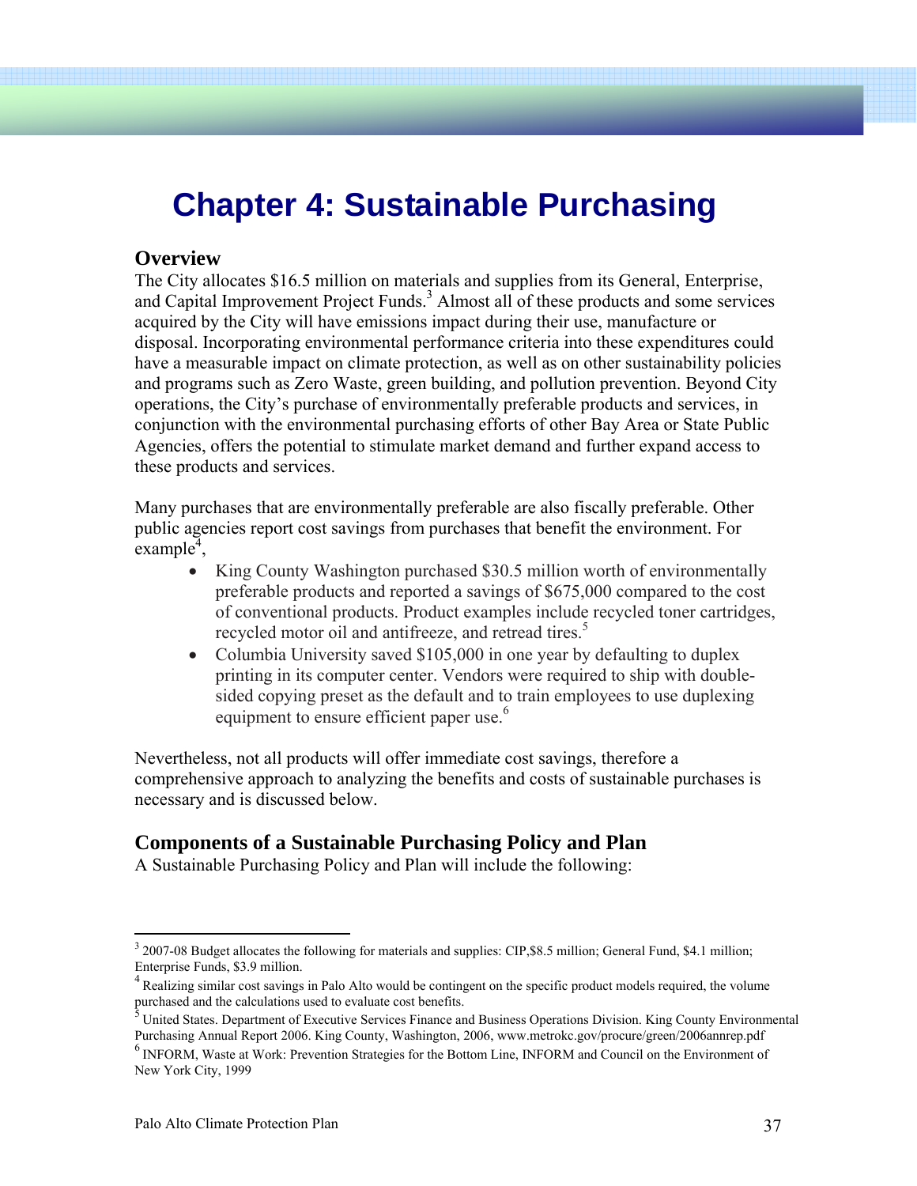# Chapter 4: Sustainable Purchasing

## Overview

The City allocates $16.5 million on materials and supplies from its General, Enterprise, and Capital Improvement Project Funds.[3] Almost all of these products and some services acquired by the City will have emissions impact during their use, manufacture or disposal. Incorporating environmental performance criteria into these expenditures could have a measurable impact on climate protection, as well as on other sustainability policies and programs such as Zero Waste, green building, and pollution prevention. Beyond City operations, the City's purchase of environmentally preferable products and services, in conjunction with the environmental purchasing efforts of other Bay Area or State Public Agencies, offers the potential to stimulate market demand and further expand access to these products and services.

Many purchases that are environmentally preferable are also fiscally preferable. Other public agencies report cost savings from purchases that benefit the environment. For example[4],

- King County Washington purchased $30.5 million worth of environmentally preferable products and reported a savings of $675,000 compared to the cost of conventional products. Product examples include recycled toner cartridges, recycled motor oil and antifreeze, and retread tires.[5]
- Columbia University saved $105,000 in one year by defaulting to duplex printing in its computer center. Vendors were required to ship with double-sided copying preset as the default and to train employees to use duplexing equipment to ensure efficient paper use.[6]

Nevertheless, not all products will offer immediate cost savings, therefore a comprehensive approach to analyzing the benefits and costs of sustainable purchases is necessary and is discussed below.

## Components of a Sustainable Purchasing Policy and Plan

A Sustainable Purchasing Policy and Plan will include the following:

---

[3] 2007-08 Budget allocates the following for materials and supplies: CIP,$8.5 million; General Fund, $4.1 million; Enterprise Funds, $3.9 million.

[4] Realizing similar cost savings in Palo Alto would be contingent on the specific product models required, the volume purchased and the calculations used to evaluate cost benefits.

[5] United States. Department of Executive Services Finance and Business Operations Division. King County Environmental Purchasing Annual Report 2006. King County, Washington, 2006, www.metrokc.gov/procure/green/2006annrep.pdf

[6] INFORM, Waste at Work: Prevention Strategies for the Bottom Line, INFORM and Council on the Environment of New York City, 1999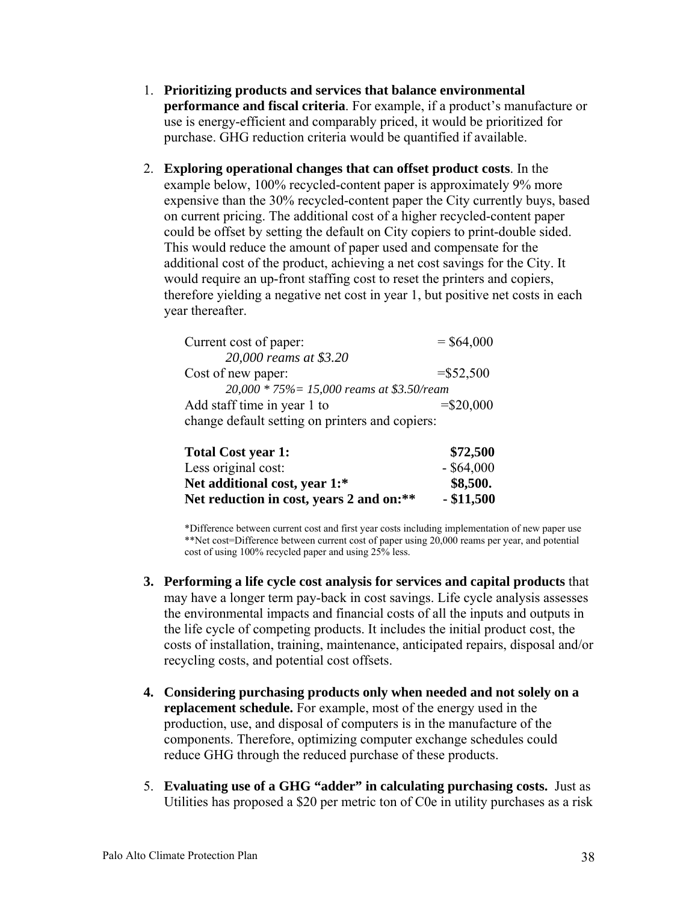1. **Prioritizing products and services that balance environmental performance and fiscal criteria**. For example, if a product's manufacture or use is energy-efficient and comparably priced, it would be prioritized for purchase. GHG reduction criteria would be quantified if available.

2. **Exploring operational changes that can offset product costs**. In the example below, 100% recycled-content paper is approximately 9% more expensive than the 30% recycled-content paper the City currently buys, based on current pricing. The additional cost of a higher recycled-content paper could be offset by setting the default on City copiers to print-double sided. This would reduce the amount of paper used and compensate for the additional cost of the product, achieving a net cost savings for the City. It would require an up-front staffing cost to reset the printers and copiers, therefore yielding a negative net cost in year 1, but positive net costs in each year thereafter.

| | |
|---|---|
| Current cost of paper: | = $64,000 |
| *20,000 reams at $3.20* | |
| Cost of new paper: | =$52,500 |
| *20,000 * 75%= 15,000 reams at $3.50/ream* | |
| Add staff time in year 1 to change default setting on printers and copiers: | =$20,000 |
| **Total Cost year 1:** | **$72,500** |
| Less original cost: | - $64,000 |
| **Net additional cost, year 1:*** | **$8,500.** |
| **Net reduction in cost, years 2 and on:**** | **- $11,500** |

*Difference between current cost and first year costs including implementation of new paper use
**Net cost=Difference between current cost of paper using 20,000 reams per year, and potential cost of using 100% recycled paper and using 25% less.

3. **Performing a life cycle cost analysis for services and capital products** that may have a longer term pay-back in cost savings. Life cycle analysis assesses the environmental impacts and financial costs of all the inputs and outputs in the life cycle of competing products. It includes the initial product cost, the costs of installation, training, maintenance, anticipated repairs, disposal and/or recycling costs, and potential cost offsets.

4. **Considering purchasing products only when needed and not solely on a replacement schedule.** For example, most of the energy used in the production, use, and disposal of computers is in the manufacture of the components. Therefore, optimizing computer exchange schedules could reduce GHG through the reduced purchase of these products.

5. **Evaluating use of a GHG "adder" in calculating purchasing costs.** Just as Utilities has proposed a $20 per metric ton of C0e in utility purchases as a risk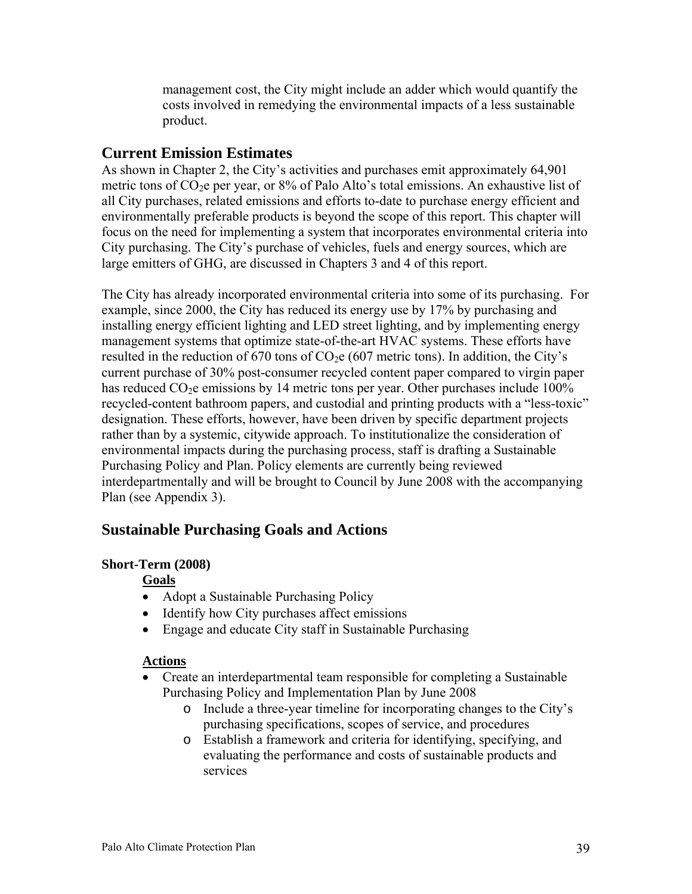management cost, the City might include an adder which would quantify the costs involved in remedying the environmental impacts of a less sustainable product.

## Current Emission Estimates

As shown in Chapter 2, the City's activities and purchases emit approximately 64,901 metric tons of $CO_2e$ per year, or 8% of Palo Alto's total emissions. An exhaustive list of all City purchases, related emissions and efforts to-date to purchase energy efficient and environmentally preferable products is beyond the scope of this report. This chapter will focus on the need for implementing a system that incorporates environmental criteria into City purchasing. The City's purchase of vehicles, fuels and energy sources, which are large emitters of GHG, are discussed in Chapters 3 and 4 of this report.

The City has already incorporated environmental criteria into some of its purchasing. For example, since 2000, the City has reduced its energy use by 17% by purchasing and installing energy efficient lighting and LED street lighting, and by implementing energy management systems that optimize state-of-the-art HVAC systems. These efforts have resulted in the reduction of 670 tons of $CO_2e$ (607 metric tons). In addition, the City's current purchase of 30% post-consumer recycled content paper compared to virgin paper has reduced $CO_2e$ emissions by 14 metric tons per year. Other purchases include 100% recycled-content bathroom papers, and custodial and printing products with a "less-toxic" designation. These efforts, however, have been driven by specific department projects rather than by a systemic, citywide approach. To institutionalize the consideration of environmental impacts during the purchasing process, staff is drafting a Sustainable Purchasing Policy and Plan. Policy elements are currently being reviewed interdepartmentally and will be brought to Council by June 2008 with the accompanying Plan (see Appendix 3).

## Sustainable Purchasing Goals and Actions

### Short-Term (2008)

**Goals**

- Adopt a Sustainable Purchasing Policy
- Identify how City purchases affect emissions
- Engage and educate City staff in Sustainable Purchasing

**Actions**

- Create an interdepartmental team responsible for completing a Sustainable Purchasing Policy and Implementation Plan by June 2008
  - Include a three-year timeline for incorporating changes to the City's purchasing specifications, scopes of service, and procedures
  - Establish a framework and criteria for identifying, specifying, and evaluating the performance and costs of sustainable products and services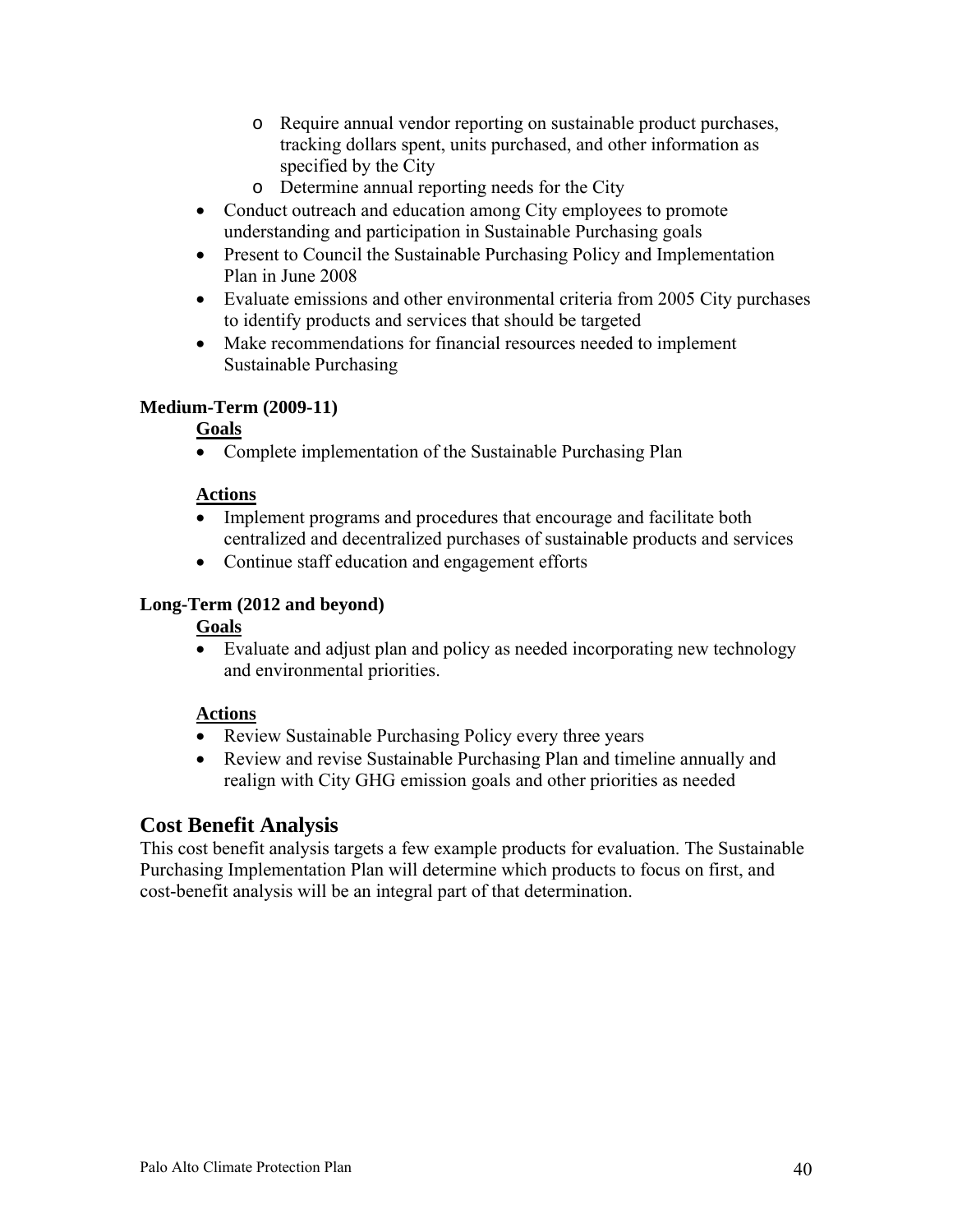- Require annual vendor reporting on sustainable product purchases, tracking dollars spent, units purchased, and other information as specified by the City
   - Determine annual reporting needs for the City
- Conduct outreach and education among City employees to promote understanding and participation in Sustainable Purchasing goals
- Present to Council the Sustainable Purchasing Policy and Implementation Plan in June 2008
- Evaluate emissions and other environmental criteria from 2005 City purchases to identify products and services that should be targeted
- Make recommendations for financial resources needed to implement Sustainable Purchasing

**Medium-Term (2009-11)**

**Goals**

- Complete implementation of the Sustainable Purchasing Plan

**Actions**

- Implement programs and procedures that encourage and facilitate both centralized and decentralized purchases of sustainable products and services
- Continue staff education and engagement efforts

**Long-Term (2012 and beyond)**

**Goals**

- Evaluate and adjust plan and policy as needed incorporating new technology and environmental priorities.

**Actions**

- Review Sustainable Purchasing Policy every three years
- Review and revise Sustainable Purchasing Plan and timeline annually and realign with City GHG emission goals and other priorities as needed

## Cost Benefit Analysis

This cost benefit analysis targets a few example products for evaluation. The Sustainable Purchasing Implementation Plan will determine which products to focus on first, and cost-benefit analysis will be an integral part of that determination.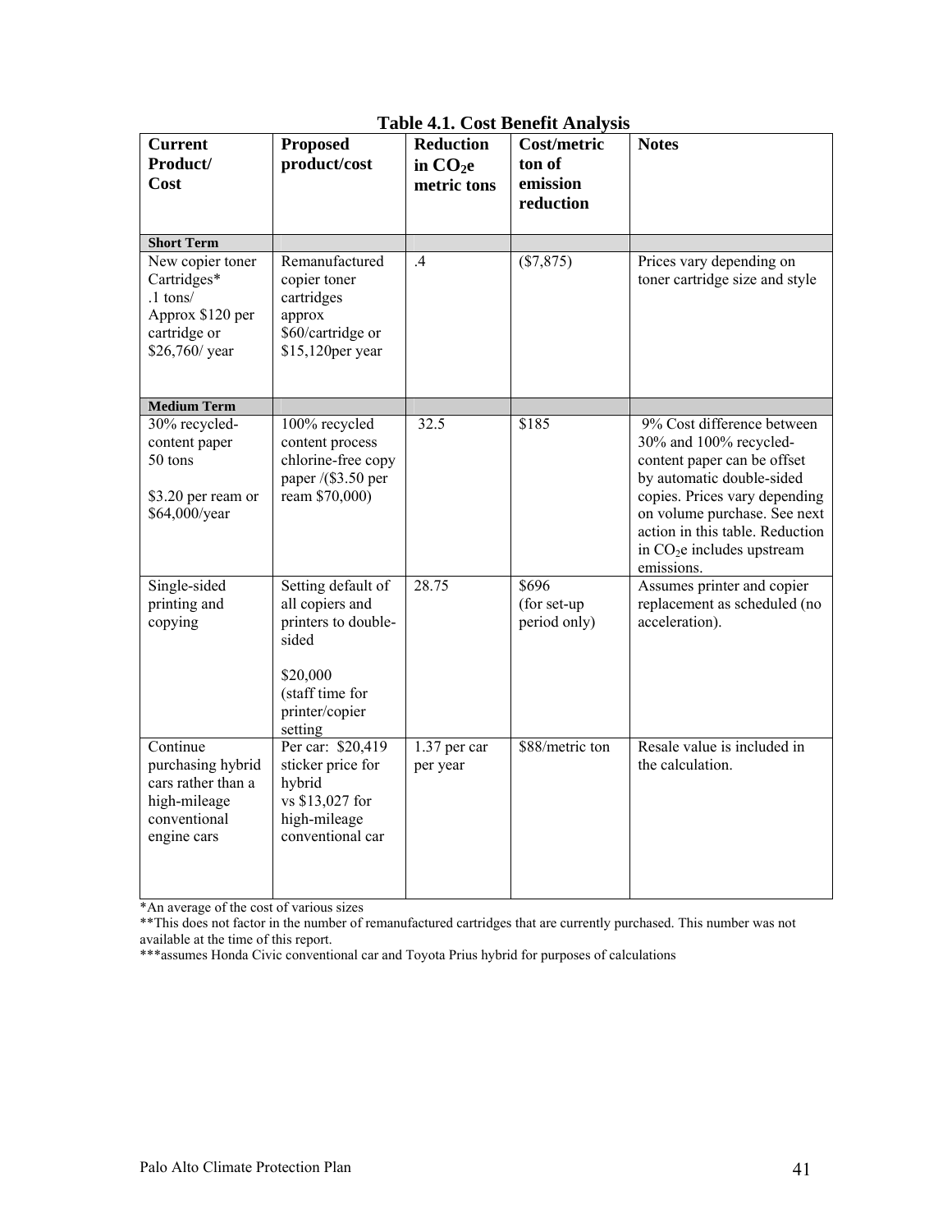**Table 4.1. Cost Benefit Analysis**

| Current Product/ Cost | Proposed product/cost | Reduction in $CO_2e$ metric tons | Cost/metric ton of emission reduction | Notes |
|---|---|---|---|---|
| **Short Term** | | | | |
| New copier toner Cartridges* .1 tons/ Approx $120 per cartridge or $26,760/ year | Remanufactured copier toner cartridges approx $60/cartridge or $15,120per year | .4 | ($7,875) | Prices vary depending on toner cartridge size and style |
| **Medium Term** | | | | |
| 30% recycled-content paper 50 tons<br><br>$3.20 per ream or $64,000/year | 100% recycled content process chlorine-free copy paper /($3.50 per ream $70,000) | 32.5 | $185 | 9% Cost difference between 30% and 100% recycled-content paper can be offset by automatic double-sided copies. Prices vary depending on volume purchase. See next action in this table. Reduction in $CO_2e$ includes upstream emissions. |
| Single-sided printing and copying | Setting default of all copiers and printers to double-sided<br><br>$20,000 (staff time for printer/copier setting | 28.75 | $696 (for set-up period only) | Assumes printer and copier replacement as scheduled (no acceleration). |
| Continue purchasing hybrid cars rather than a high-mileage conventional engine cars | Per car: $20,419 sticker price for hybrid vs $13,027 for high-mileage conventional car | 1.37 per car per year | $88/metric ton | Resale value is included in the calculation. |

*An average of the cost of various sizes

**This does not factor in the number of remanufactured cartridges that are currently purchased. This number was not available at the time of this report.

***assumes Honda Civic conventional car and Toyota Prius hybrid for purposes of calculations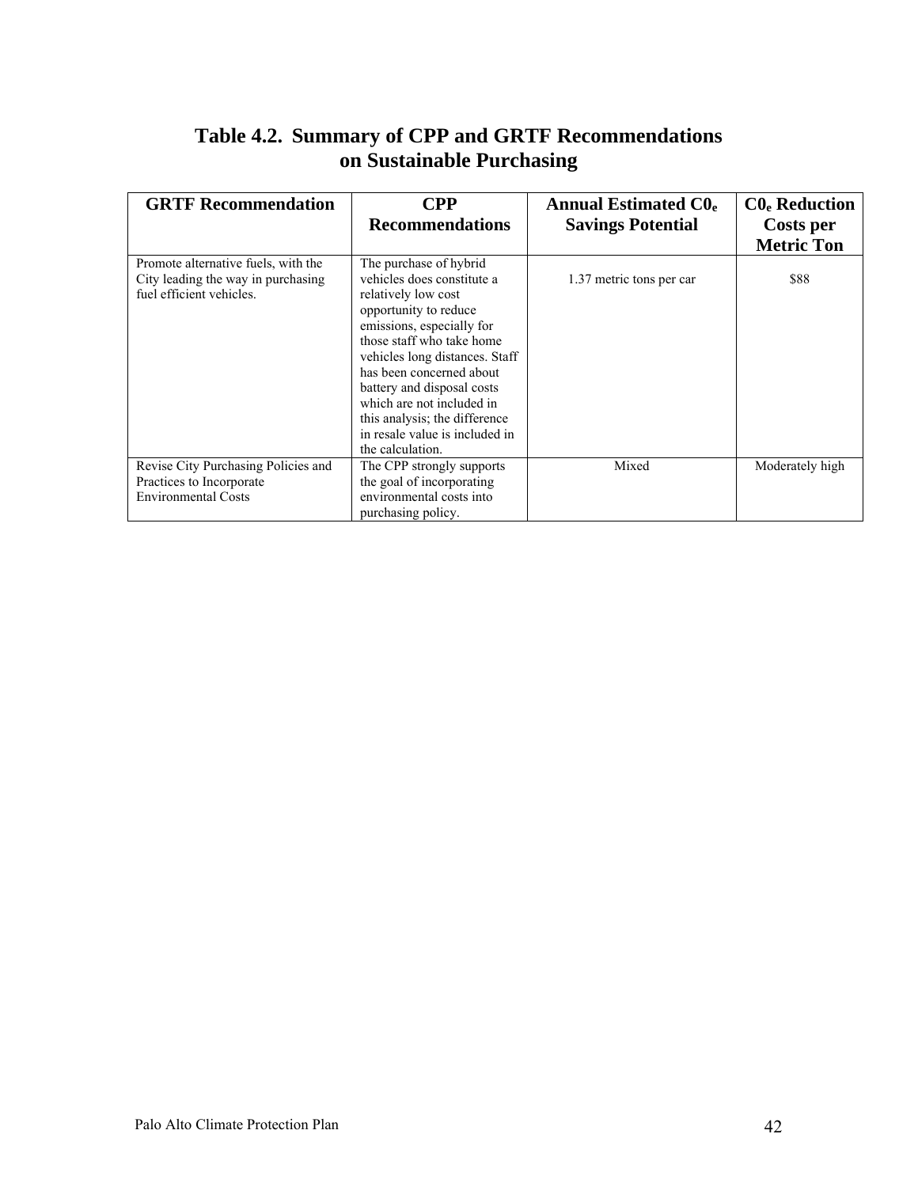## Table 4.2. Summary of CPP and GRTF Recommendations on Sustainable Purchasing

| GRTF Recommendation | CPP Recommendations | Annual Estimated $C0_e$ Savings Potential | $C0_e$ Reduction Costs per Metric Ton |
|---|---|---|---|
| Promote alternative fuels, with the City leading the way in purchasing fuel efficient vehicles. | The purchase of hybrid vehicles does constitute a relatively low cost opportunity to reduce emissions, especially for those staff who take home vehicles long distances. Staff has been concerned about battery and disposal costs which are not included in this analysis; the difference in resale value is included in the calculation. | 1.37 metric tons per car | $88 |
| Revise City Purchasing Policies and Practices to Incorporate Environmental Costs | The CPP strongly supports the goal of incorporating environmental costs into purchasing policy. | Mixed | Moderately high |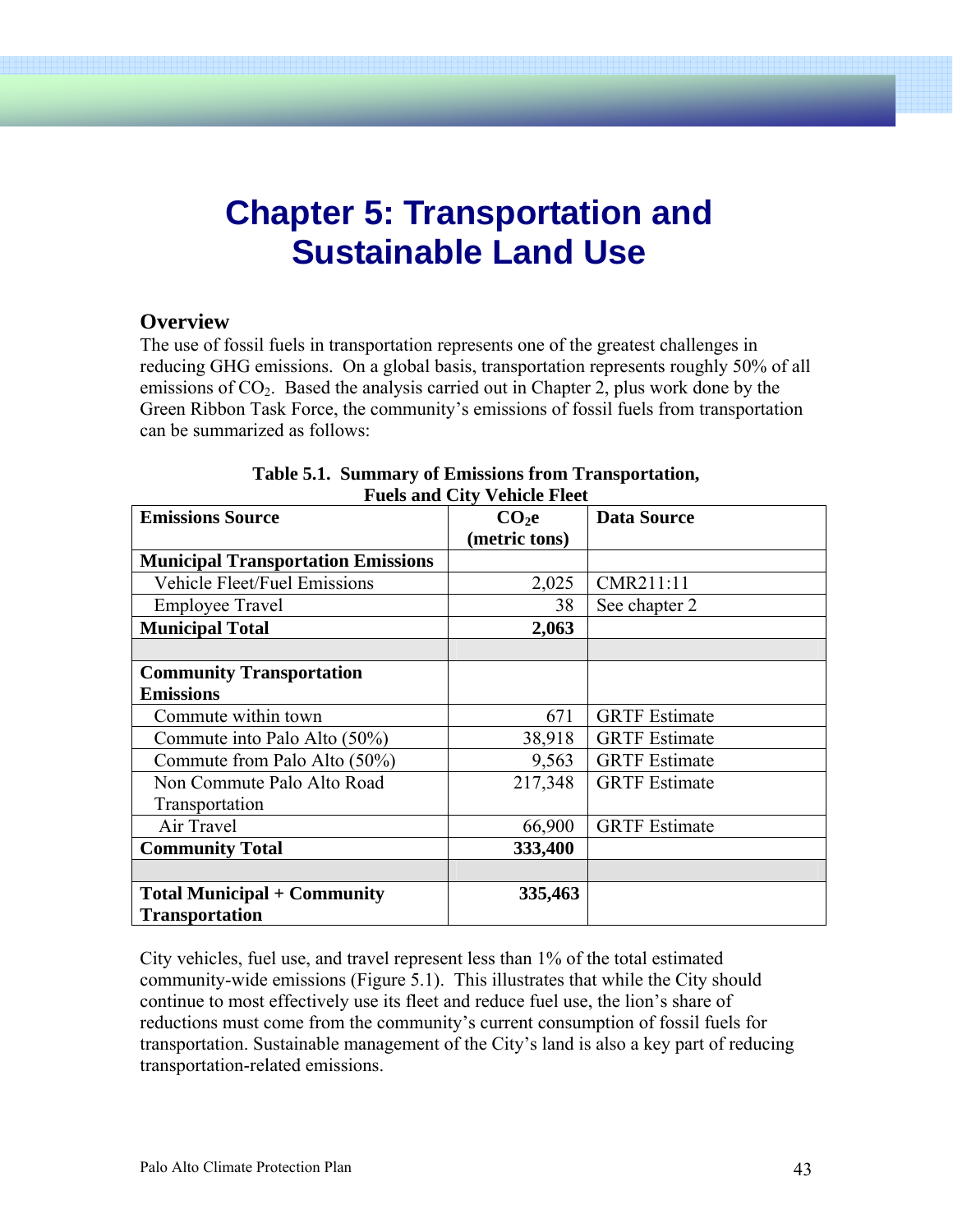# Chapter 5: Transportation and Sustainable Land Use

## Overview

The use of fossil fuels in transportation represents one of the greatest challenges in reducing GHG emissions. On a global basis, transportation represents roughly 50% of all emissions of $CO_2$. Based the analysis carried out in Chapter 2, plus work done by the Green Ribbon Task Force, the community's emissions of fossil fuels from transportation can be summarized as follows:

**Table 5.1. Summary of Emissions from Transportation, Fuels and City Vehicle Fleet**

| Emissions Source | $CO_2e$ (metric tons) | Data Source |
|---|---|---|
| **Municipal Transportation Emissions** | | |
| Vehicle Fleet/Fuel Emissions | 2,025 | CMR211:11 |
| Employee Travel | 38 | See chapter 2 |
| **Municipal Total** | **2,063** | |
| | | |
| **Community Transportation Emissions** | | |
| Commute within town | 671 | GRTF Estimate |
| Commute into Palo Alto (50%) | 38,918 | GRTF Estimate |
| Commute from Palo Alto (50%) | 9,563 | GRTF Estimate |
| Non Commute Palo Alto Road Transportation | 217,348 | GRTF Estimate |
| Air Travel | 66,900 | GRTF Estimate |
| **Community Total** | **333,400** | |
| | | |
| **Total Municipal + Community Transportation** | **335,463** | |

City vehicles, fuel use, and travel represent less than 1% of the total estimated community-wide emissions (Figure 5.1). This illustrates that while the City should continue to most effectively use its fleet and reduce fuel use, the lion's share of reductions must come from the community's current consumption of fossil fuels for transportation. Sustainable management of the City's land is also a key part of reducing transportation-related emissions.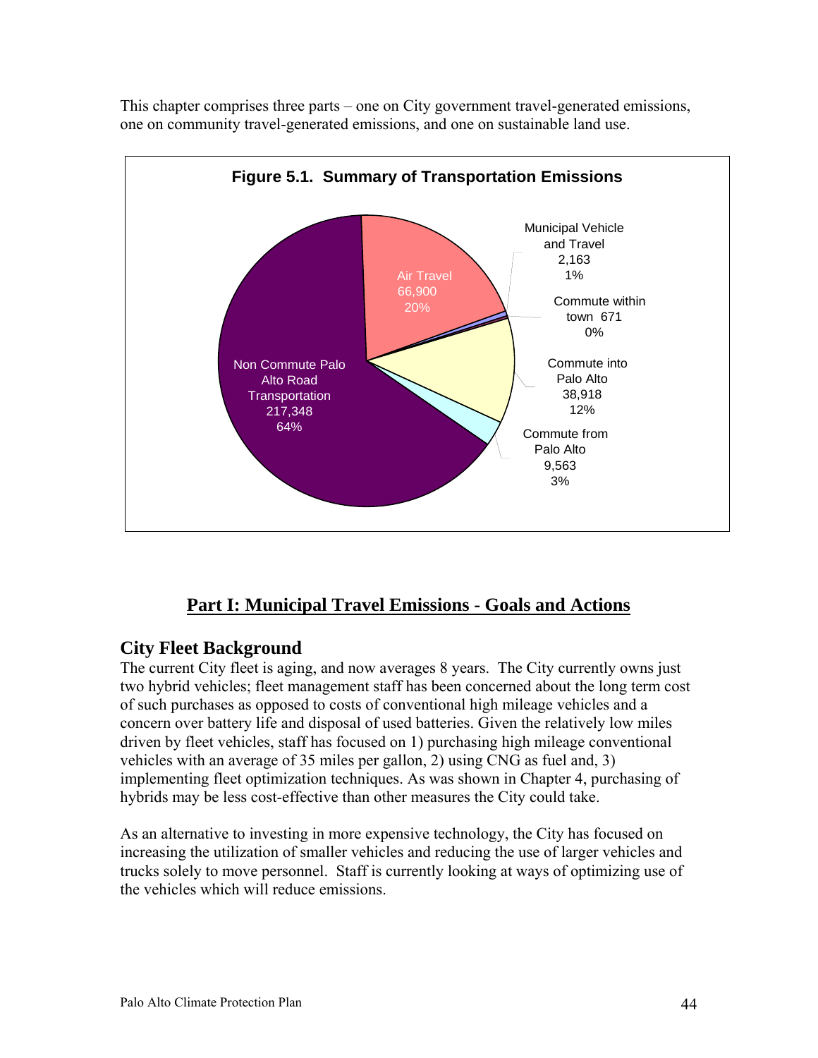This chapter comprises three parts – one on City government travel-generated emissions, one on community travel-generated emissions, and one on sustainable land use.

**Figure 5.1. Summary of Transportation Emissions**

| Category | Emissions | Percent |
|---|---|---|
| Non Commute Palo Alto Road Transportation | 217,348 | 64% |
| Air Travel | 66,900 | 20% |
| Municipal Vehicle and Travel | 2,163 | 1% |
| Commute within town | 671 | 0% |
| Commute into Palo Alto | 38,918 | 12% |
| Commute from Palo Alto | 9,563 | 3% |

## Part I: Municipal Travel Emissions - Goals and Actions

### City Fleet Background

The current City fleet is aging, and now averages 8 years. The City currently owns just two hybrid vehicles; fleet management staff has been concerned about the long term cost of such purchases as opposed to costs of conventional high mileage vehicles and a concern over battery life and disposal of used batteries. Given the relatively low miles driven by fleet vehicles, staff has focused on 1) purchasing high mileage conventional vehicles with an average of 35 miles per gallon, 2) using CNG as fuel and, 3) implementing fleet optimization techniques. As was shown in Chapter 4, purchasing of hybrids may be less cost-effective than other measures the City could take.

As an alternative to investing in more expensive technology, the City has focused on increasing the utilization of smaller vehicles and reducing the use of larger vehicles and trucks solely to move personnel. Staff is currently looking at ways of optimizing use of the vehicles which will reduce emissions.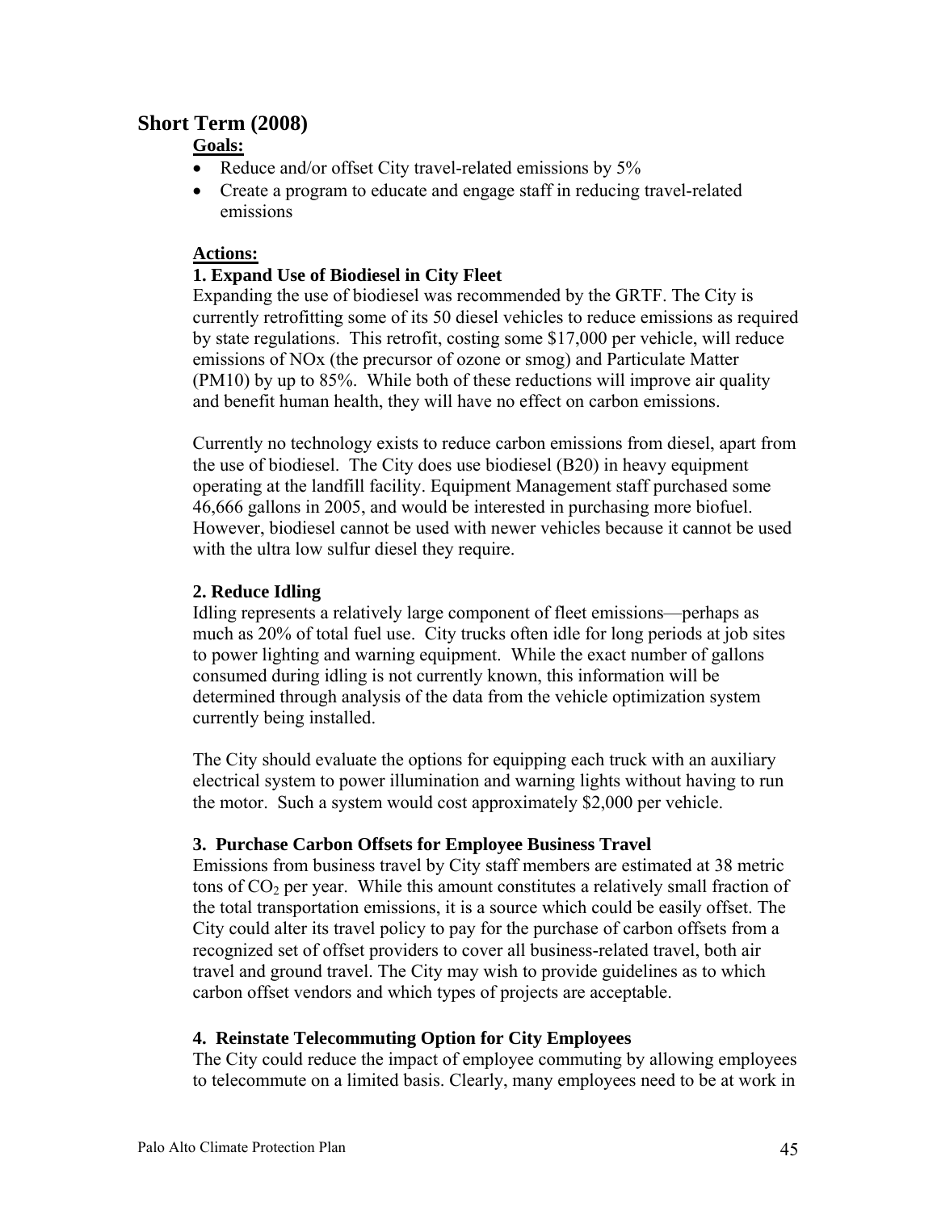## Short Term (2008)

**Goals:**

- Reduce and/or offset City travel-related emissions by 5%
- Create a program to educate and engage staff in reducing travel-related emissions

**Actions:**

**1. Expand Use of Biodiesel in City Fleet**

Expanding the use of biodiesel was recommended by the GRTF. The City is currently retrofitting some of its 50 diesel vehicles to reduce emissions as required by state regulations. This retrofit, costing some $17,000 per vehicle, will reduce emissions of NOx (the precursor of ozone or smog) and Particulate Matter (PM10) by up to 85%. While both of these reductions will improve air quality and benefit human health, they will have no effect on carbon emissions.

Currently no technology exists to reduce carbon emissions from diesel, apart from the use of biodiesel. The City does use biodiesel (B20) in heavy equipment operating at the landfill facility. Equipment Management staff purchased some 46,666 gallons in 2005, and would be interested in purchasing more biofuel. However, biodiesel cannot be used with newer vehicles because it cannot be used with the ultra low sulfur diesel they require.

**2. Reduce Idling**

Idling represents a relatively large component of fleet emissions—perhaps as much as 20% of total fuel use. City trucks often idle for long periods at job sites to power lighting and warning equipment. While the exact number of gallons consumed during idling is not currently known, this information will be determined through analysis of the data from the vehicle optimization system currently being installed.

The City should evaluate the options for equipping each truck with an auxiliary electrical system to power illumination and warning lights without having to run the motor. Such a system would cost approximately $2,000 per vehicle.

**3. Purchase Carbon Offsets for Employee Business Travel**

Emissions from business travel by City staff members are estimated at 38 metric tons of $CO_2$ per year. While this amount constitutes a relatively small fraction of the total transportation emissions, it is a source which could be easily offset. The City could alter its travel policy to pay for the purchase of carbon offsets from a recognized set of offset providers to cover all business-related travel, both air travel and ground travel. The City may wish to provide guidelines as to which carbon offset vendors and which types of projects are acceptable.

**4. Reinstate Telecommuting Option for City Employees**

The City could reduce the impact of employee commuting by allowing employees to telecommute on a limited basis. Clearly, many employees need to be at work in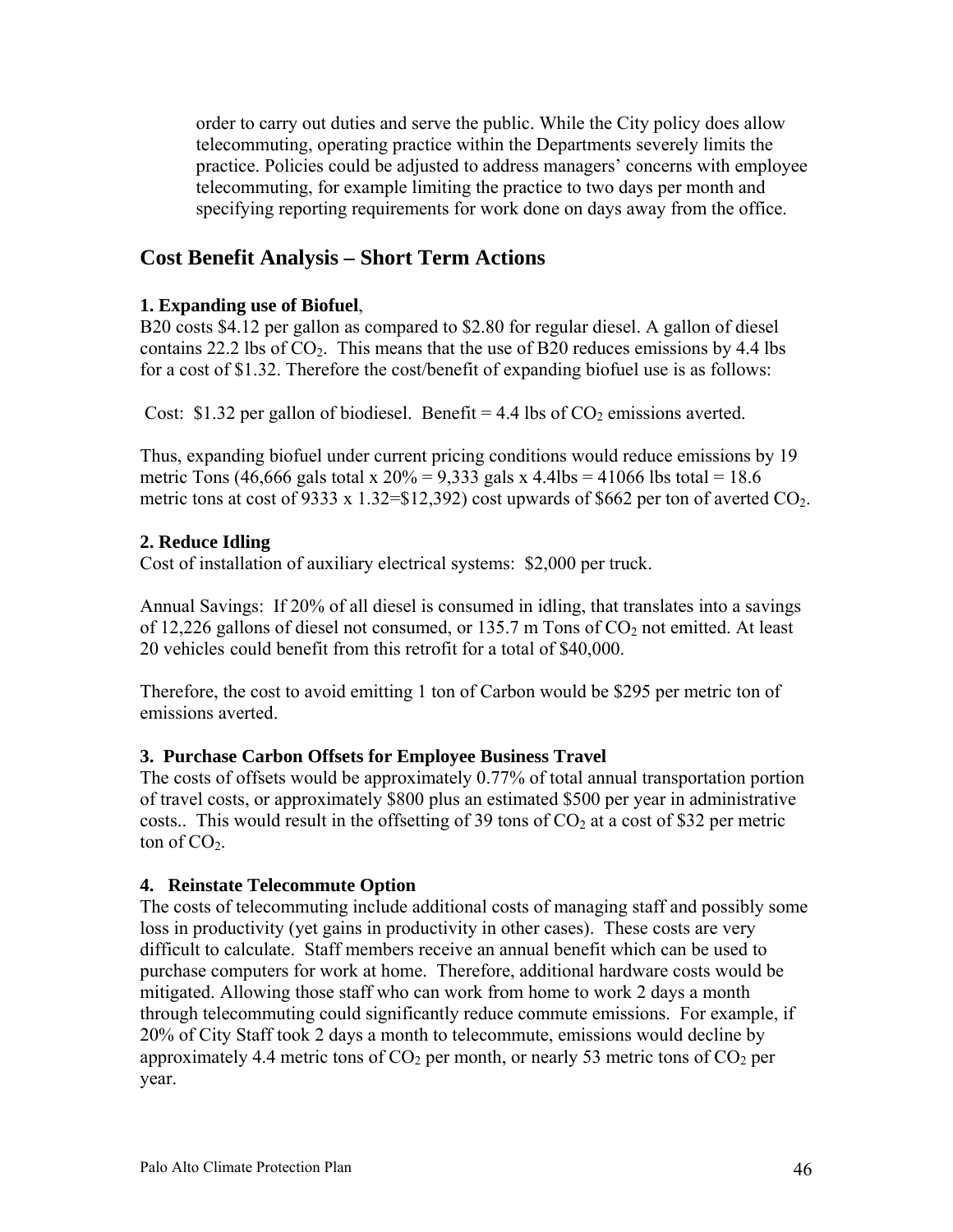order to carry out duties and serve the public. While the City policy does allow telecommuting, operating practice within the Departments severely limits the practice. Policies could be adjusted to address managers' concerns with employee telecommuting, for example limiting the practice to two days per month and specifying reporting requirements for work done on days away from the office.

## Cost Benefit Analysis – Short Term Actions

**1. Expanding use of Biofuel**,

B20 costs $4.12 per gallon as compared to $2.80 for regular diesel. A gallon of diesel contains 22.2 lbs of $CO_2$. This means that the use of B20 reduces emissions by 4.4 lbs for a cost of $1.32. Therefore the cost/benefit of expanding biofuel use is as follows:

Cost: $1.32 per gallon of biodiesel. Benefit = 4.4 lbs of $CO_2$ emissions averted.

Thus, expanding biofuel under current pricing conditions would reduce emissions by 19 metric Tons (46,666 gals total x 20% = 9,333 gals x 4.4lbs = 41066 lbs total = 18.6 metric tons at cost of 9333 x 1.32=$12,392) cost upwards of $662 per ton of averted $CO_2$.

**2. Reduce Idling**

Cost of installation of auxiliary electrical systems: $2,000 per truck.

Annual Savings: If 20% of all diesel is consumed in idling, that translates into a savings of 12,226 gallons of diesel not consumed, or 135.7 m Tons of $CO_2$ not emitted. At least 20 vehicles could benefit from this retrofit for a total of $40,000.

Therefore, the cost to avoid emitting 1 ton of Carbon would be $295 per metric ton of emissions averted.

**3. Purchase Carbon Offsets for Employee Business Travel**

The costs of offsets would be approximately 0.77% of total annual transportation portion of travel costs, or approximately $800 plus an estimated $500 per year in administrative costs.. This would result in the offsetting of 39 tons of $CO_2$ at a cost of $32 per metric ton of $CO_2$.

**4. Reinstate Telecommute Option**

The costs of telecommuting include additional costs of managing staff and possibly some loss in productivity (yet gains in productivity in other cases). These costs are very difficult to calculate. Staff members receive an annual benefit which can be used to purchase computers for work at home. Therefore, additional hardware costs would be mitigated. Allowing those staff who can work from home to work 2 days a month through telecommuting could significantly reduce commute emissions. For example, if 20% of City Staff took 2 days a month to telecommute, emissions would decline by approximately 4.4 metric tons of $CO_2$ per month, or nearly 53 metric tons of $CO_2$ per year.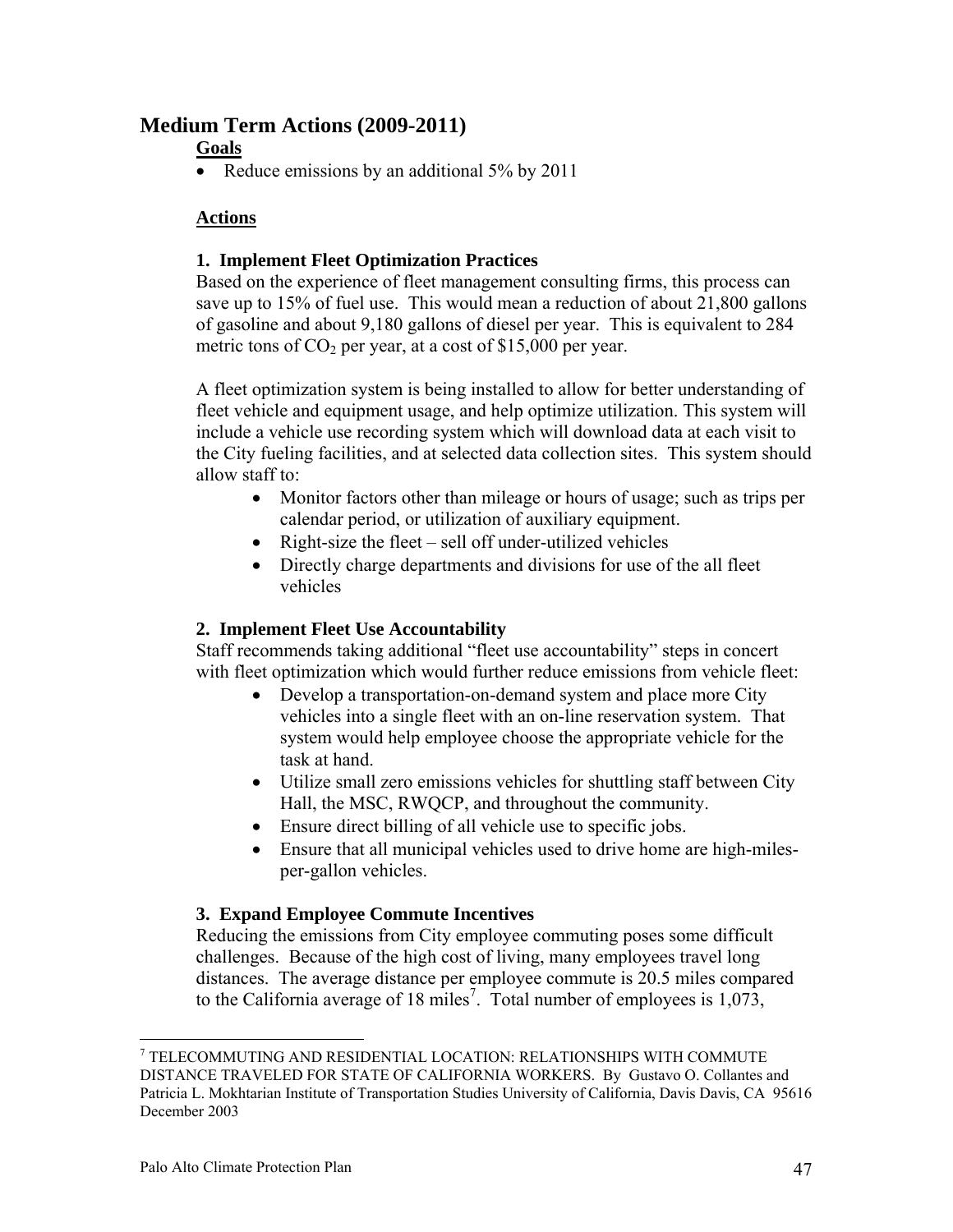## Medium Term Actions (2009-2011)

**Goals**

- Reduce emissions by an additional 5% by 2011

**Actions**

**1. Implement Fleet Optimization Practices**

Based on the experience of fleet management consulting firms, this process can save up to 15% of fuel use. This would mean a reduction of about 21,800 gallons of gasoline and about 9,180 gallons of diesel per year. This is equivalent to 284 metric tons of $CO_2$ per year, at a cost of $15,000 per year.

A fleet optimization system is being installed to allow for better understanding of fleet vehicle and equipment usage, and help optimize utilization. This system will include a vehicle use recording system which will download data at each visit to the City fueling facilities, and at selected data collection sites. This system should allow staff to:

- Monitor factors other than mileage or hours of usage; such as trips per calendar period, or utilization of auxiliary equipment.
- Right-size the fleet – sell off under-utilized vehicles
- Directly charge departments and divisions for use of the all fleet vehicles

**2. Implement Fleet Use Accountability**

Staff recommends taking additional "fleet use accountability" steps in concert with fleet optimization which would further reduce emissions from vehicle fleet:

- Develop a transportation-on-demand system and place more City vehicles into a single fleet with an on-line reservation system. That system would help employee choose the appropriate vehicle for the task at hand.
- Utilize small zero emissions vehicles for shuttling staff between City Hall, the MSC, RWQCP, and throughout the community.
- Ensure direct billing of all vehicle use to specific jobs.
- Ensure that all municipal vehicles used to drive home are high-miles-per-gallon vehicles.

**3. Expand Employee Commute Incentives**

Reducing the emissions from City employee commuting poses some difficult challenges. Because of the high cost of living, many employees travel long distances. The average distance per employee commute is 20.5 miles compared to the California average of 18 miles[7]. Total number of employees is 1,073,

---

[7] TELECOMMUTING AND RESIDENTIAL LOCATION: RELATIONSHIPS WITH COMMUTE DISTANCE TRAVELED FOR STATE OF CALIFORNIA WORKERS. By Gustavo O. Collantes and Patricia L. Mokhtarian Institute of Transportation Studies University of California, Davis Davis, CA 95616 December 2003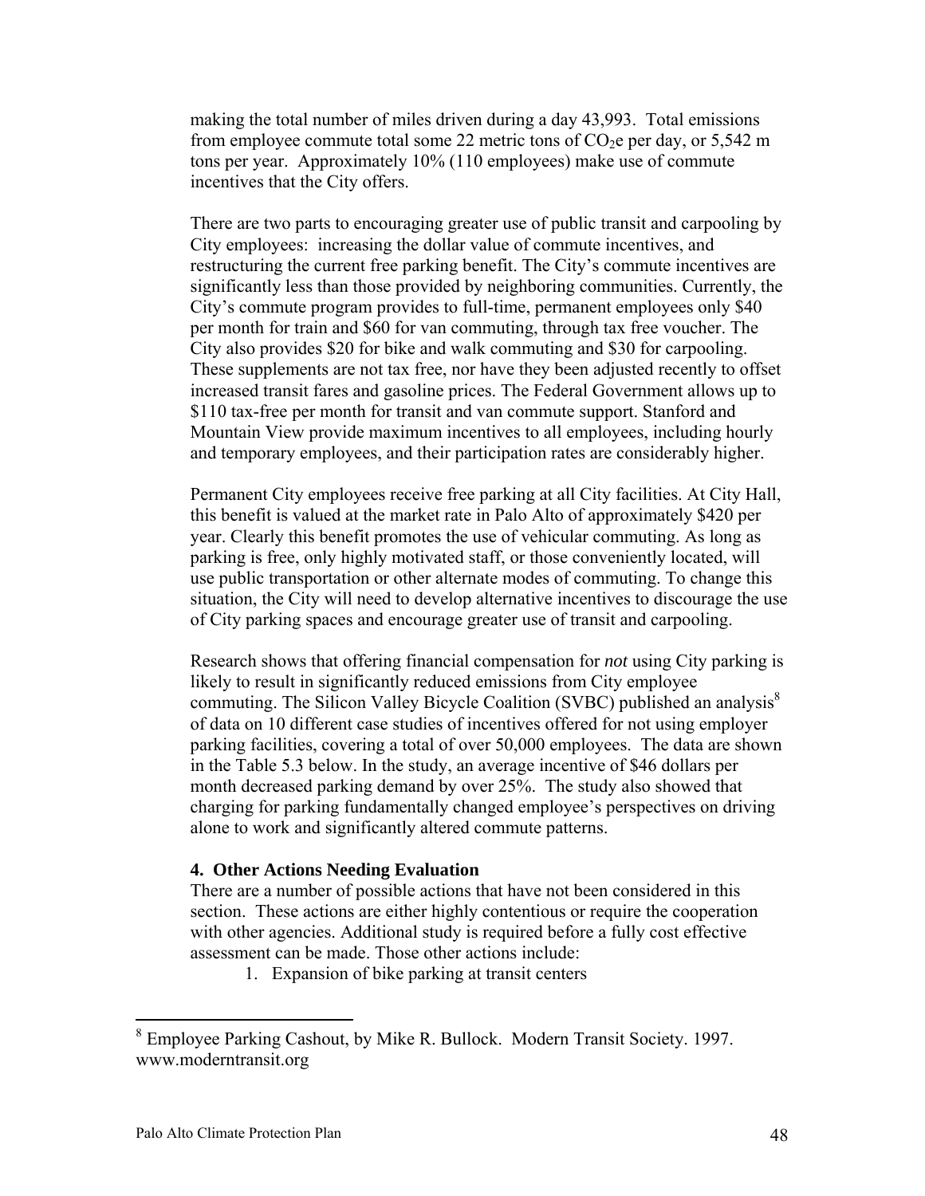making the total number of miles driven during a day 43,993. Total emissions from employee commute total some 22 metric tons of $CO_2e$ per day, or 5,542 m tons per year. Approximately 10% (110 employees) make use of commute incentives that the City offers.

There are two parts to encouraging greater use of public transit and carpooling by City employees: increasing the dollar value of commute incentives, and restructuring the current free parking benefit. The City's commute incentives are significantly less than those provided by neighboring communities. Currently, the City's commute program provides to full-time, permanent employees only $40 per month for train and $60 for van commuting, through tax free voucher. The City also provides $20 for bike and walk commuting and $30 for carpooling. These supplements are not tax free, nor have they been adjusted recently to offset increased transit fares and gasoline prices. The Federal Government allows up to $110 tax-free per month for transit and van commute support. Stanford and Mountain View provide maximum incentives to all employees, including hourly and temporary employees, and their participation rates are considerably higher.

Permanent City employees receive free parking at all City facilities. At City Hall, this benefit is valued at the market rate in Palo Alto of approximately $420 per year. Clearly this benefit promotes the use of vehicular commuting. As long as parking is free, only highly motivated staff, or those conveniently located, will use public transportation or other alternate modes of commuting. To change this situation, the City will need to develop alternative incentives to discourage the use of City parking spaces and encourage greater use of transit and carpooling.

Research shows that offering financial compensation for *not* using City parking is likely to result in significantly reduced emissions from City employee commuting. The Silicon Valley Bicycle Coalition (SVBC) published an analysis[8] of data on 10 different case studies of incentives offered for not using employer parking facilities, covering a total of over 50,000 employees. The data are shown in the Table 5.3 below. In the study, an average incentive of $46 dollars per month decreased parking demand by over 25%. The study also showed that charging for parking fundamentally changed employee's perspectives on driving alone to work and significantly altered commute patterns.

**4. Other Actions Needing Evaluation**

There are a number of possible actions that have not been considered in this section. These actions are either highly contentious or require the cooperation with other agencies. Additional study is required before a fully cost effective assessment can be made. Those other actions include:

1. Expansion of bike parking at transit centers

[8] Employee Parking Cashout, by Mike R. Bullock. Modern Transit Society. 1997. www.moderntransit.org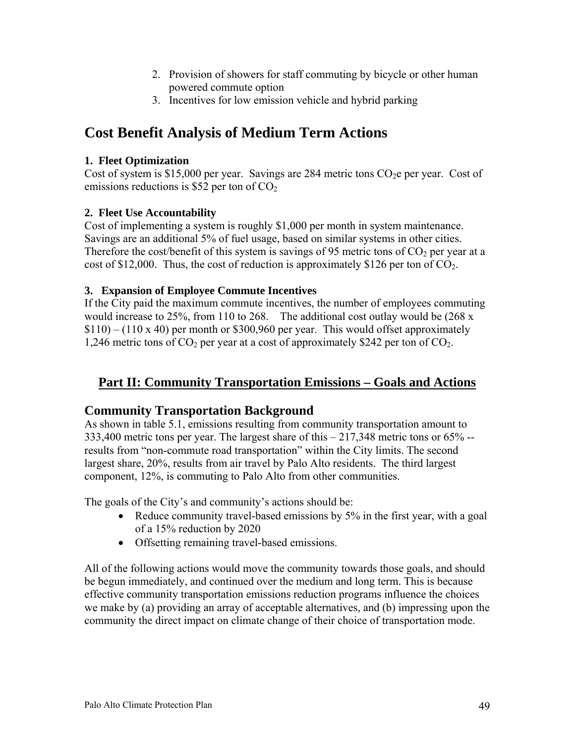2. Provision of showers for staff commuting by bicycle or other human powered commute option
3. Incentives for low emission vehicle and hybrid parking

## Cost Benefit Analysis of Medium Term Actions

**1. Fleet Optimization**

Cost of system is \$15,000 per year. Savings are 284 metric tons $CO_2$e per year. Cost of emissions reductions is \$52 per ton of $CO_2$

**2. Fleet Use Accountability**

Cost of implementing a system is roughly \$1,000 per month in system maintenance. Savings are an additional 5% of fuel usage, based on similar systems in other cities. Therefore the cost/benefit of this system is savings of 95 metric tons of $CO_2$ per year at a cost of \$12,000. Thus, the cost of reduction is approximately \$126 per ton of $CO_2$.

**3. Expansion of Employee Commute Incentives**

If the City paid the maximum commute incentives, the number of employees commuting would increase to 25%, from 110 to 268. The additional cost outlay would be (268 x \$110) – (110 x 40) per month or \$300,960 per year. This would offset approximately 1,246 metric tons of $CO_2$ per year at a cost of approximately \$242 per ton of $CO_2$.

# Part II: Community Transportation Emissions – Goals and Actions

## Community Transportation Background

As shown in table 5.1, emissions resulting from community transportation amount to 333,400 metric tons per year. The largest share of this – 217,348 metric tons or 65% -- results from "non-commute road transportation" within the City limits. The second largest share, 20%, results from air travel by Palo Alto residents. The third largest component, 12%, is commuting to Palo Alto from other communities.

The goals of the City's and community's actions should be:

- Reduce community travel-based emissions by 5% in the first year, with a goal of a 15% reduction by 2020
- Offsetting remaining travel-based emissions.

All of the following actions would move the community towards those goals, and should be begun immediately, and continued over the medium and long term. This is because effective community transportation emissions reduction programs influence the choices we make by (a) providing an array of acceptable alternatives, and (b) impressing upon the community the direct impact on climate change of their choice of transportation mode.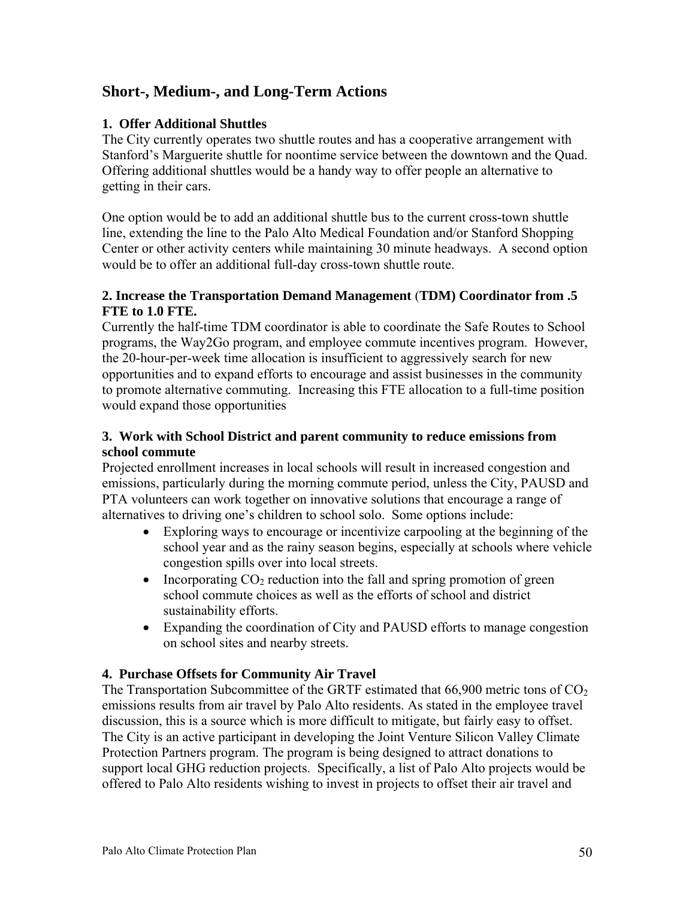## Short-, Medium-, and Long-Term Actions

### 1. Offer Additional Shuttles

The City currently operates two shuttle routes and has a cooperative arrangement with Stanford's Marguerite shuttle for noontime service between the downtown and the Quad. Offering additional shuttles would be a handy way to offer people an alternative to getting in their cars.

One option would be to add an additional shuttle bus to the current cross-town shuttle line, extending the line to the Palo Alto Medical Foundation and/or Stanford Shopping Center or other activity centers while maintaining 30 minute headways. A second option would be to offer an additional full-day cross-town shuttle route.

### 2. Increase the Transportation Demand Management (TDM) Coordinator from .5 FTE to 1.0 FTE.

Currently the half-time TDM coordinator is able to coordinate the Safe Routes to School programs, the Way2Go program, and employee commute incentives program. However, the 20-hour-per-week time allocation is insufficient to aggressively search for new opportunities and to expand efforts to encourage and assist businesses in the community to promote alternative commuting. Increasing this FTE allocation to a full-time position would expand those opportunities

### 3. Work with School District and parent community to reduce emissions from school commute

Projected enrollment increases in local schools will result in increased congestion and emissions, particularly during the morning commute period, unless the City, PAUSD and PTA volunteers can work together on innovative solutions that encourage a range of alternatives to driving one's children to school solo. Some options include:

- Exploring ways to encourage or incentivize carpooling at the beginning of the school year and as the rainy season begins, especially at schools where vehicle congestion spills over into local streets.
- Incorporating $CO_2$ reduction into the fall and spring promotion of green school commute choices as well as the efforts of school and district sustainability efforts.
- Expanding the coordination of City and PAUSD efforts to manage congestion on school sites and nearby streets.

### 4. Purchase Offsets for Community Air Travel

The Transportation Subcommittee of the GRTF estimated that 66,900 metric tons of $CO_2$ emissions results from air travel by Palo Alto residents. As stated in the employee travel discussion, this is a source which is more difficult to mitigate, but fairly easy to offset. The City is an active participant in developing the Joint Venture Silicon Valley Climate Protection Partners program. The program is being designed to attract donations to support local GHG reduction projects. Specifically, a list of Palo Alto projects would be offered to Palo Alto residents wishing to invest in projects to offset their air travel and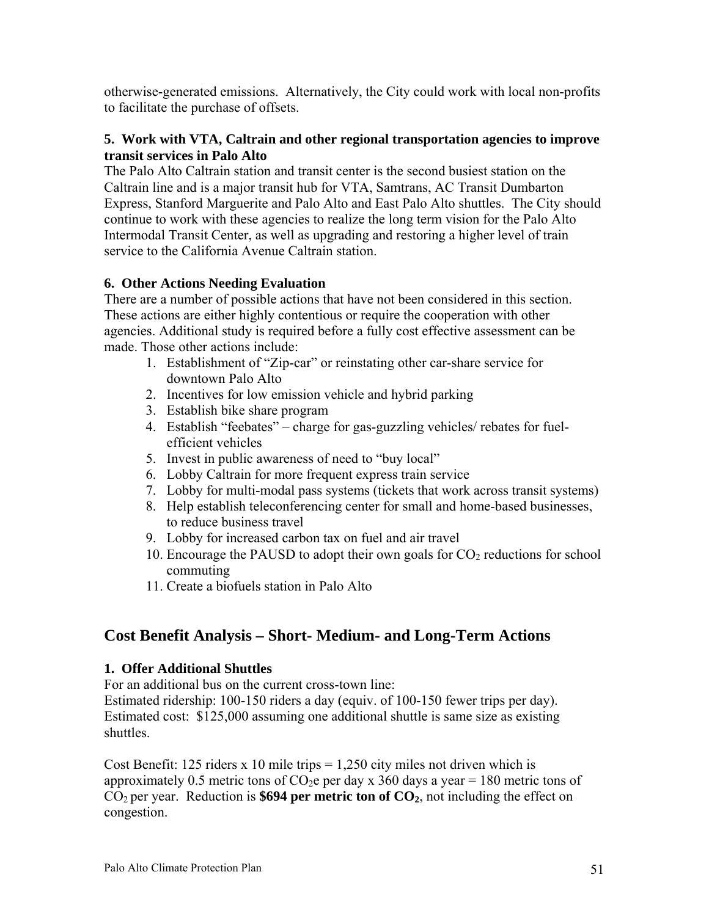otherwise-generated emissions. Alternatively, the City could work with local non-profits to facilitate the purchase of offsets.

**5. Work with VTA, Caltrain and other regional transportation agencies to improve transit services in Palo Alto**

The Palo Alto Caltrain station and transit center is the second busiest station on the Caltrain line and is a major transit hub for VTA, Samtrans, AC Transit Dumbarton Express, Stanford Marguerite and Palo Alto and East Palo Alto shuttles. The City should continue to work with these agencies to realize the long term vision for the Palo Alto Intermodal Transit Center, as well as upgrading and restoring a higher level of train service to the California Avenue Caltrain station.

**6. Other Actions Needing Evaluation**

There are a number of possible actions that have not been considered in this section. These actions are either highly contentious or require the cooperation with other agencies. Additional study is required before a fully cost effective assessment can be made. Those other actions include:

1. Establishment of "Zip-car" or reinstating other car-share service for downtown Palo Alto
2. Incentives for low emission vehicle and hybrid parking
3. Establish bike share program
4. Establish "feebates" – charge for gas-guzzling vehicles/ rebates for fuel-efficient vehicles
5. Invest in public awareness of need to "buy local"
6. Lobby Caltrain for more frequent express train service
7. Lobby for multi-modal pass systems (tickets that work across transit systems)
8. Help establish teleconferencing center for small and home-based businesses, to reduce business travel
9. Lobby for increased carbon tax on fuel and air travel
10. Encourage the PAUSD to adopt their own goals for $CO_2$ reductions for school commuting
11. Create a biofuels station in Palo Alto

## Cost Benefit Analysis – Short- Medium- and Long-Term Actions

**1. Offer Additional Shuttles**

For an additional bus on the current cross-town line:
Estimated ridership: 100-150 riders a day (equiv. of 100-150 fewer trips per day).
Estimated cost: $125,000 assuming one additional shuttle is same size as existing shuttles.

Cost Benefit: 125 riders x 10 mile trips = 1,250 city miles not driven which is approximately 0.5 metric tons of $CO_2$e per day x 360 days a year = 180 metric tons of $CO_2$ per year. Reduction is **$694 per metric ton of $CO_2$**, not including the effect on congestion.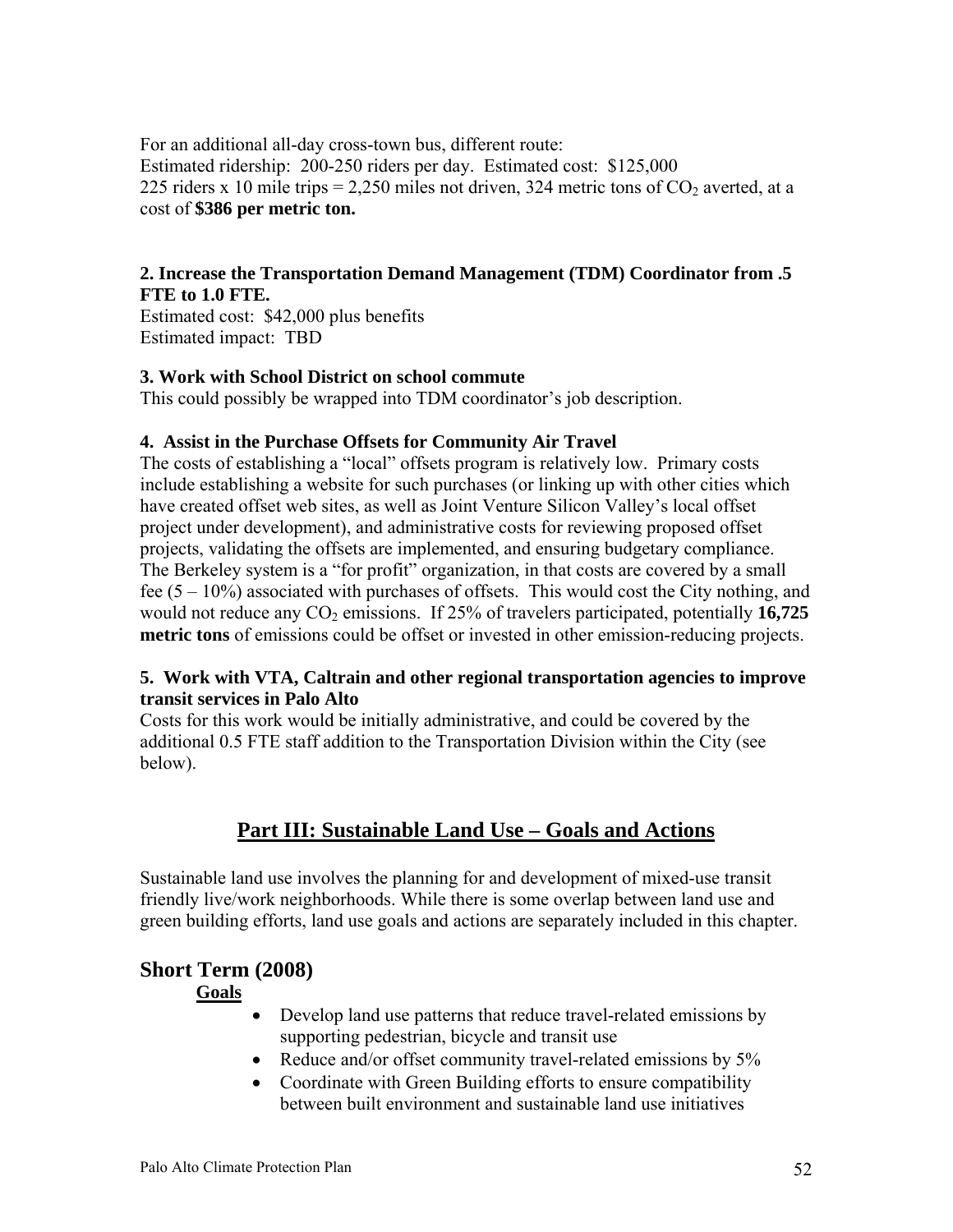For an additional all-day cross-town bus, different route:
Estimated ridership: 200-250 riders per day. Estimated cost: $125,000
225 riders x 10 mile trips = 2,250 miles not driven, 324 metric tons of $CO_2$ averted, at a cost of **$386 per metric ton.**

**2. Increase the Transportation Demand Management (TDM) Coordinator from .5 FTE to 1.0 FTE.**
Estimated cost: $42,000 plus benefits
Estimated impact: TBD

**3. Work with School District on school commute**
This could possibly be wrapped into TDM coordinator's job description.

**4. Assist in the Purchase Offsets for Community Air Travel**
The costs of establishing a "local" offsets program is relatively low. Primary costs include establishing a website for such purchases (or linking up with other cities which have created offset web sites, as well as Joint Venture Silicon Valley's local offset project under development), and administrative costs for reviewing proposed offset projects, validating the offsets are implemented, and ensuring budgetary compliance. The Berkeley system is a "for profit" organization, in that costs are covered by a small fee (5 – 10%) associated with purchases of offsets. This would cost the City nothing, and would not reduce any $CO_2$ emissions. If 25% of travelers participated, potentially **16,725 metric tons** of emissions could be offset or invested in other emission-reducing projects.

**5. Work with VTA, Caltrain and other regional transportation agencies to improve transit services in Palo Alto**
Costs for this work would be initially administrative, and could be covered by the additional 0.5 FTE staff addition to the Transportation Division within the City (see below).

## Part III: Sustainable Land Use – Goals and Actions

Sustainable land use involves the planning for and development of mixed-use transit friendly live/work neighborhoods. While there is some overlap between land use and green building efforts, land use goals and actions are separately included in this chapter.

### Short Term (2008)

**Goals**

- Develop land use patterns that reduce travel-related emissions by supporting pedestrian, bicycle and transit use
- Reduce and/or offset community travel-related emissions by 5%
- Coordinate with Green Building efforts to ensure compatibility between built environment and sustainable land use initiatives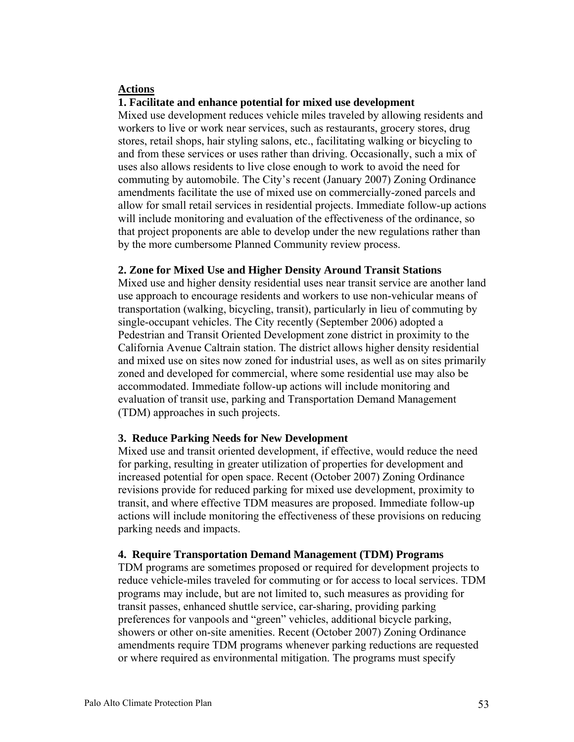**Actions**

**1. Facilitate and enhance potential for mixed use development**

Mixed use development reduces vehicle miles traveled by allowing residents and workers to live or work near services, such as restaurants, grocery stores, drug stores, retail shops, hair styling salons, etc., facilitating walking or bicycling to and from these services or uses rather than driving. Occasionally, such a mix of uses also allows residents to live close enough to work to avoid the need for commuting by automobile. The City's recent (January 2007) Zoning Ordinance amendments facilitate the use of mixed use on commercially-zoned parcels and allow for small retail services in residential projects. Immediate follow-up actions will include monitoring and evaluation of the effectiveness of the ordinance, so that project proponents are able to develop under the new regulations rather than by the more cumbersome Planned Community review process.

**2. Zone for Mixed Use and Higher Density Around Transit Stations**

Mixed use and higher density residential uses near transit service are another land use approach to encourage residents and workers to use non-vehicular means of transportation (walking, bicycling, transit), particularly in lieu of commuting by single-occupant vehicles. The City recently (September 2006) adopted a Pedestrian and Transit Oriented Development zone district in proximity to the California Avenue Caltrain station. The district allows higher density residential and mixed use on sites now zoned for industrial uses, as well as on sites primarily zoned and developed for commercial, where some residential use may also be accommodated. Immediate follow-up actions will include monitoring and evaluation of transit use, parking and Transportation Demand Management (TDM) approaches in such projects.

**3. Reduce Parking Needs for New Development**

Mixed use and transit oriented development, if effective, would reduce the need for parking, resulting in greater utilization of properties for development and increased potential for open space. Recent (October 2007) Zoning Ordinance revisions provide for reduced parking for mixed use development, proximity to transit, and where effective TDM measures are proposed. Immediate follow-up actions will include monitoring the effectiveness of these provisions on reducing parking needs and impacts.

**4. Require Transportation Demand Management (TDM) Programs**

TDM programs are sometimes proposed or required for development projects to reduce vehicle-miles traveled for commuting or for access to local services. TDM programs may include, but are not limited to, such measures as providing for transit passes, enhanced shuttle service, car-sharing, providing parking preferences for vanpools and "green" vehicles, additional bicycle parking, showers or other on-site amenities. Recent (October 2007) Zoning Ordinance amendments require TDM programs whenever parking reductions are requested or where required as environmental mitigation. The programs must specify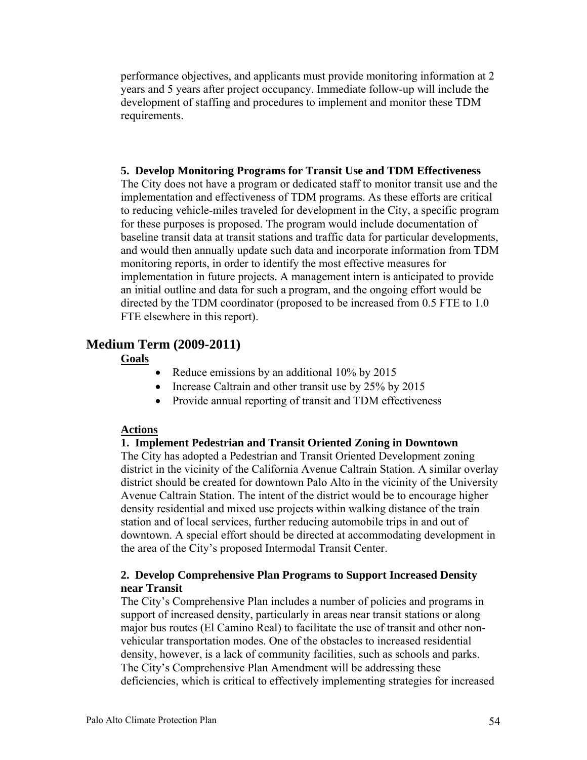performance objectives, and applicants must provide monitoring information at 2 years and 5 years after project occupancy. Immediate follow-up will include the development of staffing and procedures to implement and monitor these TDM requirements.

**5. Develop Monitoring Programs for Transit Use and TDM Effectiveness**

The City does not have a program or dedicated staff to monitor transit use and the implementation and effectiveness of TDM programs. As these efforts are critical to reducing vehicle-miles traveled for development in the City, a specific program for these purposes is proposed. The program would include documentation of baseline transit data at transit stations and traffic data for particular developments, and would then annually update such data and incorporate information from TDM monitoring reports, in order to identify the most effective measures for implementation in future projects. A management intern is anticipated to provide an initial outline and data for such a program, and the ongoing effort would be directed by the TDM coordinator (proposed to be increased from 0.5 FTE to 1.0 FTE elsewhere in this report).

## Medium Term (2009-2011)

**Goals**

- Reduce emissions by an additional 10% by 2015
- Increase Caltrain and other transit use by 25% by 2015
- Provide annual reporting of transit and TDM effectiveness

**Actions**

**1. Implement Pedestrian and Transit Oriented Zoning in Downtown**

The City has adopted a Pedestrian and Transit Oriented Development zoning district in the vicinity of the California Avenue Caltrain Station. A similar overlay district should be created for downtown Palo Alto in the vicinity of the University Avenue Caltrain Station. The intent of the district would be to encourage higher density residential and mixed use projects within walking distance of the train station and of local services, further reducing automobile trips in and out of downtown. A special effort should be directed at accommodating development in the area of the City's proposed Intermodal Transit Center.

**2. Develop Comprehensive Plan Programs to Support Increased Density near Transit**

The City's Comprehensive Plan includes a number of policies and programs in support of increased density, particularly in areas near transit stations or along major bus routes (El Camino Real) to facilitate the use of transit and other non-vehicular transportation modes. One of the obstacles to increased residential density, however, is a lack of community facilities, such as schools and parks. The City's Comprehensive Plan Amendment will be addressing these deficiencies, which is critical to effectively implementing strategies for increased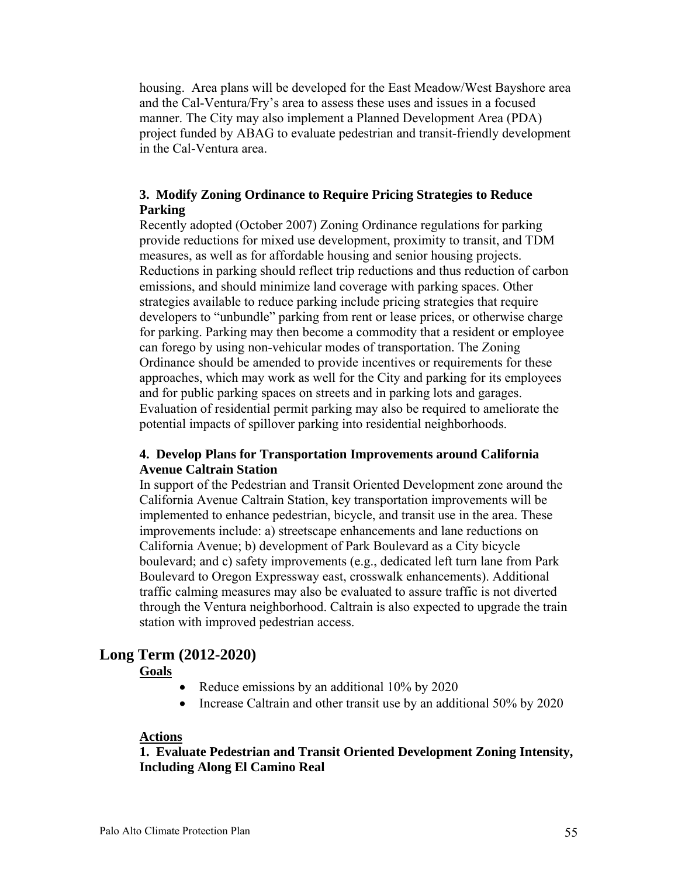housing. Area plans will be developed for the East Meadow/West Bayshore area and the Cal-Ventura/Fry's area to assess these uses and issues in a focused manner. The City may also implement a Planned Development Area (PDA) project funded by ABAG to evaluate pedestrian and transit-friendly development in the Cal-Ventura area.

### 3. Modify Zoning Ordinance to Require Pricing Strategies to Reduce Parking

Recently adopted (October 2007) Zoning Ordinance regulations for parking provide reductions for mixed use development, proximity to transit, and TDM measures, as well as for affordable housing and senior housing projects. Reductions in parking should reflect trip reductions and thus reduction of carbon emissions, and should minimize land coverage with parking spaces. Other strategies available to reduce parking include pricing strategies that require developers to "unbundle" parking from rent or lease prices, or otherwise charge for parking. Parking may then become a commodity that a resident or employee can forego by using non-vehicular modes of transportation. The Zoning Ordinance should be amended to provide incentives or requirements for these approaches, which may work as well for the City and parking for its employees and for public parking spaces on streets and in parking lots and garages. Evaluation of residential permit parking may also be required to ameliorate the potential impacts of spillover parking into residential neighborhoods.

### 4. Develop Plans for Transportation Improvements around California Avenue Caltrain Station

In support of the Pedestrian and Transit Oriented Development zone around the California Avenue Caltrain Station, key transportation improvements will be implemented to enhance pedestrian, bicycle, and transit use in the area. These improvements include: a) streetscape enhancements and lane reductions on California Avenue; b) development of Park Boulevard as a City bicycle boulevard; and c) safety improvements (e.g., dedicated left turn lane from Park Boulevard to Oregon Expressway east, crosswalk enhancements). Additional traffic calming measures may also be evaluated to assure traffic is not diverted through the Ventura neighborhood. Caltrain is also expected to upgrade the train station with improved pedestrian access.

## Long Term (2012-2020)

**Goals**

- Reduce emissions by an additional 10% by 2020
- Increase Caltrain and other transit use by an additional 50% by 2020

**Actions**

### 1. Evaluate Pedestrian and Transit Oriented Development Zoning Intensity, Including Along El Camino Real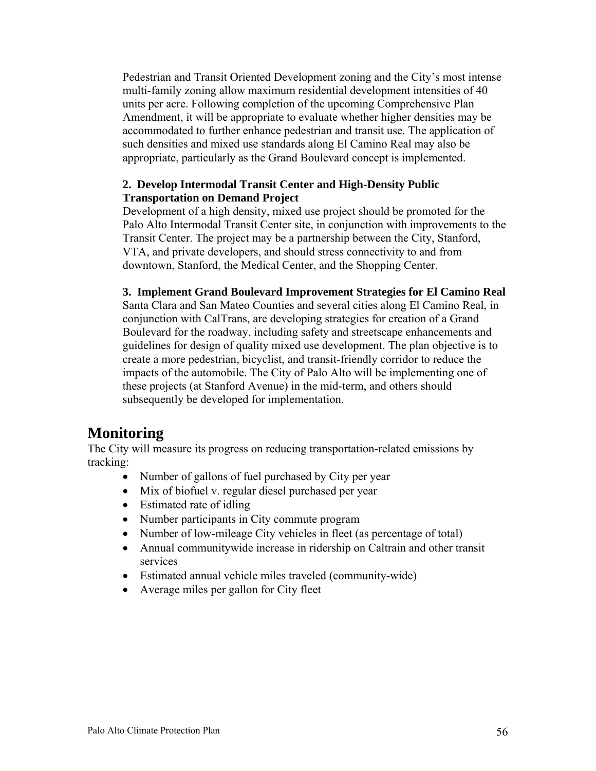Pedestrian and Transit Oriented Development zoning and the City's most intense multi-family zoning allow maximum residential development intensities of 40 units per acre. Following completion of the upcoming Comprehensive Plan Amendment, it will be appropriate to evaluate whether higher densities may be accommodated to further enhance pedestrian and transit use. The application of such densities and mixed use standards along El Camino Real may also be appropriate, particularly as the Grand Boulevard concept is implemented.

**2. Develop Intermodal Transit Center and High-Density Public Transportation on Demand Project**

Development of a high density, mixed use project should be promoted for the Palo Alto Intermodal Transit Center site, in conjunction with improvements to the Transit Center. The project may be a partnership between the City, Stanford, VTA, and private developers, and should stress connectivity to and from downtown, Stanford, the Medical Center, and the Shopping Center.

**3. Implement Grand Boulevard Improvement Strategies for El Camino Real**

Santa Clara and San Mateo Counties and several cities along El Camino Real, in conjunction with CalTrans, are developing strategies for creation of a Grand Boulevard for the roadway, including safety and streetscape enhancements and guidelines for design of quality mixed use development. The plan objective is to create a more pedestrian, bicyclist, and transit-friendly corridor to reduce the impacts of the automobile. The City of Palo Alto will be implementing one of these projects (at Stanford Avenue) in the mid-term, and others should subsequently be developed for implementation.

# Monitoring

The City will measure its progress on reducing transportation-related emissions by tracking:

- Number of gallons of fuel purchased by City per year
- Mix of biofuel v. regular diesel purchased per year
- Estimated rate of idling
- Number participants in City commute program
- Number of low-mileage City vehicles in fleet (as percentage of total)
- Annual communitywide increase in ridership on Caltrain and other transit services
- Estimated annual vehicle miles traveled (community-wide)
- Average miles per gallon for City fleet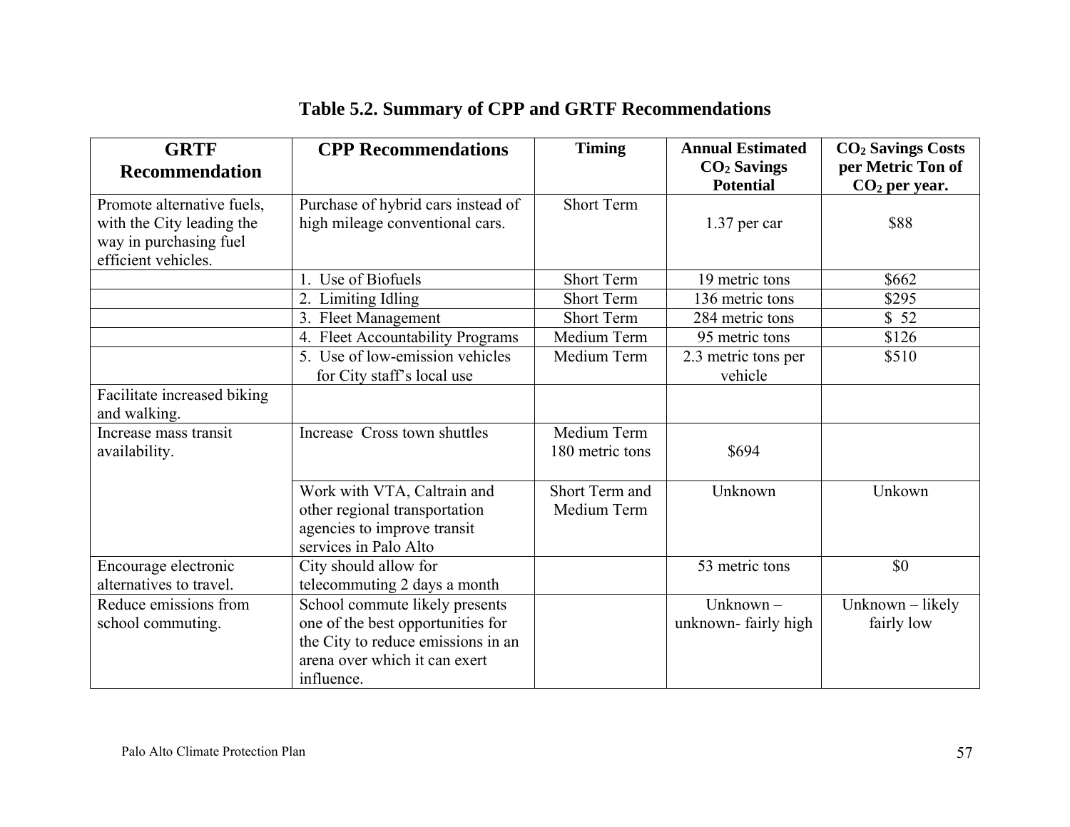## Table 5.2. Summary of CPP and GRTF Recommendations

| GRTF Recommendation | CPP Recommendations | Timing | Annual Estimated $CO_2$ Savings Potential | $CO_2$ Savings Costs per Metric Ton of $CO_2$ per year. |
|---|---|---|---|---|
| Promote alternative fuels, with the City leading the way in purchasing fuel efficient vehicles. | Purchase of hybrid cars instead of high mileage conventional cars. | Short Term | 1.37 per car | $88 |
| | 1. Use of Biofuels | Short Term | 19 metric tons | $662 |
| | 2. Limiting Idling | Short Term | 136 metric tons | $295 |
| | 3. Fleet Management | Short Term | 284 metric tons | $ 52 |
| | 4. Fleet Accountability Programs | Medium Term | 95 metric tons | $126 |
| | 5. Use of low-emission vehicles for City staff's local use | Medium Term | 2.3 metric tons per vehicle | $510 |
| Facilitate increased biking and walking. | | | | |
| Increase mass transit availability. | Increase Cross town shuttles | Medium Term 180 metric tons | $694 | |
| | Work with VTA, Caltrain and other regional transportation agencies to improve transit services in Palo Alto | Short Term and Medium Term | Unknown | Unkown |
| Encourage electronic alternatives to travel. | City should allow for telecommuting 2 days a month | | 53 metric tons | $0 |
| Reduce emissions from school commuting. | School commute likely presents one of the best opportunities for the City to reduce emissions in an arena over which it can exert influence. | | Unknown – unknown- fairly high | Unknown – likely fairly low |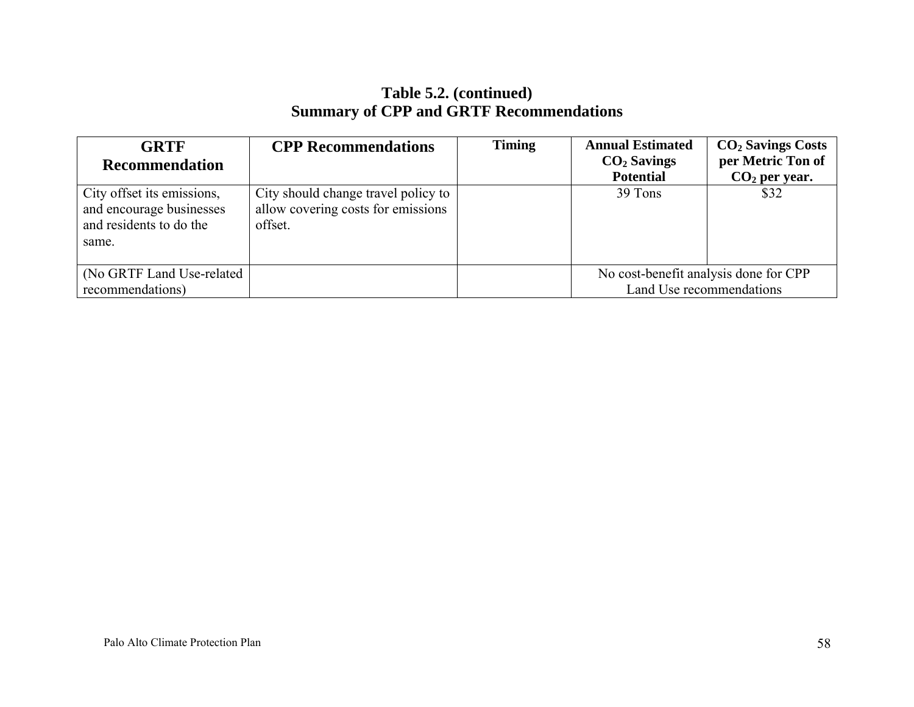**Table 5.2. (continued)**
**Summary of CPP and GRTF Recommendations**

| GRTF Recommendation | CPP Recommendations | Timing | Annual Estimated $CO_2$ Savings Potential | $CO_2$ Savings Costs per Metric Ton of $CO_2$ per year. |
|---|---|---|---|---|
| City offset its emissions, and encourage businesses and residents to do the same. | City should change travel policy to allow covering costs for emissions offset. | | 39 Tons | $32 |
| (No GRTF Land Use-related recommendations) | | | No cost-benefit analysis done for CPP Land Use recommendations | |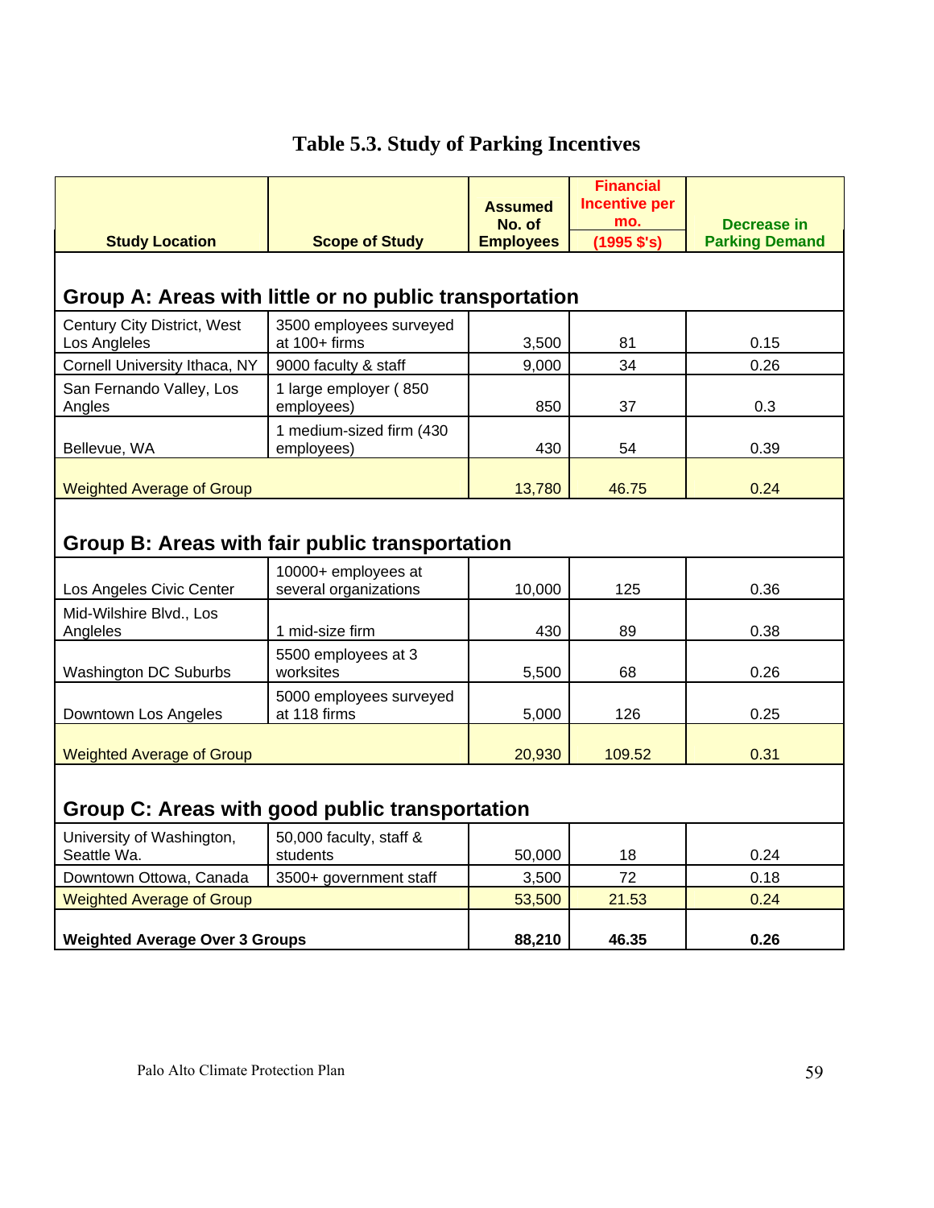# Table 5.3. Study of Parking Incentives

| Study Location | Scope of Study | Assumed No. of Employees | Financial Incentive per mo. (1995 $'s) | Decrease in Parking Demand |
|---|---|---|---|---|
| **Group A: Areas with little or no public transportation** | | | | |
| Century City District, West Los Angeles | 3500 employees surveyed at 100+ firms | 3,500 | 81 | 0.15 |
| Cornell University Ithaca, NY | 9000 faculty & staff | 9,000 | 34 | 0.26 |
| San Fernando Valley, Los Angles | 1 large employer ( 850 employees) | 850 | 37 | 0.3 |
| Bellevue, WA | 1 medium-sized firm (430 employees) | 430 | 54 | 0.39 |
| Weighted Average of Group | | 13,780 | 46.75 | 0.24 |
| **Group B: Areas with fair public transportation** | | | | |
| Los Angeles Civic Center | 10000+ employees at several organizations | 10,000 | 125 | 0.36 |
| Mid-Wilshire Blvd., Los Angeles | 1 mid-size firm | 430 | 89 | 0.38 |
| Washington DC Suburbs | 5500 employees at 3 worksites | 5,500 | 68 | 0.26 |
| Downtown Los Angeles | 5000 employees surveyed at 118 firms | 5,000 | 126 | 0.25 |
| Weighted Average of Group | | 20,930 | 109.52 | 0.31 |
| **Group C: Areas with good public transportation** | | | | |
| University of Washington, Seattle Wa. | 50,000 faculty, staff & students | 50,000 | 18 | 0.24 |
| Downtown Ottowa, Canada | 3500+ government staff | 3,500 | 72 | 0.18 |
| Weighted Average of Group | | 53,500 | 21.53 | 0.24 |
| **Weighted Average Over 3 Groups** | | **88,210** | **46.35** | **0.26** |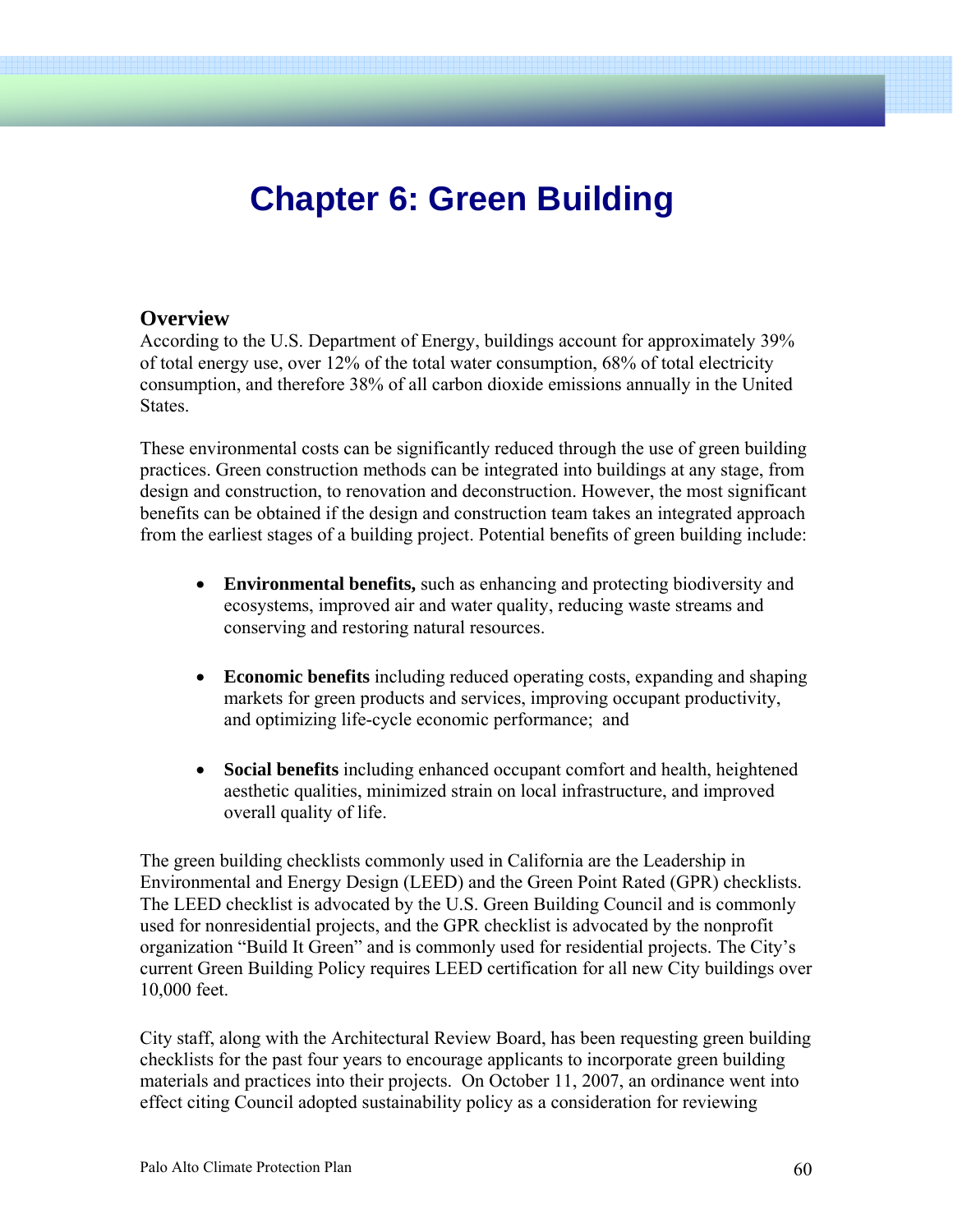# Chapter 6: Green Building

## Overview

According to the U.S. Department of Energy, buildings account for approximately 39% of total energy use, over 12% of the total water consumption, 68% of total electricity consumption, and therefore 38% of all carbon dioxide emissions annually in the United States.

These environmental costs can be significantly reduced through the use of green building practices. Green construction methods can be integrated into buildings at any stage, from design and construction, to renovation and deconstruction. However, the most significant benefits can be obtained if the design and construction team takes an integrated approach from the earliest stages of a building project. Potential benefits of green building include:

- **Environmental benefits,** such as enhancing and protecting biodiversity and ecosystems, improved air and water quality, reducing waste streams and conserving and restoring natural resources.
- **Economic benefits** including reduced operating costs, expanding and shaping markets for green products and services, improving occupant productivity, and optimizing life-cycle economic performance; and
- **Social benefits** including enhanced occupant comfort and health, heightened aesthetic qualities, minimized strain on local infrastructure, and improved overall quality of life.

The green building checklists commonly used in California are the Leadership in Environmental and Energy Design (LEED) and the Green Point Rated (GPR) checklists. The LEED checklist is advocated by the U.S. Green Building Council and is commonly used for nonresidential projects, and the GPR checklist is advocated by the nonprofit organization "Build It Green" and is commonly used for residential projects. The City's current Green Building Policy requires LEED certification for all new City buildings over 10,000 feet.

City staff, along with the Architectural Review Board, has been requesting green building checklists for the past four years to encourage applicants to incorporate green building materials and practices into their projects. On October 11, 2007, an ordinance went into effect citing Council adopted sustainability policy as a consideration for reviewing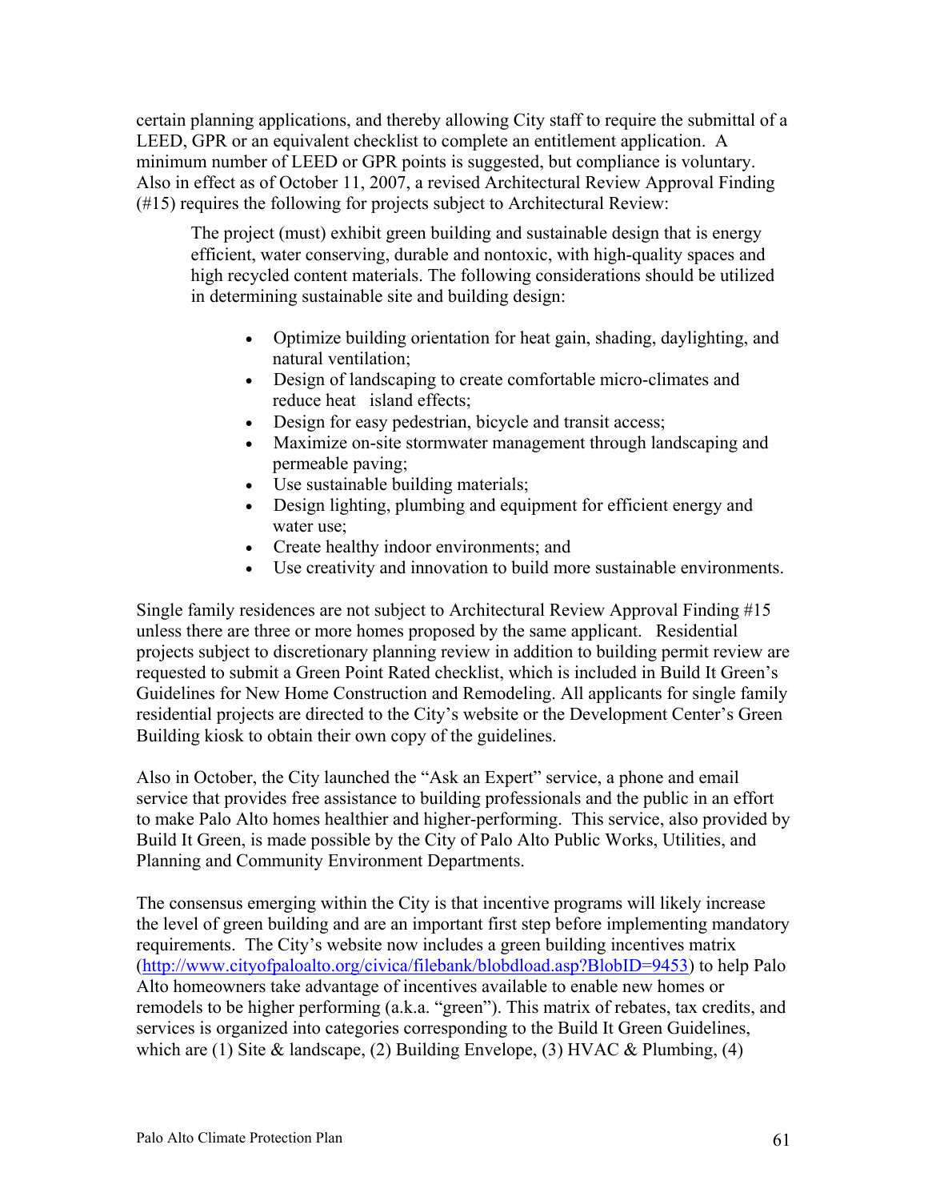certain planning applications, and thereby allowing City staff to require the submittal of a LEED, GPR or an equivalent checklist to complete an entitlement application. A minimum number of LEED or GPR points is suggested, but compliance is voluntary. Also in effect as of October 11, 2007, a revised Architectural Review Approval Finding (#15) requires the following for projects subject to Architectural Review:

> The project (must) exhibit green building and sustainable design that is energy efficient, water conserving, durable and nontoxic, with high-quality spaces and high recycled content materials. The following considerations should be utilized in determining sustainable site and building design:
>
> - Optimize building orientation for heat gain, shading, daylighting, and natural ventilation;
> - Design of landscaping to create comfortable micro-climates and reduce heat island effects;
> - Design for easy pedestrian, bicycle and transit access;
> - Maximize on-site stormwater management through landscaping and permeable paving;
> - Use sustainable building materials;
> - Design lighting, plumbing and equipment for efficient energy and water use;
> - Create healthy indoor environments; and
> - Use creativity and innovation to build more sustainable environments.

Single family residences are not subject to Architectural Review Approval Finding #15 unless there are three or more homes proposed by the same applicant. Residential projects subject to discretionary planning review in addition to building permit review are requested to submit a Green Point Rated checklist, which is included in Build It Green's Guidelines for New Home Construction and Remodeling. All applicants for single family residential projects are directed to the City's website or the Development Center's Green Building kiosk to obtain their own copy of the guidelines.

Also in October, the City launched the "Ask an Expert" service, a phone and email service that provides free assistance to building professionals and the public in an effort to make Palo Alto homes healthier and higher-performing. This service, also provided by Build It Green, is made possible by the City of Palo Alto Public Works, Utilities, and Planning and Community Environment Departments.

The consensus emerging within the City is that incentive programs will likely increase the level of green building and are an important first step before implementing mandatory requirements. The City's website now includes a green building incentives matrix (http://www.cityofpaloalto.org/civica/filebank/blobdload.asp?BlobID=9453) to help Palo Alto homeowners take advantage of incentives available to enable new homes or remodels to be higher performing (a.k.a. "green"). This matrix of rebates, tax credits, and services is organized into categories corresponding to the Build It Green Guidelines, which are (1) Site & landscape, (2) Building Envelope, (3) HVAC & Plumbing, (4)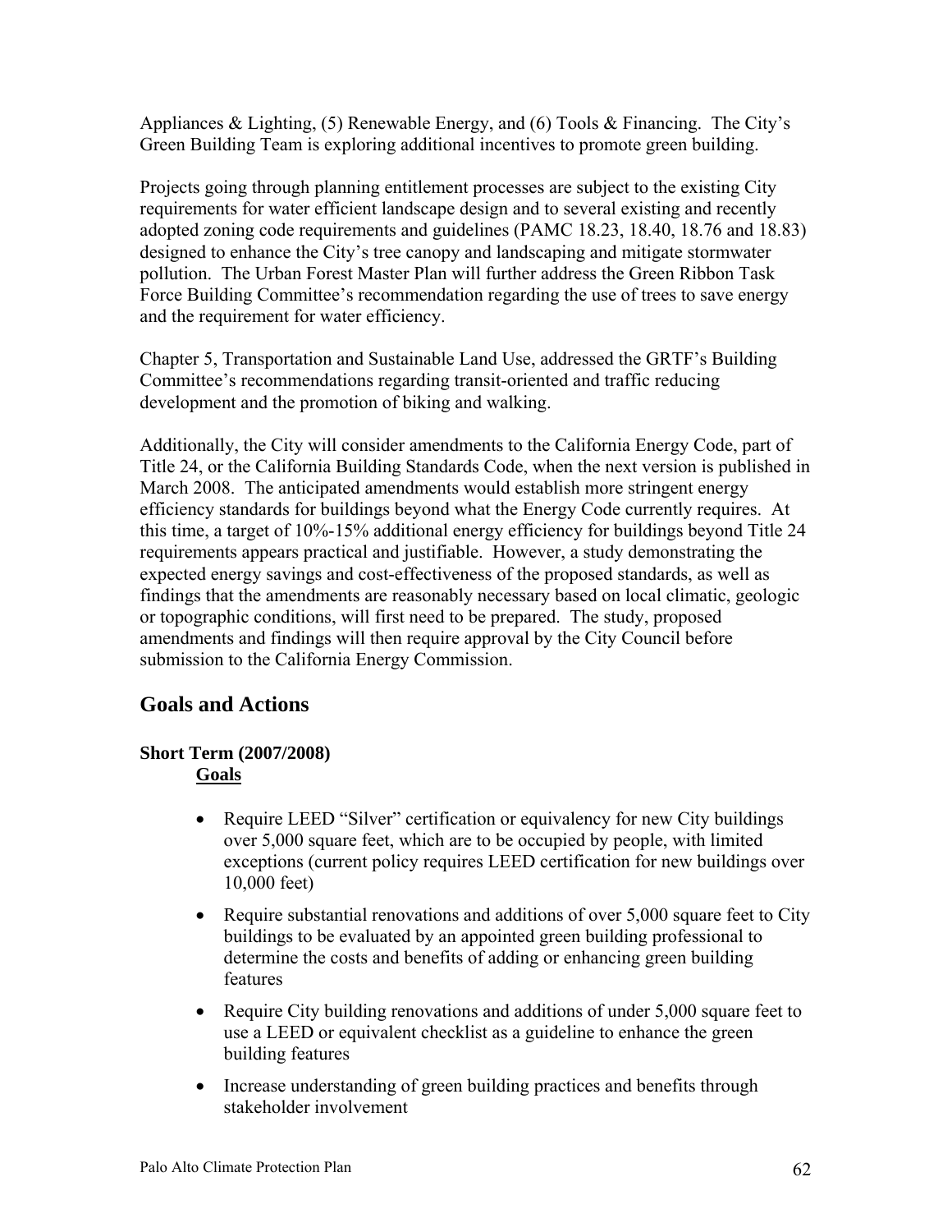Appliances & Lighting, (5) Renewable Energy, and (6) Tools & Financing. The City's Green Building Team is exploring additional incentives to promote green building.

Projects going through planning entitlement processes are subject to the existing City requirements for water efficient landscape design and to several existing and recently adopted zoning code requirements and guidelines (PAMC 18.23, 18.40, 18.76 and 18.83) designed to enhance the City's tree canopy and landscaping and mitigate stormwater pollution. The Urban Forest Master Plan will further address the Green Ribbon Task Force Building Committee's recommendation regarding the use of trees to save energy and the requirement for water efficiency.

Chapter 5, Transportation and Sustainable Land Use, addressed the GRTF's Building Committee's recommendations regarding transit-oriented and traffic reducing development and the promotion of biking and walking.

Additionally, the City will consider amendments to the California Energy Code, part of Title 24, or the California Building Standards Code, when the next version is published in March 2008. The anticipated amendments would establish more stringent energy efficiency standards for buildings beyond what the Energy Code currently requires. At this time, a target of 10%-15% additional energy efficiency for buildings beyond Title 24 requirements appears practical and justifiable. However, a study demonstrating the expected energy savings and cost-effectiveness of the proposed standards, as well as findings that the amendments are reasonably necessary based on local climatic, geologic or topographic conditions, will first need to be prepared. The study, proposed amendments and findings will then require approval by the City Council before submission to the California Energy Commission.

## Goals and Actions

### Short Term (2007/2008)

**Goals**

- Require LEED "Silver" certification or equivalency for new City buildings over 5,000 square feet, which are to be occupied by people, with limited exceptions (current policy requires LEED certification for new buildings over 10,000 feet)
- Require substantial renovations and additions of over 5,000 square feet to City buildings to be evaluated by an appointed green building professional to determine the costs and benefits of adding or enhancing green building features
- Require City building renovations and additions of under 5,000 square feet to use a LEED or equivalent checklist as a guideline to enhance the green building features
- Increase understanding of green building practices and benefits through stakeholder involvement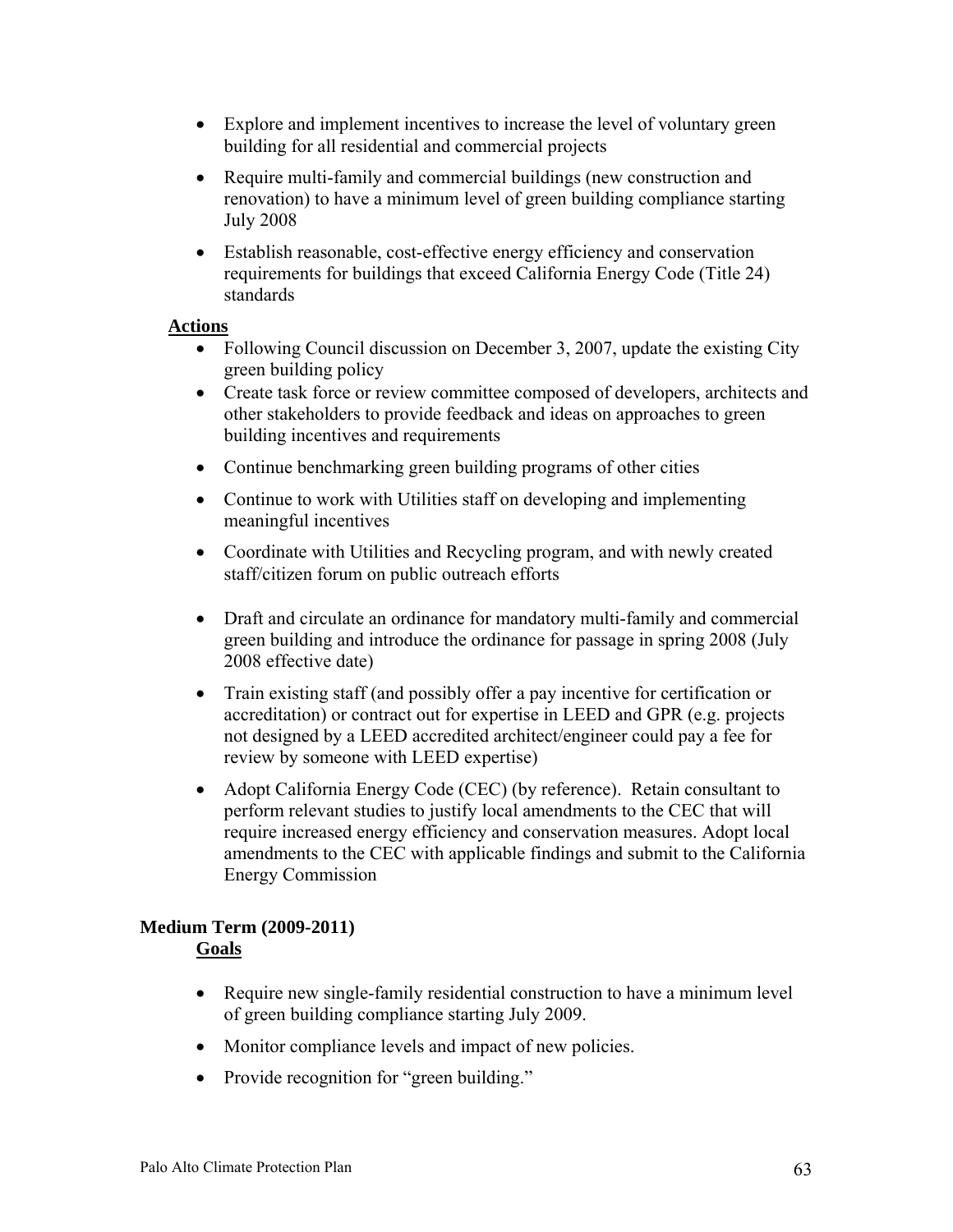- Explore and implement incentives to increase the level of voluntary green building for all residential and commercial projects
- Require multi-family and commercial buildings (new construction and renovation) to have a minimum level of green building compliance starting July 2008
- Establish reasonable, cost-effective energy efficiency and conservation requirements for buildings that exceed California Energy Code (Title 24) standards

**Actions**

- Following Council discussion on December 3, 2007, update the existing City green building policy
- Create task force or review committee composed of developers, architects and other stakeholders to provide feedback and ideas on approaches to green building incentives and requirements
- Continue benchmarking green building programs of other cities
- Continue to work with Utilities staff on developing and implementing meaningful incentives
- Coordinate with Utilities and Recycling program, and with newly created staff/citizen forum on public outreach efforts
- Draft and circulate an ordinance for mandatory multi-family and commercial green building and introduce the ordinance for passage in spring 2008 (July 2008 effective date)
- Train existing staff (and possibly offer a pay incentive for certification or accreditation) or contract out for expertise in LEED and GPR (e.g. projects not designed by a LEED accredited architect/engineer could pay a fee for review by someone with LEED expertise)
- Adopt California Energy Code (CEC) (by reference). Retain consultant to perform relevant studies to justify local amendments to the CEC that will require increased energy efficiency and conservation measures. Adopt local amendments to the CEC with applicable findings and submit to the California Energy Commission

### Medium Term (2009-2011)

**Goals**

- Require new single-family residential construction to have a minimum level of green building compliance starting July 2009.
- Monitor compliance levels and impact of new policies.
- Provide recognition for "green building."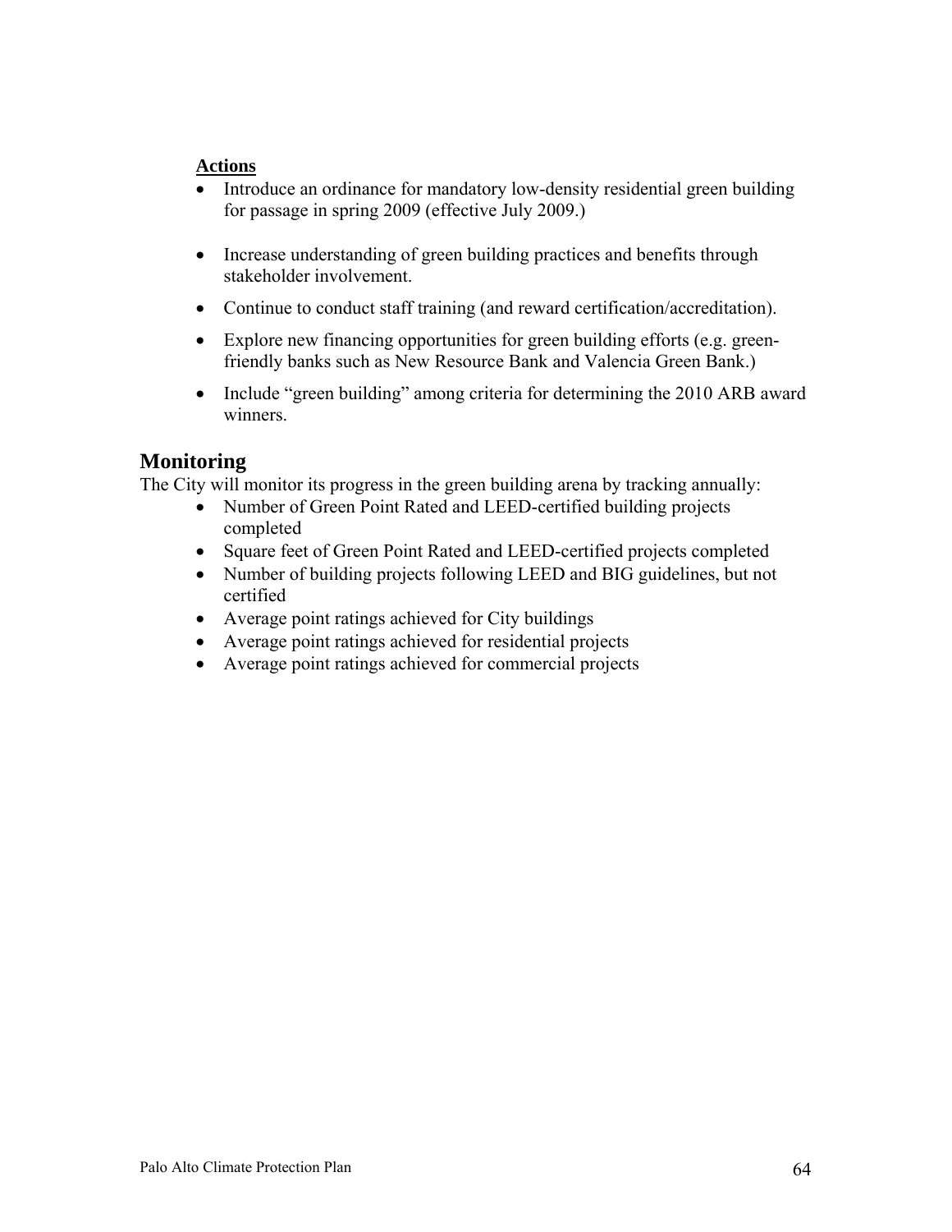**Actions**

- Introduce an ordinance for mandatory low-density residential green building for passage in spring 2009 (effective July 2009.)
- Increase understanding of green building practices and benefits through stakeholder involvement.
- Continue to conduct staff training (and reward certification/accreditation).
- Explore new financing opportunities for green building efforts (e.g. green-friendly banks such as New Resource Bank and Valencia Green Bank.)
- Include "green building" among criteria for determining the 2010 ARB award winners.

## Monitoring

The City will monitor its progress in the green building arena by tracking annually:

- Number of Green Point Rated and LEED-certified building projects completed
- Square feet of Green Point Rated and LEED-certified projects completed
- Number of building projects following LEED and BIG guidelines, but not certified
- Average point ratings achieved for City buildings
- Average point ratings achieved for residential projects
- Average point ratings achieved for commercial projects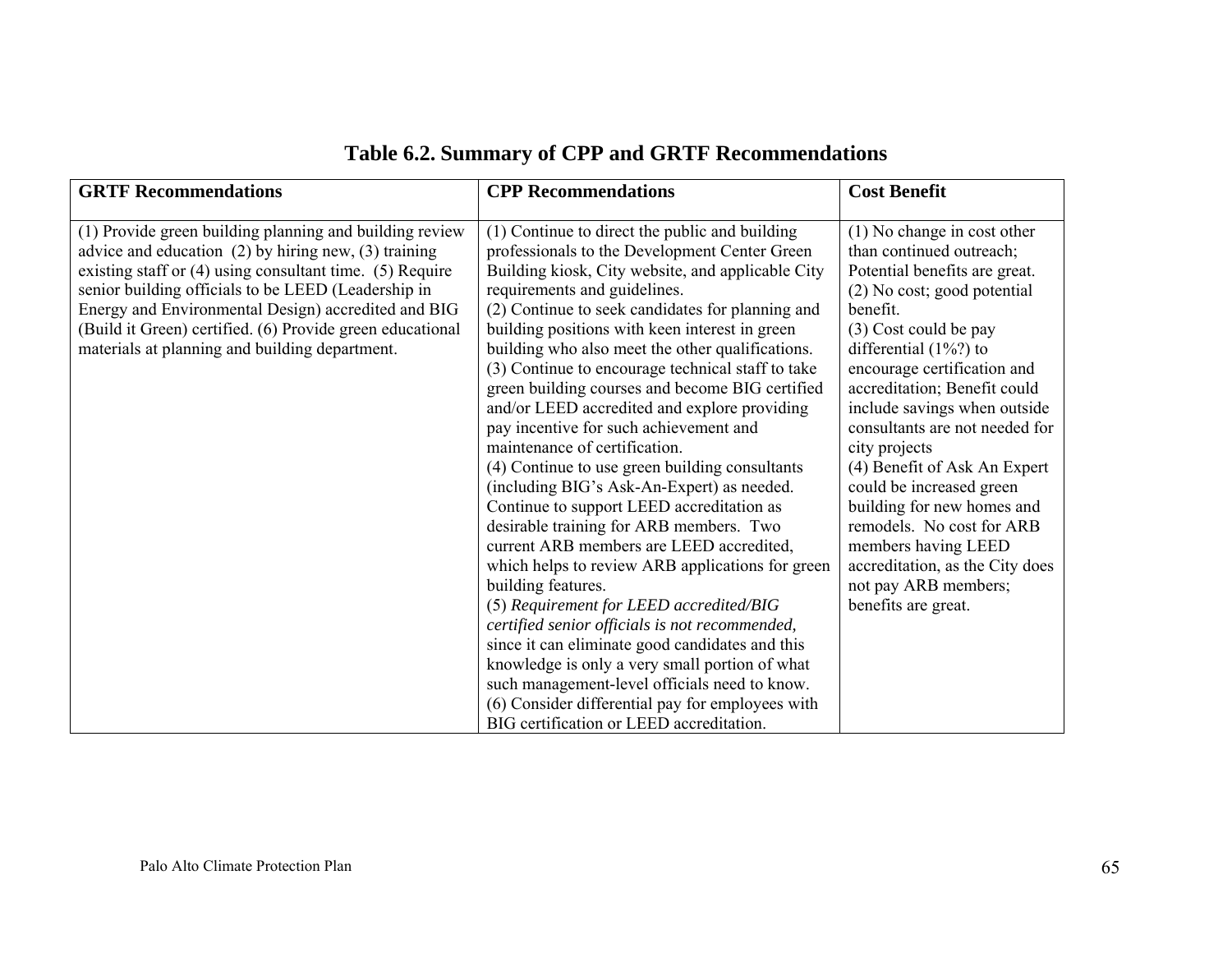## Table 6.2. Summary of CPP and GRTF Recommendations

| GRTF Recommendations | CPP Recommendations | Cost Benefit |
|---|---|---|
| (1) Provide green building planning and building review advice and education (2) by hiring new, (3) training existing staff or (4) using consultant time. (5) Require senior building officials to be LEED (Leadership in Energy and Environmental Design) accredited and BIG (Build it Green) certified. (6) Provide green educational materials at planning and building department. | (1) Continue to direct the public and building professionals to the Development Center Green Building kiosk, City website, and applicable City requirements and guidelines.<br>(2) Continue to seek candidates for planning and building positions with keen interest in green building who also meet the other qualifications.<br>(3) Continue to encourage technical staff to take green building courses and become BIG certified and/or LEED accredited and explore providing pay incentive for such achievement and maintenance of certification.<br>(4) Continue to use green building consultants (including BIG's Ask-An-Expert) as needed. Continue to support LEED accreditation as desirable training for ARB members. Two current ARB members are LEED accredited, which helps to review ARB applications for green building features.<br>(5) *Requirement for LEED accredited/BIG certified senior officials is not recommended,* since it can eliminate good candidates and this knowledge is only a very small portion of what such management-level officials need to know.<br>(6) Consider differential pay for employees with BIG certification or LEED accreditation. | (1) No change in cost other than continued outreach; Potential benefits are great.<br>(2) No cost; good potential benefit.<br>(3) Cost could be pay differential (1%?) to encourage certification and accreditation; Benefit could include savings when outside consultants are not needed for city projects<br>(4) Benefit of Ask An Expert could be increased green building for new homes and remodels. No cost for ARB members having LEED accreditation, as the City does not pay ARB members; benefits are great. |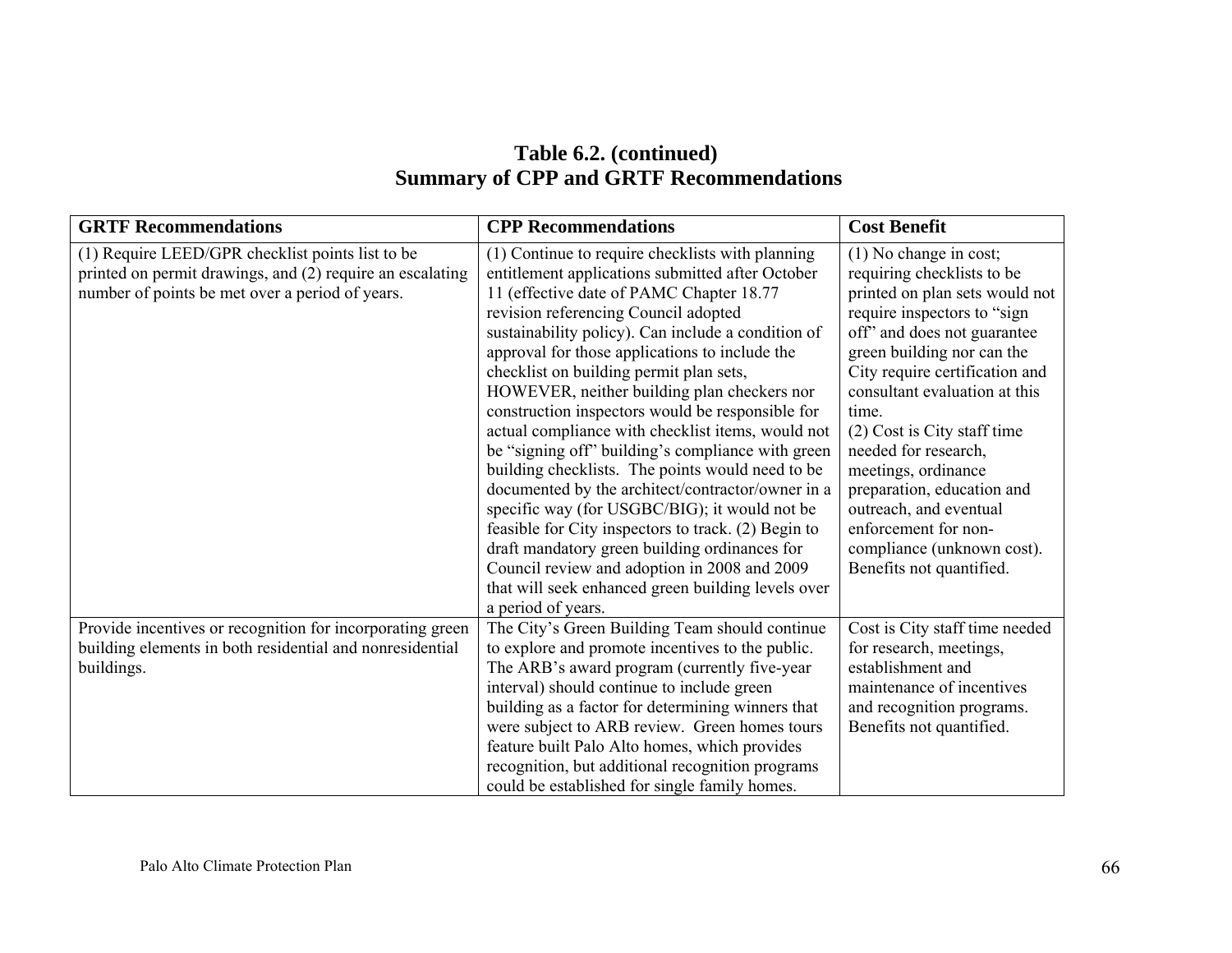## Table 6.2. (continued)
## Summary of CPP and GRTF Recommendations

| GRTF Recommendations | CPP Recommendations | Cost Benefit |
|---|---|---|
| (1) Require LEED/GPR checklist points list to be printed on permit drawings, and (2) require an escalating number of points be met over a period of years. | (1) Continue to require checklists with planning entitlement applications submitted after October 11 (effective date of PAMC Chapter 18.77 revision referencing Council adopted sustainability policy). Can include a condition of approval for those applications to include the checklist on building permit plan sets, HOWEVER, neither building plan checkers nor construction inspectors would be responsible for actual compliance with checklist items, would not be "signing off" building's compliance with green building checklists. The points would need to be documented by the architect/contractor/owner in a specific way (for USGBC/BIG); it would not be feasible for City inspectors to track. (2) Begin to draft mandatory green building ordinances for Council review and adoption in 2008 and 2009 that will seek enhanced green building levels over a period of years. | (1) No change in cost; requiring checklists to be printed on plan sets would not require inspectors to "sign off" and does not guarantee green building nor can the City require certification and consultant evaluation at this time. (2) Cost is City staff time needed for research, meetings, ordinance preparation, education and outreach, and eventual enforcement for non-compliance (unknown cost). Benefits not quantified. |
| Provide incentives or recognition for incorporating green building elements in both residential and nonresidential buildings. | The City's Green Building Team should continue to explore and promote incentives to the public. The ARB's award program (currently five-year interval) should continue to include green building as a factor for determining winners that were subject to ARB review. Green homes tours feature built Palo Alto homes, which provides recognition, but additional recognition programs could be established for single family homes. | Cost is City staff time needed for research, meetings, establishment and maintenance of incentives and recognition programs. Benefits not quantified. |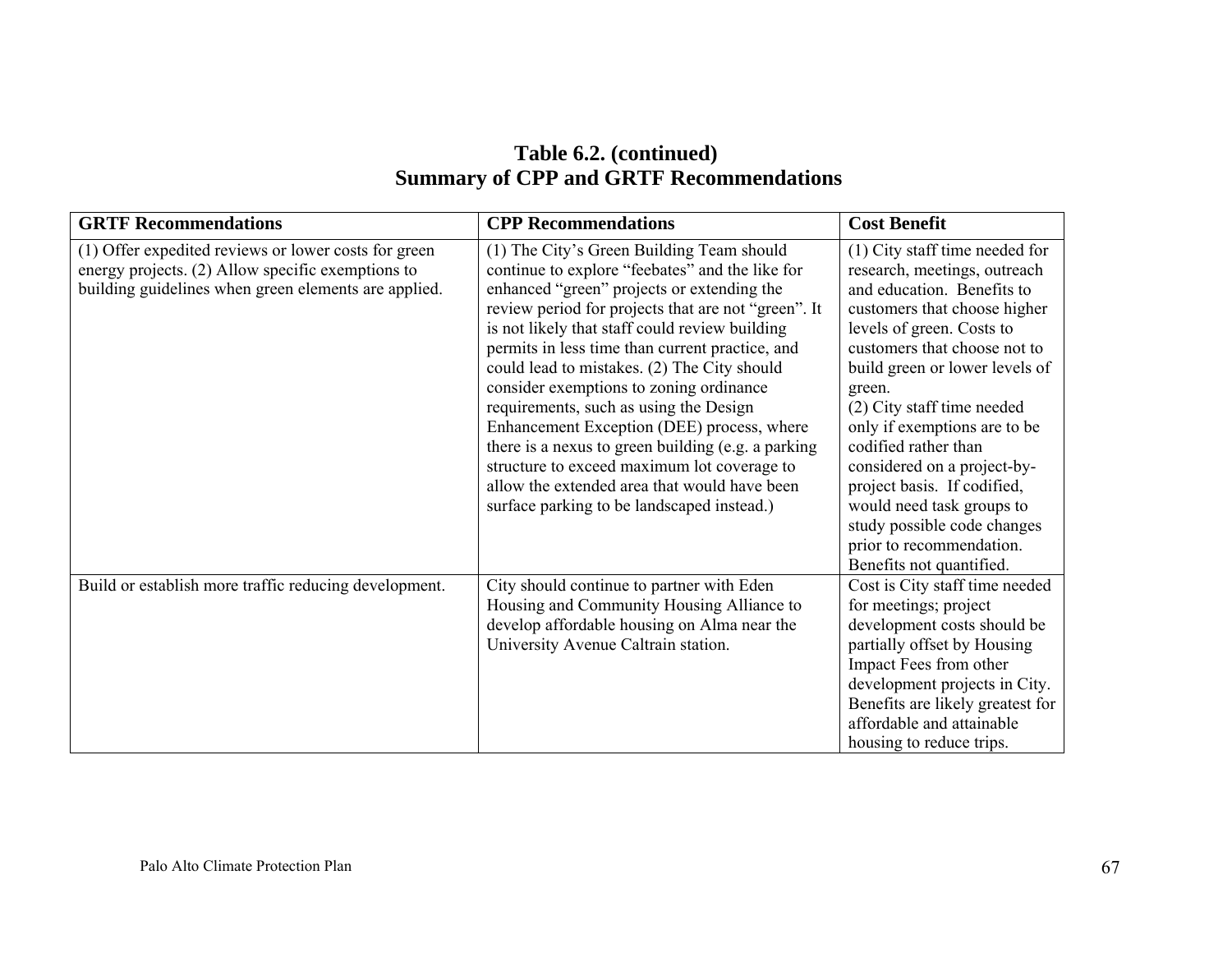## Table 6.2. (continued)
## Summary of CPP and GRTF Recommendations

| GRTF Recommendations | CPP Recommendations | Cost Benefit |
| --- | --- | --- |
| (1) Offer expedited reviews or lower costs for green energy projects. (2) Allow specific exemptions to building guidelines when green elements are applied. | (1) The City's Green Building Team should continue to explore "feebates" and the like for enhanced "green" projects or extending the review period for projects that are not "green". It is not likely that staff could review building permits in less time than current practice, and could lead to mistakes. (2) The City should consider exemptions to zoning ordinance requirements, such as using the Design Enhancement Exception (DEE) process, where there is a nexus to green building (e.g. a parking structure to exceed maximum lot coverage to allow the extended area that would have been surface parking to be landscaped instead.) | (1) City staff time needed for research, meetings, outreach and education. Benefits to customers that choose higher levels of green. Costs to customers that choose not to build green or lower levels of green. (2) City staff time needed only if exemptions are to be codified rather than considered on a project-by-project basis. If codified, would need task groups to study possible code changes prior to recommendation. Benefits not quantified. |
| Build or establish more traffic reducing development. | City should continue to partner with Eden Housing and Community Housing Alliance to develop affordable housing on Alma near the University Avenue Caltrain station. | Cost is City staff time needed for meetings; project development costs should be partially offset by Housing Impact Fees from other development projects in City. Benefits are likely greatest for affordable and attainable housing to reduce trips. |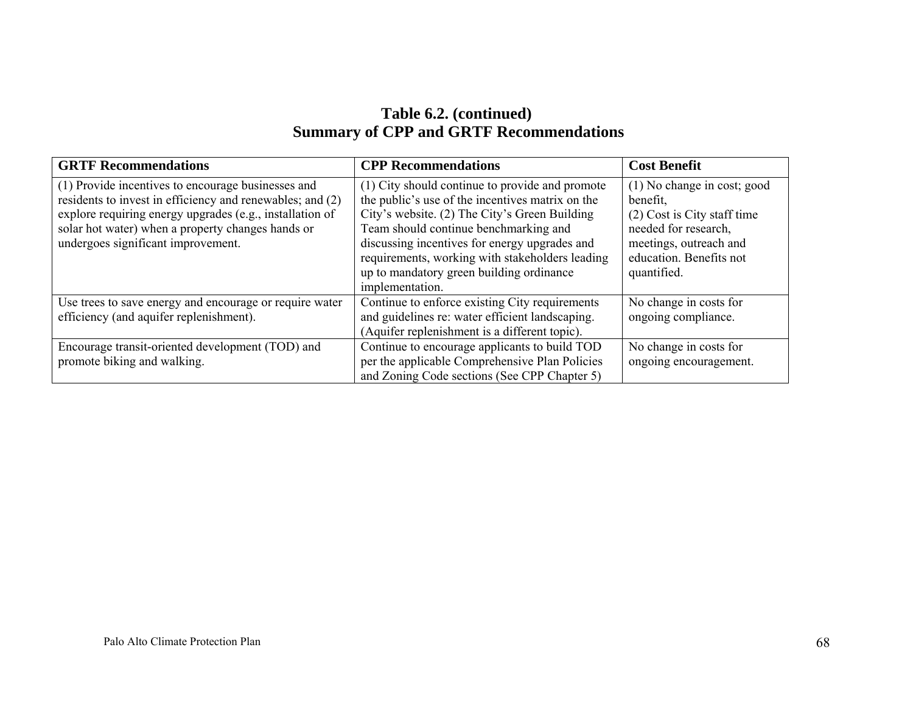**Table 6.2. (continued)**
**Summary of CPP and GRTF Recommendations**

| GRTF Recommendations | CPP Recommendations | Cost Benefit |
|---|---|---|
| (1) Provide incentives to encourage businesses and residents to invest in efficiency and renewables; and (2) explore requiring energy upgrades (e.g., installation of solar hot water) when a property changes hands or undergoes significant improvement. | (1) City should continue to provide and promote the public's use of the incentives matrix on the City's website. (2) The City's Green Building Team should continue benchmarking and discussing incentives for energy upgrades and requirements, working with stakeholders leading up to mandatory green building ordinance implementation. | (1) No change in cost; good benefit, (2) Cost is City staff time needed for research, meetings, outreach and education. Benefits not quantified. |
| Use trees to save energy and encourage or require water efficiency (and aquifer replenishment). | Continue to enforce existing City requirements and guidelines re: water efficient landscaping. (Aquifer replenishment is a different topic). | No change in costs for ongoing compliance. |
| Encourage transit-oriented development (TOD) and promote biking and walking. | Continue to encourage applicants to build TOD per the applicable Comprehensive Plan Policies and Zoning Code sections (See CPP Chapter 5) | No change in costs for ongoing encouragement. |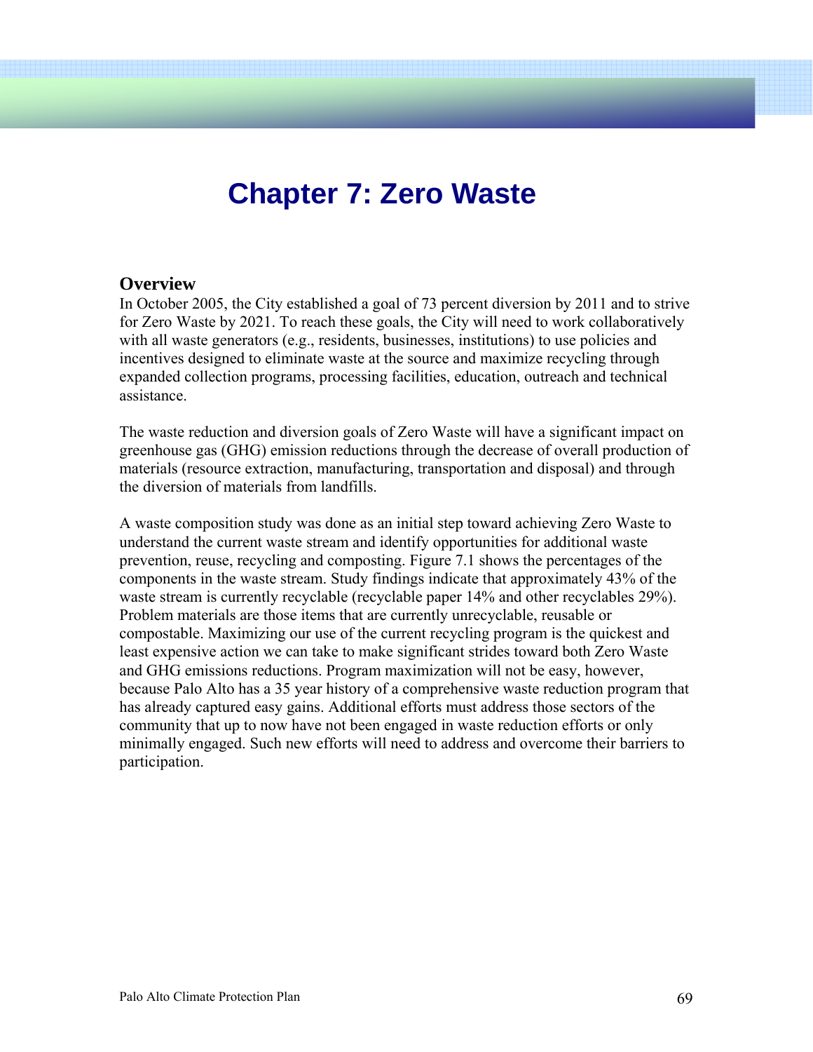# Chapter 7: Zero Waste

## Overview

In October 2005, the City established a goal of 73 percent diversion by 2011 and to strive for Zero Waste by 2021. To reach these goals, the City will need to work collaboratively with all waste generators (e.g., residents, businesses, institutions) to use policies and incentives designed to eliminate waste at the source and maximize recycling through expanded collection programs, processing facilities, education, outreach and technical assistance.

The waste reduction and diversion goals of Zero Waste will have a significant impact on greenhouse gas (GHG) emission reductions through the decrease of overall production of materials (resource extraction, manufacturing, transportation and disposal) and through the diversion of materials from landfills.

A waste composition study was done as an initial step toward achieving Zero Waste to understand the current waste stream and identify opportunities for additional waste prevention, reuse, recycling and composting. Figure 7.1 shows the percentages of the components in the waste stream. Study findings indicate that approximately 43% of the waste stream is currently recyclable (recyclable paper 14% and other recyclables 29%). Problem materials are those items that are currently unrecyclable, reusable or compostable. Maximizing our use of the current recycling program is the quickest and least expensive action we can take to make significant strides toward both Zero Waste and GHG emissions reductions. Program maximization will not be easy, however, because Palo Alto has a 35 year history of a comprehensive waste reduction program that has already captured easy gains. Additional efforts must address those sectors of the community that up to now have not been engaged in waste reduction efforts or only minimally engaged. Such new efforts will need to address and overcome their barriers to participation.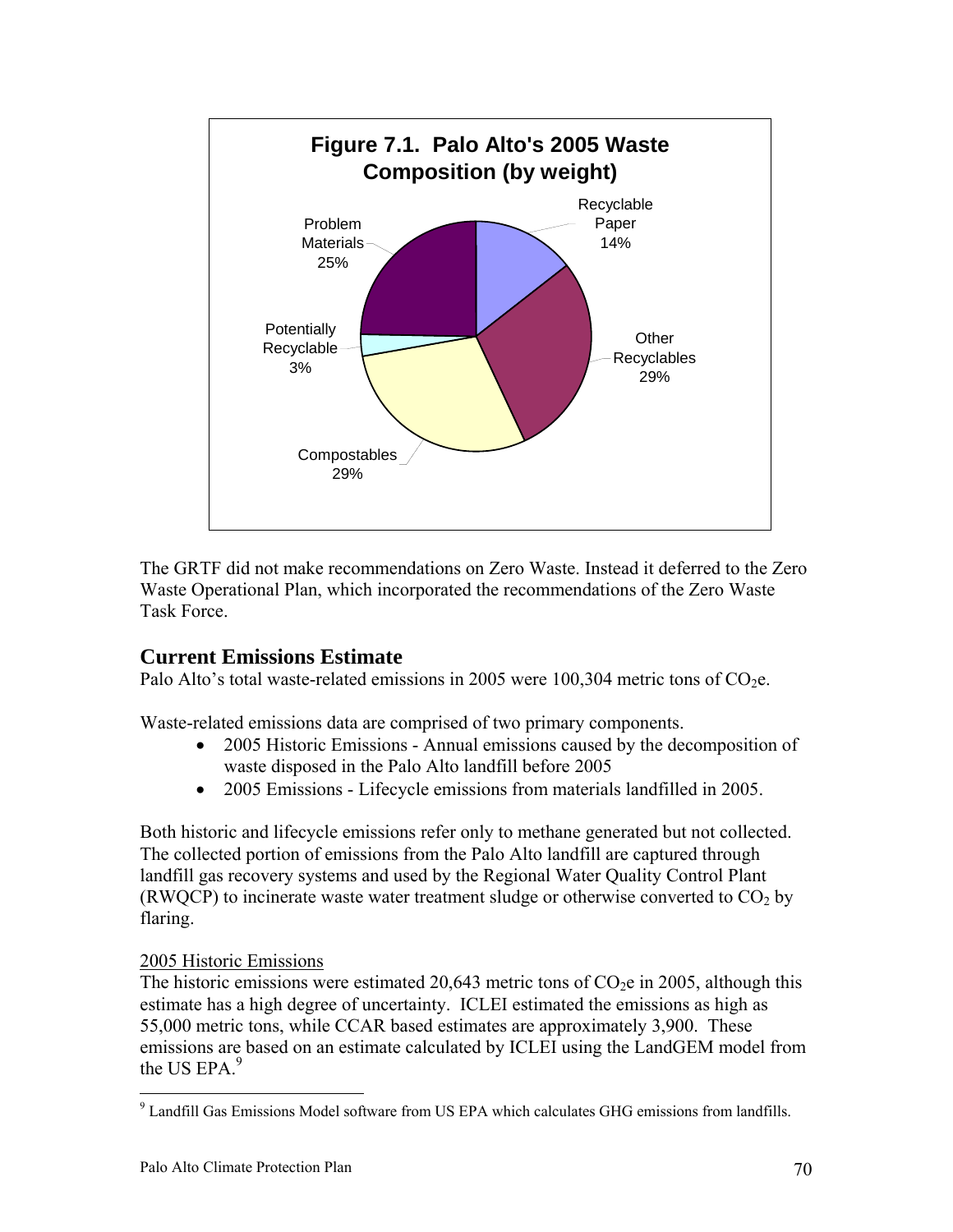**Figure 7.1. Palo Alto's 2005 Waste Composition (by weight)**

| Category | Share |
| --- | --- |
| Recyclable Paper | 14% |
| Other Recyclables | 29% |
| Compostables | 29% |
| Potentially Recyclable | 3% |
| Problem Materials | 25% |

The GRTF did not make recommendations on Zero Waste. Instead it deferred to the Zero Waste Operational Plan, which incorporated the recommendations of the Zero Waste Task Force.

## Current Emissions Estimate

Palo Alto's total waste-related emissions in 2005 were 100,304 metric tons of $CO_2e$.

Waste-related emissions data are comprised of two primary components.

- 2005 Historic Emissions - Annual emissions caused by the decomposition of waste disposed in the Palo Alto landfill before 2005
- 2005 Emissions - Lifecycle emissions from materials landfilled in 2005.

Both historic and lifecycle emissions refer only to methane generated but not collected. The collected portion of emissions from the Palo Alto landfill are captured through landfill gas recovery systems and used by the Regional Water Quality Control Plant (RWQCP) to incinerate waste water treatment sludge or otherwise converted to $CO_2$ by flaring.

2005 Historic Emissions

The historic emissions were estimated 20,643 metric tons of $CO_2e$ in 2005, although this estimate has a high degree of uncertainty. ICLEI estimated the emissions as high as 55,000 metric tons, while CCAR based estimates are approximately 3,900. These emissions are based on an estimate calculated by ICLEI using the LandGEM model from the US EPA.[9]

[9] Landfill Gas Emissions Model software from US EPA which calculates GHG emissions from landfills.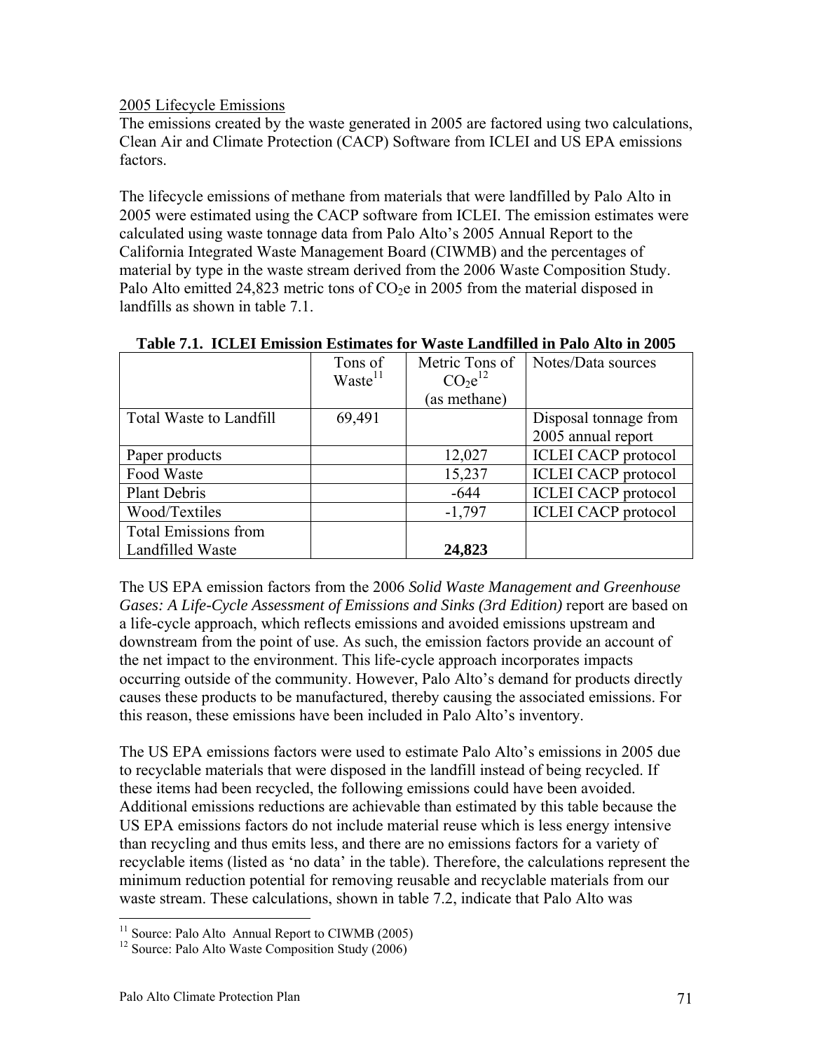2005 Lifecycle Emissions

The emissions created by the waste generated in 2005 are factored using two calculations, Clean Air and Climate Protection (CACP) Software from ICLEI and US EPA emissions factors.

The lifecycle emissions of methane from materials that were landfilled by Palo Alto in 2005 were estimated using the CACP software from ICLEI. The emission estimates were calculated using waste tonnage data from Palo Alto's 2005 Annual Report to the California Integrated Waste Management Board (CIWMB) and the percentages of material by type in the waste stream derived from the 2006 Waste Composition Study. Palo Alto emitted 24,823 metric tons of $CO_2$e in 2005 from the material disposed in landfills as shown in table 7.1.

**Table 7.1. ICLEI Emission Estimates for Waste Landfilled in Palo Alto in 2005**

| | Tons of Waste[11] | Metric Tons of $CO_2$e[12] (as methane) | Notes/Data sources |
|---|---|---|---|
| Total Waste to Landfill | 69,491 | | Disposal tonnage from 2005 annual report |
| Paper products | | 12,027 | ICLEI CACP protocol |
| Food Waste | | 15,237 | ICLEI CACP protocol |
| Plant Debris | | -644 | ICLEI CACP protocol |
| Wood/Textiles | | -1,797 | ICLEI CACP protocol |
| Total Emissions from Landfilled Waste | | **24,823** | |

The US EPA emission factors from the 2006 *Solid Waste Management and Greenhouse Gases: A Life-Cycle Assessment of Emissions and Sinks (3rd Edition)* report are based on a life-cycle approach, which reflects emissions and avoided emissions upstream and downstream from the point of use. As such, the emission factors provide an account of the net impact to the environment. This life-cycle approach incorporates impacts occurring outside of the community. However, Palo Alto's demand for products directly causes these products to be manufactured, thereby causing the associated emissions. For this reason, these emissions have been included in Palo Alto's inventory.

The US EPA emissions factors were used to estimate Palo Alto's emissions in 2005 due to recyclable materials that were disposed in the landfill instead of being recycled. If these items had been recycled, the following emissions could have been avoided. Additional emissions reductions are achievable than estimated by this table because the US EPA emissions factors do not include material reuse which is less energy intensive than recycling and thus emits less, and there are no emissions factors for a variety of recyclable items (listed as 'no data' in the table). Therefore, the calculations represent the minimum reduction potential for removing reusable and recyclable materials from our waste stream. These calculations, shown in table 7.2, indicate that Palo Alto was

[11] Source: Palo Alto Annual Report to CIWMB (2005)

[12] Source: Palo Alto Waste Composition Study (2006)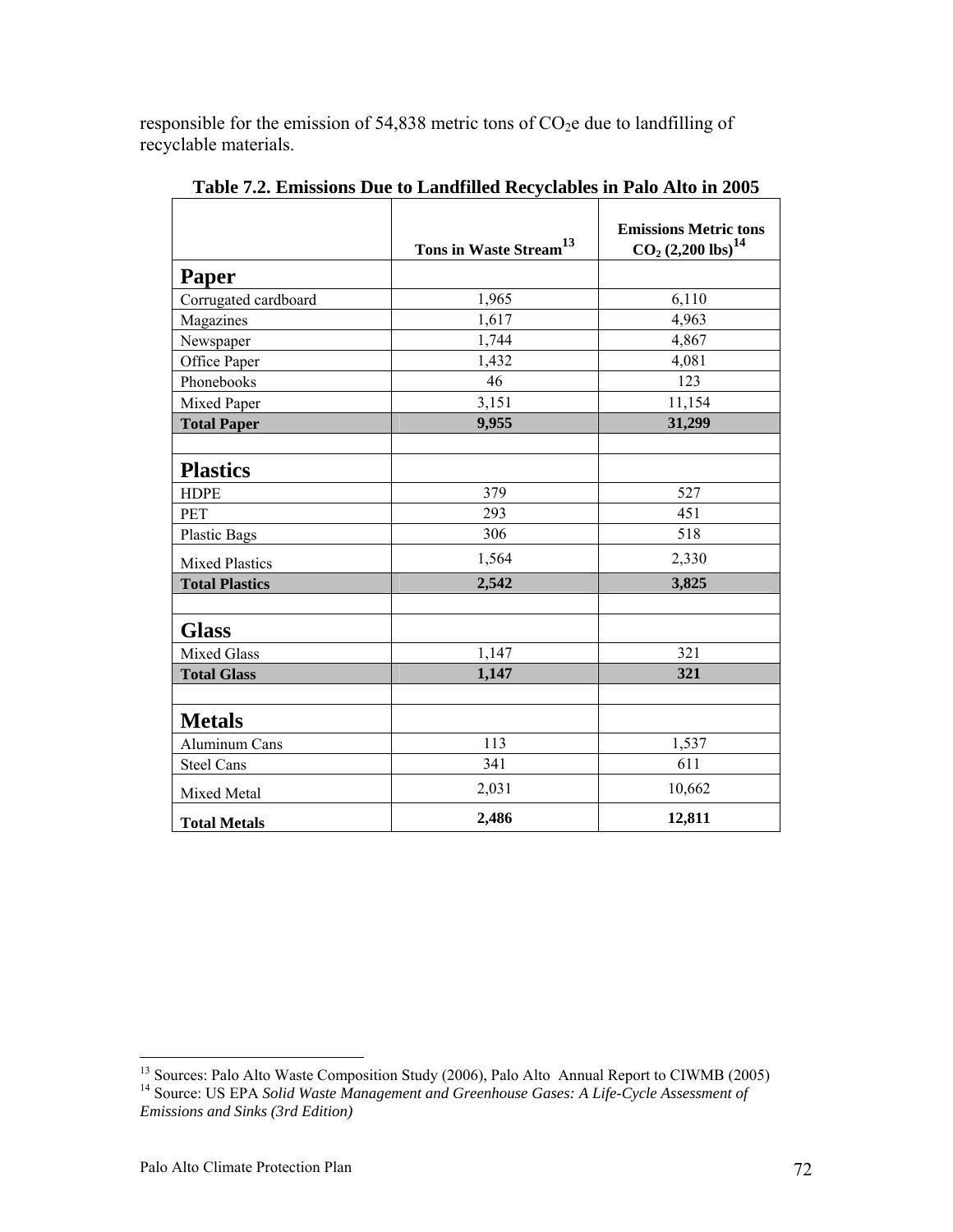responsible for the emission of 54,838 metric tons of $CO_2$e due to landfilling of recyclable materials.

**Table 7.2. Emissions Due to Landfilled Recyclables in Palo Alto in 2005**

| | Tons in Waste Stream[13] | Emissions Metric tons $CO_2$ (2,200 lbs)[14] |
|---|---|---|
| **Paper** | | |
| Corrugated cardboard | 1,965 | 6,110 |
| Magazines | 1,617 | 4,963 |
| Newspaper | 1,744 | 4,867 |
| Office Paper | 1,432 | 4,081 |
| Phonebooks | 46 | 123 |
| Mixed Paper | 3,151 | 11,154 |
| **Total Paper** | **9,955** | **31,299** |
| | | |
| **Plastics** | | |
| HDPE | 379 | 527 |
| PET | 293 | 451 |
| Plastic Bags | 306 | 518 |
| Mixed Plastics | 1,564 | 2,330 |
| **Total Plastics** | **2,542** | **3,825** |
| | | |
| **Glass** | | |
| Mixed Glass | 1,147 | 321 |
| **Total Glass** | **1,147** | **321** |
| | | |
| **Metals** | | |
| Aluminum Cans | 113 | 1,537 |
| Steel Cans | 341 | 611 |
| Mixed Metal | 2,031 | 10,662 |
| **Total Metals** | **2,486** | **12,811** |

[13] Sources: Palo Alto Waste Composition Study (2006), Palo Alto Annual Report to CIWMB (2005)

[14] Source: US EPA *Solid Waste Management and Greenhouse Gases: A Life-Cycle Assessment of Emissions and Sinks (3rd Edition)*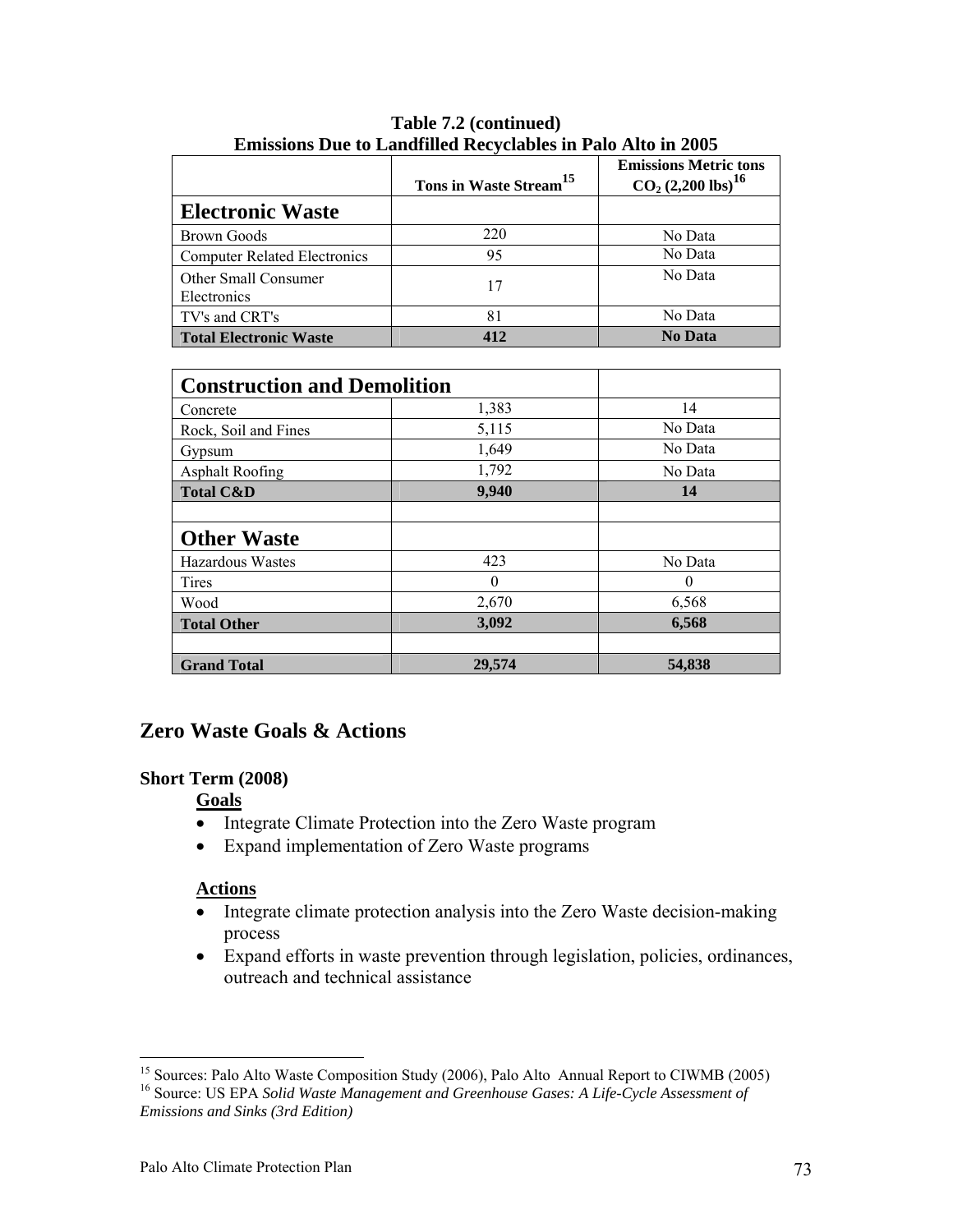**Table 7.2 (continued)**
**Emissions Due to Landfilled Recyclables in Palo Alto in 2005**

| | Tons in Waste Stream[15] | Emissions Metric tons $CO_2$ (2,200 lbs)[16] |
|---|---|---|
| **Electronic Waste** | | |
| Brown Goods | 220 | No Data |
| Computer Related Electronics | 95 | No Data |
| Other Small Consumer Electronics | 17 | No Data |
| TV's and CRT's | 81 | No Data |
| **Total Electronic Waste** | **412** | **No Data** |
| | | |
| **Construction and Demolition** | | |
| Concrete | 1,383 | 14 |
| Rock, Soil and Fines | 5,115 | No Data |
| Gypsum | 1,649 | No Data |
| Asphalt Roofing | 1,792 | No Data |
| **Total C&D** | **9,940** | **14** |
| | | |
| **Other Waste** | | |
| Hazardous Wastes | 423 | No Data |
| Tires | 0 | 0 |
| Wood | 2,670 | 6,568 |
| **Total Other** | **3,092** | **6,568** |
| | | |
| **Grand Total** | **29,574** | **54,838** |

## Zero Waste Goals & Actions

**Short Term (2008)**

**Goals**

- Integrate Climate Protection into the Zero Waste program
- Expand implementation of Zero Waste programs

**Actions**

- Integrate climate protection analysis into the Zero Waste decision-making process
- Expand efforts in waste prevention through legislation, policies, ordinances, outreach and technical assistance

---

[15] Sources: Palo Alto Waste Composition Study (2006), Palo Alto Annual Report to CIWMB (2005)

[16] Source: US EPA *Solid Waste Management and Greenhouse Gases: A Life-Cycle Assessment of Emissions and Sinks (3rd Edition)*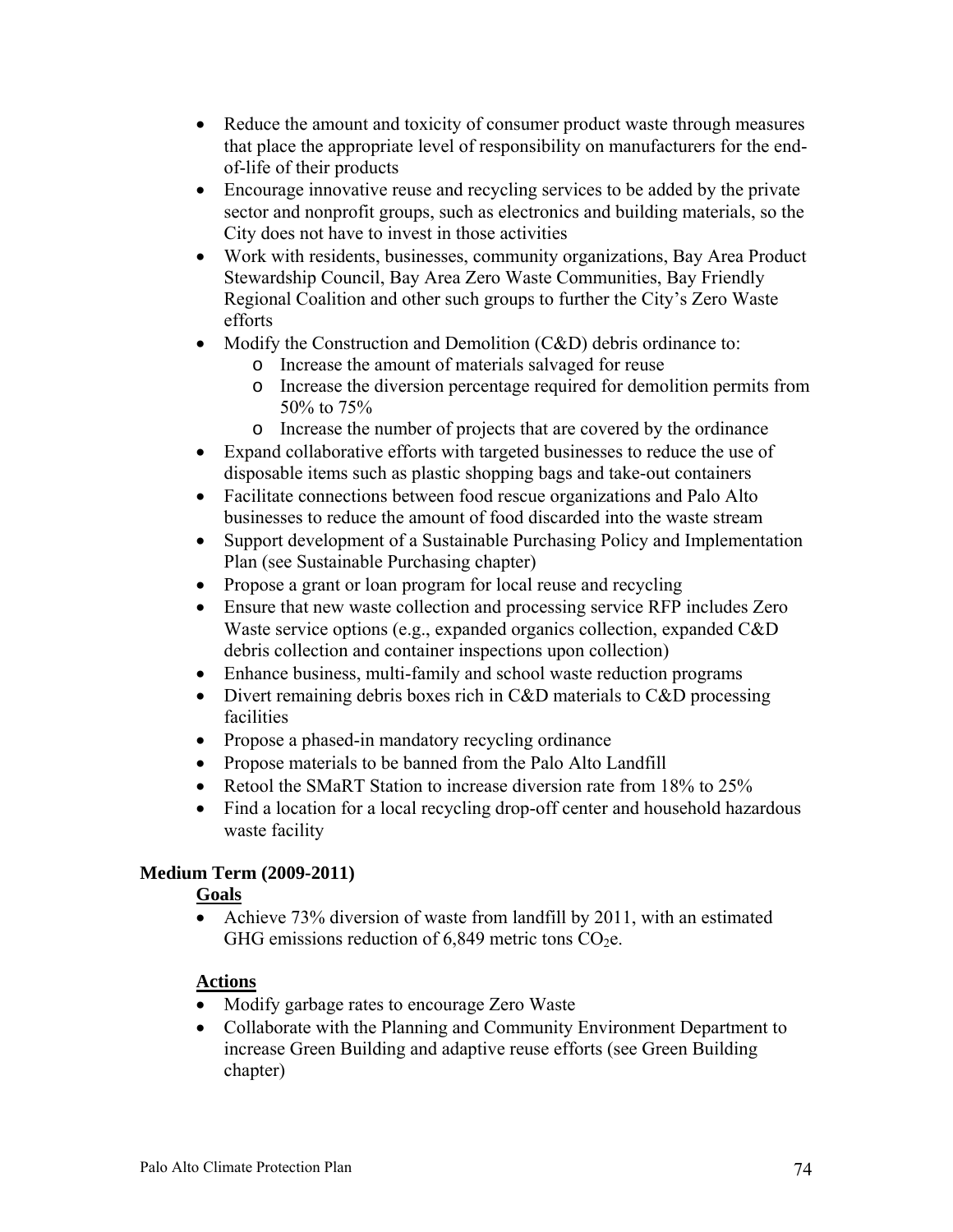- Reduce the amount and toxicity of consumer product waste through measures that place the appropriate level of responsibility on manufacturers for the end-of-life of their products
- Encourage innovative reuse and recycling services to be added by the private sector and nonprofit groups, such as electronics and building materials, so the City does not have to invest in those activities
- Work with residents, businesses, community organizations, Bay Area Product Stewardship Council, Bay Area Zero Waste Communities, Bay Friendly Regional Coalition and other such groups to further the City's Zero Waste efforts
- Modify the Construction and Demolition (C&D) debris ordinance to:
  - Increase the amount of materials salvaged for reuse
  - Increase the diversion percentage required for demolition permits from 50% to 75%
  - Increase the number of projects that are covered by the ordinance
- Expand collaborative efforts with targeted businesses to reduce the use of disposable items such as plastic shopping bags and take-out containers
- Facilitate connections between food rescue organizations and Palo Alto businesses to reduce the amount of food discarded into the waste stream
- Support development of a Sustainable Purchasing Policy and Implementation Plan (see Sustainable Purchasing chapter)
- Propose a grant or loan program for local reuse and recycling
- Ensure that new waste collection and processing service RFP includes Zero Waste service options (e.g., expanded organics collection, expanded C&D debris collection and container inspections upon collection)
- Enhance business, multi-family and school waste reduction programs
- Divert remaining debris boxes rich in C&D materials to C&D processing facilities
- Propose a phased-in mandatory recycling ordinance
- Propose materials to be banned from the Palo Alto Landfill
- Retool the SMaRT Station to increase diversion rate from 18% to 25%
- Find a location for a local recycling drop-off center and household hazardous waste facility

**Medium Term (2009-2011)**

**Goals**

- Achieve 73% diversion of waste from landfill by 2011, with an estimated GHG emissions reduction of 6,849 metric tons $CO_2e$.

**Actions**

- Modify garbage rates to encourage Zero Waste
- Collaborate with the Planning and Community Environment Department to increase Green Building and adaptive reuse efforts (see Green Building chapter)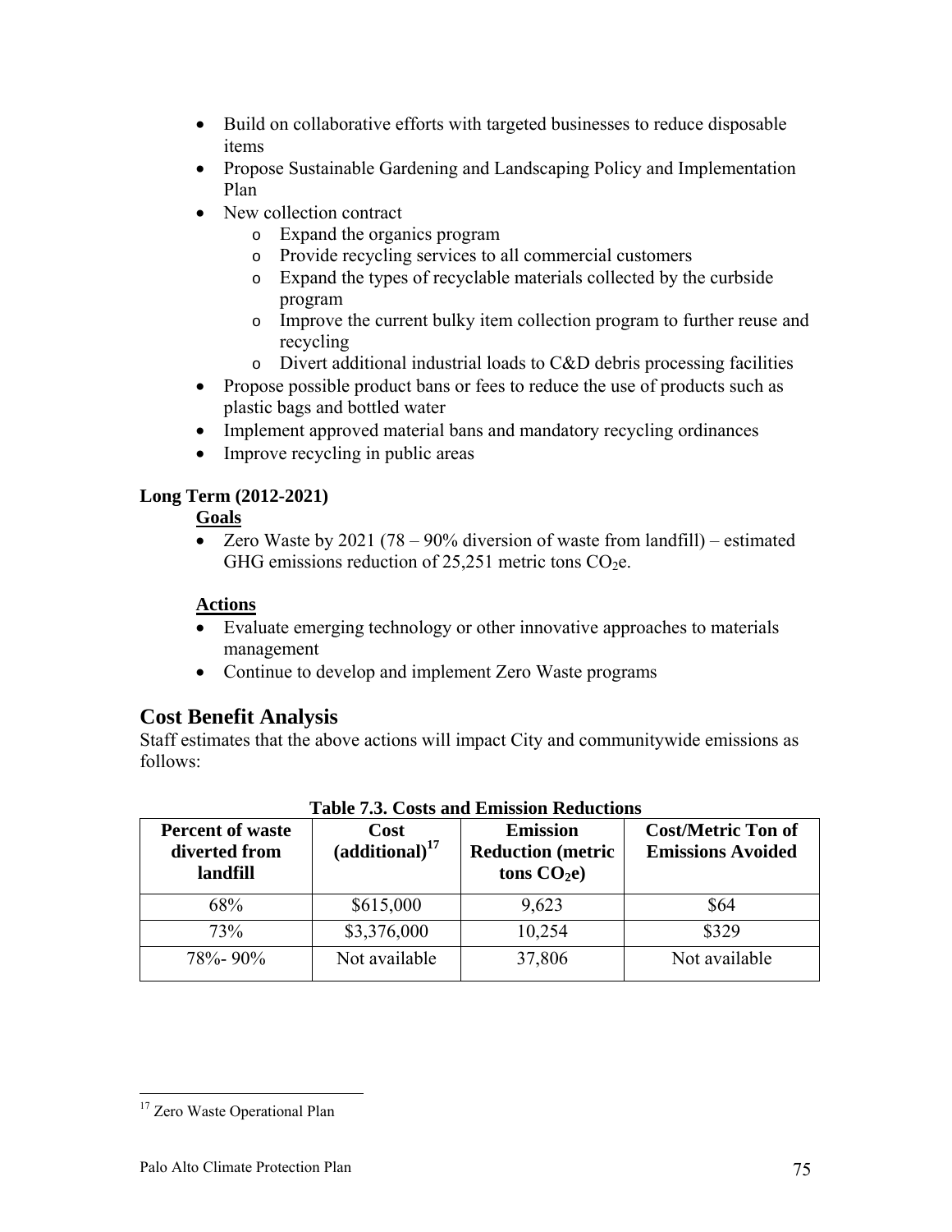- Build on collaborative efforts with targeted businesses to reduce disposable items
- Propose Sustainable Gardening and Landscaping Policy and Implementation Plan
- New collection contract
    - Expand the organics program
    - Provide recycling services to all commercial customers
    - Expand the types of recyclable materials collected by the curbside program
    - Improve the current bulky item collection program to further reuse and recycling
    - Divert additional industrial loads to C&D debris processing facilities
- Propose possible product bans or fees to reduce the use of products such as plastic bags and bottled water
- Implement approved material bans and mandatory recycling ordinances
- Improve recycling in public areas

**Long Term (2012-2021)**

**Goals**

- Zero Waste by 2021 (78 – 90% diversion of waste from landfill) – estimated GHG emissions reduction of 25,251 metric tons $CO_2$e.

**Actions**

- Evaluate emerging technology or other innovative approaches to materials management
- Continue to develop and implement Zero Waste programs

## Cost Benefit Analysis

Staff estimates that the above actions will impact City and communitywide emissions as follows:

**Table 7.3. Costs and Emission Reductions**

| Percent of waste diverted from landfill | Cost (additional)[17] | Emission Reduction (metric tons $CO_2$e) | Cost/Metric Ton of Emissions Avoided |
|---|---|---|---|
| 68% | $615,000 | 9,623 | $64 |
| 73% | $3,376,000 | 10,254 | $329 |
| 78%- 90% | Not available | 37,806 | Not available |

[17] Zero Waste Operational Plan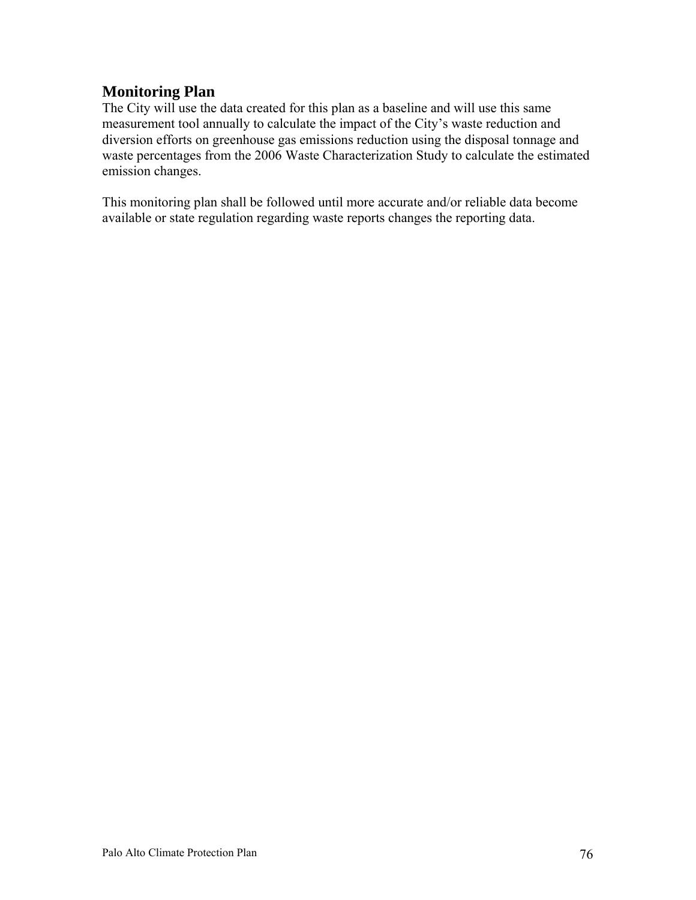## Monitoring Plan

The City will use the data created for this plan as a baseline and will use this same measurement tool annually to calculate the impact of the City's waste reduction and diversion efforts on greenhouse gas emissions reduction using the disposal tonnage and waste percentages from the 2006 Waste Characterization Study to calculate the estimated emission changes.

This monitoring plan shall be followed until more accurate and/or reliable data become available or state regulation regarding waste reports changes the reporting data.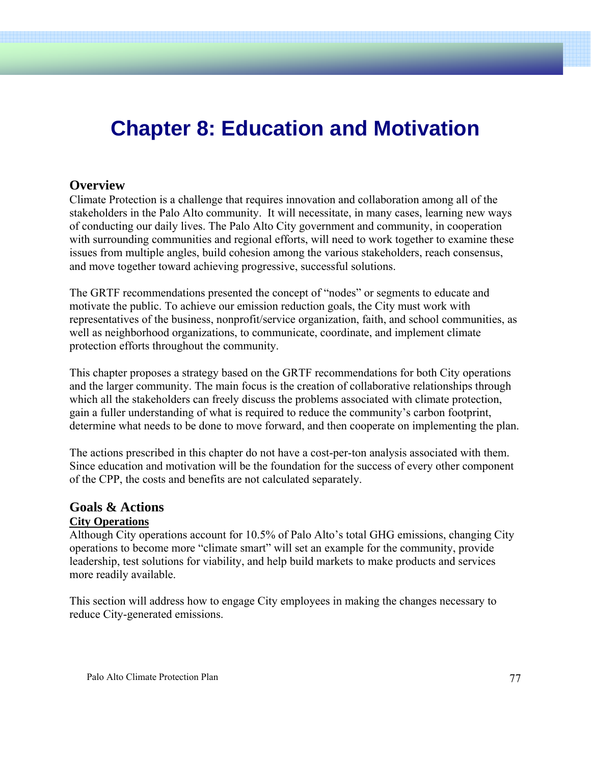# Chapter 8: Education and Motivation

## Overview

Climate Protection is a challenge that requires innovation and collaboration among all of the stakeholders in the Palo Alto community. It will necessitate, in many cases, learning new ways of conducting our daily lives. The Palo Alto City government and community, in cooperation with surrounding communities and regional efforts, will need to work together to examine these issues from multiple angles, build cohesion among the various stakeholders, reach consensus, and move together toward achieving progressive, successful solutions.

The GRTF recommendations presented the concept of "nodes" or segments to educate and motivate the public. To achieve our emission reduction goals, the City must work with representatives of the business, nonprofit/service organization, faith, and school communities, as well as neighborhood organizations, to communicate, coordinate, and implement climate protection efforts throughout the community.

This chapter proposes a strategy based on the GRTF recommendations for both City operations and the larger community. The main focus is the creation of collaborative relationships through which all the stakeholders can freely discuss the problems associated with climate protection, gain a fuller understanding of what is required to reduce the community's carbon footprint, determine what needs to be done to move forward, and then cooperate on implementing the plan.

The actions prescribed in this chapter do not have a cost-per-ton analysis associated with them. Since education and motivation will be the foundation for the success of every other component of the CPP, the costs and benefits are not calculated separately.

## Goals & Actions

### City Operations

Although City operations account for 10.5% of Palo Alto's total GHG emissions, changing City operations to become more "climate smart" will set an example for the community, provide leadership, test solutions for viability, and help build markets to make products and services more readily available.

This section will address how to engage City employees in making the changes necessary to reduce City-generated emissions.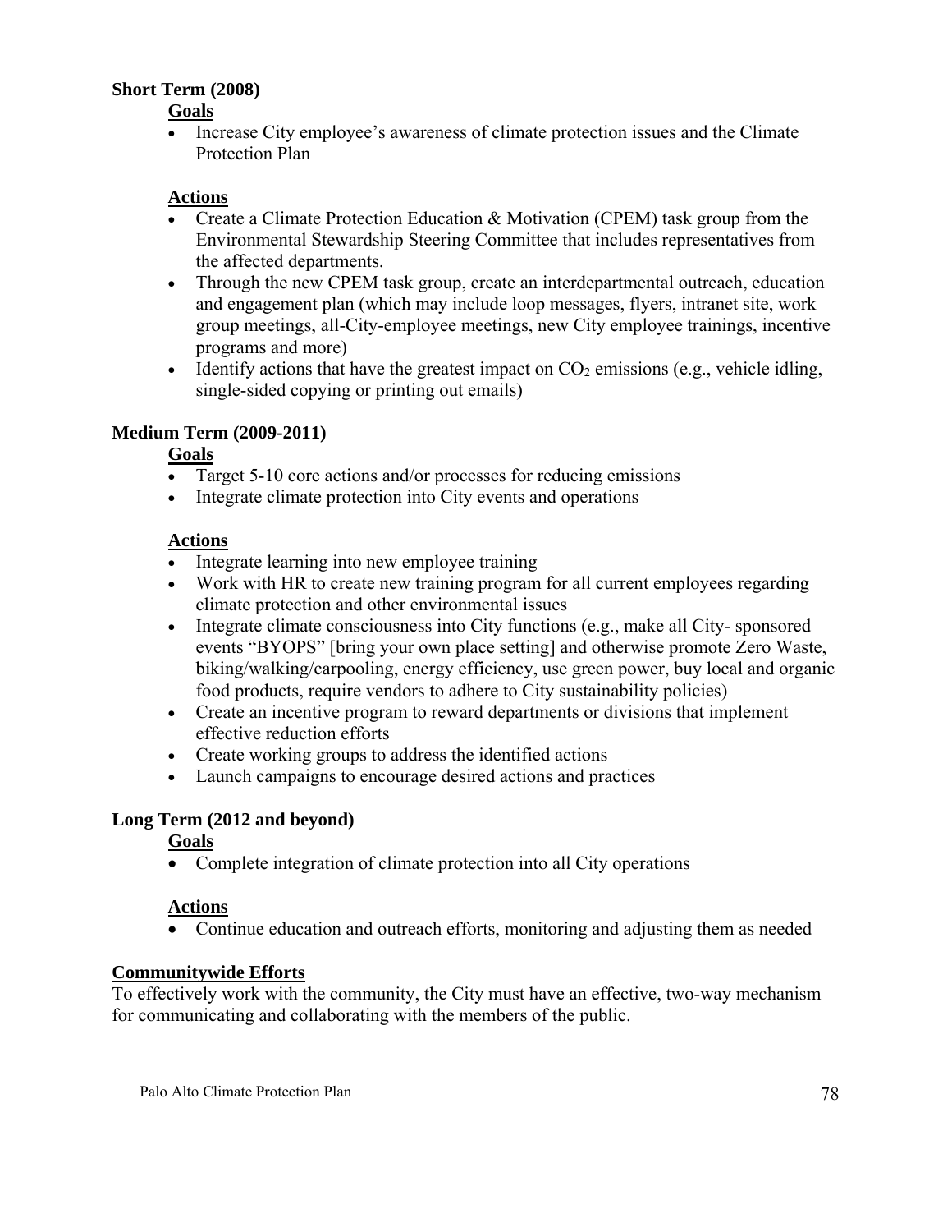**Short Term (2008)**

**Goals**

- Increase City employee's awareness of climate protection issues and the Climate Protection Plan

**Actions**

- Create a Climate Protection Education & Motivation (CPEM) task group from the Environmental Stewardship Steering Committee that includes representatives from the affected departments.
- Through the new CPEM task group, create an interdepartmental outreach, education and engagement plan (which may include loop messages, flyers, intranet site, work group meetings, all-City-employee meetings, new City employee trainings, incentive programs and more)
- Identify actions that have the greatest impact on $CO_2$ emissions (e.g., vehicle idling, single-sided copying or printing out emails)

**Medium Term (2009-2011)**

**Goals**

- Target 5-10 core actions and/or processes for reducing emissions
- Integrate climate protection into City events and operations

**Actions**

- Integrate learning into new employee training
- Work with HR to create new training program for all current employees regarding climate protection and other environmental issues
- Integrate climate consciousness into City functions (e.g., make all City- sponsored events "BYOPS" [bring your own place setting] and otherwise promote Zero Waste, biking/walking/carpooling, energy efficiency, use green power, buy local and organic food products, require vendors to adhere to City sustainability policies)
- Create an incentive program to reward departments or divisions that implement effective reduction efforts
- Create working groups to address the identified actions
- Launch campaigns to encourage desired actions and practices

**Long Term (2012 and beyond)**

**Goals**

- Complete integration of climate protection into all City operations

**Actions**

- Continue education and outreach efforts, monitoring and adjusting them as needed

**Communitywide Efforts**

To effectively work with the community, the City must have an effective, two-way mechanism for communicating and collaborating with the members of the public.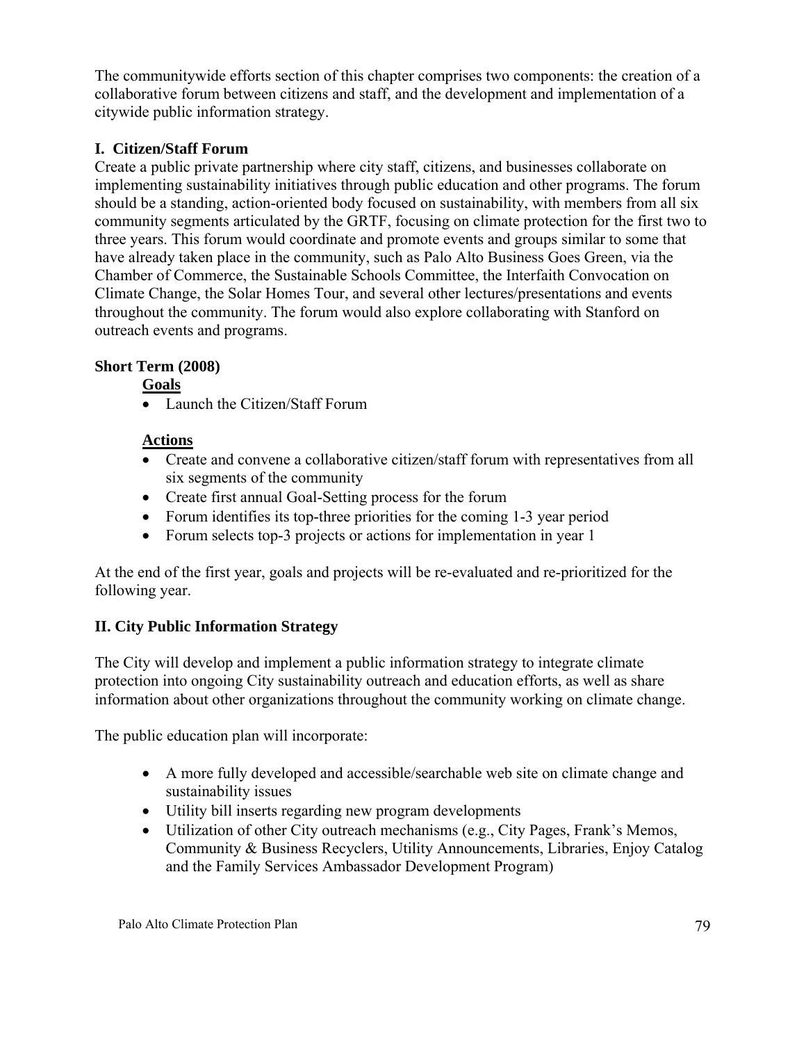The communitywide efforts section of this chapter comprises two components: the creation of a collaborative forum between citizens and staff, and the development and implementation of a citywide public information strategy.

## I. Citizen/Staff Forum

Create a public private partnership where city staff, citizens, and businesses collaborate on implementing sustainability initiatives through public education and other programs. The forum should be a standing, action-oriented body focused on sustainability, with members from all six community segments articulated by the GRTF, focusing on climate protection for the first two to three years. This forum would coordinate and promote events and groups similar to some that have already taken place in the community, such as Palo Alto Business Goes Green, via the Chamber of Commerce, the Sustainable Schools Committee, the Interfaith Convocation on Climate Change, the Solar Homes Tour, and several other lectures/presentations and events throughout the community. The forum would also explore collaborating with Stanford on outreach events and programs.

### Short Term (2008)

**Goals**

- Launch the Citizen/Staff Forum

**Actions**

- Create and convene a collaborative citizen/staff forum with representatives from all six segments of the community
- Create first annual Goal-Setting process for the forum
- Forum identifies its top-three priorities for the coming 1-3 year period
- Forum selects top-3 projects or actions for implementation in year 1

At the end of the first year, goals and projects will be re-evaluated and re-prioritized for the following year.

## II. City Public Information Strategy

The City will develop and implement a public information strategy to integrate climate protection into ongoing City sustainability outreach and education efforts, as well as share information about other organizations throughout the community working on climate change.

The public education plan will incorporate:

- A more fully developed and accessible/searchable web site on climate change and sustainability issues
- Utility bill inserts regarding new program developments
- Utilization of other City outreach mechanisms (e.g., City Pages, Frank's Memos, Community & Business Recyclers, Utility Announcements, Libraries, Enjoy Catalog and the Family Services Ambassador Development Program)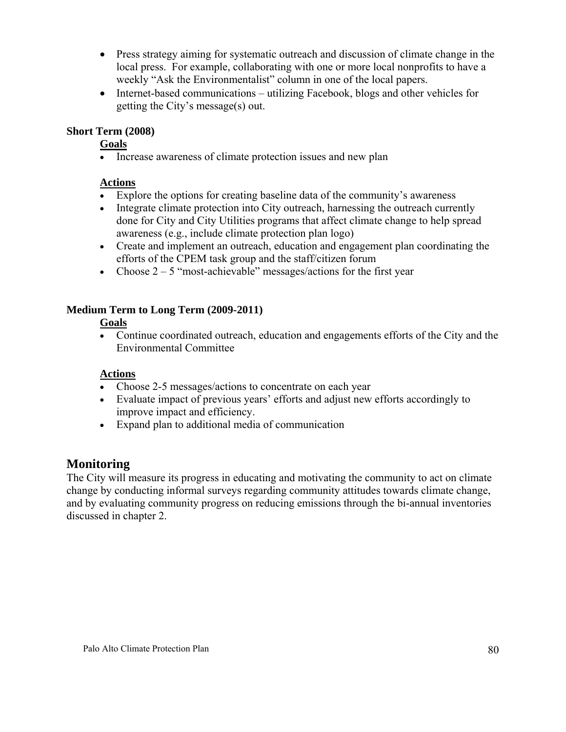- Press strategy aiming for systematic outreach and discussion of climate change in the local press. For example, collaborating with one or more local nonprofits to have a weekly "Ask the Environmentalist" column in one of the local papers.
- Internet-based communications – utilizing Facebook, blogs and other vehicles for getting the City's message(s) out.

**Short Term (2008)**

**Goals**

- Increase awareness of climate protection issues and new plan

**Actions**

- Explore the options for creating baseline data of the community's awareness
- Integrate climate protection into City outreach, harnessing the outreach currently done for City and City Utilities programs that affect climate change to help spread awareness (e.g., include climate protection plan logo)
- Create and implement an outreach, education and engagement plan coordinating the efforts of the CPEM task group and the staff/citizen forum
- Choose 2 – 5 "most-achievable" messages/actions for the first year

**Medium Term to Long Term (2009-2011)**

**Goals**

- Continue coordinated outreach, education and engagements efforts of the City and the Environmental Committee

**Actions**

- Choose 2-5 messages/actions to concentrate on each year
- Evaluate impact of previous years' efforts and adjust new efforts accordingly to improve impact and efficiency.
- Expand plan to additional media of communication

## Monitoring

The City will measure its progress in educating and motivating the community to act on climate change by conducting informal surveys regarding community attitudes towards climate change, and by evaluating community progress on reducing emissions through the bi-annual inventories discussed in chapter 2.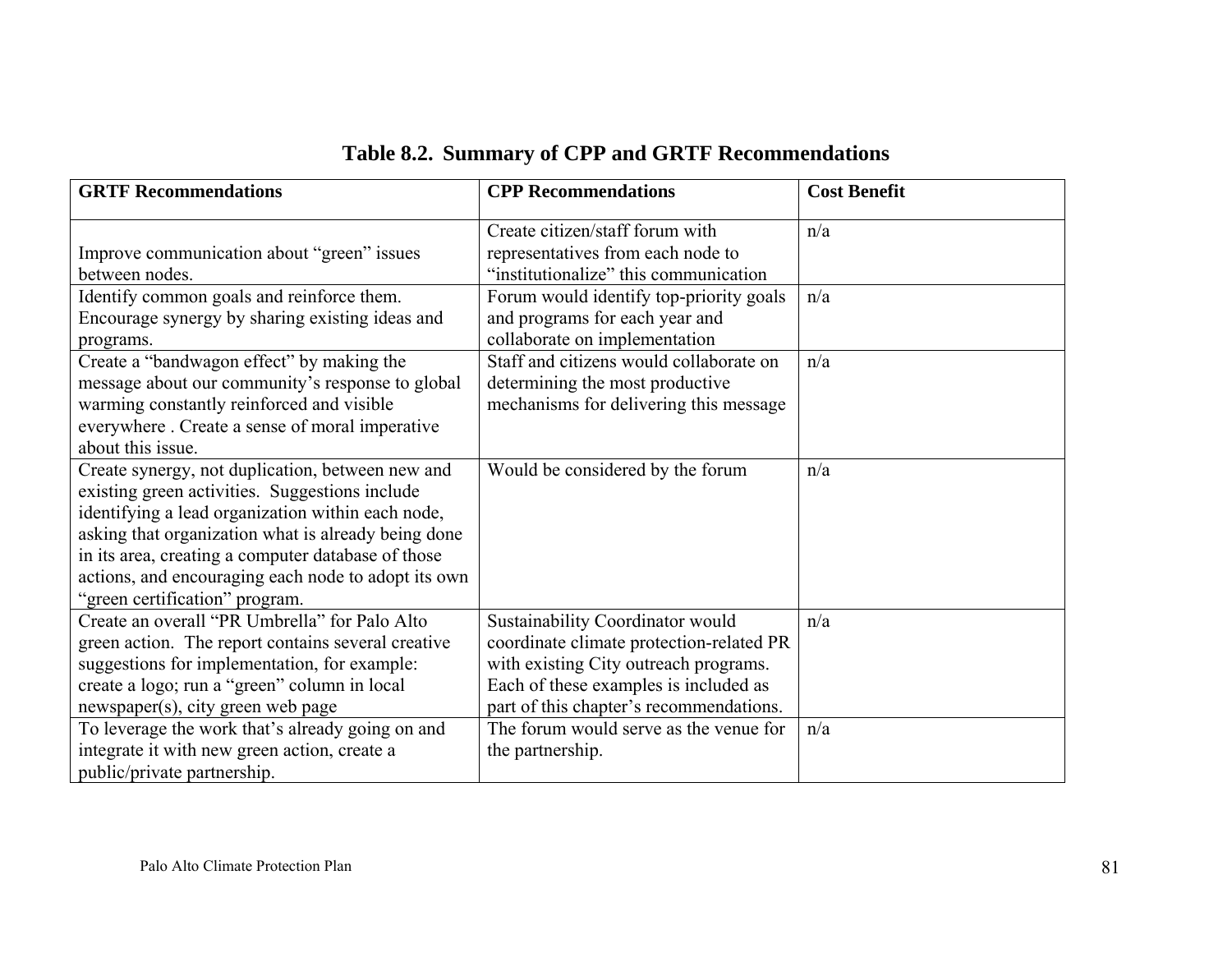**Table 8.2. Summary of CPP and GRTF Recommendations**

| GRTF Recommendations | CPP Recommendations | Cost Benefit |
|---|---|---|
| Improve communication about "green" issues between nodes. | Create citizen/staff forum with representatives from each node to "institutionalize" this communication | n/a |
| Identify common goals and reinforce them. Encourage synergy by sharing existing ideas and programs. | Forum would identify top-priority goals and programs for each year and collaborate on implementation | n/a |
| Create a "bandwagon effect" by making the message about our community's response to global warming constantly reinforced and visible everywhere . Create a sense of moral imperative about this issue. | Staff and citizens would collaborate on determining the most productive mechanisms for delivering this message | n/a |
| Create synergy, not duplication, between new and existing green activities. Suggestions include identifying a lead organization within each node, asking that organization what is already being done in its area, creating a computer database of those actions, and encouraging each node to adopt its own "green certification" program. | Would be considered by the forum | n/a |
| Create an overall "PR Umbrella" for Palo Alto green action. The report contains several creative suggestions for implementation, for example: create a logo; run a "green" column in local newspaper(s), city green web page | Sustainability Coordinator would coordinate climate protection-related PR with existing City outreach programs. Each of these examples is included as part of this chapter's recommendations. | n/a |
| To leverage the work that's already going on and integrate it with new green action, create a public/private partnership. | The forum would serve as the venue for the partnership. | n/a |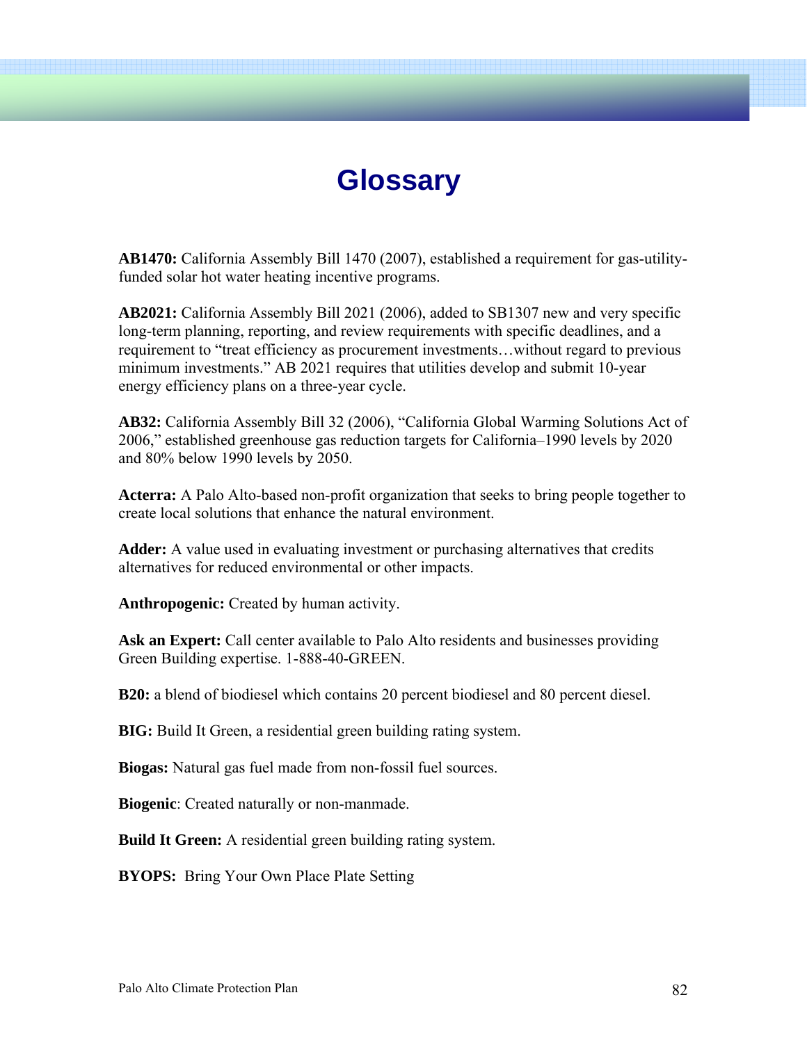# Glossary

**AB1470:** California Assembly Bill 1470 (2007), established a requirement for gas-utility-funded solar hot water heating incentive programs.

**AB2021:** California Assembly Bill 2021 (2006), added to SB1307 new and very specific long-term planning, reporting, and review requirements with specific deadlines, and a requirement to "treat efficiency as procurement investments…without regard to previous minimum investments." AB 2021 requires that utilities develop and submit 10-year energy efficiency plans on a three-year cycle.

**AB32:** California Assembly Bill 32 (2006), "California Global Warming Solutions Act of 2006," established greenhouse gas reduction targets for California–1990 levels by 2020 and 80% below 1990 levels by 2050.

**Acterra:** A Palo Alto-based non-profit organization that seeks to bring people together to create local solutions that enhance the natural environment.

**Adder:** A value used in evaluating investment or purchasing alternatives that credits alternatives for reduced environmental or other impacts.

**Anthropogenic:** Created by human activity.

**Ask an Expert:** Call center available to Palo Alto residents and businesses providing Green Building expertise. 1-888-40-GREEN.

**B20:** a blend of biodiesel which contains 20 percent biodiesel and 80 percent diesel.

**BIG:** Build It Green, a residential green building rating system.

**Biogas:** Natural gas fuel made from non-fossil fuel sources.

**Biogenic**: Created naturally or non-manmade.

**Build It Green:** A residential green building rating system.

**BYOPS:** Bring Your Own Place Plate Setting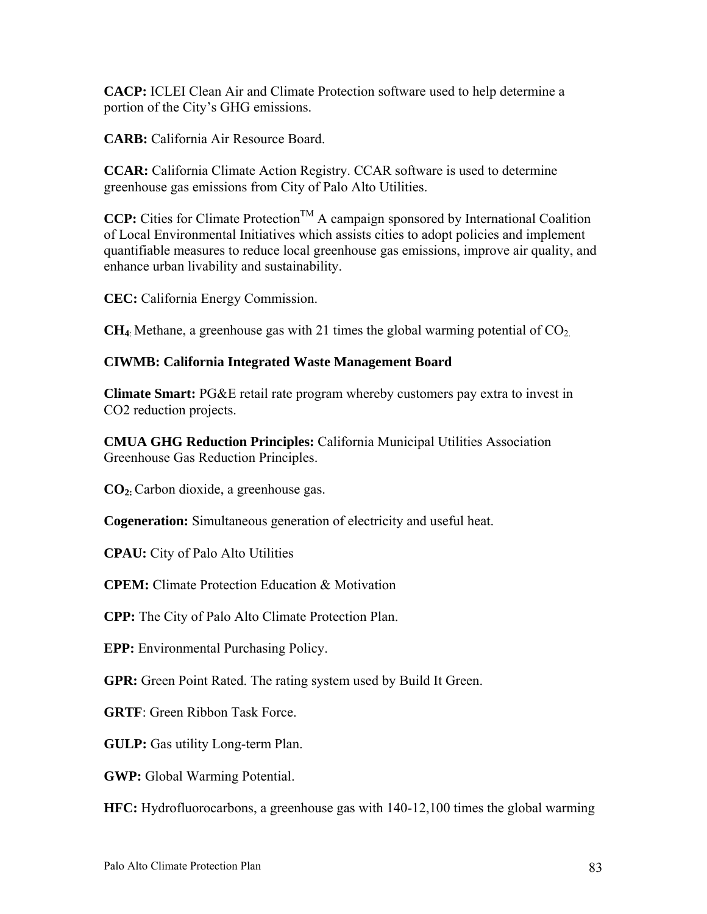**CACP:** ICLEI Clean Air and Climate Protection software used to help determine a portion of the City's GHG emissions.

**CARB:** California Air Resource Board.

**CCAR:** California Climate Action Registry. CCAR software is used to determine greenhouse gas emissions from City of Palo Alto Utilities.

**CCP:** Cities for Climate Protection™ A campaign sponsored by International Coalition of Local Environmental Initiatives which assists cities to adopt policies and implement quantifiable measures to reduce local greenhouse gas emissions, improve air quality, and enhance urban livability and sustainability.

**CEC:** California Energy Commission.

**$CH_4$:** Methane, a greenhouse gas with 21 times the global warming potential of $CO_2$.

**CIWMB: California Integrated Waste Management Board**

**Climate Smart:** PG&E retail rate program whereby customers pay extra to invest in CO2 reduction projects.

**CMUA GHG Reduction Principles:** California Municipal Utilities Association Greenhouse Gas Reduction Principles.

**$CO_2$:** Carbon dioxide, a greenhouse gas.

**Cogeneration:** Simultaneous generation of electricity and useful heat.

**CPAU:** City of Palo Alto Utilities

**CPEM:** Climate Protection Education & Motivation

**CPP:** The City of Palo Alto Climate Protection Plan.

**EPP:** Environmental Purchasing Policy.

**GPR:** Green Point Rated. The rating system used by Build It Green.

**GRTF**: Green Ribbon Task Force.

**GULP:** Gas utility Long-term Plan.

**GWP:** Global Warming Potential.

**HFC:** Hydrofluorocarbons, a greenhouse gas with 140-12,100 times the global warming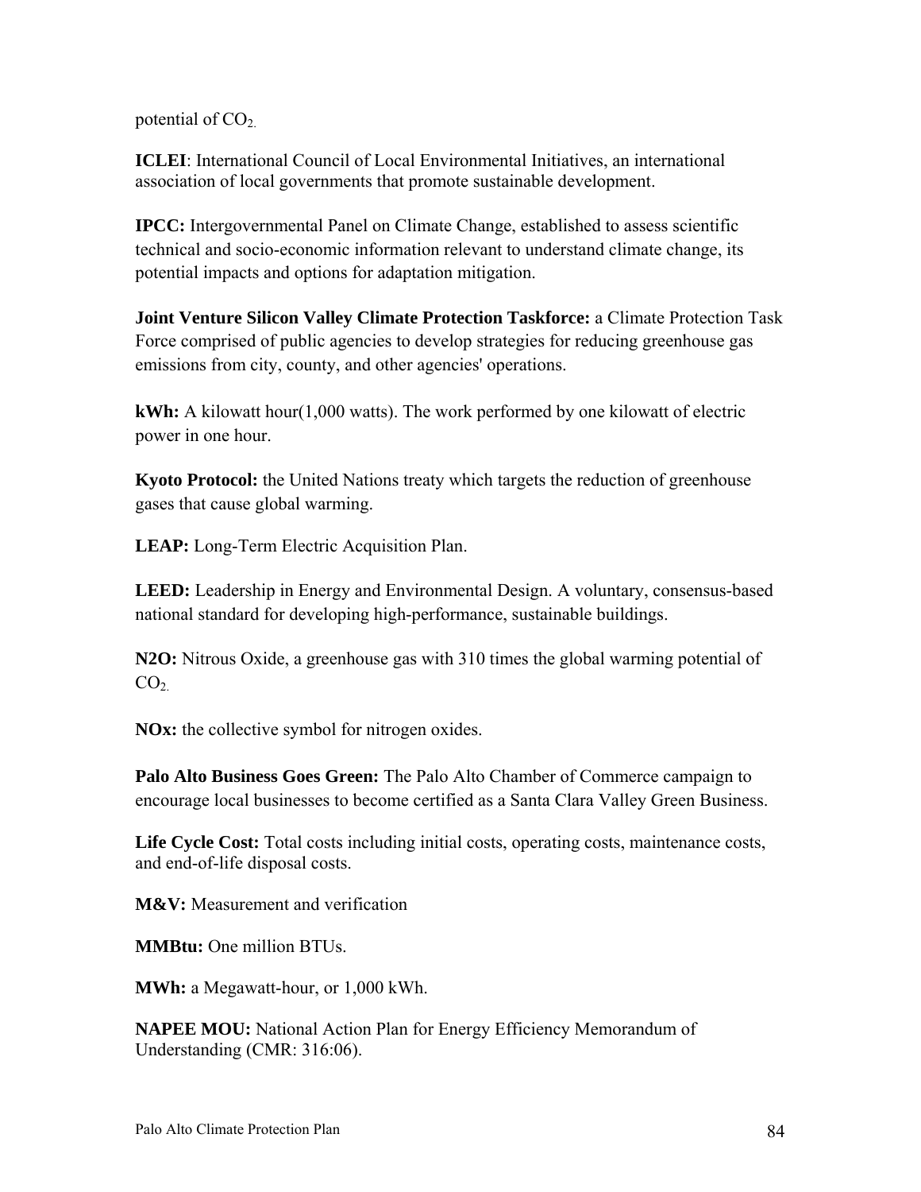potential of $CO_2$.

**ICLEI**: International Council of Local Environmental Initiatives, an international association of local governments that promote sustainable development.

**IPCC:** Intergovernmental Panel on Climate Change, established to assess scientific technical and socio-economic information relevant to understand climate change, its potential impacts and options for adaptation mitigation.

**Joint Venture Silicon Valley Climate Protection Taskforce:** a Climate Protection Task Force comprised of public agencies to develop strategies for reducing greenhouse gas emissions from city, county, and other agencies' operations.

**kWh:** A kilowatt hour(1,000 watts). The work performed by one kilowatt of electric power in one hour.

**Kyoto Protocol:** the United Nations treaty which targets the reduction of greenhouse gases that cause global warming.

**LEAP:** Long-Term Electric Acquisition Plan.

**LEED:** Leadership in Energy and Environmental Design. A voluntary, consensus-based national standard for developing high-performance, sustainable buildings.

**N2O:** Nitrous Oxide, a greenhouse gas with 310 times the global warming potential of $CO_2$.

**NOx:** the collective symbol for nitrogen oxides.

**Palo Alto Business Goes Green:** The Palo Alto Chamber of Commerce campaign to encourage local businesses to become certified as a Santa Clara Valley Green Business.

**Life Cycle Cost:** Total costs including initial costs, operating costs, maintenance costs, and end-of-life disposal costs.

**M&V:** Measurement and verification

**MMBtu:** One million BTUs.

**MWh:** a Megawatt-hour, or 1,000 kWh.

**NAPEE MOU:** National Action Plan for Energy Efficiency Memorandum of Understanding (CMR: 316:06).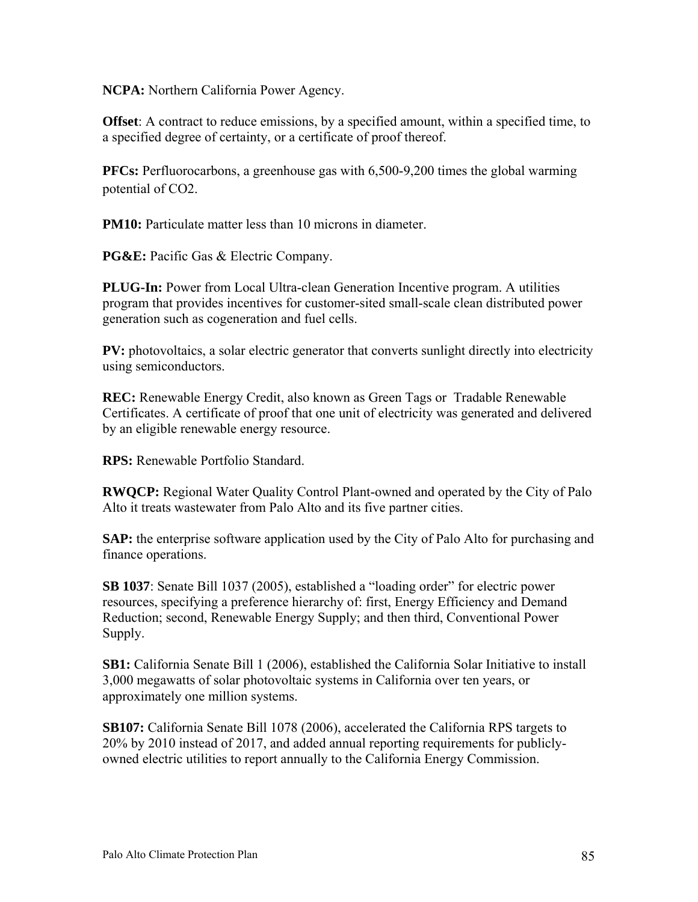**NCPA:** Northern California Power Agency.

**Offset**: A contract to reduce emissions, by a specified amount, within a specified time, to a specified degree of certainty, or a certificate of proof thereof.

**PFCs:** Perfluorocarbons, a greenhouse gas with 6,500-9,200 times the global warming potential of $CO_2$.

**PM10:** Particulate matter less than 10 microns in diameter.

**PG&E:** Pacific Gas & Electric Company.

**PLUG-In:** Power from Local Ultra-clean Generation Incentive program. A utilities program that provides incentives for customer-sited small-scale clean distributed power generation such as cogeneration and fuel cells.

**PV:** photovoltaics, a solar electric generator that converts sunlight directly into electricity using semiconductors.

**REC:** Renewable Energy Credit, also known as Green Tags or Tradable Renewable Certificates. A certificate of proof that one unit of electricity was generated and delivered by an eligible renewable energy resource.

**RPS:** Renewable Portfolio Standard.

**RWQCP:** Regional Water Quality Control Plant-owned and operated by the City of Palo Alto it treats wastewater from Palo Alto and its five partner cities.

**SAP:** the enterprise software application used by the City of Palo Alto for purchasing and finance operations.

**SB 1037**: Senate Bill 1037 (2005), established a "loading order" for electric power resources, specifying a preference hierarchy of: first, Energy Efficiency and Demand Reduction; second, Renewable Energy Supply; and then third, Conventional Power Supply.

**SB1:** California Senate Bill 1 (2006), established the California Solar Initiative to install 3,000 megawatts of solar photovoltaic systems in California over ten years, or approximately one million systems.

**SB107:** California Senate Bill 1078 (2006), accelerated the California RPS targets to 20% by 2010 instead of 2017, and added annual reporting requirements for publicly-owned electric utilities to report annually to the California Energy Commission.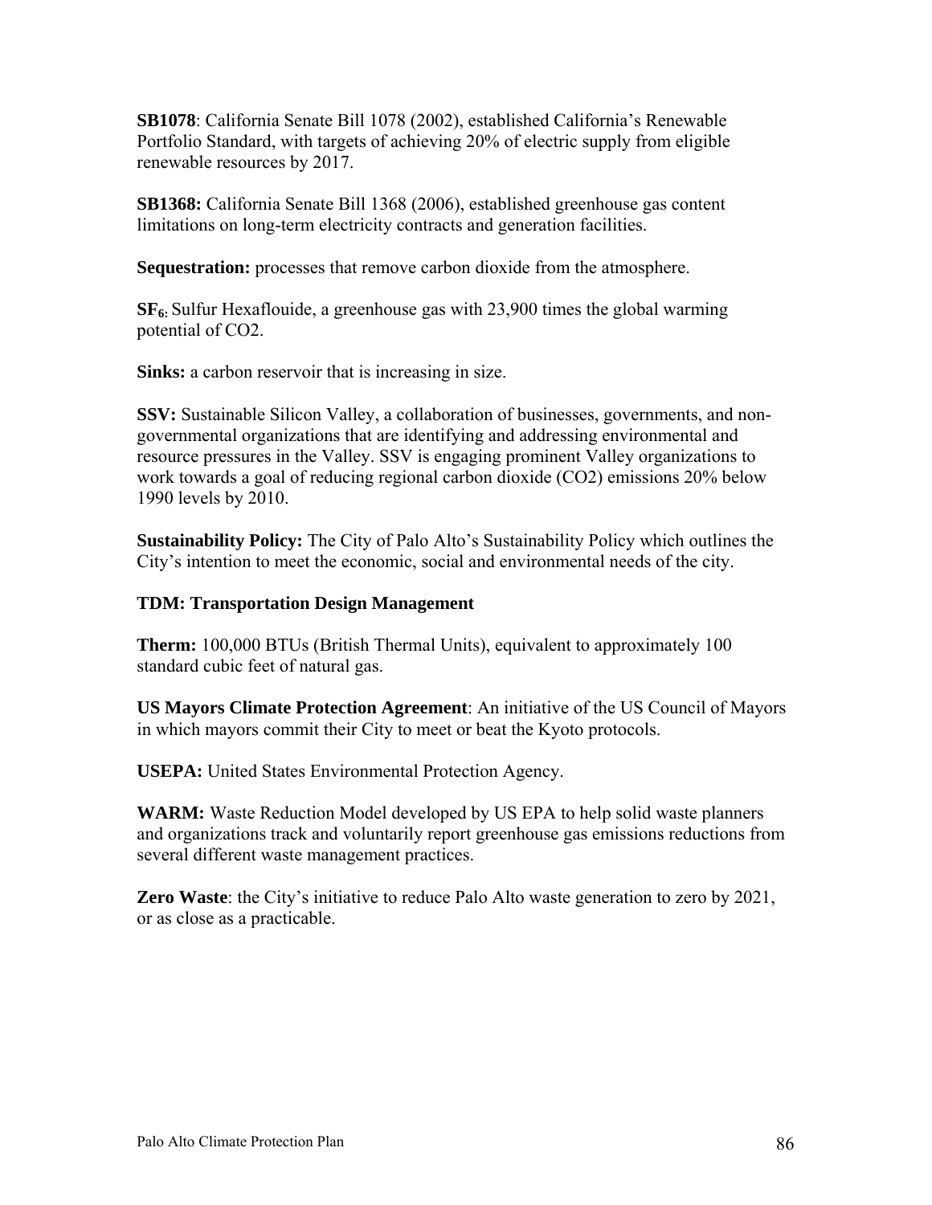**SB1078**: California Senate Bill 1078 (2002), established California's Renewable Portfolio Standard, with targets of achieving 20% of electric supply from eligible renewable resources by 2017.

**SB1368:** California Senate Bill 1368 (2006), established greenhouse gas content limitations on long-term electricity contracts and generation facilities.

**Sequestration:** processes that remove carbon dioxide from the atmosphere.

**$SF_6$:** Sulfur Hexaflouide, a greenhouse gas with 23,900 times the global warming potential of CO2.

**Sinks:** a carbon reservoir that is increasing in size.

**SSV:** Sustainable Silicon Valley, a collaboration of businesses, governments, and non-governmental organizations that are identifying and addressing environmental and resource pressures in the Valley. SSV is engaging prominent Valley organizations to work towards a goal of reducing regional carbon dioxide (CO2) emissions 20% below 1990 levels by 2010.

**Sustainability Policy:** The City of Palo Alto's Sustainability Policy which outlines the City's intention to meet the economic, social and environmental needs of the city.

**TDM: Transportation Design Management**

**Therm:** 100,000 BTUs (British Thermal Units), equivalent to approximately 100 standard cubic feet of natural gas.

**US Mayors Climate Protection Agreement**: An initiative of the US Council of Mayors in which mayors commit their City to meet or beat the Kyoto protocols.

**USEPA:** United States Environmental Protection Agency.

**WARM:** Waste Reduction Model developed by US EPA to help solid waste planners and organizations track and voluntarily report greenhouse gas emissions reductions from several different waste management practices.

**Zero Waste**: the City's initiative to reduce Palo Alto waste generation to zero by 2021, or as close as a practicable.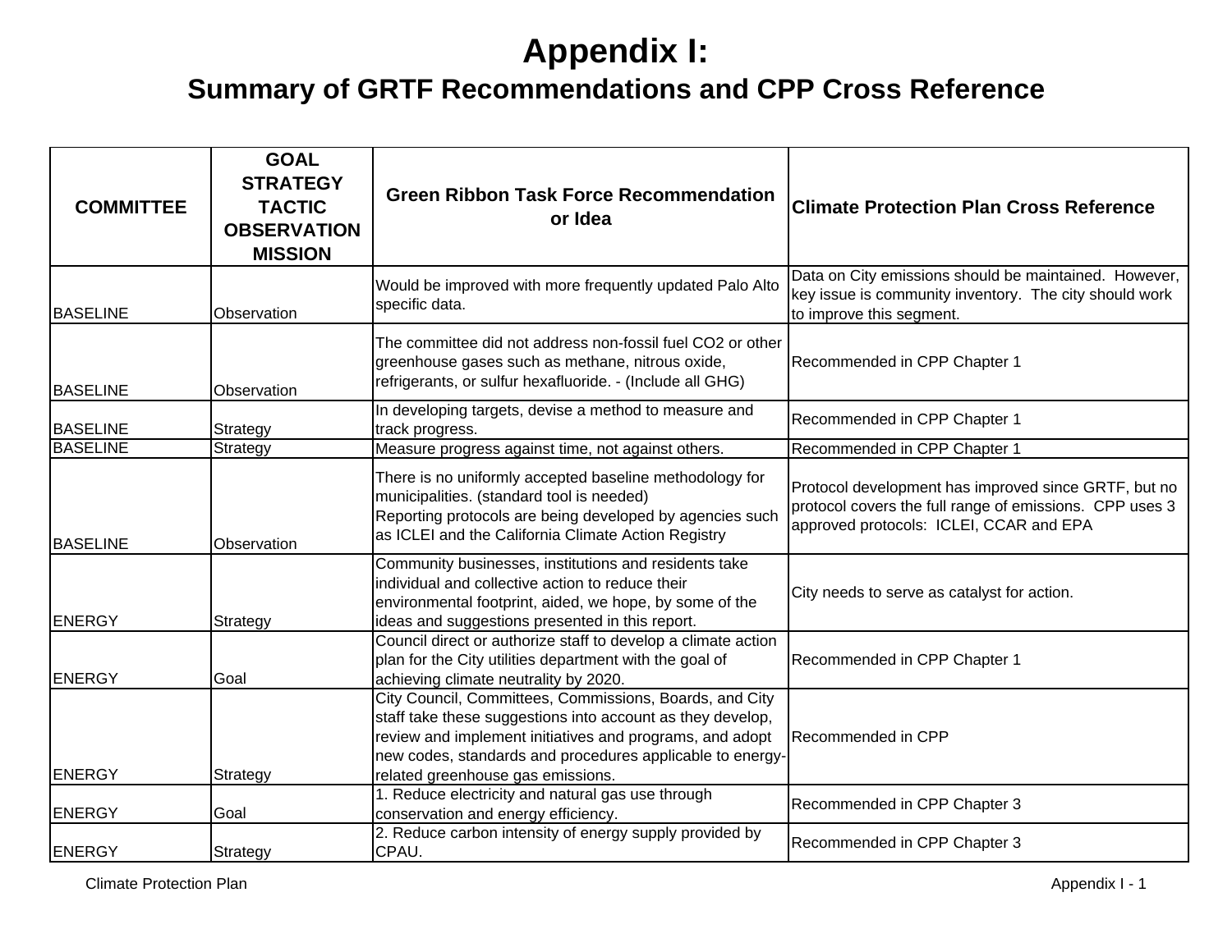# Appendix I:

## Summary of GRTF Recommendations and CPP Cross Reference

| COMMITTEE | GOAL STRATEGY TACTIC OBSERVATION MISSION | Green Ribbon Task Force Recommendation or Idea | Climate Protection Plan Cross Reference |
|---|---|---|---|
| BASELINE | Observation | Would be improved with more frequently updated Palo Alto specific data. | Data on City emissions should be maintained. However, key issue is community inventory. The city should work to improve this segment. |
| BASELINE | Observation | The committee did not address non-fossil fuel CO2 or other greenhouse gases such as methane, nitrous oxide, refrigerants, or sulfur hexafluoride. - (Include all GHG) | Recommended in CPP Chapter 1 |
| BASELINE | Strategy | In developing targets, devise a method to measure and track progress. | Recommended in CPP Chapter 1 |
| BASELINE | Strategy | Measure progress against time, not against others. | Recommended in CPP Chapter 1 |
| BASELINE | Observation | There is no uniformly accepted baseline methodology for municipalities. (standard tool is needed)<br>Reporting protocols are being developed by agencies such as ICLEI and the California Climate Action Registry | Protocol development has improved since GRTF, but no protocol covers the full range of emissions. CPP uses 3 approved protocols: ICLEI, CCAR and EPA |
| ENERGY | Strategy | Community businesses, institutions and residents take individual and collective action to reduce their environmental footprint, aided, we hope, by some of the ideas and suggestions presented in this report. | City needs to serve as catalyst for action. |
| ENERGY | Goal | Council direct or authorize staff to develop a climate action plan for the City utilities department with the goal of achieving climate neutrality by 2020. | Recommended in CPP Chapter 1 |
| ENERGY | Strategy | City Council, Committees, Commissions, Boards, and City staff take these suggestions into account as they develop, review and implement initiatives and programs, and adopt new codes, standards and procedures applicable to energy-related greenhouse gas emissions. | Recommended in CPP |
| ENERGY | Goal | 1. Reduce electricity and natural gas use through conservation and energy efficiency. | Recommended in CPP Chapter 3 |
| ENERGY | Strategy | 2. Reduce carbon intensity of energy supply provided by CPAU. | Recommended in CPP Chapter 3 |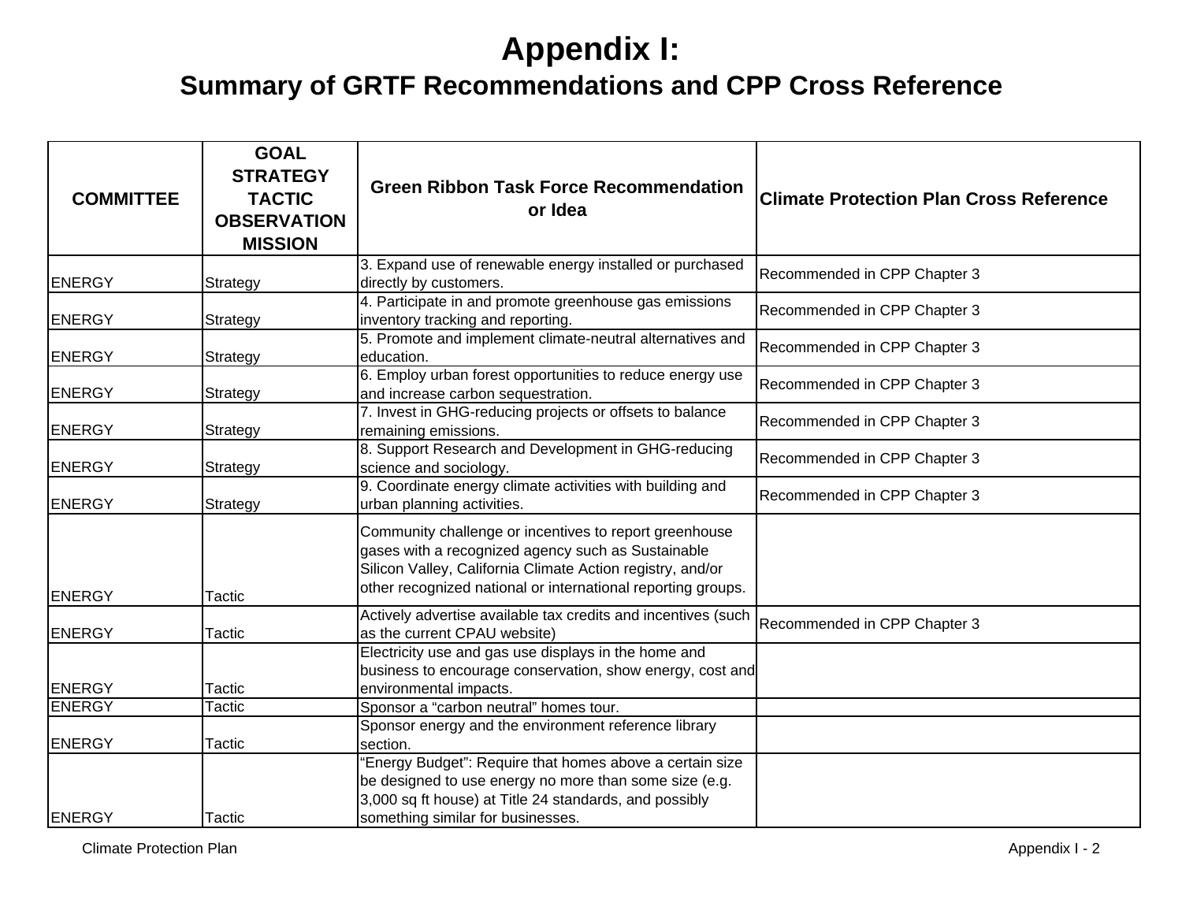# Appendix I:

## Summary of GRTF Recommendations and CPP Cross Reference

| COMMITTEE | GOAL STRATEGY TACTIC OBSERVATION MISSION | Green Ribbon Task Force Recommendation or Idea | Climate Protection Plan Cross Reference |
|---|---|---|---|
| ENERGY | Strategy | 3. Expand use of renewable energy installed or purchased directly by customers. | Recommended in CPP Chapter 3 |
| ENERGY | Strategy | 4. Participate in and promote greenhouse gas emissions inventory tracking and reporting. | Recommended in CPP Chapter 3 |
| ENERGY | Strategy | 5. Promote and implement climate-neutral alternatives and education. | Recommended in CPP Chapter 3 |
| ENERGY | Strategy | 6. Employ urban forest opportunities to reduce energy use and increase carbon sequestration. | Recommended in CPP Chapter 3 |
| ENERGY | Strategy | 7. Invest in GHG-reducing projects or offsets to balance remaining emissions. | Recommended in CPP Chapter 3 |
| ENERGY | Strategy | 8. Support Research and Development in GHG-reducing science and sociology. | Recommended in CPP Chapter 3 |
| ENERGY | Strategy | 9. Coordinate energy climate activities with building and urban planning activities. | Recommended in CPP Chapter 3 |
| ENERGY | Tactic | Community challenge or incentives to report greenhouse gases with a recognized agency such as Sustainable Silicon Valley, California Climate Action registry, and/or other recognized national or international reporting groups. | |
| ENERGY | Tactic | Actively advertise available tax credits and incentives (such as the current CPAU website) | Recommended in CPP Chapter 3 |
| ENERGY | Tactic | Electricity use and gas use displays in the home and business to encourage conservation, show energy, cost and environmental impacts. | |
| ENERGY | Tactic | Sponsor a “carbon neutral” homes tour. | |
| ENERGY | Tactic | Sponsor energy and the environment reference library section. | |
| ENERGY | Tactic | “Energy Budget”: Require that homes above a certain size be designed to use energy no more than some size (e.g. 3,000 sq ft house) at Title 24 standards, and possibly something similar for businesses. | |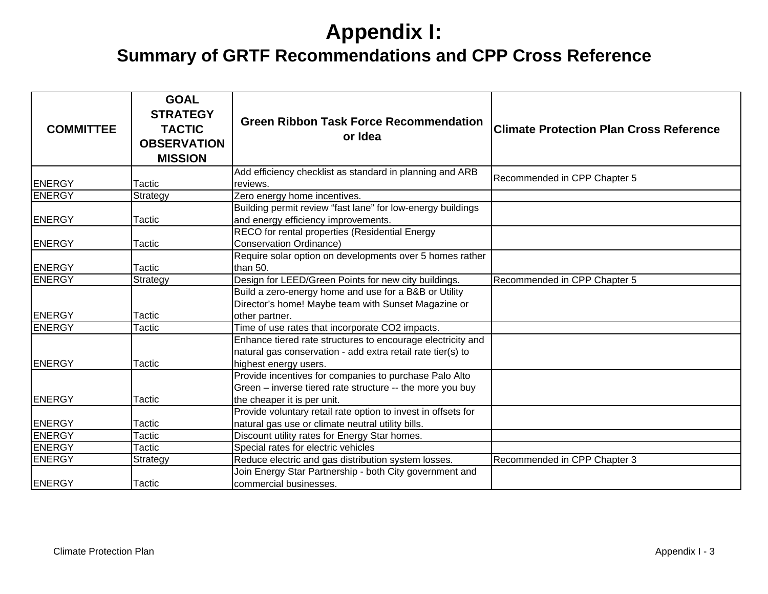# Appendix I:

## Summary of GRTF Recommendations and CPP Cross Reference

| COMMITTEE | GOAL STRATEGY TACTIC OBSERVATION MISSION | Green Ribbon Task Force Recommendation or Idea | Climate Protection Plan Cross Reference |
|---|---|---|---|
| ENERGY | Tactic | Add efficiency checklist as standard in planning and ARB reviews. | Recommended in CPP Chapter 5 |
| ENERGY | Strategy | Zero energy home incentives. | |
| ENERGY | Tactic | Building permit review “fast lane” for low-energy buildings and energy efficiency improvements. | |
| ENERGY | Tactic | RECO for rental properties (Residential Energy Conservation Ordinance) | |
| ENERGY | Tactic | Require solar option on developments over 5 homes rather than 50. | |
| ENERGY | Strategy | Design for LEED/Green Points for new city buildings. | Recommended in CPP Chapter 5 |
| ENERGY | Tactic | Build a zero-energy home and use for a B&B or Utility Director’s home! Maybe team with Sunset Magazine or other partner. | |
| ENERGY | Tactic | Time of use rates that incorporate CO2 impacts. | |
| ENERGY | Tactic | Enhance tiered rate structures to encourage electricity and natural gas conservation - add extra retail rate tier(s) to highest energy users. | |
| ENERGY | Tactic | Provide incentives for companies to purchase Palo Alto Green – inverse tiered rate structure -- the more you buy the cheaper it is per unit. | |
| ENERGY | Tactic | Provide voluntary retail rate option to invest in offsets for natural gas use or climate neutral utility bills. | |
| ENERGY | Tactic | Discount utility rates for Energy Star homes. | |
| ENERGY | Tactic | Special rates for electric vehicles | |
| ENERGY | Strategy | Reduce electric and gas distribution system losses. | Recommended in CPP Chapter 3 |
| ENERGY | Tactic | Join Energy Star Partnership - both City government and commercial businesses. | |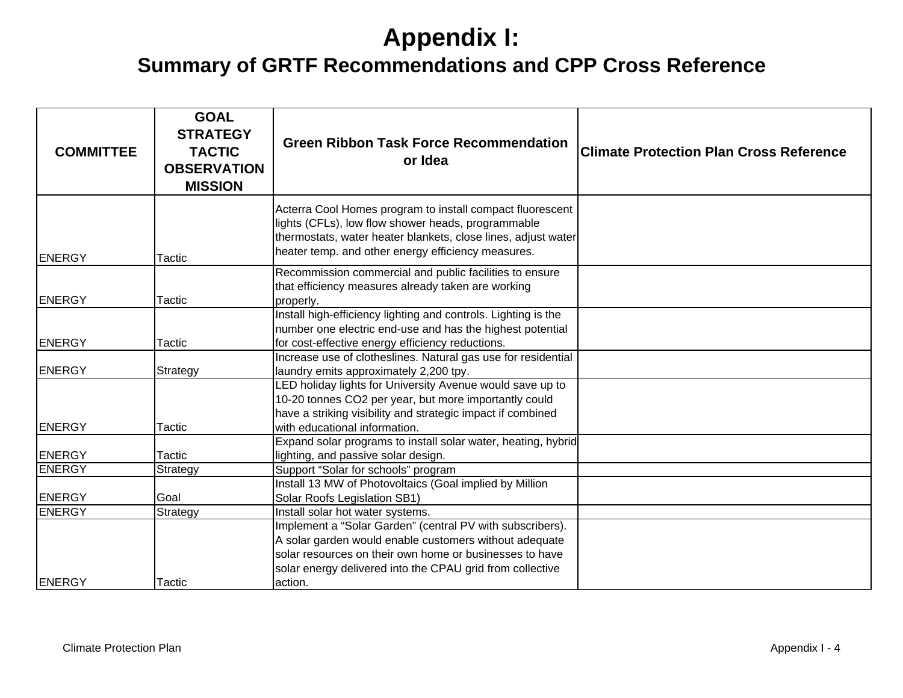# Appendix I:

## Summary of GRTF Recommendations and CPP Cross Reference

| COMMITTEE | GOAL STRATEGY TACTIC OBSERVATION MISSION | Green Ribbon Task Force Recommendation or Idea | Climate Protection Plan Cross Reference |
|---|---|---|---|
| ENERGY | Tactic | Acterra Cool Homes program to install compact fluorescent lights (CFLs), low flow shower heads, programmable thermostats, water heater blankets, close lines, adjust water heater temp. and other energy efficiency measures. | |
| ENERGY | Tactic | Recommission commercial and public facilities to ensure that efficiency measures already taken are working properly. | |
| ENERGY | Tactic | Install high-efficiency lighting and controls. Lighting is the number one electric end-use and has the highest potential for cost-effective energy efficiency reductions. | |
| ENERGY | Strategy | Increase use of clotheslines. Natural gas use for residential laundry emits approximately 2,200 tpy. | |
| ENERGY | Tactic | LED holiday lights for University Avenue would save up to 10-20 tonnes CO2 per year, but more importantly could have a striking visibility and strategic impact if combined with educational information. | |
| ENERGY | Tactic | Expand solar programs to install solar water, heating, hybrid lighting, and passive solar design. | |
| ENERGY | Strategy | Support “Solar for schools” program | |
| ENERGY | Goal | Install 13 MW of Photovoltaics (Goal implied by Million Solar Roofs Legislation SB1) | |
| ENERGY | Strategy | Install solar hot water systems. | |
| ENERGY | Tactic | Implement a “Solar Garden” (central PV with subscribers). A solar garden would enable customers without adequate solar resources on their own home or businesses to have solar energy delivered into the CPAU grid from collective action. | |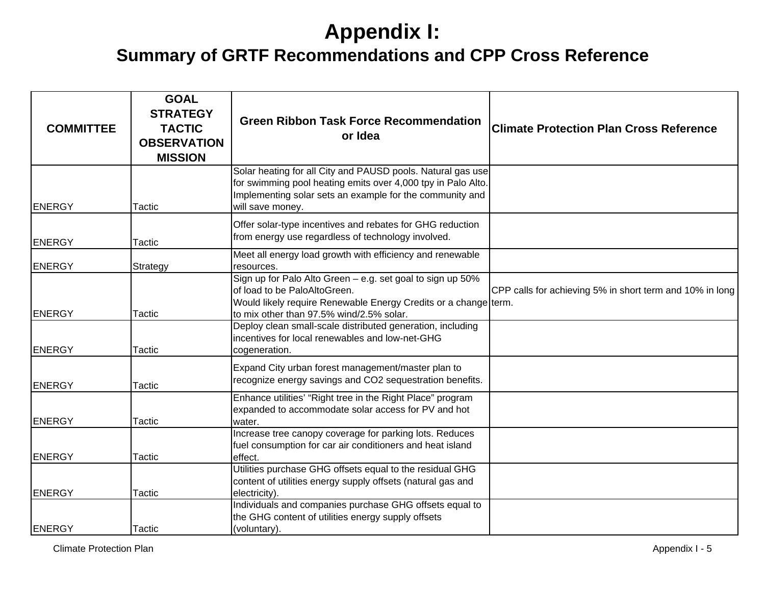# Appendix I:
## Summary of GRTF Recommendations and CPP Cross Reference

| COMMITTEE | GOAL STRATEGY TACTIC OBSERVATION MISSION | Green Ribbon Task Force Recommendation or Idea | Climate Protection Plan Cross Reference |
|---|---|---|---|
| ENERGY | Tactic | Solar heating for all City and PAUSD pools. Natural gas use for swimming pool heating emits over 4,000 tpy in Palo Alto. Implementing solar sets an example for the community and will save money. | |
| ENERGY | Tactic | Offer solar-type incentives and rebates for GHG reduction from energy use regardless of technology involved. | |
| ENERGY | Strategy | Meet all energy load growth with efficiency and renewable resources. | |
| ENERGY | Tactic | Sign up for Palo Alto Green – e.g. set goal to sign up 50% of load to be PaloAltoGreen. Would likely require Renewable Energy Credits or a change to mix other than 97.5% wind/2.5% solar. | CPP calls for achieving 5% in short term and 10% in long term. |
| ENERGY | Tactic | Deploy clean small-scale distributed generation, including incentives for local renewables and low-net-GHG cogeneration. | |
| ENERGY | Tactic | Expand City urban forest management/master plan to recognize energy savings and $CO_2$ sequestration benefits. | |
| ENERGY | Tactic | Enhance utilities' "Right tree in the Right Place" program expanded to accommodate solar access for PV and hot water. | |
| ENERGY | Tactic | Increase tree canopy coverage for parking lots. Reduces fuel consumption for car air conditioners and heat island effect. | |
| ENERGY | Tactic | Utilities purchase GHG offsets equal to the residual GHG content of utilities energy supply offsets (natural gas and electricity). | |
| ENERGY | Tactic | Individuals and companies purchase GHG offsets equal to the GHG content of utilities energy supply offsets (voluntary). | |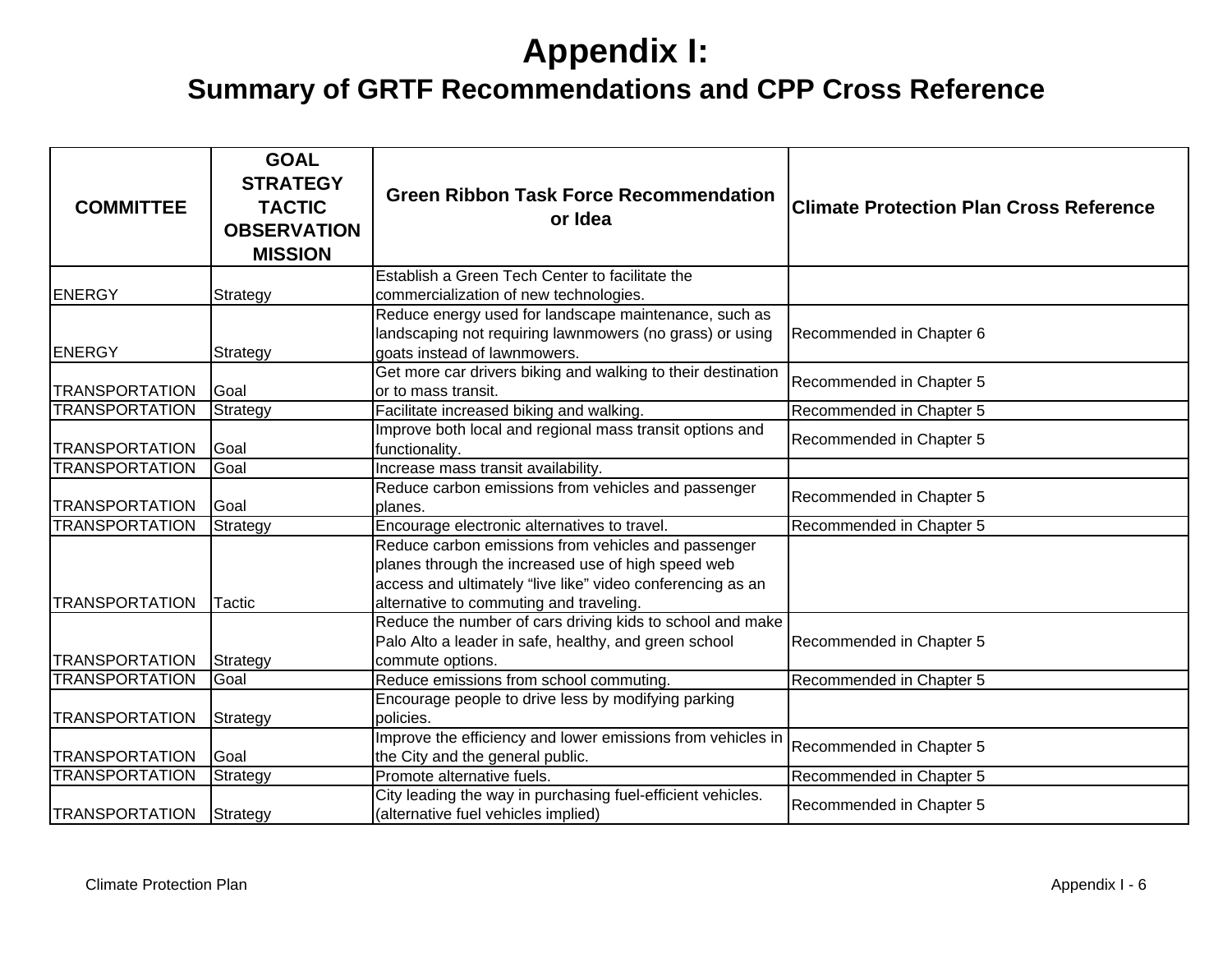# Appendix I:

## Summary of GRTF Recommendations and CPP Cross Reference

| COMMITTEE | GOAL STRATEGY TACTIC OBSERVATION MISSION | Green Ribbon Task Force Recommendation or Idea | Climate Protection Plan Cross Reference |
|---|---|---|---|
| ENERGY | Strategy | Establish a Green Tech Center to facilitate the commercialization of new technologies. | |
| ENERGY | Strategy | Reduce energy used for landscape maintenance, such as landscaping not requiring lawnmowers (no grass) or using goats instead of lawnmowers. | Recommended in Chapter 6 |
| TRANSPORTATION | Goal | Get more car drivers biking and walking to their destination or to mass transit. | Recommended in Chapter 5 |
| TRANSPORTATION | Strategy | Facilitate increased biking and walking. | Recommended in Chapter 5 |
| TRANSPORTATION | Goal | Improve both local and regional mass transit options and functionality. | Recommended in Chapter 5 |
| TRANSPORTATION | Goal | Increase mass transit availability. | |
| TRANSPORTATION | Goal | Reduce carbon emissions from vehicles and passenger planes. | Recommended in Chapter 5 |
| TRANSPORTATION | Strategy | Encourage electronic alternatives to travel. | Recommended in Chapter 5 |
| TRANSPORTATION | Tactic | Reduce carbon emissions from vehicles and passenger planes through the increased use of high speed web access and ultimately “live like” video conferencing as an alternative to commuting and traveling. | |
| TRANSPORTATION | Strategy | Reduce the number of cars driving kids to school and make Palo Alto a leader in safe, healthy, and green school commute options. | Recommended in Chapter 5 |
| TRANSPORTATION | Goal | Reduce emissions from school commuting. | Recommended in Chapter 5 |
| TRANSPORTATION | Strategy | Encourage people to drive less by modifying parking policies. | |
| TRANSPORTATION | Goal | Improve the efficiency and lower emissions from vehicles in the City and the general public. | Recommended in Chapter 5 |
| TRANSPORTATION | Strategy | Promote alternative fuels. | Recommended in Chapter 5 |
| TRANSPORTATION | Strategy | City leading the way in purchasing fuel-efficient vehicles. (alternative fuel vehicles implied) | Recommended in Chapter 5 |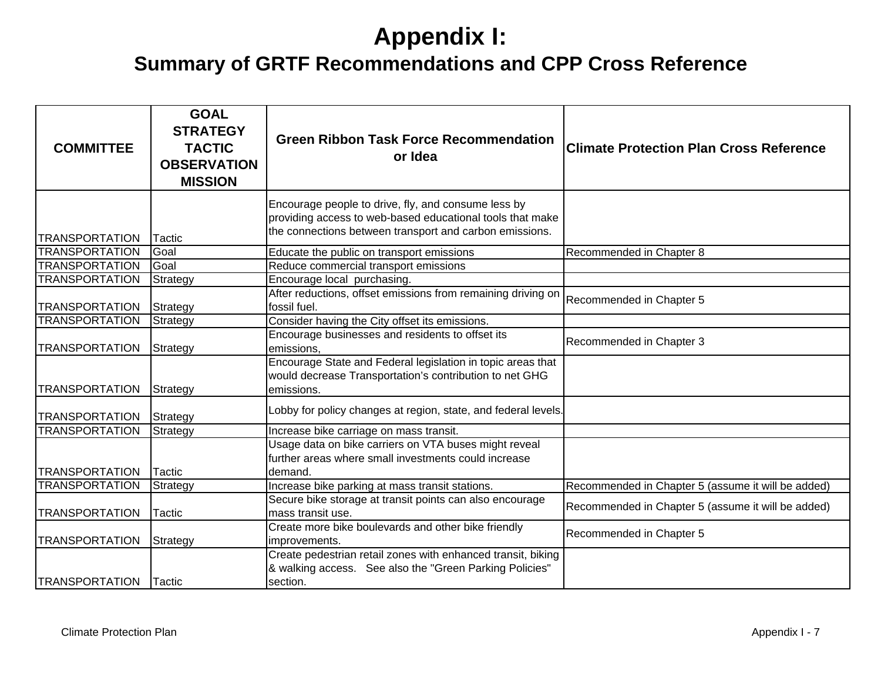# Appendix I:

## Summary of GRTF Recommendations and CPP Cross Reference

| COMMITTEE | GOAL STRATEGY TACTIC OBSERVATION MISSION | Green Ribbon Task Force Recommendation or Idea | Climate Protection Plan Cross Reference |
|---|---|---|---|
| TRANSPORTATION | Tactic | Encourage people to drive, fly, and consume less by providing access to web-based educational tools that make the connections between transport and carbon emissions. | |
| TRANSPORTATION | Goal | Educate the public on transport emissions | Recommended in Chapter 8 |
| TRANSPORTATION | Goal | Reduce commercial transport emissions | |
| TRANSPORTATION | Strategy | Encourage local  purchasing. | |
| TRANSPORTATION | Strategy | After reductions, offset emissions from remaining driving on fossil fuel. | Recommended in Chapter 5 |
| TRANSPORTATION | Strategy | Consider having the City offset its emissions. | |
| TRANSPORTATION | Strategy | Encourage businesses and residents to offset its emissions, | Recommended in Chapter 3 |
| TRANSPORTATION | Strategy | Encourage State and Federal legislation in topic areas that would decrease Transportation's contribution to net GHG emissions. | |
| TRANSPORTATION | Strategy | Lobby for policy changes at region, state, and federal levels. | |
| TRANSPORTATION | Strategy | Increase bike carriage on mass transit. | |
| TRANSPORTATION | Tactic | Usage data on bike carriers on VTA buses might reveal further areas where small investments could increase demand. | |
| TRANSPORTATION | Strategy | Increase bike parking at mass transit stations. | Recommended in Chapter 5 (assume it will be added) |
| TRANSPORTATION | Tactic | Secure bike storage at transit points can also encourage mass transit use. | Recommended in Chapter 5 (assume it will be added) |
| TRANSPORTATION | Strategy | Create more bike boulevards and other bike friendly improvements. | Recommended in Chapter 5 |
| TRANSPORTATION | Tactic | Create pedestrian retail zones with enhanced transit, biking & walking access.   See also the "Green Parking Policies" section. | |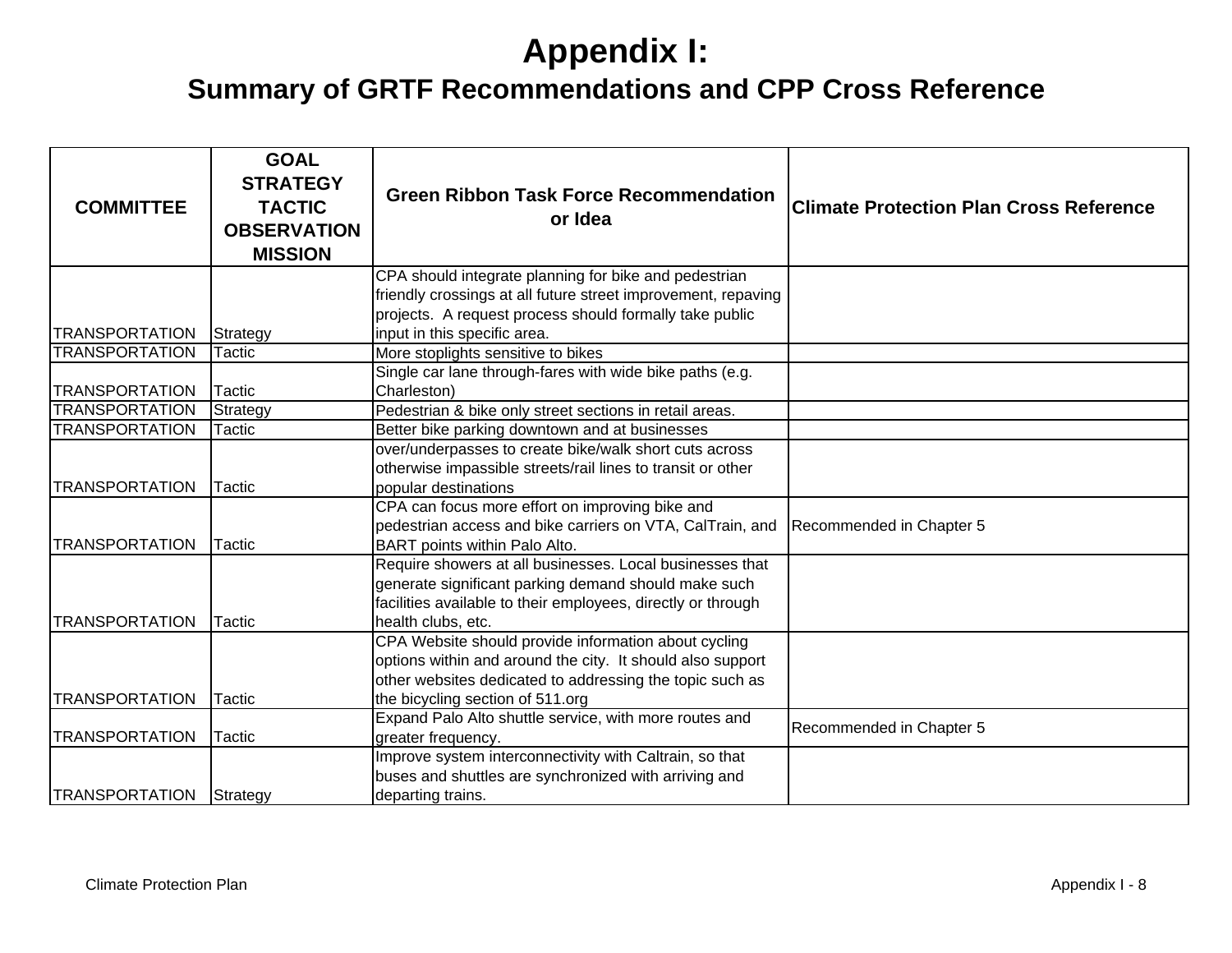# Appendix I:

## Summary of GRTF Recommendations and CPP Cross Reference

| COMMITTEE | GOAL STRATEGY TACTIC OBSERVATION MISSION | Green Ribbon Task Force Recommendation or Idea | Climate Protection Plan Cross Reference |
|---|---|---|---|
| TRANSPORTATION | Strategy | CPA should integrate planning for bike and pedestrian friendly crossings at all future street improvement, repaving projects. A request process should formally take public input in this specific area. | |
| TRANSPORTATION | Tactic | More stoplights sensitive to bikes | |
| TRANSPORTATION | Tactic | Single car lane through-fares with wide bike paths (e.g. Charleston) | |
| TRANSPORTATION | Strategy | Pedestrian & bike only street sections in retail areas. | |
| TRANSPORTATION | Tactic | Better bike parking downtown and at businesses | |
| TRANSPORTATION | Tactic | over/underpasses to create bike/walk short cuts across otherwise impassible streets/rail lines to transit or other popular destinations | |
| TRANSPORTATION | Tactic | CPA can focus more effort on improving bike and pedestrian access and bike carriers on VTA, CalTrain, and BART points within Palo Alto. | Recommended in Chapter 5 |
| TRANSPORTATION | Tactic | Require showers at all businesses. Local businesses that generate significant parking demand should make such facilities available to their employees, directly or through health clubs, etc. | |
| TRANSPORTATION | Tactic | CPA Website should provide information about cycling options within and around the city. It should also support other websites dedicated to addressing the topic such as the bicycling section of 511.org | |
| TRANSPORTATION | Tactic | Expand Palo Alto shuttle service, with more routes and greater frequency. | Recommended in Chapter 5 |
| TRANSPORTATION | Strategy | Improve system interconnectivity with Caltrain, so that buses and shuttles are synchronized with arriving and departing trains. | |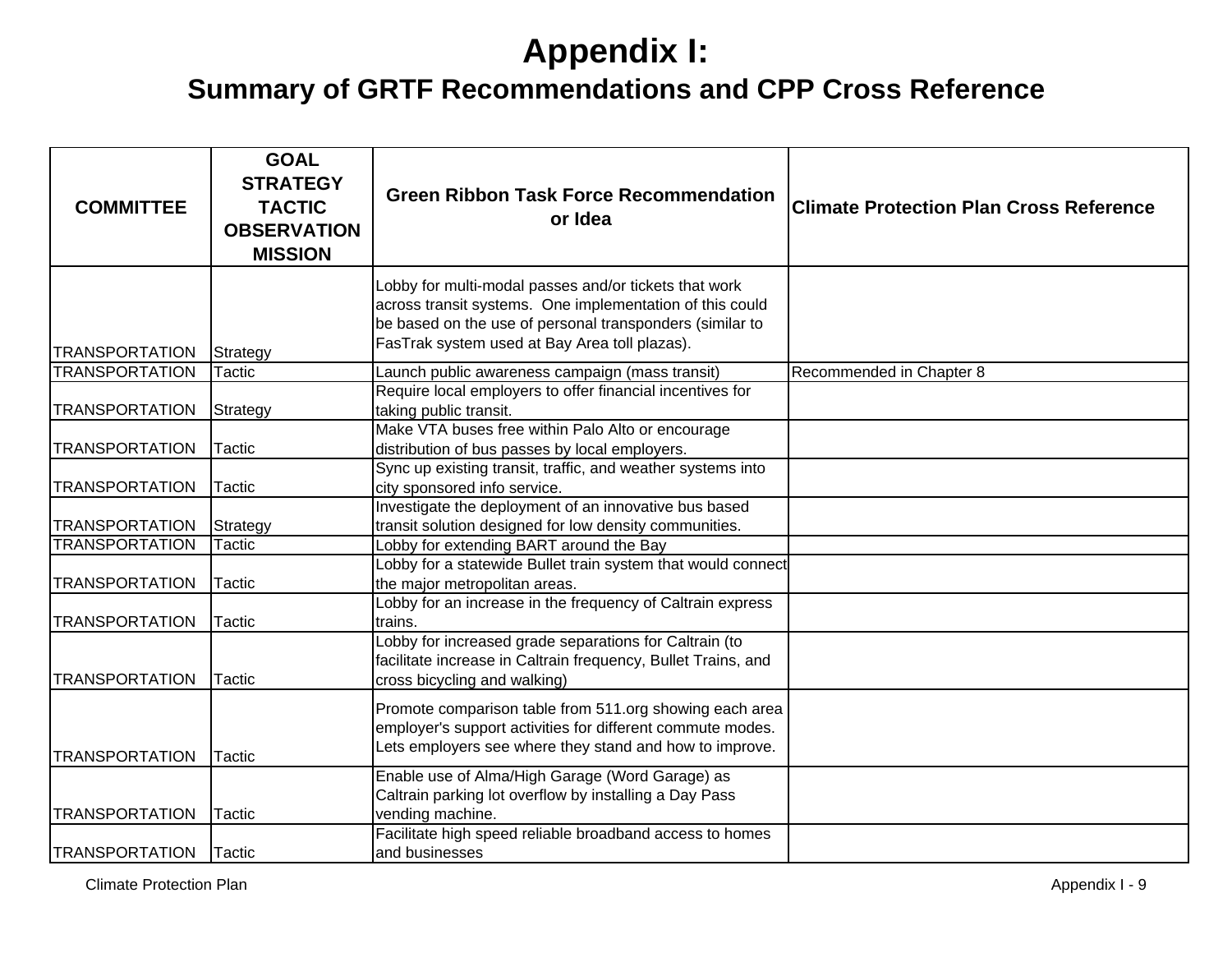# Appendix I:

## Summary of GRTF Recommendations and CPP Cross Reference

| COMMITTEE | GOAL STRATEGY TACTIC OBSERVATION MISSION | Green Ribbon Task Force Recommendation or Idea | Climate Protection Plan Cross Reference |
|---|---|---|---|
| TRANSPORTATION | Strategy | Lobby for multi-modal passes and/or tickets that work across transit systems. One implementation of this could be based on the use of personal transponders (similar to FasTrak system used at Bay Area toll plazas). | |
| TRANSPORTATION | Tactic | Launch public awareness campaign (mass transit) | Recommended in Chapter 8 |
| TRANSPORTATION | Strategy | Require local employers to offer financial incentives for taking public transit. | |
| TRANSPORTATION | Tactic | Make VTA buses free within Palo Alto or encourage distribution of bus passes by local employers. | |
| TRANSPORTATION | Tactic | Sync up existing transit, traffic, and weather systems into city sponsored info service. | |
| TRANSPORTATION | Strategy | Investigate the deployment of an innovative bus based transit solution designed for low density communities. | |
| TRANSPORTATION | Tactic | Lobby for extending BART around the Bay | |
| TRANSPORTATION | Tactic | Lobby for a statewide Bullet train system that would connect the major metropolitan areas. | |
| TRANSPORTATION | Tactic | Lobby for an increase in the frequency of Caltrain express trains. | |
| TRANSPORTATION | Tactic | Lobby for increased grade separations for Caltrain (to facilitate increase in Caltrain frequency, Bullet Trains, and cross bicycling and walking) | |
| TRANSPORTATION | Tactic | Promote comparison table from 511.org showing each area employer's support activities for different commute modes. Lets employers see where they stand and how to improve. | |
| TRANSPORTATION | Tactic | Enable use of Alma/High Garage (Word Garage) as Caltrain parking lot overflow by installing a Day Pass vending machine. | |
| TRANSPORTATION | Tactic | Facilitate high speed reliable broadband access to homes and businesses | |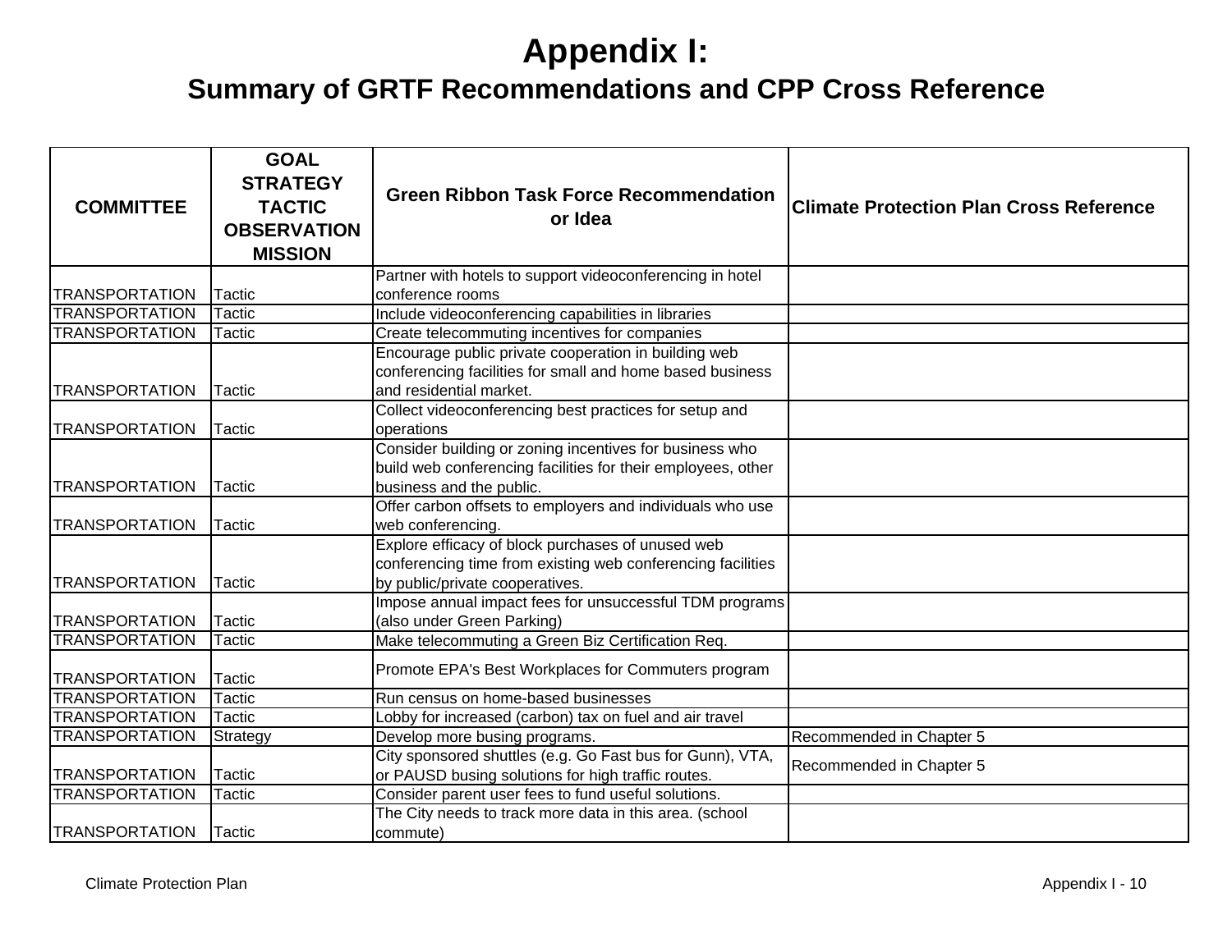# Appendix I:

## Summary of GRTF Recommendations and CPP Cross Reference

| COMMITTEE | GOAL STRATEGY TACTIC OBSERVATION MISSION | Green Ribbon Task Force Recommendation or Idea | Climate Protection Plan Cross Reference |
|---|---|---|---|
| TRANSPORTATION | Tactic | Partner with hotels to support videoconferencing in hotel conference rooms | |
| TRANSPORTATION | Tactic | Include videoconferencing capabilities in libraries | |
| TRANSPORTATION | Tactic | Create telecommuting incentives for companies | |
| TRANSPORTATION | Tactic | Encourage public private cooperation in building web conferencing facilities for small and home based business and residential market. | |
| TRANSPORTATION | Tactic | Collect videoconferencing best practices for setup and operations | |
| TRANSPORTATION | Tactic | Consider building or zoning incentives for business who build web conferencing facilities for their employees, other business and the public. | |
| TRANSPORTATION | Tactic | Offer carbon offsets to employers and individuals who use web conferencing. | |
| TRANSPORTATION | Tactic | Explore efficacy of block purchases of unused web conferencing time from existing web conferencing facilities by public/private cooperatives. | |
| TRANSPORTATION | Tactic | Impose annual impact fees for unsuccessful TDM programs (also under Green Parking) | |
| TRANSPORTATION | Tactic | Make telecommuting a Green Biz Certification Req. | |
| TRANSPORTATION | Tactic | Promote EPA's Best Workplaces for Commuters program | |
| TRANSPORTATION | Tactic | Run census on home-based businesses | |
| TRANSPORTATION | Tactic | Lobby for increased (carbon) tax on fuel and air travel | |
| TRANSPORTATION | Strategy | Develop more busing programs. | Recommended in Chapter 5 |
| TRANSPORTATION | Tactic | City sponsored shuttles (e.g. Go Fast bus for Gunn), VTA, or PAUSD busing solutions for high traffic routes. | Recommended in Chapter 5 |
| TRANSPORTATION | Tactic | Consider parent user fees to fund useful solutions. | |
| TRANSPORTATION | Tactic | The City needs to track more data in this area. (school commute) | |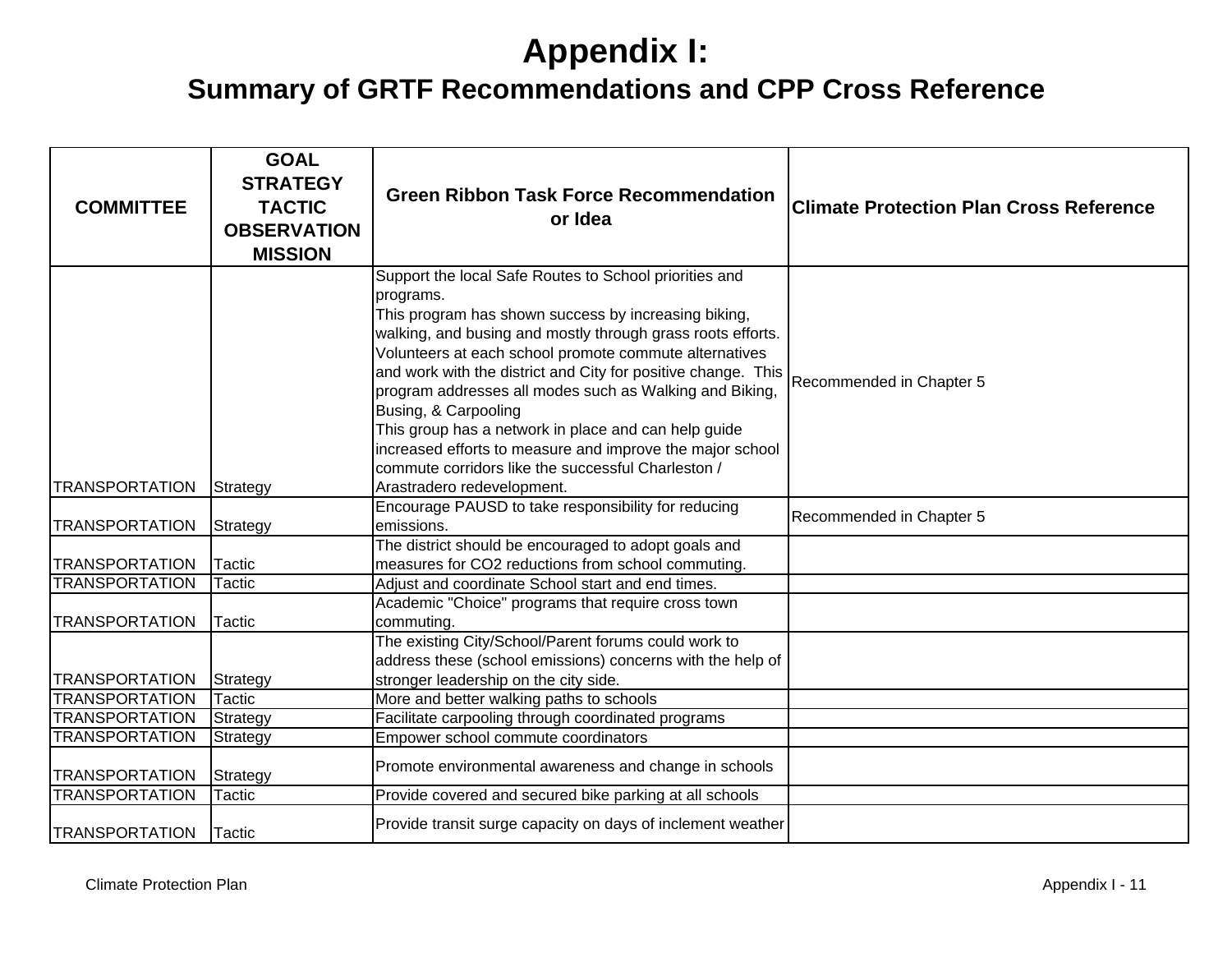# Appendix I:

## Summary of GRTF Recommendations and CPP Cross Reference

| COMMITTEE | GOAL STRATEGY TACTIC OBSERVATION MISSION | Green Ribbon Task Force Recommendation or Idea | Climate Protection Plan Cross Reference |
|---|---|---|---|
| TRANSPORTATION | Strategy | Support the local Safe Routes to School priorities and programs.<br>This program has shown success by increasing biking, walking, and busing and mostly through grass roots efforts. Volunteers at each school promote commute alternatives and work with the district and City for positive change. This program addresses all modes such as Walking and Biking, Busing, & Carpooling<br>This group has a network in place and can help guide increased efforts to measure and improve the major school commute corridors like the successful Charleston / Arastradero redevelopment. | Recommended in Chapter 5 |
| TRANSPORTATION | Strategy | Encourage PAUSD to take responsibility for reducing emissions. | Recommended in Chapter 5 |
| TRANSPORTATION | Tactic | The district should be encouraged to adopt goals and measures for $CO_2$ reductions from school commuting. | |
| TRANSPORTATION | Tactic | Adjust and coordinate School start and end times. | |
| TRANSPORTATION | Tactic | Academic "Choice" programs that require cross town commuting. | |
| TRANSPORTATION | Strategy | The existing City/School/Parent forums could work to address these (school emissions) concerns with the help of stronger leadership on the city side. | |
| TRANSPORTATION | Tactic | More and better walking paths to schools | |
| TRANSPORTATION | Strategy | Facilitate carpooling through coordinated programs | |
| TRANSPORTATION | Strategy | Empower school commute coordinators | |
| TRANSPORTATION | Strategy | Promote environmental awareness and change in schools | |
| TRANSPORTATION | Tactic | Provide covered and secured bike parking at all schools | |
| TRANSPORTATION | Tactic | Provide transit surge capacity on days of inclement weather | |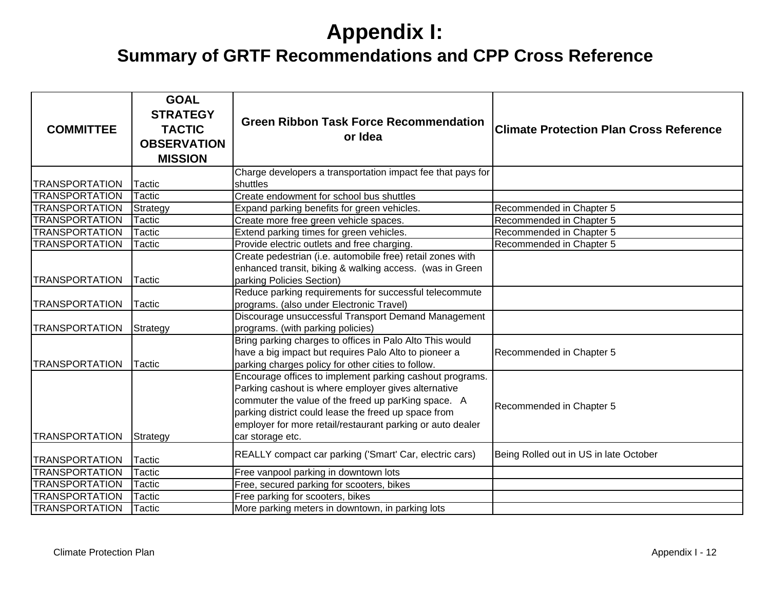# Appendix I:

## Summary of GRTF Recommendations and CPP Cross Reference

| COMMITTEE | GOAL STRATEGY TACTIC OBSERVATION MISSION | Green Ribbon Task Force Recommendation or Idea | Climate Protection Plan Cross Reference |
|---|---|---|---|
| TRANSPORTATION | Tactic | Charge developers a transportation impact fee that pays for shuttles | |
| TRANSPORTATION | Tactic | Create endowment for school bus shuttles | |
| TRANSPORTATION | Strategy | Expand parking benefits for green vehicles. | Recommended in Chapter 5 |
| TRANSPORTATION | Tactic | Create more free green vehicle spaces. | Recommended in Chapter 5 |
| TRANSPORTATION | Tactic | Extend parking times for green vehicles. | Recommended in Chapter 5 |
| TRANSPORTATION | Tactic | Provide electric outlets and free charging. | Recommended in Chapter 5 |
| TRANSPORTATION | Tactic | Create pedestrian (i.e. automobile free) retail zones with enhanced transit, biking & walking access. (was in Green parking Policies Section) | |
| TRANSPORTATION | Tactic | Reduce parking requirements for successful telecommute programs. (also under Electronic Travel) | |
| TRANSPORTATION | Strategy | Discourage unsuccessful Transport Demand Management programs. (with parking policies) | |
| TRANSPORTATION | Tactic | Bring parking charges to offices in Palo Alto This would have a big impact but requires Palo Alto to pioneer a parking charges policy for other cities to follow. | Recommended in Chapter 5 |
| TRANSPORTATION | Strategy | Encourage offices to implement parking cashout programs. Parking cashout is where employer gives alternative commuter the value of the freed up parKing space. A parking district could lease the freed up space from employer for more retail/restaurant parking or auto dealer car storage etc. | Recommended in Chapter 5 |
| TRANSPORTATION | Tactic | REALLY compact car parking ('Smart' Car, electric cars) | Being Rolled out in US in late October |
| TRANSPORTATION | Tactic | Free vanpool parking in downtown lots | |
| TRANSPORTATION | Tactic | Free, secured parking for scooters, bikes | |
| TRANSPORTATION | Tactic | Free parking for scooters, bikes | |
| TRANSPORTATION | Tactic | More parking meters in downtown, in parking lots | |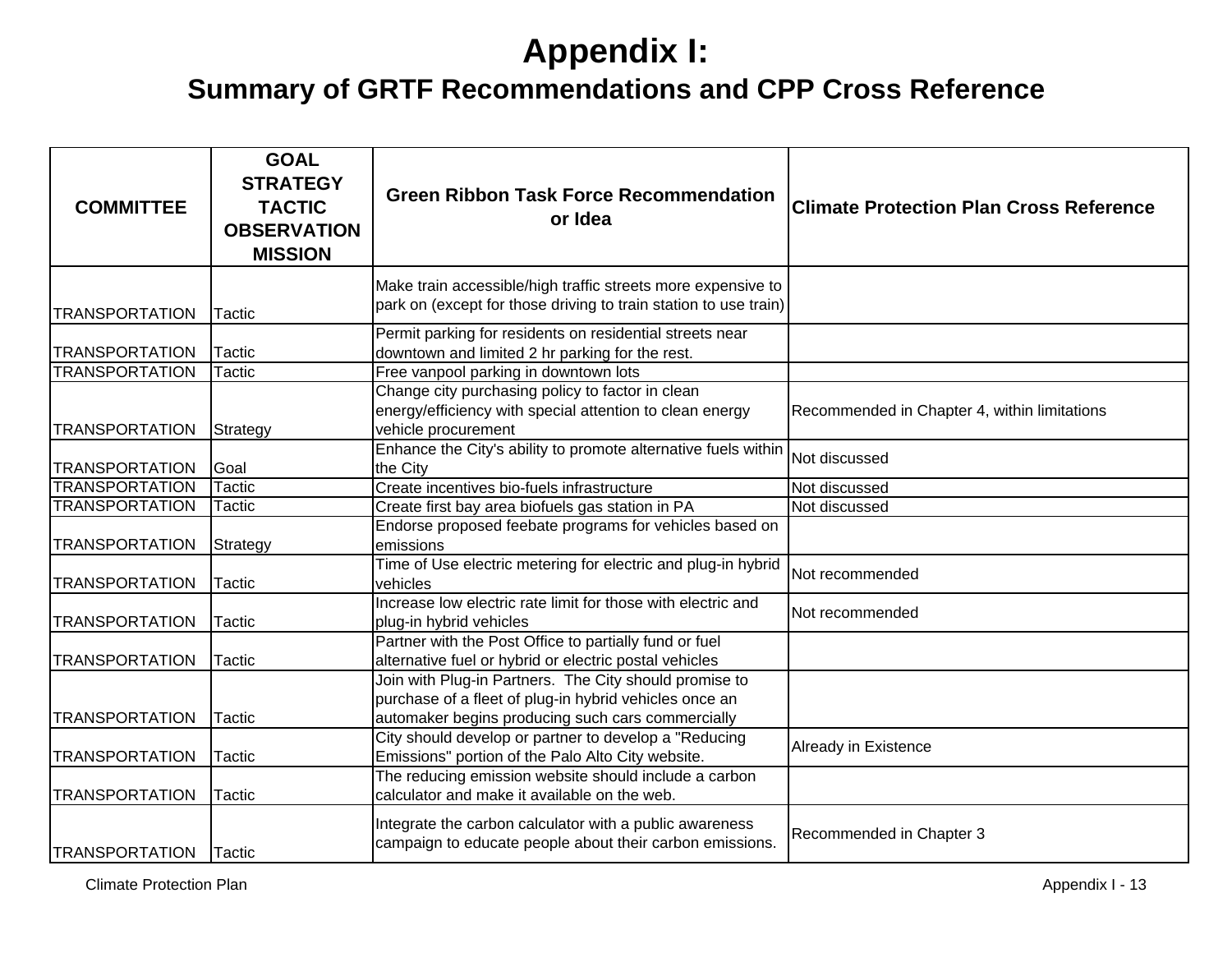# Appendix I:

## Summary of GRTF Recommendations and CPP Cross Reference

| COMMITTEE | GOAL STRATEGY TACTIC OBSERVATION MISSION | Green Ribbon Task Force Recommendation or Idea | Climate Protection Plan Cross Reference |
|---|---|---|---|
| TRANSPORTATION | Tactic | Make train accessible/high traffic streets more expensive to park on (except for those driving to train station to use train) | |
| TRANSPORTATION | Tactic | Permit parking for residents on residential streets near downtown and limited 2 hr parking for the rest. | |
| TRANSPORTATION | Tactic | Free vanpool parking in downtown lots | |
| TRANSPORTATION | Strategy | Change city purchasing policy to factor in clean energy/efficiency with special attention to clean energy vehicle procurement | Recommended in Chapter 4, within limitations |
| TRANSPORTATION | Goal | Enhance the City's ability to promote alternative fuels within the City | Not discussed |
| TRANSPORTATION | Tactic | Create incentives bio-fuels infrastructure | Not discussed |
| TRANSPORTATION | Tactic | Create first bay area biofuels gas station in PA | Not discussed |
| TRANSPORTATION | Strategy | Endorse proposed feebate programs for vehicles based on emissions | |
| TRANSPORTATION | Tactic | Time of Use electric metering for electric and plug-in hybrid vehicles | Not recommended |
| TRANSPORTATION | Tactic | Increase low electric rate limit for those with electric and plug-in hybrid vehicles | Not recommended |
| TRANSPORTATION | Tactic | Partner with the Post Office to partially fund or fuel alternative fuel or hybrid or electric postal vehicles | |
| TRANSPORTATION | Tactic | Join with Plug-in Partners. The City should promise to purchase of a fleet of plug-in hybrid vehicles once an automaker begins producing such cars commercially | |
| TRANSPORTATION | Tactic | City should develop or partner to develop a "Reducing Emissions" portion of the Palo Alto City website. | Already in Existence |
| TRANSPORTATION | Tactic | The reducing emission website should include a carbon calculator and make it available on the web. | |
| TRANSPORTATION | Tactic | Integrate the carbon calculator with a public awareness campaign to educate people about their carbon emissions. | Recommended in Chapter 3 |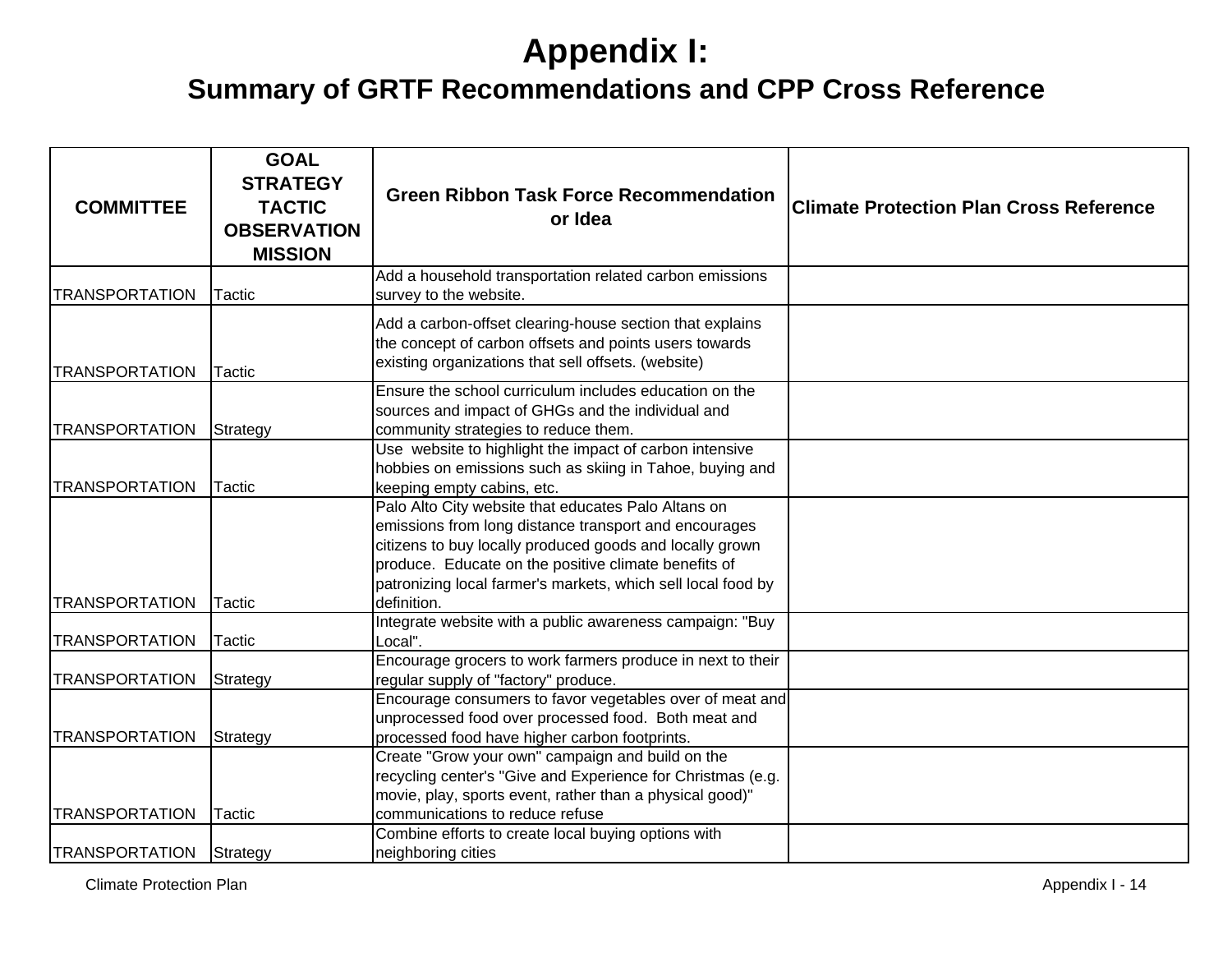# Appendix I:

## Summary of GRTF Recommendations and CPP Cross Reference

| COMMITTEE | GOAL STRATEGY TACTIC OBSERVATION MISSION | Green Ribbon Task Force Recommendation or Idea | Climate Protection Plan Cross Reference |
|---|---|---|---|
| TRANSPORTATION | Tactic | Add a household transportation related carbon emissions survey to the website. | |
| TRANSPORTATION | Tactic | Add a carbon-offset clearing-house section that explains the concept of carbon offsets and points users towards existing organizations that sell offsets. (website) | |
| TRANSPORTATION | Strategy | Ensure the school curriculum includes education on the sources and impact of GHGs and the individual and community strategies to reduce them. | |
| TRANSPORTATION | Tactic | Use  website to highlight the impact of carbon intensive hobbies on emissions such as skiing in Tahoe, buying and keeping empty cabins, etc. | |
| TRANSPORTATION | Tactic | Palo Alto City website that educates Palo Altans on emissions from long distance transport and encourages citizens to buy locally produced goods and locally grown produce.  Educate on the positive climate benefits of patronizing local farmer's markets, which sell local food by definition. | |
| TRANSPORTATION | Tactic | Integrate website with a public awareness campaign: "Buy Local". | |
| TRANSPORTATION | Strategy | Encourage grocers to work farmers produce in next to their regular supply of "factory" produce. | |
| TRANSPORTATION | Strategy | Encourage consumers to favor vegetables over of meat and unprocessed food over processed food.  Both meat and processed food have higher carbon footprints. | |
| TRANSPORTATION | Tactic | Create "Grow your own" campaign and build on the recycling center's "Give and Experience for Christmas (e.g. movie, play, sports event, rather than a physical good)" communications to reduce refuse | |
| TRANSPORTATION | Strategy | Combine efforts to create local buying options with neighboring cities | |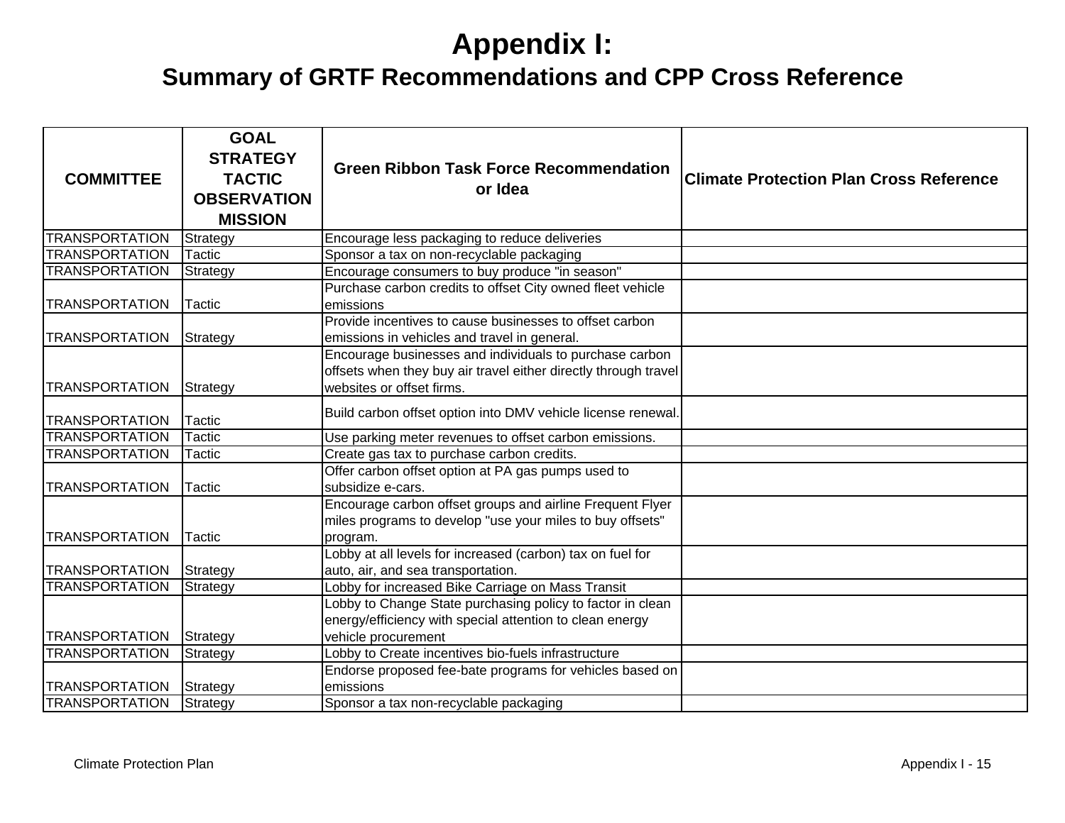# Appendix I:

## Summary of GRTF Recommendations and CPP Cross Reference

| COMMITTEE | GOAL STRATEGY TACTIC OBSERVATION MISSION | Green Ribbon Task Force Recommendation or Idea | Climate Protection Plan Cross Reference |
|---|---|---|---|
| TRANSPORTATION | Strategy | Encourage less packaging to reduce deliveries | |
| TRANSPORTATION | Tactic | Sponsor a tax on non-recyclable packaging | |
| TRANSPORTATION | Strategy | Encourage consumers to buy produce "in season" | |
| TRANSPORTATION | Tactic | Purchase carbon credits to offset City owned fleet vehicle emissions | |
| TRANSPORTATION | Strategy | Provide incentives to cause businesses to offset carbon emissions in vehicles and travel in general. | |
| TRANSPORTATION | Strategy | Encourage businesses and individuals to purchase carbon offsets when they buy air travel either directly through travel websites or offset firms. | |
| TRANSPORTATION | Tactic | Build carbon offset option into DMV vehicle license renewal. | |
| TRANSPORTATION | Tactic | Use parking meter revenues to offset carbon emissions. | |
| TRANSPORTATION | Tactic | Create gas tax to purchase carbon credits. | |
| TRANSPORTATION | Tactic | Offer carbon offset option at PA gas pumps used to subsidize e-cars. | |
| TRANSPORTATION | Tactic | Encourage carbon offset groups and airline Frequent Flyer miles programs to develop "use your miles to buy offsets" program. | |
| TRANSPORTATION | Strategy | Lobby at all levels for increased (carbon) tax on fuel for auto, air, and sea transportation. | |
| TRANSPORTATION | Strategy | Lobby for increased Bike Carriage on Mass Transit | |
| TRANSPORTATION | Strategy | Lobby to Change State purchasing policy to factor in clean energy/efficiency with special attention to clean energy vehicle procurement | |
| TRANSPORTATION | Strategy | Lobby to Create incentives bio-fuels infrastructure | |
| TRANSPORTATION | Strategy | Endorse proposed fee-bate programs for vehicles based on emissions | |
| TRANSPORTATION | Strategy | Sponsor a tax non-recyclable packaging | |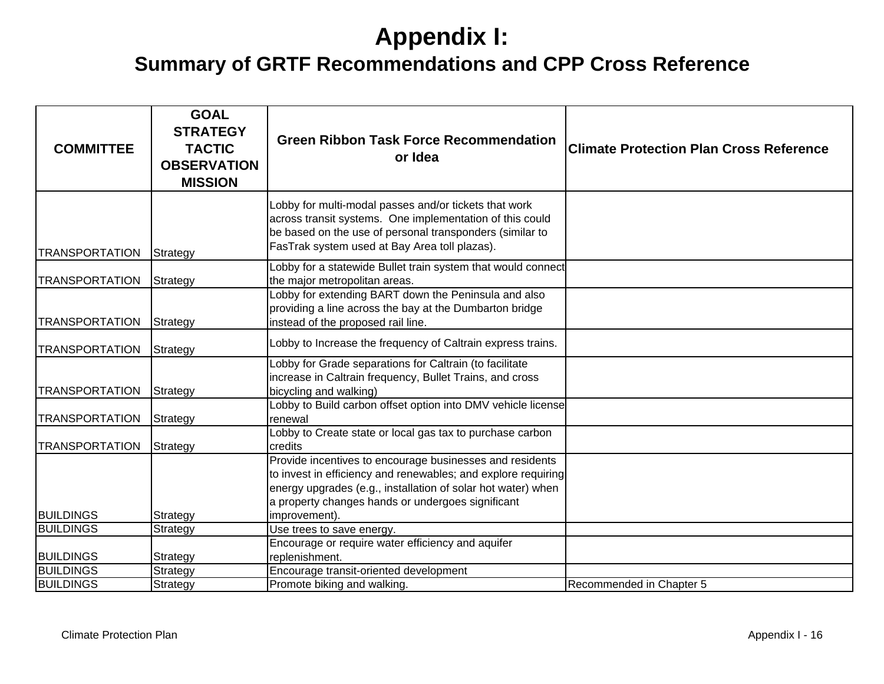# Appendix I:

## Summary of GRTF Recommendations and CPP Cross Reference

| COMMITTEE | GOAL STRATEGY TACTIC OBSERVATION MISSION | Green Ribbon Task Force Recommendation or Idea | Climate Protection Plan Cross Reference |
|---|---|---|---|
| TRANSPORTATION | Strategy | Lobby for multi-modal passes and/or tickets that work across transit systems. One implementation of this could be based on the use of personal transponders (similar to FasTrak system used at Bay Area toll plazas). | |
| TRANSPORTATION | Strategy | Lobby for a statewide Bullet train system that would connect the major metropolitan areas. | |
| TRANSPORTATION | Strategy | Lobby for extending BART down the Peninsula and also providing a line across the bay at the Dumbarton bridge instead of the proposed rail line. | |
| TRANSPORTATION | Strategy | Lobby to Increase the frequency of Caltrain express trains. | |
| TRANSPORTATION | Strategy | Lobby for Grade separations for Caltrain (to facilitate increase in Caltrain frequency, Bullet Trains, and cross bicycling and walking) | |
| TRANSPORTATION | Strategy | Lobby to Build carbon offset option into DMV vehicle license renewal | |
| TRANSPORTATION | Strategy | Lobby to Create state or local gas tax to purchase carbon credits | |
| BUILDINGS | Strategy | Provide incentives to encourage businesses and residents to invest in efficiency and renewables; and explore requiring energy upgrades (e.g., installation of solar hot water) when a property changes hands or undergoes significant improvement). | |
| BUILDINGS | Strategy | Use trees to save energy. | |
| BUILDINGS | Strategy | Encourage or require water efficiency and aquifer replenishment. | |
| BUILDINGS | Strategy | Encourage transit-oriented development | |
| BUILDINGS | Strategy | Promote biking and walking. | Recommended in Chapter 5 |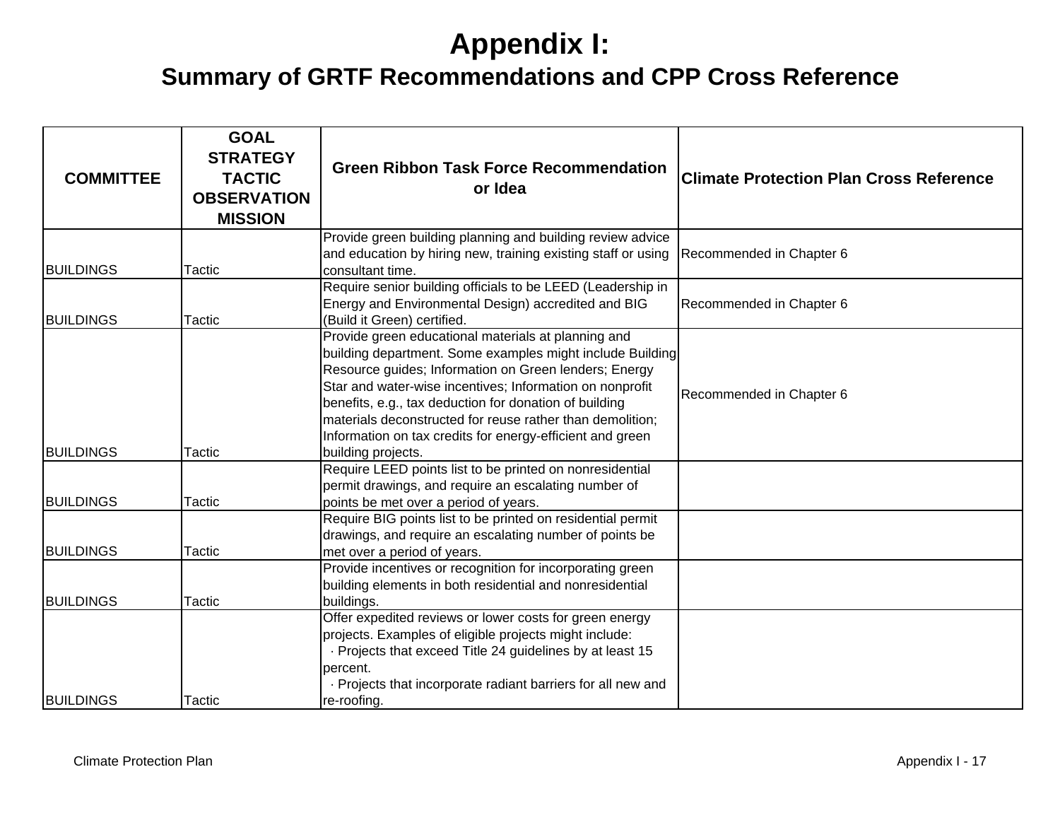# Appendix I:

## Summary of GRTF Recommendations and CPP Cross Reference

| COMMITTEE | GOAL STRATEGY TACTIC OBSERVATION MISSION | Green Ribbon Task Force Recommendation or Idea | Climate Protection Plan Cross Reference |
|---|---|---|---|
| BUILDINGS | Tactic | Provide green building planning and building review advice and education by hiring new, training existing staff or using consultant time. | Recommended in Chapter 6 |
| BUILDINGS | Tactic | Require senior building officials to be LEED (Leadership in Energy and Environmental Design) accredited and BIG (Build it Green) certified. | Recommended in Chapter 6 |
| BUILDINGS | Tactic | Provide green educational materials at planning and building department. Some examples might include Building Resource guides; Information on Green lenders; Energy Star and water-wise incentives; Information on nonprofit benefits, e.g., tax deduction for donation of building materials deconstructed for reuse rather than demolition; Information on tax credits for energy-efficient and green building projects. | Recommended in Chapter 6 |
| BUILDINGS | Tactic | Require LEED points list to be printed on nonresidential permit drawings, and require an escalating number of points be met over a period of years. | |
| BUILDINGS | Tactic | Require BIG points list to be printed on residential permit drawings, and require an escalating number of points be met over a period of years. | |
| BUILDINGS | Tactic | Provide incentives or recognition for incorporating green building elements in both residential and nonresidential buildings. | |
| BUILDINGS | Tactic | Offer expedited reviews or lower costs for green energy projects. Examples of eligible projects might include: · Projects that exceed Title 24 guidelines by at least 15 percent. · Projects that incorporate radiant barriers for all new and re-roofing. | |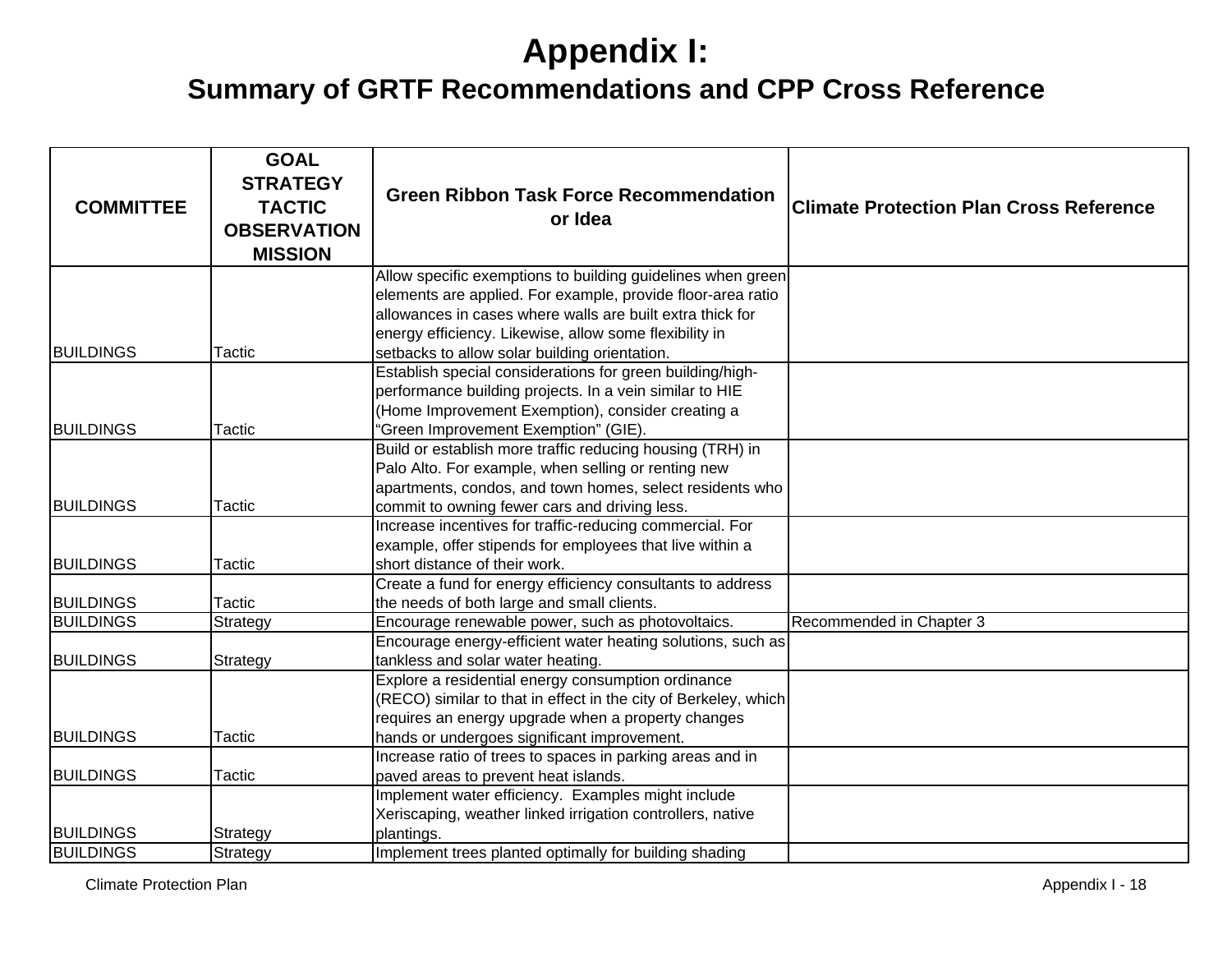# Appendix I:

## Summary of GRTF Recommendations and CPP Cross Reference

| COMMITTEE | GOAL STRATEGY TACTIC OBSERVATION MISSION | Green Ribbon Task Force Recommendation or Idea | Climate Protection Plan Cross Reference |
|---|---|---|---|
| BUILDINGS | Tactic | Allow specific exemptions to building guidelines when green elements are applied. For example, provide floor-area ratio allowances in cases where walls are built extra thick for energy efficiency. Likewise, allow some flexibility in setbacks to allow solar building orientation. | |
| BUILDINGS | Tactic | Establish special considerations for green building/high-performance building projects. In a vein similar to HIE (Home Improvement Exemption), consider creating a "Green Improvement Exemption" (GIE). | |
| BUILDINGS | Tactic | Build or establish more traffic reducing housing (TRH) in Palo Alto. For example, when selling or renting new apartments, condos, and town homes, select residents who commit to owning fewer cars and driving less. | |
| BUILDINGS | Tactic | Increase incentives for traffic-reducing commercial. For example, offer stipends for employees that live within a short distance of their work. | |
| BUILDINGS | Tactic | Create a fund for energy efficiency consultants to address the needs of both large and small clients. | |
| BUILDINGS | Strategy | Encourage renewable power, such as photovoltaics. | Recommended in Chapter 3 |
| BUILDINGS | Strategy | Encourage energy-efficient water heating solutions, such as tankless and solar water heating. | |
| BUILDINGS | Tactic | Explore a residential energy consumption ordinance (RECO) similar to that in effect in the city of Berkeley, which requires an energy upgrade when a property changes hands or undergoes significant improvement. | |
| BUILDINGS | Tactic | Increase ratio of trees to spaces in parking areas and in paved areas to prevent heat islands. | |
| BUILDINGS | Strategy | Implement water efficiency. Examples might include Xeriscaping, weather linked irrigation controllers, native plantings. | |
| BUILDINGS | Strategy | Implement trees planted optimally for building shading | |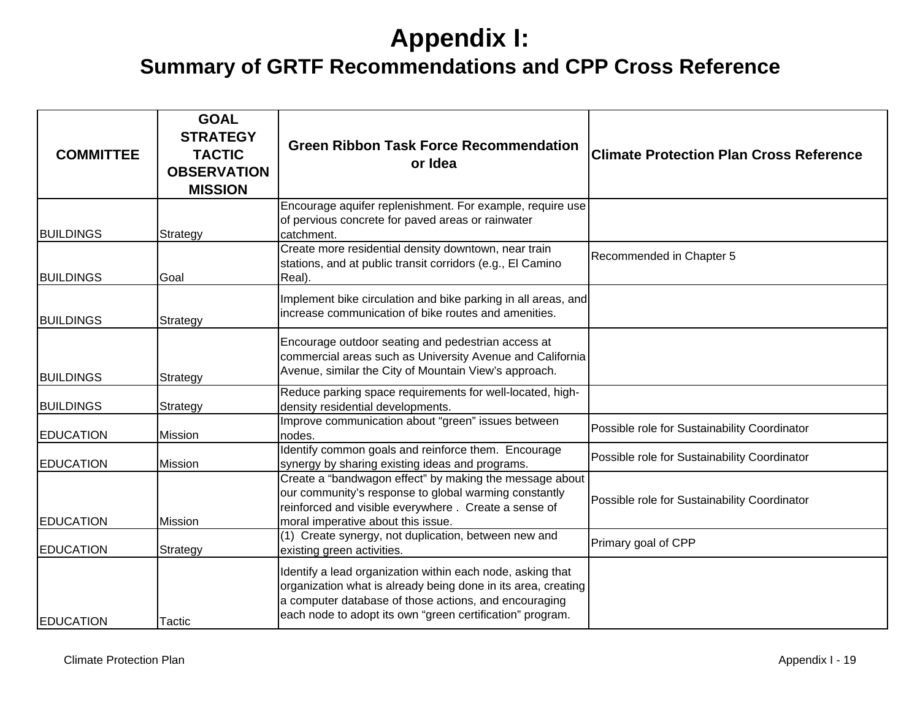# Appendix I:

## Summary of GRTF Recommendations and CPP Cross Reference

| COMMITTEE | GOAL STRATEGY TACTIC OBSERVATION MISSION | Green Ribbon Task Force Recommendation or Idea | Climate Protection Plan Cross Reference |
|---|---|---|---|
| BUILDINGS | Strategy | Encourage aquifer replenishment. For example, require use of pervious concrete for paved areas or rainwater catchment. | |
| BUILDINGS | Goal | Create more residential density downtown, near train stations, and at public transit corridors (e.g., El Camino Real). | Recommended in Chapter 5 |
| BUILDINGS | Strategy | Implement bike circulation and bike parking in all areas, and increase communication of bike routes and amenities. | |
| BUILDINGS | Strategy | Encourage outdoor seating and pedestrian access at commercial areas such as University Avenue and California Avenue, similar the City of Mountain View's approach. | |
| BUILDINGS | Strategy | Reduce parking space requirements for well-located, high-density residential developments. | |
| EDUCATION | Mission | Improve communication about "green" issues between nodes. | Possible role for Sustainability Coordinator |
| EDUCATION | Mission | Identify common goals and reinforce them. Encourage synergy by sharing existing ideas and programs. | Possible role for Sustainability Coordinator |
| EDUCATION | Mission | Create a "bandwagon effect" by making the message about our community's response to global warming constantly reinforced and visible everywhere . Create a sense of moral imperative about this issue. | Possible role for Sustainability Coordinator |
| EDUCATION | Strategy | (1) Create synergy, not duplication, between new and existing green activities. | Primary goal of CPP |
| EDUCATION | Tactic | Identify a lead organization within each node, asking that organization what is already being done in its area, creating a computer database of those actions, and encouraging each node to adopt its own "green certification" program. | |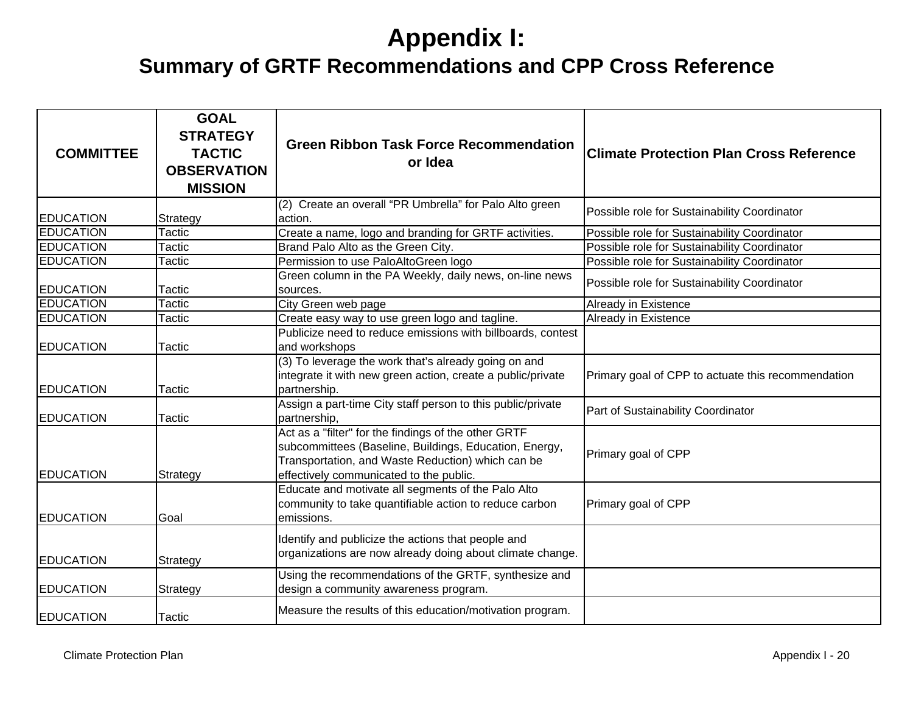# Appendix I:

## Summary of GRTF Recommendations and CPP Cross Reference

| COMMITTEE | GOAL STRATEGY TACTIC OBSERVATION MISSION | Green Ribbon Task Force Recommendation or Idea | Climate Protection Plan Cross Reference |
|---|---|---|---|
| EDUCATION | Strategy | (2) Create an overall “PR Umbrella” for Palo Alto green action. | Possible role for Sustainability Coordinator |
| EDUCATION | Tactic | Create a name, logo and branding for GRTF activities. | Possible role for Sustainability Coordinator |
| EDUCATION | Tactic | Brand Palo Alto as the Green City. | Possible role for Sustainability Coordinator |
| EDUCATION | Tactic | Permission to use PaloAltoGreen logo | Possible role for Sustainability Coordinator |
| EDUCATION | Tactic | Green column in the PA Weekly, daily news, on-line news sources. | Possible role for Sustainability Coordinator |
| EDUCATION | Tactic | City Green web page | Already in Existence |
| EDUCATION | Tactic | Create easy way to use green logo and tagline. | Already in Existence |
| EDUCATION | Tactic | Publicize need to reduce emissions with billboards, contest and workshops | |
| EDUCATION | Tactic | (3) To leverage the work that’s already going on and integrate it with new green action, create a public/private partnership. | Primary goal of CPP to actuate this recommendation |
| EDUCATION | Tactic | Assign a part-time City staff person to this public/private partnership, | Part of Sustainability Coordinator |
| EDUCATION | Strategy | Act as a "filter" for the findings of the other GRTF subcommittees (Baseline, Buildings, Education, Energy, Transportation, and Waste Reduction) which can be effectively communicated to the public. | Primary goal of CPP |
| EDUCATION | Goal | Educate and motivate all segments of the Palo Alto community to take quantifiable action to reduce carbon emissions. | Primary goal of CPP |
| EDUCATION | Strategy | Identify and publicize the actions that people and organizations are now already doing about climate change. | |
| EDUCATION | Strategy | Using the recommendations of the GRTF, synthesize and design a community awareness program. | |
| EDUCATION | Tactic | Measure the results of this education/motivation program. | |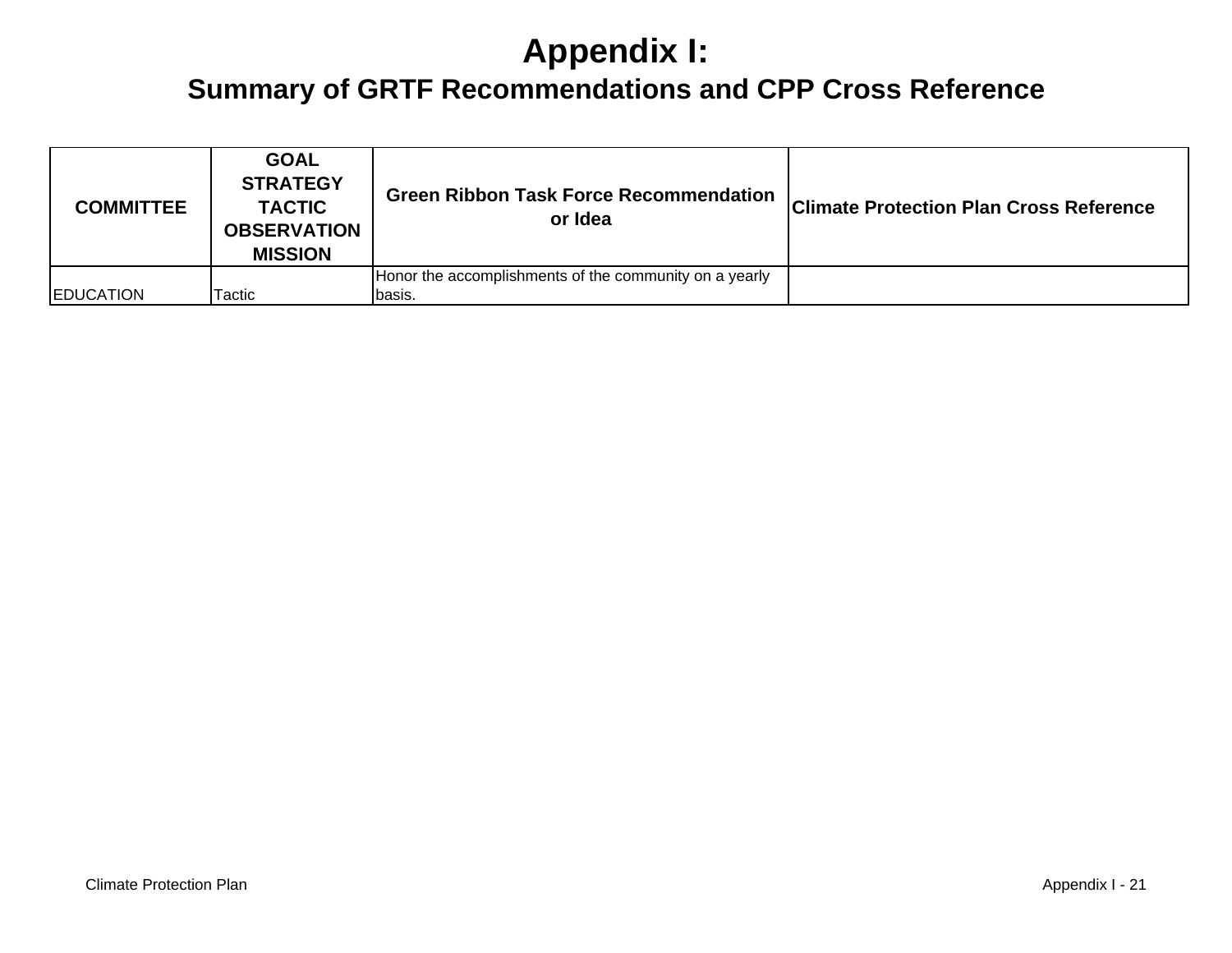# Appendix I:

## Summary of GRTF Recommendations and CPP Cross Reference

| COMMITTEE | GOAL STRATEGY TACTIC OBSERVATION MISSION | Green Ribbon Task Force Recommendation or Idea | Climate Protection Plan Cross Reference |
|---|---|---|---|
| EDUCATION | Tactic | Honor the accomplishments of the community on a yearly basis. | |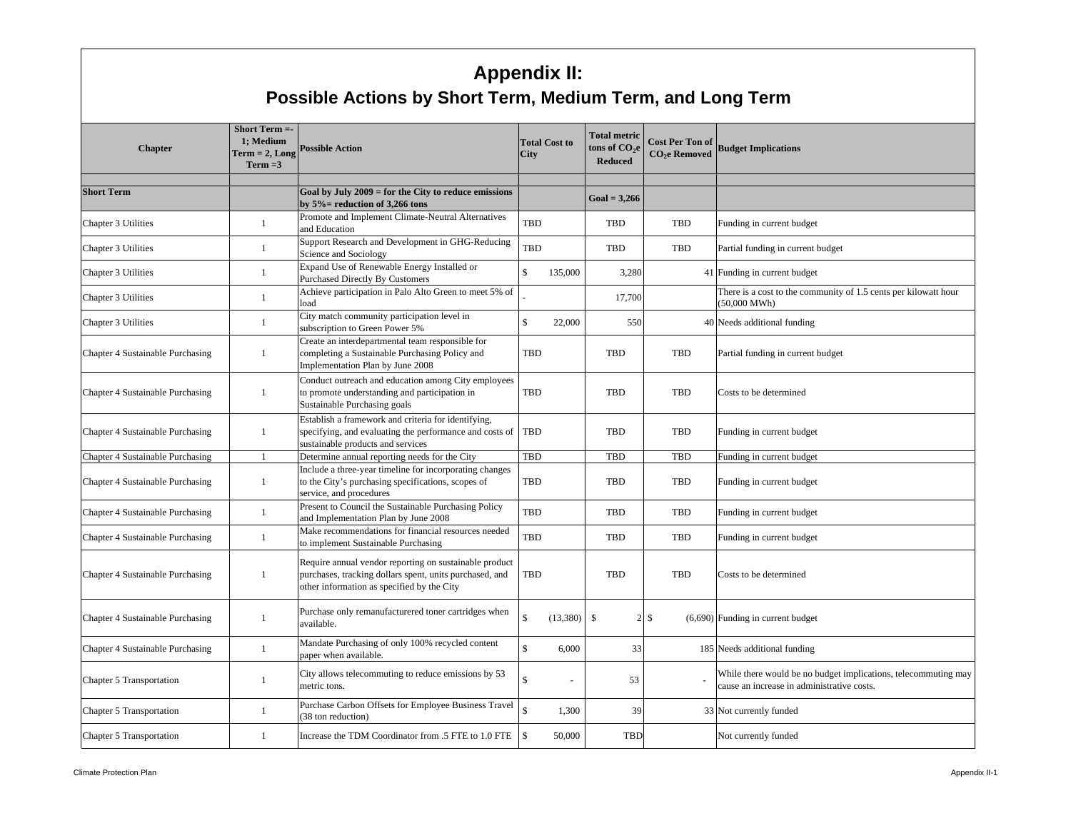# Appendix II:

## Possible Actions by Short Term, Medium Term, and Long Term

| Chapter | Short Term =-1; Medium Term = 2, Long Term =3 | Possible Action | Total Cost to City | Total metric tons of $CO_2$e Reduced | Cost Per Ton of $CO_2$e Removed | Budget Implications |
|---|---|---|---|---|---|---|
| | | | | | | |
| **Short Term** | | **Goal by July 2009 = for the City to reduce emissions by 5%= reduction of 3,266 tons** | | **Goal = 3,266** | | |
| Chapter 3 Utilities | 1 | Promote and Implement Climate-Neutral Alternatives and Education | TBD | TBD | TBD | Funding in current budget |
| Chapter 3 Utilities | 1 | Support Research and Development in GHG-Reducing Science and Sociology | TBD | TBD | TBD | Partial funding in current budget |
| Chapter 3 Utilities | 1 | Expand Use of Renewable Energy Installed or Purchased Directly By Customers | $ 135,000 | 3,280 | 41 | Funding in current budget |
| Chapter 3 Utilities | 1 | Achieve participation in Palo Alto Green to meet 5% of load | - | 17,700 | | There is a cost to the community of 1.5 cents per kilowatt hour (50,000 MWh) |
| Chapter 3 Utilities | 1 | City match community participation level in subscription to Green Power 5% | $ 22,000 | 550 | 40 | Needs additional funding |
| Chapter 4 Sustainable Purchasing | 1 | Create an interdepartmental team responsible for completing a Sustainable Purchasing Policy and Implementation Plan by June 2008 | TBD | TBD | TBD | Partial funding in current budget |
| Chapter 4 Sustainable Purchasing | 1 | Conduct outreach and education among City employees to promote understanding and participation in Sustainable Purchasing goals | TBD | TBD | TBD | Costs to be determined |
| Chapter 4 Sustainable Purchasing | 1 | Establish a framework and criteria for identifying, specifying, and evaluating the performance and costs of sustainable products and services | TBD | TBD | TBD | Funding in current budget |
| Chapter 4 Sustainable Purchasing | 1 | Determine annual reporting needs for the City | TBD | TBD | TBD | Funding in current budget |
| Chapter 4 Sustainable Purchasing | 1 | Include a three-year timeline for incorporating changes to the City's purchasing specifications, scopes of service, and procedures | TBD | TBD | TBD | Funding in current budget |
| Chapter 4 Sustainable Purchasing | 1 | Present to Council the Sustainable Purchasing Policy and Implementation Plan by June 2008 | TBD | TBD | TBD | Funding in current budget |
| Chapter 4 Sustainable Purchasing | 1 | Make recommendations for financial resources needed to implement Sustainable Purchasing | TBD | TBD | TBD | Funding in current budget |
| Chapter 4 Sustainable Purchasing | 1 | Require annual vendor reporting on sustainable product purchases, tracking dollars spent, units purchased, and other information as specified by the City | TBD | TBD | TBD | Costs to be determined |
| Chapter 4 Sustainable Purchasing | 1 | Purchase only remanufacturered toner cartridges when available. | $ (13,380) | $ 2 | $ (6,690) | Funding in current budget |
| Chapter 4 Sustainable Purchasing | 1 | Mandate Purchasing of only 100% recycled content paper when available. | $ 6,000 | 33 | 185 | Needs additional funding |
| Chapter 5 Transportation | 1 | City allows telecommuting to reduce emissions by 53 metric tons. | $ - | 53 | - | While there would be no budget implications, telecommuting may cause an increase in administrative costs. |
| Chapter 5 Transportation | 1 | Purchase Carbon Offsets for Employee Business Travel (38 ton reduction) | $ 1,300 | 39 | 33 | Not currently funded |
| Chapter 5 Transportation | 1 | Increase the TDM Coordinator from .5 FTE to 1.0 FTE | $ 50,000 | TBD | | Not currently funded |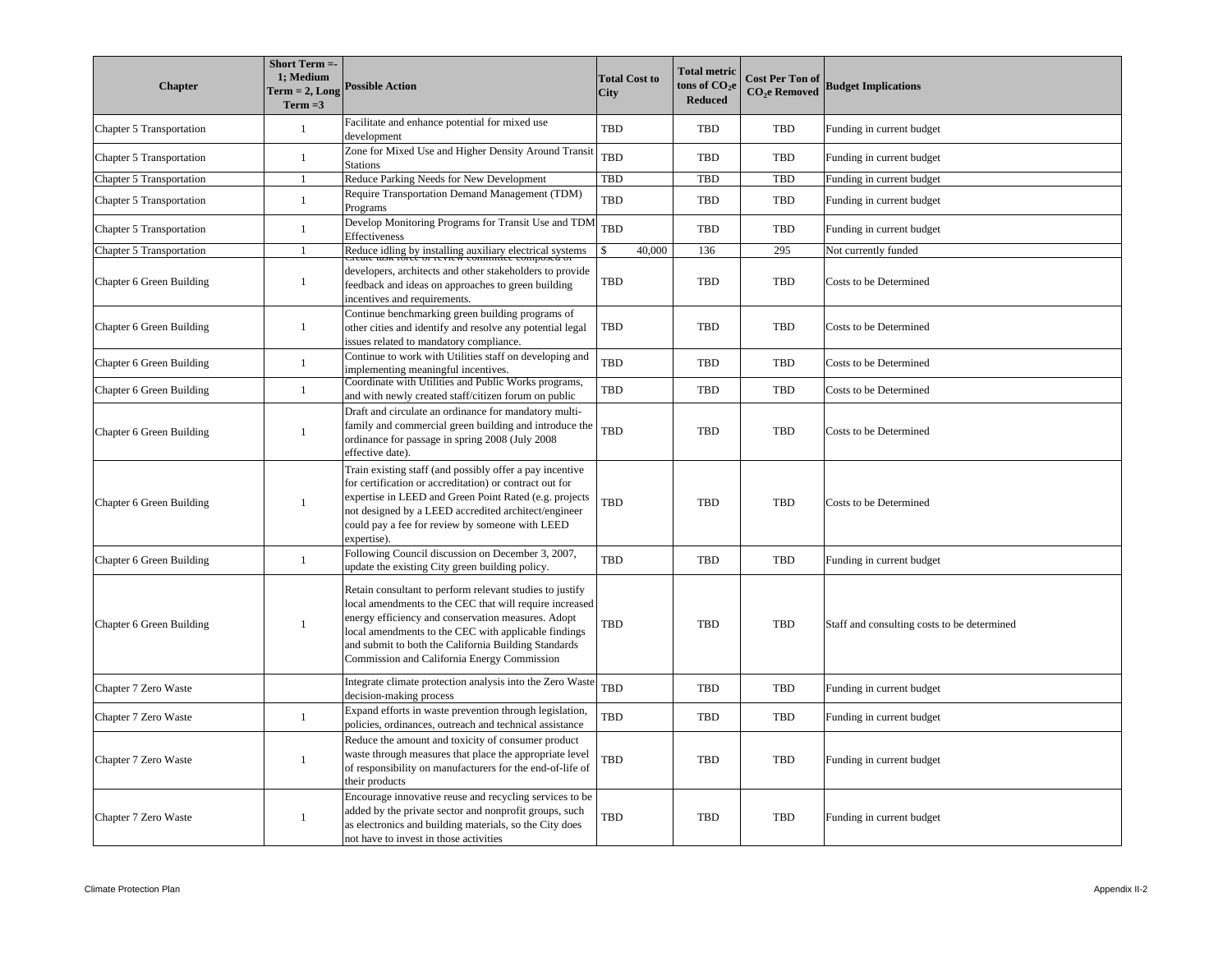| Chapter | Short Term =-1; Medium Term = 2, Long Term =3 | Possible Action | Total Cost to City | Total metric tons of $CO_2$e Reduced | Cost Per Ton of $CO_2$e Removed | Budget Implications |
|---|---|---|---|---|---|---|
| Chapter 5 Transportation | 1 | Facilitate and enhance potential for mixed use development | TBD | TBD | TBD | Funding in current budget |
| Chapter 5 Transportation | 1 | Zone for Mixed Use and Higher Density Around Transit Stations | TBD | TBD | TBD | Funding in current budget |
| Chapter 5 Transportation | 1 | Reduce Parking Needs for New Development | TBD | TBD | TBD | Funding in current budget |
| Chapter 5 Transportation | 1 | Require Transportation Demand Management (TDM) Programs | TBD | TBD | TBD | Funding in current budget |
| Chapter 5 Transportation | 1 | Develop Monitoring Programs for Transit Use and TDM Effectiveness | TBD | TBD | TBD | Funding in current budget |
| Chapter 5 Transportation | 1 | Reduce idling by installing auxiliary electrical systems | $ 40,000 | 136 | 295 | Not currently funded |
| Chapter 6 Green Building | 1 | Create task force or review committee composed of developers, architects and other stakeholders to provide feedback and ideas on approaches to green building incentives and requirements. | TBD | TBD | TBD | Costs to be Determined |
| Chapter 6 Green Building | 1 | Continue benchmarking green building programs of other cities and identify and resolve any potential legal issues related to mandatory compliance. | TBD | TBD | TBD | Costs to be Determined |
| Chapter 6 Green Building | 1 | Continue to work with Utilities staff on developing and implementing meaningful incentives. | TBD | TBD | TBD | Costs to be Determined |
| Chapter 6 Green Building | 1 | Coordinate with Utilities and Public Works programs, and with newly created staff/citizen forum on public | TBD | TBD | TBD | Costs to be Determined |
| Chapter 6 Green Building | 1 | Draft and circulate an ordinance for mandatory multi-family and commercial green building and introduce the ordinance for passage in spring 2008 (July 2008 effective date). | TBD | TBD | TBD | Costs to be Determined |
| Chapter 6 Green Building | 1 | Train existing staff (and possibly offer a pay incentive for certification or accreditation) or contract out for expertise in LEED and Green Point Rated (e.g. projects not designed by a LEED accredited architect/engineer could pay a fee for review by someone with LEED expertise). | TBD | TBD | TBD | Costs to be Determined |
| Chapter 6 Green Building | 1 | Following Council discussion on December 3, 2007, update the existing City green building policy. | TBD | TBD | TBD | Funding in current budget |
| Chapter 6 Green Building | 1 | Retain consultant to perform relevant studies to justify local amendments to the CEC that will require increased energy efficiency and conservation measures. Adopt local amendments to the CEC with applicable findings and submit to both the California Building Standards Commission and California Energy Commission | TBD | TBD | TBD | Staff and consulting costs to be determined |
| Chapter 7 Zero Waste | | Integrate climate protection analysis into the Zero Waste decision-making process | TBD | TBD | TBD | Funding in current budget |
| Chapter 7 Zero Waste | 1 | Expand efforts in waste prevention through legislation, policies, ordinances, outreach and technical assistance | TBD | TBD | TBD | Funding in current budget |
| Chapter 7 Zero Waste | 1 | Reduce the amount and toxicity of consumer product waste through measures that place the appropriate level of responsibility on manufacturers for the end-of-life of their products | TBD | TBD | TBD | Funding in current budget |
| Chapter 7 Zero Waste | 1 | Encourage innovative reuse and recycling services to be added by the private sector and nonprofit groups, such as electronics and building materials, so the City does not have to invest in those activities | TBD | TBD | TBD | Funding in current budget |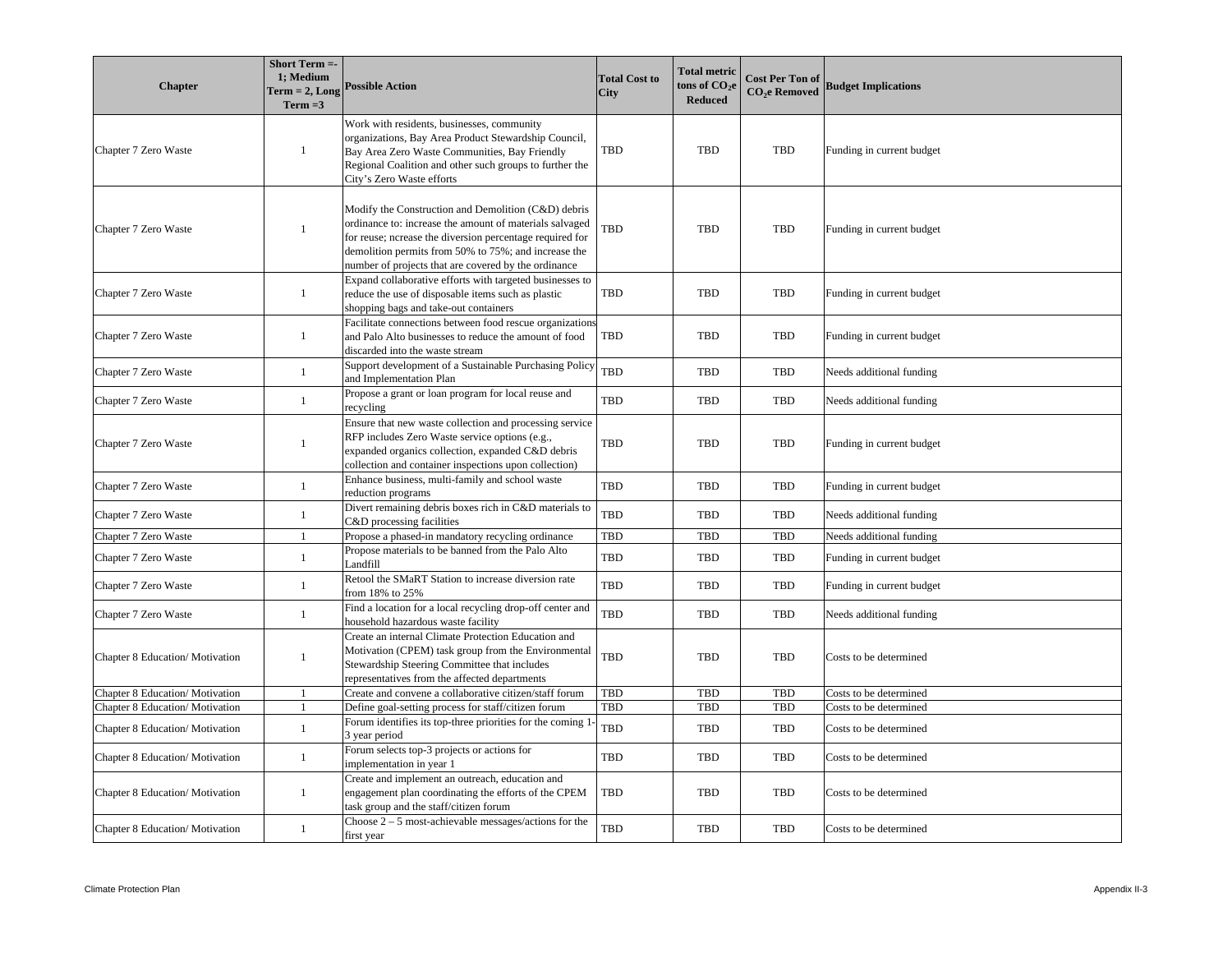| Chapter | Short Term =- 1; Medium Term = 2, Long Term =3 | Possible Action | Total Cost to City | Total metric tons of $CO_2$e Reduced | Cost Per Ton of $CO_2$e Removed | Budget Implications |
|---|---|---|---|---|---|---|
| Chapter 7 Zero Waste | 1 | Work with residents, businesses, community organizations, Bay Area Product Stewardship Council, Bay Area Zero Waste Communities, Bay Friendly Regional Coalition and other such groups to further the City's Zero Waste efforts | TBD | TBD | TBD | Funding in current budget |
| Chapter 7 Zero Waste | 1 | Modify the Construction and Demolition (C&D) debris ordinance to: increase the amount of materials salvaged for reuse; ncrease the diversion percentage required for demolition permits from 50% to 75%; and increase the number of projects that are covered by the ordinance | TBD | TBD | TBD | Funding in current budget |
| Chapter 7 Zero Waste | 1 | Expand collaborative efforts with targeted businesses to reduce the use of disposable items such as plastic shopping bags and take-out containers | TBD | TBD | TBD | Funding in current budget |
| Chapter 7 Zero Waste | 1 | Facilitate connections between food rescue organizations and Palo Alto businesses to reduce the amount of food discarded into the waste stream | TBD | TBD | TBD | Funding in current budget |
| Chapter 7 Zero Waste | 1 | Support development of a Sustainable Purchasing Policy and Implementation Plan | TBD | TBD | TBD | Needs additional funding |
| Chapter 7 Zero Waste | 1 | Propose a grant or loan program for local reuse and recycling | TBD | TBD | TBD | Needs additional funding |
| Chapter 7 Zero Waste | 1 | Ensure that new waste collection and processing service RFP includes Zero Waste service options (e.g., expanded organics collection, expanded C&D debris collection and container inspections upon collection) | TBD | TBD | TBD | Funding in current budget |
| Chapter 7 Zero Waste | 1 | Enhance business, multi-family and school waste reduction programs | TBD | TBD | TBD | Funding in current budget |
| Chapter 7 Zero Waste | 1 | Divert remaining debris boxes rich in C&D materials to C&D processing facilities | TBD | TBD | TBD | Needs additional funding |
| Chapter 7 Zero Waste | 1 | Propose a phased-in mandatory recycling ordinance | TBD | TBD | TBD | Needs additional funding |
| Chapter 7 Zero Waste | 1 | Propose materials to be banned from the Palo Alto Landfill | TBD | TBD | TBD | Funding in current budget |
| Chapter 7 Zero Waste | 1 | Retool the SMaRT Station to increase diversion rate from 18% to 25% | TBD | TBD | TBD | Funding in current budget |
| Chapter 7 Zero Waste | 1 | Find a location for a local recycling drop-off center and household hazardous waste facility | TBD | TBD | TBD | Needs additional funding |
| Chapter 8 Education/ Motivation | 1 | Create an internal Climate Protection Education and Motivation (CPEM) task group from the Environmental Stewardship Steering Committee that includes representatives from the affected departments | TBD | TBD | TBD | Costs to be determined |
| Chapter 8 Education/ Motivation | 1 | Create and convene a collaborative citizen/staff forum | TBD | TBD | TBD | Costs to be determined |
| Chapter 8 Education/ Motivation | 1 | Define goal-setting process for staff/citizen forum | TBD | TBD | TBD | Costs to be determined |
| Chapter 8 Education/ Motivation | 1 | Forum identifies its top-three priorities for the coming 1-3 year period | TBD | TBD | TBD | Costs to be determined |
| Chapter 8 Education/ Motivation | 1 | Forum selects top-3 projects or actions for implementation in year 1 | TBD | TBD | TBD | Costs to be determined |
| Chapter 8 Education/ Motivation | 1 | Create and implement an outreach, education and engagement plan coordinating the efforts of the CPEM task group and the staff/citizen forum | TBD | TBD | TBD | Costs to be determined |
| Chapter 8 Education/ Motivation | 1 | Choose 2 – 5 most-achievable messages/actions for the first year | TBD | TBD | TBD | Costs to be determined |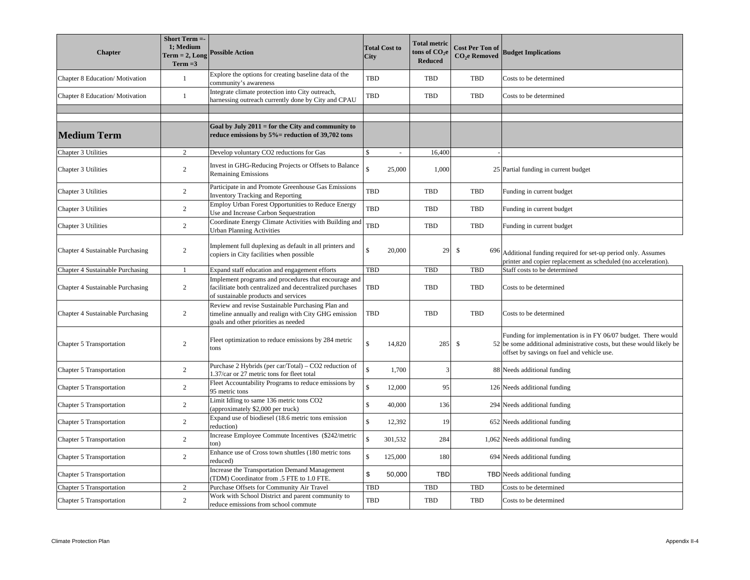| Chapter | Short Term =-1; Medium Term = 2, Long Term =3 | Possible Action | Total Cost to City | Total metric tons of $CO_2e$ Reduced | Cost Per Ton of $CO_2e$ Removed | Budget Implications |
|---|---|---|---|---|---|---|
| Chapter 8 Education/ Motivation | 1 | Explore the options for creating baseline data of the community's awareness | TBD | TBD | TBD | Costs to be determined |
| Chapter 8 Education/ Motivation | 1 | Integrate climate protection into City outreach, harnessing outreach currently done by City and CPAU | TBD | TBD | TBD | Costs to be determined |
| | | | | | | |
| | | | | | | |
| **Medium Term** | | **Goal by July 2011 = for the City and community to reduce emissions by 5%= reduction of 39,702 tons** | | | | |
| Chapter 3 Utilities | 2 | Develop voluntary CO2 reductions for Gas | $ - | 16,400 | - | |
| Chapter 3 Utilities | 2 | Invest in GHG-Reducing Projects or Offsets to Balance Remaining Emissions | $ 25,000 | 1,000 | 25 | Partial funding in current budget |
| Chapter 3 Utilities | 2 | Participate in and Promote Greenhouse Gas Emissions Inventory Tracking and Reporting | TBD | TBD | TBD | Funding in current budget |
| Chapter 3 Utilities | 2 | Employ Urban Forest Opportunities to Reduce Energy Use and Increase Carbon Sequestration | TBD | TBD | TBD | Funding in current budget |
| Chapter 3 Utilities | 2 | Coordinate Energy Climate Activities with Building and Urban Planning Activities | TBD | TBD | TBD | Funding in current budget |
| Chapter 4 Sustainable Purchasing | 2 | Implement full duplexing as default in all printers and copiers in City facilities when possible | $ 20,000 | 29 | $ 696 | Additional funding required for set-up period only. Assumes printer and copier replacement as scheduled (no acceleration). |
| Chapter 4 Sustainable Purchasing | 1 | Expand staff education and engagement efforts | TBD | TBD | TBD | Staff costs to be determined |
| Chapter 4 Sustainable Purchasing | 2 | Implement programs and procedures that encourage and facilitiate both centralized and decentralized purchases of sustainable products and services | TBD | TBD | TBD | Costs to be determined |
| Chapter 4 Sustainable Purchasing | 2 | Review and revise Sustainable Purchasing Plan and timeline annually and realign with City GHG emission goals and other priorities as needed | TBD | TBD | TBD | Costs to be determined |
| Chapter 5 Transportation | 2 | Fleet optimization to reduce emissions by 284 metric tons | $ 14,820 | 285 | $ 52 | Funding for implementation is in FY 06/07 budget. There would be some additional administrative costs, but these would likely be offset by savings on fuel and vehicle use. |
| Chapter 5 Transportation | 2 | Purchase 2 Hybrids (per car/Total) – CO2 reduction of 1.37/car or 27 metric tons for fleet total | $ 1,700 | 3 | 88 | Needs additional funding |
| Chapter 5 Transportation | 2 | Fleet Accountability Programs to reduce emissions by 95 metric tons | $ 12,000 | 95 | 126 | Needs additional funding |
| Chapter 5 Transportation | 2 | Limit Idling to same 136 metric tons CO2 (approximately $2,000 per truck) | $ 40,000 | 136 | 294 | Needs additional funding |
| Chapter 5 Transportation | 2 | Expand use of biodiesel (18.6 metric tons emission reduction) | $ 12,392 | 19 | 652 | Needs additional funding |
| Chapter 5 Transportation | 2 | Increase Employee Commute Incentives ($242/metric ton) | $ 301,532 | 284 | 1,062 | Needs additional funding |
| Chapter 5 Transportation | 2 | Enhance use of Cross town shuttles (180 metric tons reduced) | $ 125,000 | 180 | 694 | Needs additional funding |
| Chapter 5 Transportation | | Increase the Transportation Demand Management (TDM) Coordinator from .5 FTE to 1.0 FTE. | $ 50,000 | TBD | TBD | Needs additional funding |
| Chapter 5 Transportation | 2 | Purchase Offsets for Community Air Travel | TBD | TBD | TBD | Costs to be determined |
| Chapter 5 Transportation | 2 | Work with School District and parent community to reduce emissions from school commute | TBD | TBD | TBD | Costs to be determined |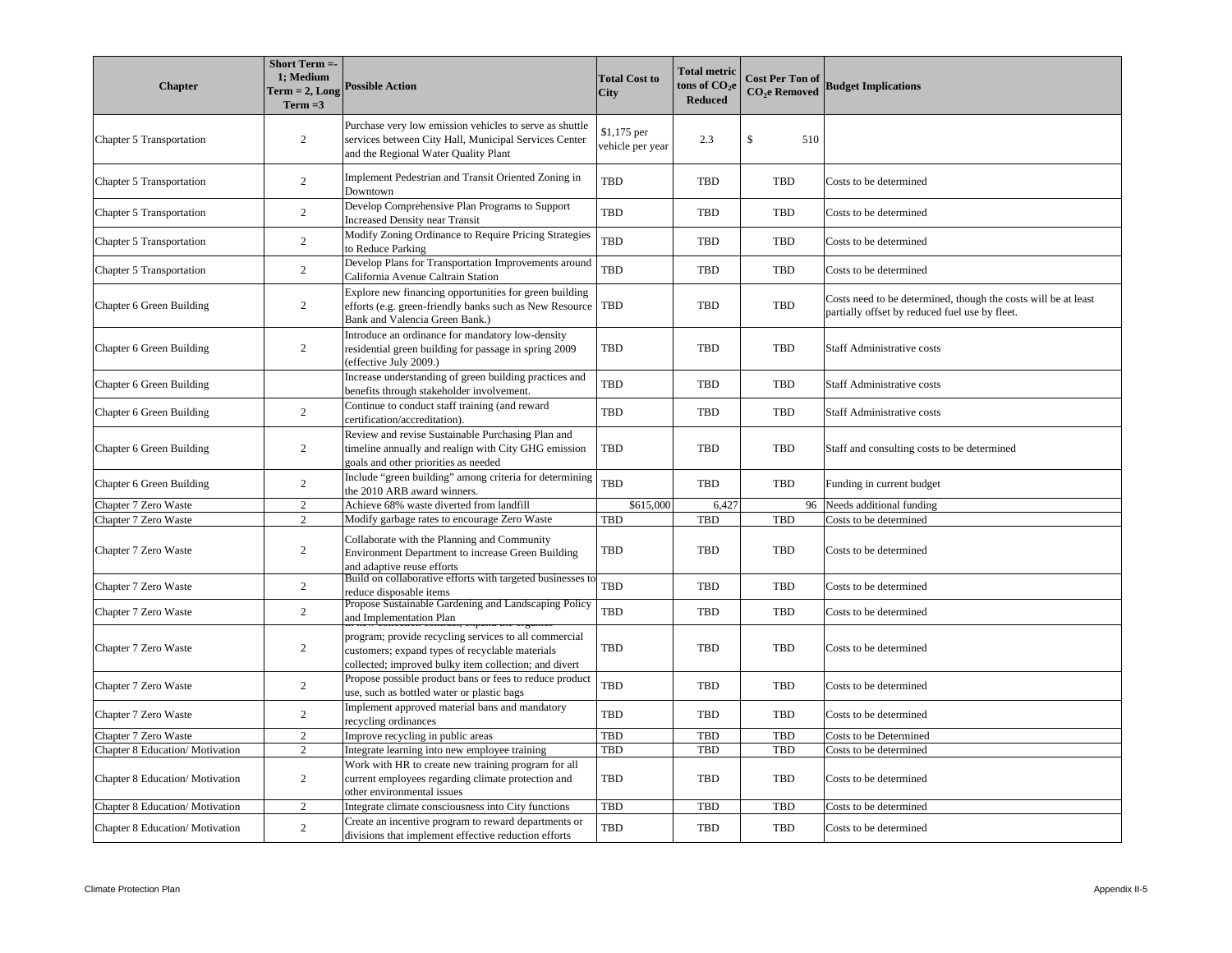| Chapter | Short Term =-1; Medium Term = 2, Long Term =3 | Possible Action | Total Cost to City | Total metric tons of $CO_2$e Reduced | Cost Per Ton of $CO_2$e Removed | Budget Implications |
|---|---|---|---|---|---|---|
| Chapter 5 Transportation | 2 | Purchase very low emission vehicles to serve as shuttle services between City Hall, Municipal Services Center and the Regional Water Quality Plant | $1,175 per vehicle per year | 2.3 | $ 510 | |
| Chapter 5 Transportation | 2 | Implement Pedestrian and Transit Oriented Zoning in Downtown | TBD | TBD | TBD | Costs to be determined |
| Chapter 5 Transportation | 2 | Develop Comprehensive Plan Programs to Support Increased Density near Transit | TBD | TBD | TBD | Costs to be determined |
| Chapter 5 Transportation | 2 | Modify Zoning Ordinance to Require Pricing Strategies to Reduce Parking | TBD | TBD | TBD | Costs to be determined |
| Chapter 5 Transportation | 2 | Develop Plans for Transportation Improvements around California Avenue Caltrain Station | TBD | TBD | TBD | Costs to be determined |
| Chapter 6 Green Building | 2 | Explore new financing opportunities for green building efforts (e.g. green-friendly banks such as New Resource Bank and Valencia Green Bank.) | TBD | TBD | TBD | Costs need to be determined, though the costs will be at least partially offset by reduced fuel use by fleet. |
| Chapter 6 Green Building | 2 | Introduce an ordinance for mandatory low-density residential green building for passage in spring 2009 (effective July 2009.) | TBD | TBD | TBD | Staff Administrative costs |
| Chapter 6 Green Building | | Increase understanding of green building practices and benefits through stakeholder involvement. | TBD | TBD | TBD | Staff Administrative costs |
| Chapter 6 Green Building | 2 | Continue to conduct staff training (and reward certification/accreditation). | TBD | TBD | TBD | Staff Administrative costs |
| Chapter 6 Green Building | 2 | Review and revise Sustainable Purchasing Plan and timeline annually and realign with City GHG emission goals and other priorities as needed | TBD | TBD | TBD | Staff and consulting costs to be determined |
| Chapter 6 Green Building | 2 | Include "green building" among criteria for determining the 2010 ARB award winners. | TBD | TBD | TBD | Funding in current budget |
| Chapter 7 Zero Waste | 2 | Achieve 68% waste diverted from landfill | $615,000 | 6,427 | 96 | Needs additional funding |
| Chapter 7 Zero Waste | 2 | Modify garbage rates to encourage Zero Waste | TBD | TBD | TBD | Costs to be determined |
| Chapter 7 Zero Waste | 2 | Collaborate with the Planning and Community Environment Department to increase Green Building and adaptive reuse efforts | TBD | TBD | TBD | Costs to be determined |
| Chapter 7 Zero Waste | 2 | Build on collaborative efforts with targeted businesses to reduce disposable items | TBD | TBD | TBD | Costs to be determined |
| Chapter 7 Zero Waste | 2 | Propose Sustainable Gardening and Landscaping Policy and Implementation Plan | TBD | TBD | TBD | Costs to be determined |
| Chapter 7 Zero Waste | 2 | In new collection contract, expand the organics program; provide recycling services to all commercial customers; expand types of recyclable materials collected; improved bulky item collection; and divert | TBD | TBD | TBD | Costs to be determined |
| Chapter 7 Zero Waste | 2 | Propose possible product bans or fees to reduce product use, such as bottled water or plastic bags | TBD | TBD | TBD | Costs to be determined |
| Chapter 7 Zero Waste | 2 | Implement approved material bans and mandatory recycling ordinances | TBD | TBD | TBD | Costs to be determined |
| Chapter 7 Zero Waste | 2 | Improve recycling in public areas | TBD | TBD | TBD | Costs to be Determined |
| Chapter 8 Education/ Motivation | 2 | Integrate learning into new employee training | TBD | TBD | TBD | Costs to be determined |
| Chapter 8 Education/ Motivation | 2 | Work with HR to create new training program for all current employees regarding climate protection and other environmental issues | TBD | TBD | TBD | Costs to be determined |
| Chapter 8 Education/ Motivation | 2 | Integrate climate consciousness into City functions | TBD | TBD | TBD | Costs to be determined |
| Chapter 8 Education/ Motivation | 2 | Create an incentive program to reward departments or divisions that implement effective reduction efforts | TBD | TBD | TBD | Costs to be determined |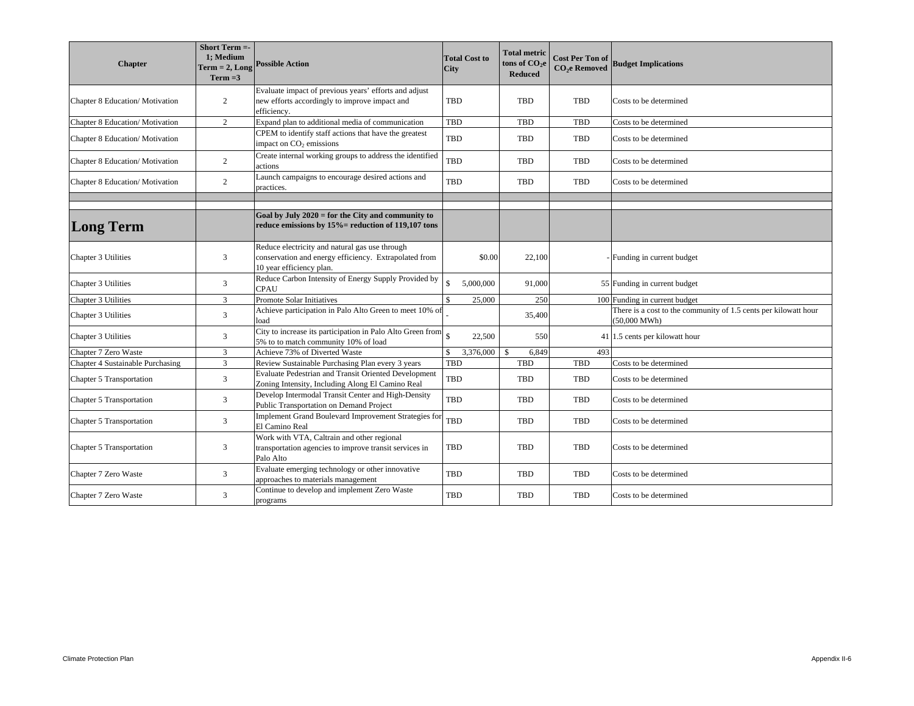| Chapter | Short Term =- 1; Medium Term = 2, Long Term =3 | Possible Action | Total Cost to City | Total metric tons of $CO_2$e Reduced | Cost Per Ton of $CO_2$e Removed | Budget Implications |
|---|---|---|---|---|---|---|
| Chapter 8 Education/ Motivation | 2 | Evaluate impact of previous years' efforts and adjust new efforts accordingly to improve impact and efficiency. | TBD | TBD | TBD | Costs to be determined |
| Chapter 8 Education/ Motivation | 2 | Expand plan to additional media of communication | TBD | TBD | TBD | Costs to be determined |
| Chapter 8 Education/ Motivation | | CPEM to identify staff actions that have the greatest impact on $CO_2$ emissions | TBD | TBD | TBD | Costs to be determined |
| Chapter 8 Education/ Motivation | 2 | Create internal working groups to address the identified actions | TBD | TBD | TBD | Costs to be determined |
| Chapter 8 Education/ Motivation | 2 | Launch campaigns to encourage desired actions and practices. | TBD | TBD | TBD | Costs to be determined |
| | | | | | | |
| | | | | | | |
| **Long Term** | | **Goal by July 2020 = for the City and community to reduce emissions by 15%= reduction of 119,107 tons** | | | | |
| Chapter 3 Utilities | 3 | Reduce electricity and natural gas use through conservation and energy efficiency. Extrapolated from 10 year efficiency plan. | $0.00 | 22,100 | - | Funding in current budget |
| Chapter 3 Utilities | 3 | Reduce Carbon Intensity of Energy Supply Provided by CPAU | $ 5,000,000 | 91,000 | 55 | Funding in current budget |
| Chapter 3 Utilities | 3 | Promote Solar Initiatives | $ 25,000 | 250 | 100 | Funding in current budget |
| Chapter 3 Utilities | 3 | Achieve participation in Palo Alto Green to meet 10% of load | - | 35,400 | | There is a cost to the community of 1.5 cents per kilowatt hour (50,000 MWh) |
| Chapter 3 Utilities | 3 | City to increase its participation in Palo Alto Green from 5% to to match community 10% of load | $ 22,500 | 550 | 41 | 1.5 cents per kilowatt hour |
| Chapter 7 Zero Waste | 3 | Achieve 73% of Diverted Waste | $ 3,376,000 | $ 6,849 | 493 | |
| Chapter 4 Sustainable Purchasing | 3 | Review Sustainable Purchasing Plan every 3 years | TBD | TBD | TBD | Costs to be determined |
| Chapter 5 Transportation | 3 | Evaluate Pedestrian and Transit Oriented Development Zoning Intensity, Including Along El Camino Real | TBD | TBD | TBD | Costs to be determined |
| Chapter 5 Transportation | 3 | Develop Intermodal Transit Center and High-Density Public Transportation on Demand Project | TBD | TBD | TBD | Costs to be determined |
| Chapter 5 Transportation | 3 | Implement Grand Boulevard Improvement Strategies for El Camino Real | TBD | TBD | TBD | Costs to be determined |
| Chapter 5 Transportation | 3 | Work with VTA, Caltrain and other regional transportation agencies to improve transit services in Palo Alto | TBD | TBD | TBD | Costs to be determined |
| Chapter 7 Zero Waste | 3 | Evaluate emerging technology or other innovative approaches to materials management | TBD | TBD | TBD | Costs to be determined |
| Chapter 7 Zero Waste | 3 | Continue to develop and implement Zero Waste programs | TBD | TBD | TBD | Costs to be determined |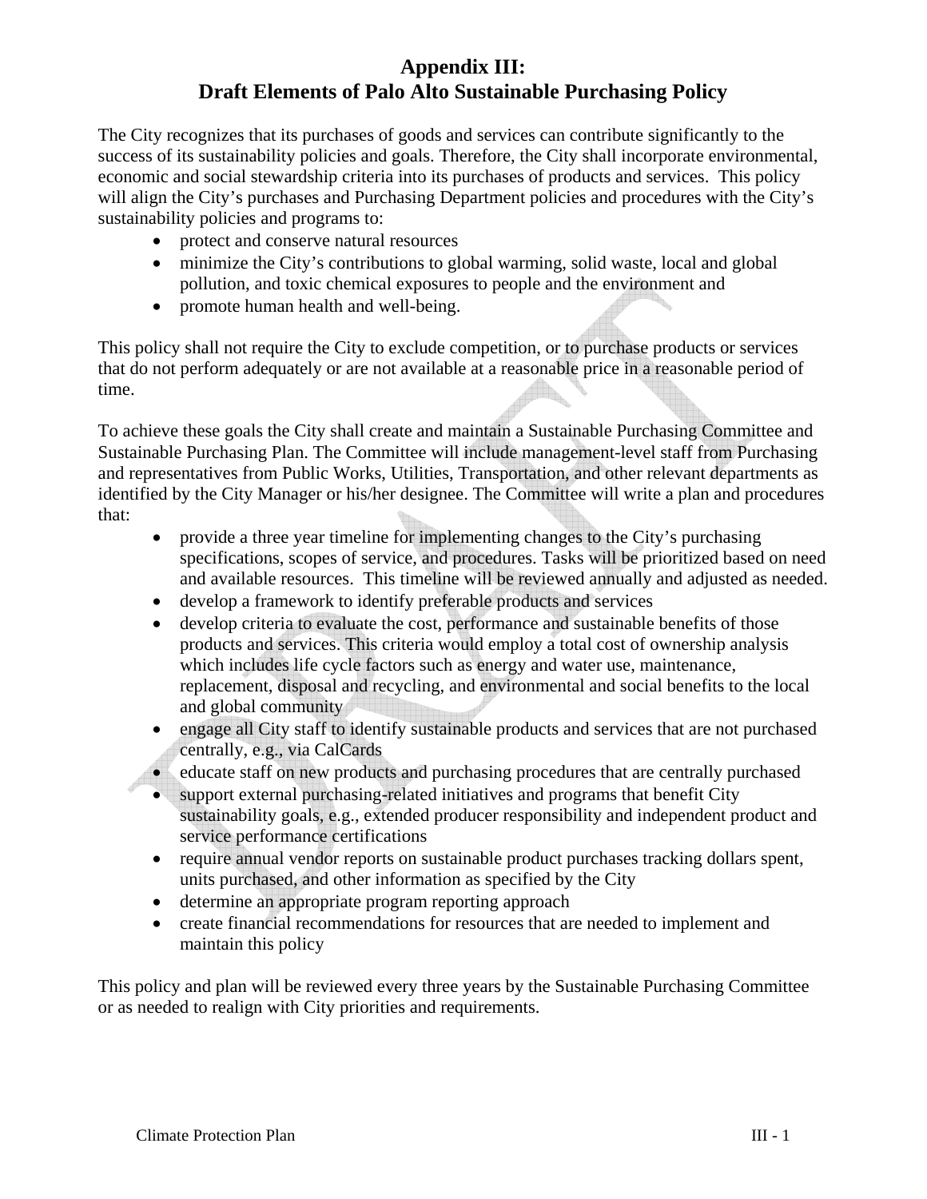# Appendix III:
# Draft Elements of Palo Alto Sustainable Purchasing Policy

The City recognizes that its purchases of goods and services can contribute significantly to the success of its sustainability policies and goals. Therefore, the City shall incorporate environmental, economic and social stewardship criteria into its purchases of products and services. This policy will align the City's purchases and Purchasing Department policies and procedures with the City's sustainability policies and programs to:

- protect and conserve natural resources
- minimize the City's contributions to global warming, solid waste, local and global pollution, and toxic chemical exposures to people and the environment and
- promote human health and well-being.

This policy shall not require the City to exclude competition, or to purchase products or services that do not perform adequately or are not available at a reasonable price in a reasonable period of time.

To achieve these goals the City shall create and maintain a Sustainable Purchasing Committee and Sustainable Purchasing Plan. The Committee will include management-level staff from Purchasing and representatives from Public Works, Utilities, Transportation, and other relevant departments as identified by the City Manager or his/her designee. The Committee will write a plan and procedures that:

- provide a three year timeline for implementing changes to the City's purchasing specifications, scopes of service, and procedures. Tasks will be prioritized based on need and available resources. This timeline will be reviewed annually and adjusted as needed.
- develop a framework to identify preferable products and services
- develop criteria to evaluate the cost, performance and sustainable benefits of those products and services. This criteria would employ a total cost of ownership analysis which includes life cycle factors such as energy and water use, maintenance, replacement, disposal and recycling, and environmental and social benefits to the local and global community
- engage all City staff to identify sustainable products and services that are not purchased centrally, e.g., via CalCards
- educate staff on new products and purchasing procedures that are centrally purchased
- support external purchasing-related initiatives and programs that benefit City sustainability goals, e.g., extended producer responsibility and independent product and service performance certifications
- require annual vendor reports on sustainable product purchases tracking dollars spent, units purchased, and other information as specified by the City
- determine an appropriate program reporting approach
- create financial recommendations for resources that are needed to implement and maintain this policy

This policy and plan will be reviewed every three years by the Sustainable Purchasing Committee or as needed to realign with City priorities and requirements.